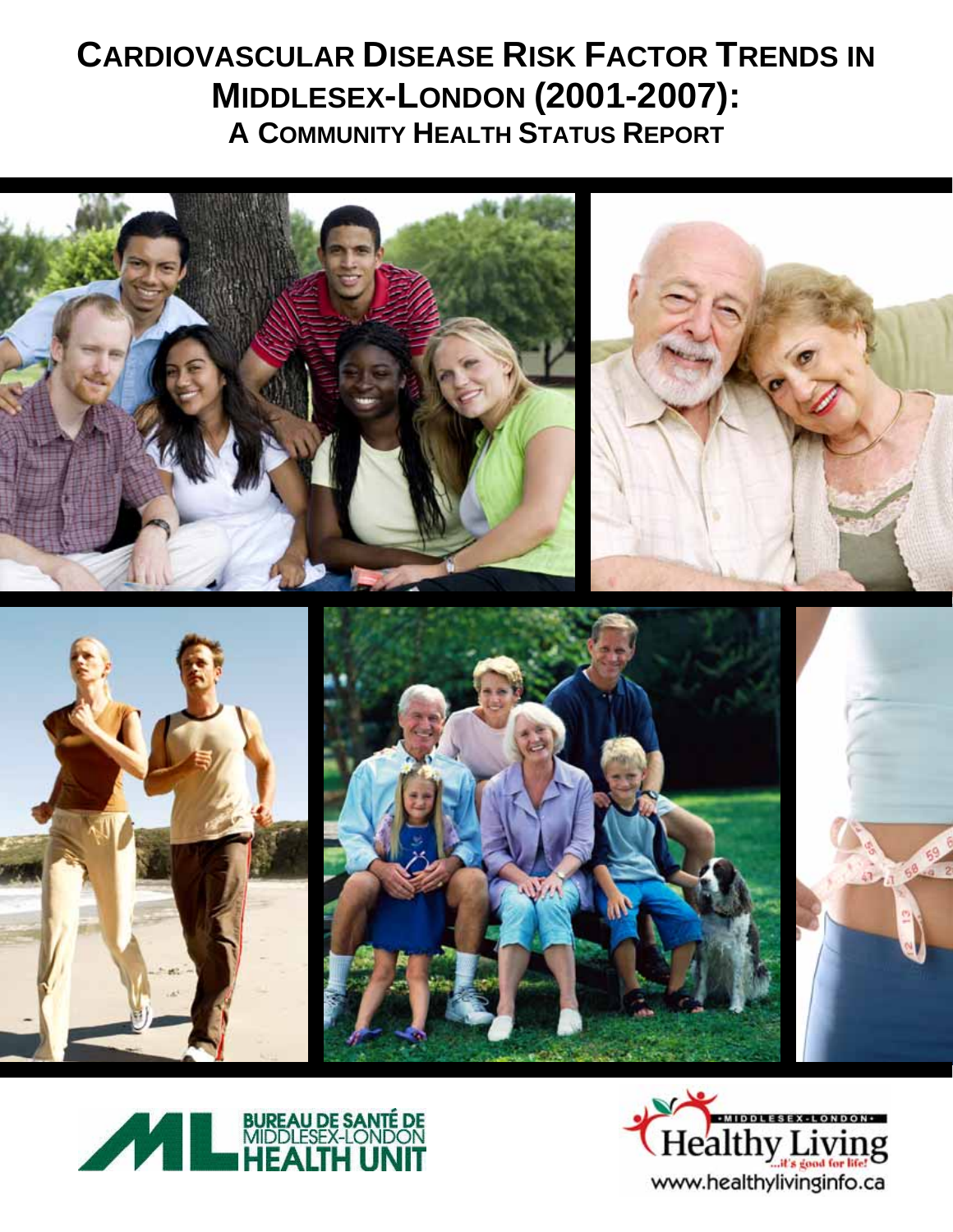# CARDIOVASCULAR DISEASE RISK FACTOR TRENDS IN MIDDLESEX-LONDON (2001-2007):

## A COMMUNITY HEALTH STATUS REPORT

BUREAU DE SANTÉ DE MIDDLESEX-LONDON
HEALTH UNIT

MIDDLESEX-LONDON
Healthy Living
...it's good for life!
www.healthylivinginfo.ca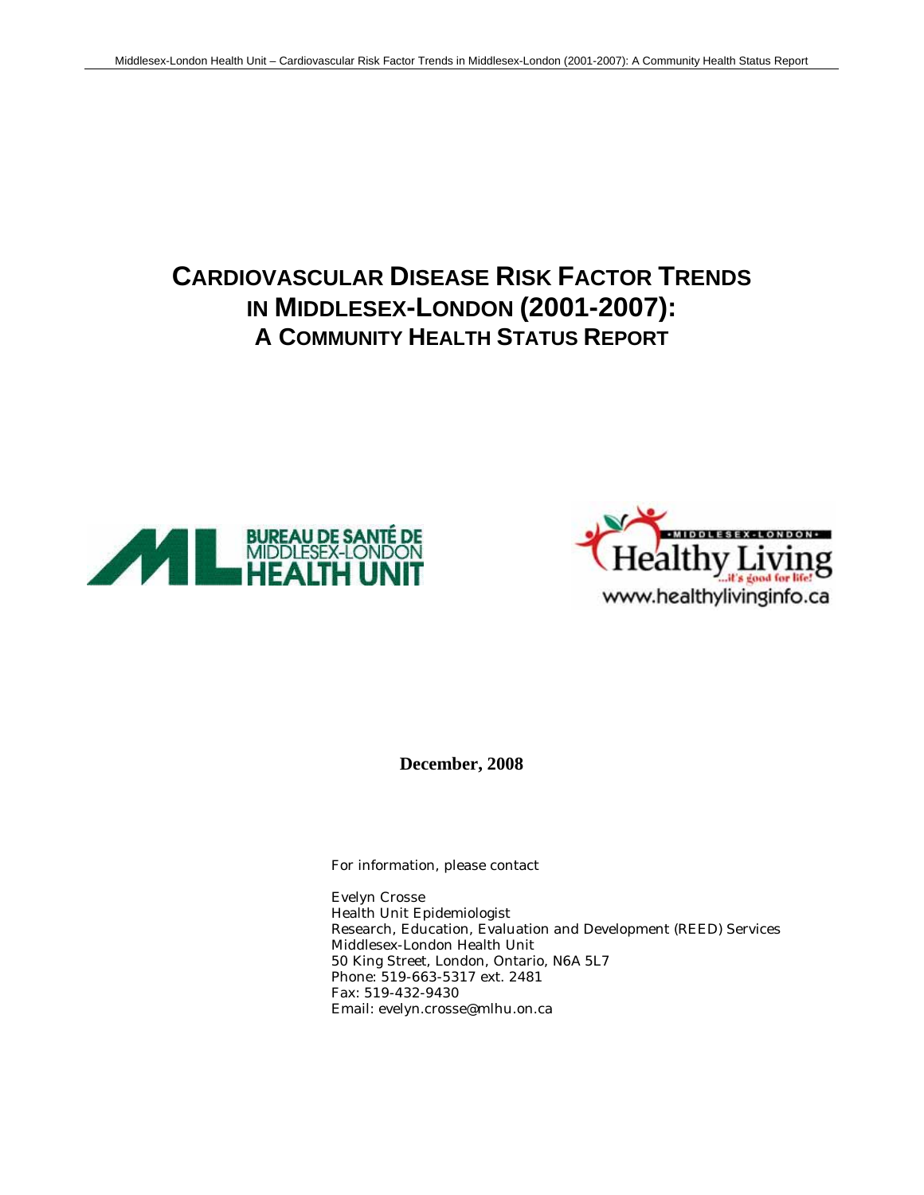# CARDIOVASCULAR DISEASE RISK FACTOR TRENDS IN MIDDLESEX-LONDON (2001-2007): A COMMUNITY HEALTH STATUS REPORT

**December, 2008**

For information, please contact

Evelyn Crosse
Health Unit Epidemiologist
Research, Education, Evaluation and Development (REED) Services
Middlesex-London Health Unit
50 King Street, London, Ontario, N6A 5L7
Phone: 519-663-5317 ext. 2481
Fax: 519-432-9430
Email: evelyn.crosse@mlhu.on.ca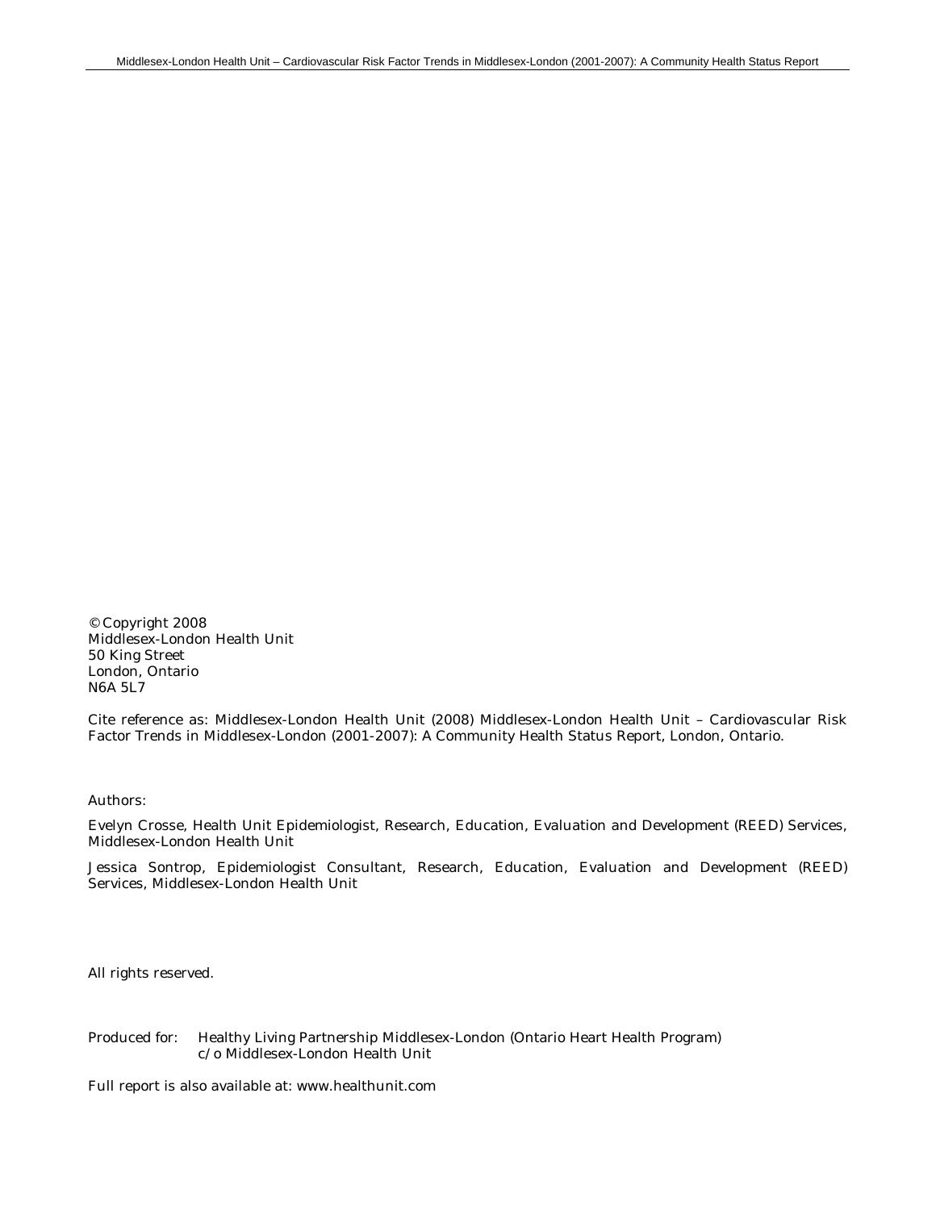© Copyright 2008
Middlesex-London Health Unit
50 King Street
London, Ontario
N6A 5L7

Cite reference as: Middlesex-London Health Unit (2008) Middlesex-London Health Unit – Cardiovascular Risk Factor Trends in Middlesex-London (2001-2007): A Community Health Status Report, London, Ontario.

Authors:

Evelyn Crosse, Health Unit Epidemiologist, Research, Education, Evaluation and Development (REED) Services, Middlesex-London Health Unit

Jessica Sontrop, Epidemiologist Consultant, Research, Education, Evaluation and Development (REED) Services, Middlesex-London Health Unit

All rights reserved.

Produced for: Healthy Living Partnership Middlesex-London (Ontario Heart Health Program)
c/o Middlesex-London Health Unit

Full report is also available at: www.healthunit.com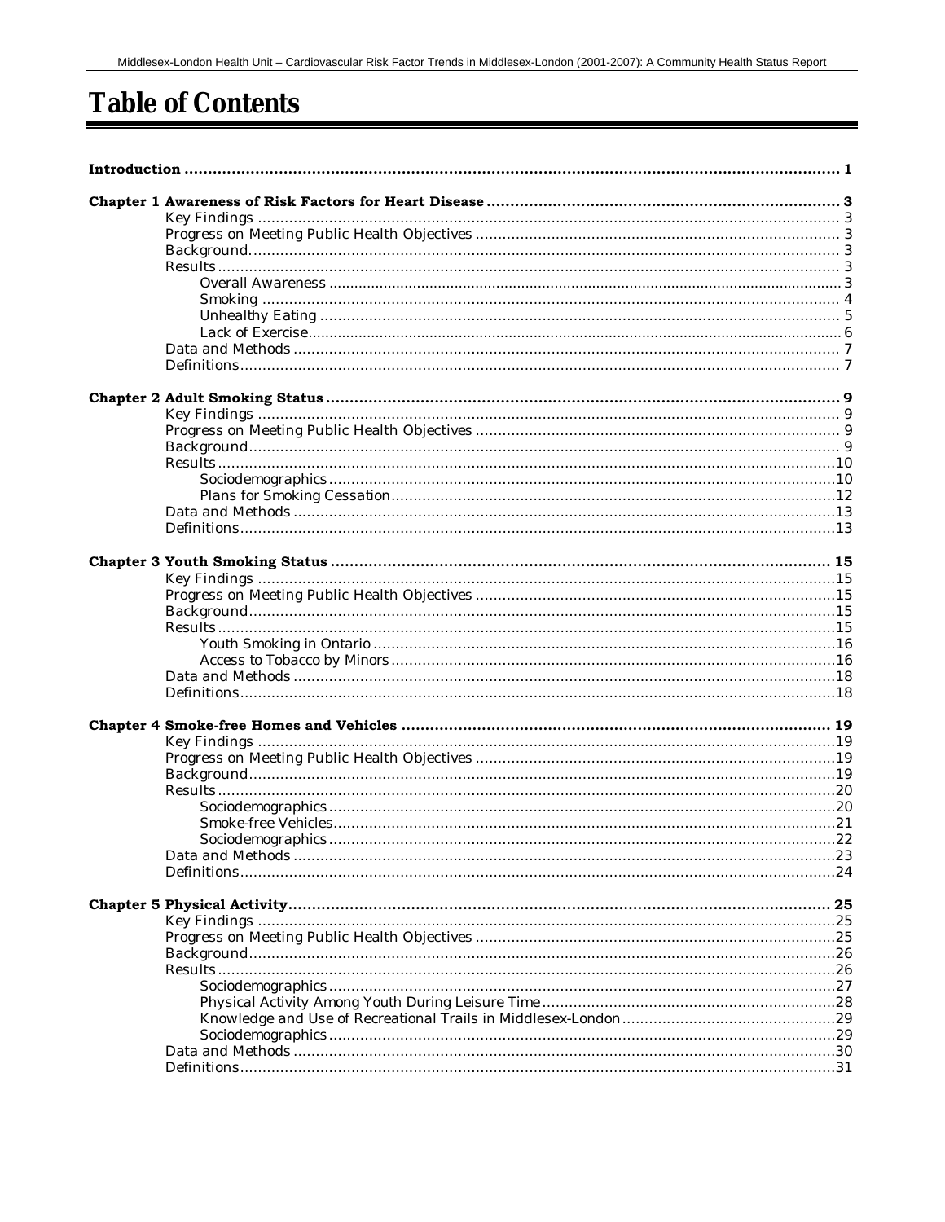# Table of Contents

**Introduction** ..... **1**

**Chapter 1 Awareness of Risk Factors for Heart Disease** ..... **3**
- Key Findings ..... 3
- Progress on Meeting Public Health Objectives ..... 3
- Background ..... 3
- Results ..... 3
  - Overall Awareness ..... 3
  - Smoking ..... 4
  - Unhealthy Eating ..... 5
  - Lack of Exercise ..... 6
- Data and Methods ..... 7
- Definitions ..... 7

**Chapter 2 Adult Smoking Status** ..... **9**
- Key Findings ..... 9
- Progress on Meeting Public Health Objectives ..... 9
- Background ..... 9
- Results ..... 10
  - Sociodemographics ..... 10
  - Plans for Smoking Cessation ..... 12
- Data and Methods ..... 13
- Definitions ..... 13

**Chapter 3 Youth Smoking Status** ..... **15**
- Key Findings ..... 15
- Progress on Meeting Public Health Objectives ..... 15
- Background ..... 15
- Results ..... 15
  - Youth Smoking in Ontario ..... 16
  - Access to Tobacco by Minors ..... 16
- Data and Methods ..... 18
- Definitions ..... 18

**Chapter 4 Smoke-free Homes and Vehicles** ..... **19**
- Key Findings ..... 19
- Progress on Meeting Public Health Objectives ..... 19
- Background ..... 19
- Results ..... 20
  - Sociodemographics ..... 20
  - Smoke-free Vehicles ..... 21
  - Sociodemographics ..... 22
- Data and Methods ..... 23
- Definitions ..... 24

**Chapter 5 Physical Activity** ..... **25**
- Key Findings ..... 25
- Progress on Meeting Public Health Objectives ..... 25
- Background ..... 26
- Results ..... 26
  - Sociodemographics ..... 27
  - Physical Activity Among Youth During Leisure Time ..... 28
  - Knowledge and Use of Recreational Trails in Middlesex-London ..... 29
  - Sociodemographics ..... 29
- Data and Methods ..... 30
- Definitions ..... 31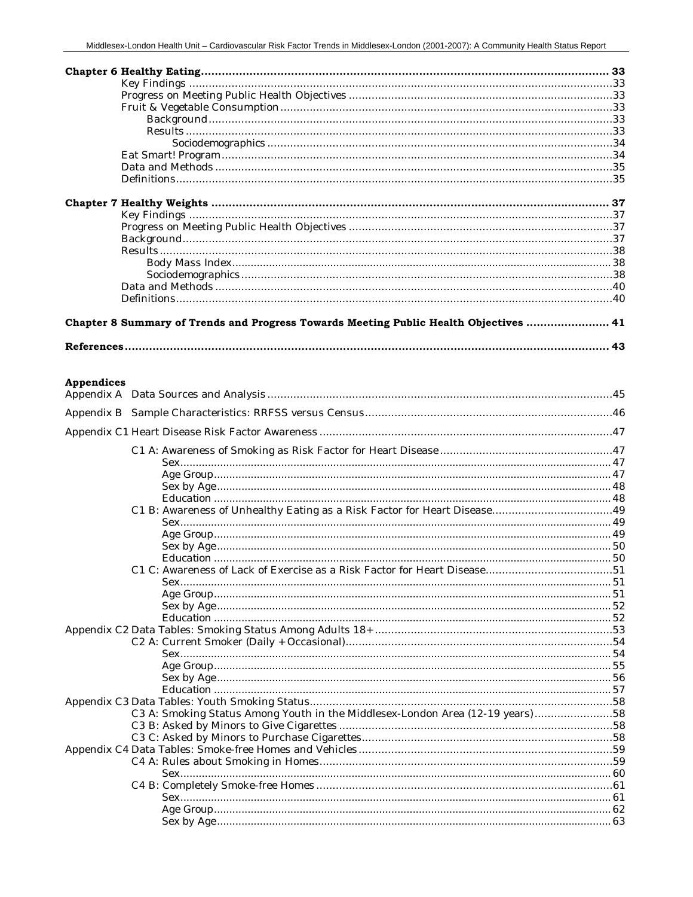**Chapter 6 Healthy Eating** .......... 33
- Key Findings .......... 33
- Progress on Meeting Public Health Objectives .......... 33
- Fruit & Vegetable Consumption .......... 33
  - Background .......... 33
  - Results .......... 33
    - Sociodemographics .......... 34
- Eat Smart! Program .......... 34
- Data and Methods .......... 35
- Definitions .......... 35

**Chapter 7 Healthy Weights** .......... 37
- Key Findings .......... 37
- Progress on Meeting Public Health Objectives .......... 37
- Background .......... 37
- Results .......... 38
  - Body Mass Index .......... 38
  - Sociodemographics .......... 38
- Data and Methods .......... 40
- Definitions .......... 40

**Chapter 8 Summary of Trends and Progress Towards Meeting Public Health Objectives** .......... 41

**References** .......... 43

**Appendices**

- Appendix A Data Sources and Analysis .......... 45
- Appendix B Sample Characteristics: RRFSS versus Census .......... 46
- Appendix C1 Heart Disease Risk Factor Awareness .......... 47
  - C1 A: Awareness of Smoking as Risk Factor for Heart Disease .......... 47
    - Sex .......... 47
    - Age Group .......... 47
    - Sex by Age .......... 48
    - Education .......... 48
  - C1 B: Awareness of Unhealthy Eating as a Risk Factor for Heart Disease .......... 49
    - Sex .......... 49
    - Age Group .......... 49
    - Sex by Age .......... 50
    - Education .......... 50
  - C1 C: Awareness of Lack of Exercise as a Risk Factor for Heart Disease .......... 51
    - Sex .......... 51
    - Age Group .......... 51
    - Sex by Age .......... 52
    - Education .......... 52
- Appendix C2 Data Tables: Smoking Status Among Adults 18+ .......... 53
  - C2 A: Current Smoker (Daily + Occasional) .......... 54
    - Sex .......... 54
    - Age Group .......... 55
    - Sex by Age .......... 56
    - Education .......... 57
- Appendix C3 Data Tables: Youth Smoking Status .......... 58
  - C3 A: Smoking Status Among Youth in the Middlesex-London Area (12-19 years) .......... 58
  - C3 B: Asked by Minors to Give Cigarettes .......... 58
  - C3 C: Asked by Minors to Purchase Cigarettes .......... 58
- Appendix C4 Data Tables: Smoke-free Homes and Vehicles .......... 59
  - C4 A: Rules about Smoking in Homes .......... 59
    - Sex .......... 60
  - C4 B: Completely Smoke-free Homes .......... 61
    - Sex .......... 61
    - Age Group .......... 62
    - Sex by Age .......... 63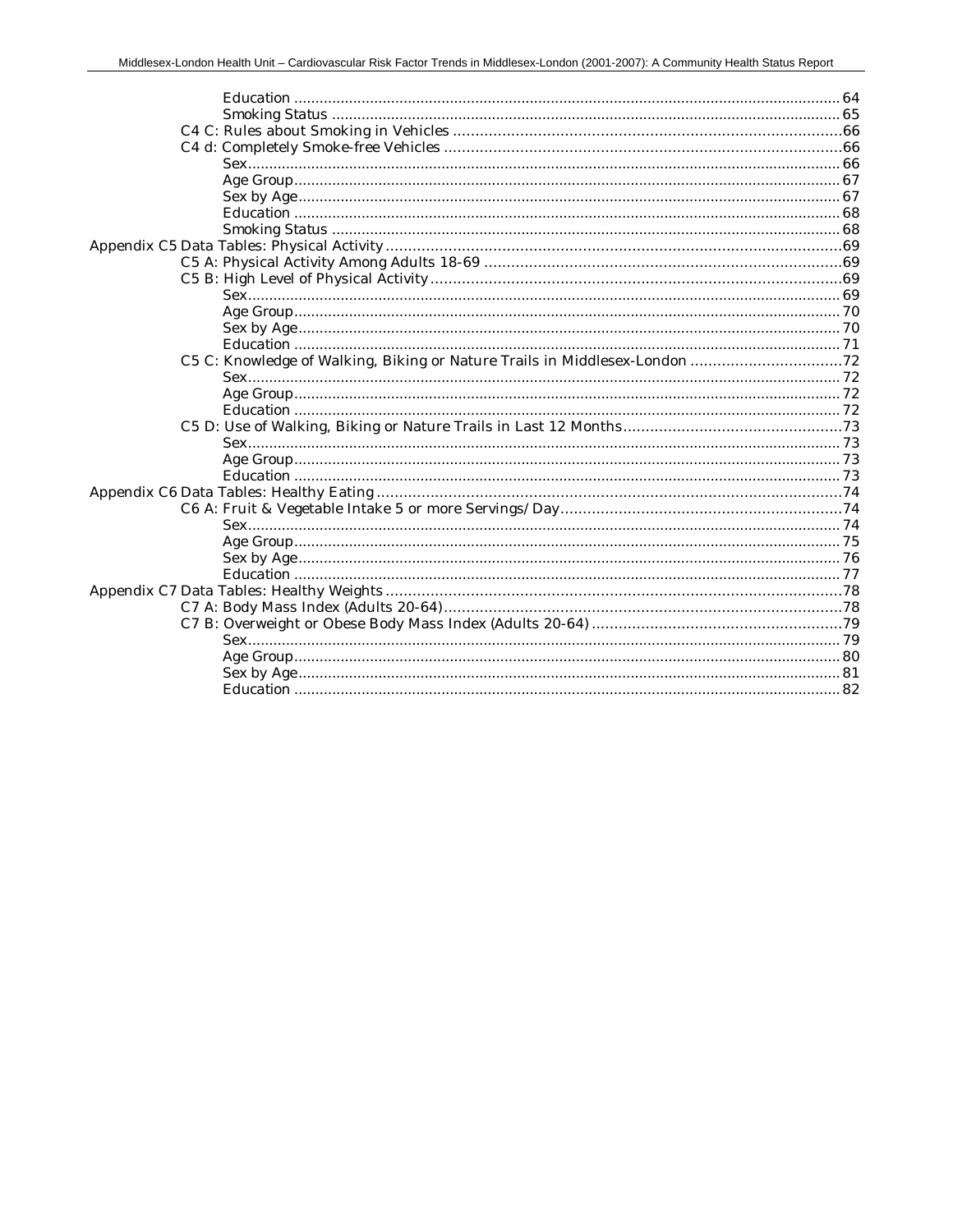Education ............................................................................................................................ 64
Smoking Status ..................................................................................................................... 65
C4 C: Rules about Smoking in Vehicles ....................................................................................66
C4 d: Completely Smoke-free Vehicles ......................................................................................66
Sex........................................................................................................................................ 66
Age Group............................................................................................................................ 67
Sex by Age............................................................................................................................ 67
Education ............................................................................................................................ 68
Smoking Status ..................................................................................................................... 68
Appendix C5 Data Tables: Physical Activity .....................................................................................69
C5 A: Physical Activity Among Adults 18-69 ..............................................................................69
C5 B: High Level of Physical Activity..........................................................................................69
Sex........................................................................................................................................ 69
Age Group............................................................................................................................ 70
Sex by Age............................................................................................................................ 70
Education ............................................................................................................................ 71
C5 C: Knowledge of Walking, Biking or Nature Trails in Middlesex-London ..................................72
Sex........................................................................................................................................ 72
Age Group............................................................................................................................ 72
Education ............................................................................................................................ 72
C5 D: Use of Walking, Biking or Nature Trails in Last 12 Months..................................................73
Sex........................................................................................................................................ 73
Age Group............................................................................................................................ 73
Education ............................................................................................................................ 73
Appendix C6 Data Tables: Healthy Eating ........................................................................................74
C6 A: Fruit & Vegetable Intake 5 or more Servings/Day..............................................................74
Sex........................................................................................................................................ 74
Age Group............................................................................................................................ 75
Sex by Age............................................................................................................................ 76
Education ............................................................................................................................ 77
Appendix C7 Data Tables: Healthy Weights ......................................................................................78
C7 A: Body Mass Index (Adults 20-64).........................................................................................78
C7 B: Overweight or Obese Body Mass Index (Adults 20-64) ........................................................79
Sex........................................................................................................................................ 79
Age Group............................................................................................................................ 80
Sex by Age............................................................................................................................ 81
Education ............................................................................................................................ 82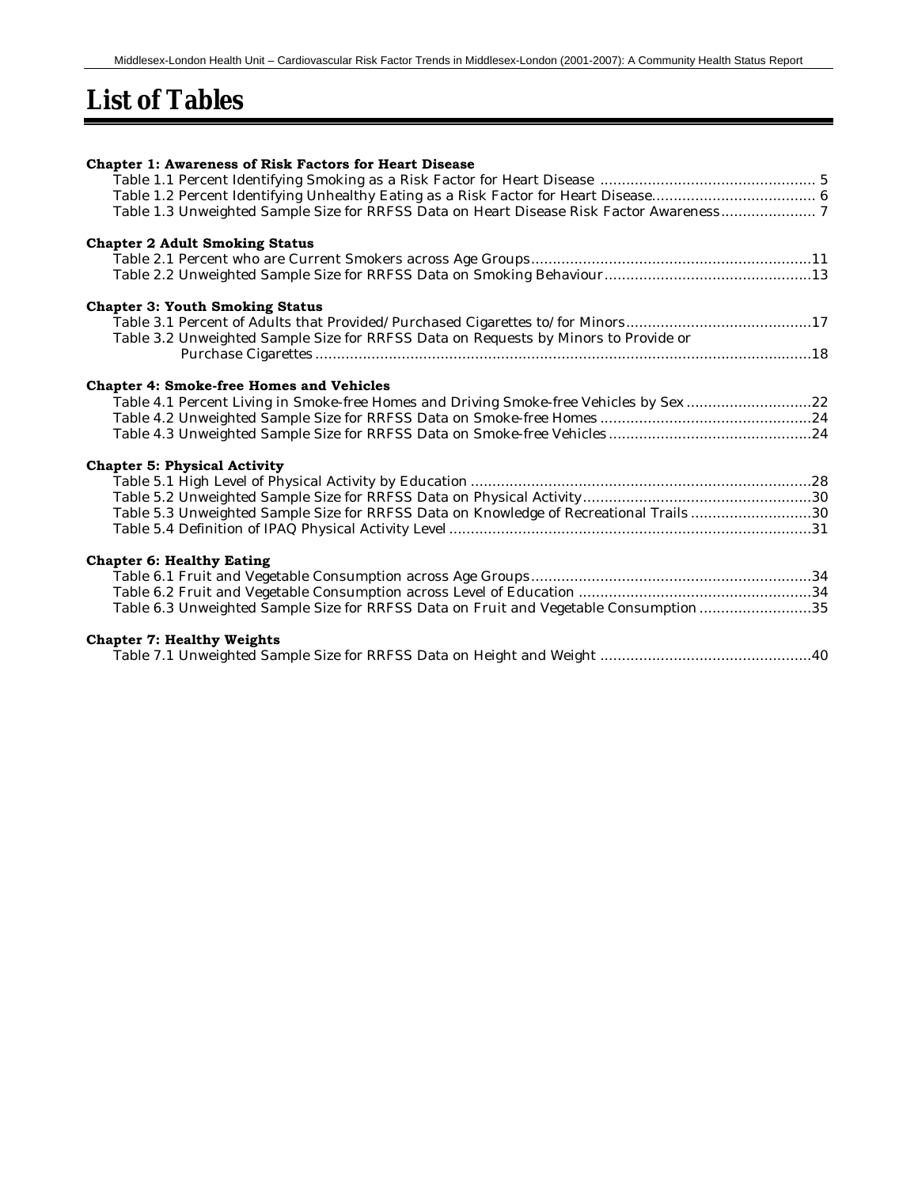# List of Tables

**Chapter 1: Awareness of Risk Factors for Heart Disease**

Table 1.1 Percent Identifying Smoking as a Risk Factor for Heart Disease ..... 5
Table 1.2 Percent Identifying Unhealthy Eating as a Risk Factor for Heart Disease..... 6
Table 1.3 Unweighted Sample Size for RRFSS Data on Heart Disease Risk Factor Awareness..... 7

**Chapter 2 Adult Smoking Status**

Table 2.1 Percent who are Current Smokers across Age Groups..... 11
Table 2.2 Unweighted Sample Size for RRFSS Data on Smoking Behaviour..... 13

**Chapter 3: Youth Smoking Status**

Table 3.1 Percent of Adults that Provided/Purchased Cigarettes to/for Minors..... 17
Table 3.2 Unweighted Sample Size for RRFSS Data on Requests by Minors to Provide or Purchase Cigarettes..... 18

**Chapter 4: Smoke-free Homes and Vehicles**

Table 4.1 Percent Living in Smoke-free Homes and Driving Smoke-free Vehicles by Sex..... 22
Table 4.2 Unweighted Sample Size for RRFSS Data on Smoke-free Homes..... 24
Table 4.3 Unweighted Sample Size for RRFSS Data on Smoke-free Vehicles..... 24

**Chapter 5: Physical Activity**

Table 5.1 High Level of Physical Activity by Education..... 28
Table 5.2 Unweighted Sample Size for RRFSS Data on Physical Activity..... 30
Table 5.3 Unweighted Sample Size for RRFSS Data on Knowledge of Recreational Trails..... 30
Table 5.4 Definition of IPAQ Physical Activity Level..... 31

**Chapter 6: Healthy Eating**

Table 6.1 Fruit and Vegetable Consumption across Age Groups..... 34
Table 6.2 Fruit and Vegetable Consumption across Level of Education..... 34
Table 6.3 Unweighted Sample Size for RRFSS Data on Fruit and Vegetable Consumption..... 35

**Chapter 7: Healthy Weights**

Table 7.1 Unweighted Sample Size for RRFSS Data on Height and Weight..... 40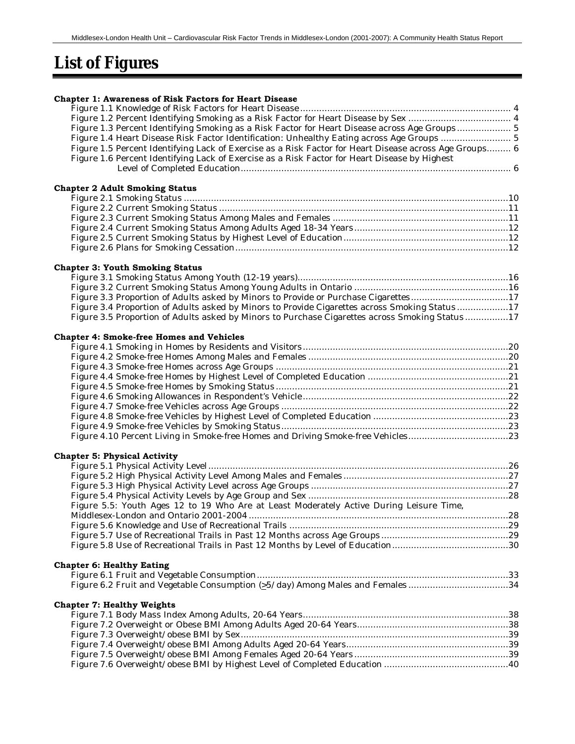# List of Figures

**Chapter 1: Awareness of Risk Factors for Heart Disease**

Figure 1.1 Knowledge of Risk Factors for Heart Disease ....... 4
Figure 1.2 Percent Identifying Smoking as a Risk Factor for Heart Disease by Sex ....... 4
Figure 1.3 Percent Identifying Smoking as a Risk Factor for Heart Disease across Age Groups ....... 5
Figure 1.4 Heart Disease Risk Factor Identification: Unhealthy Eating across Age Groups ....... 5
Figure 1.5 Percent Identifying Lack of Exercise as a Risk Factor for Heart Disease across Age Groups ....... 6
Figure 1.6 Percent Identifying Lack of Exercise as a Risk Factor for Heart Disease by Highest Level of Completed Education ....... 6

**Chapter 2 Adult Smoking Status**

Figure 2.1 Smoking Status ....... 10
Figure 2.2 Current Smoking Status ....... 11
Figure 2.3 Current Smoking Status Among Males and Females ....... 11
Figure 2.4 Current Smoking Status Among Adults Aged 18-34 Years ....... 12
Figure 2.5 Current Smoking Status by Highest Level of Education ....... 12
Figure 2.6 Plans for Smoking Cessation ....... 12

**Chapter 3: Youth Smoking Status**

Figure 3.1 Smoking Status Among Youth (12-19 years) ....... 16
Figure 3.2 Current Smoking Status Among Young Adults in Ontario ....... 16
Figure 3.3 Proportion of Adults asked by Minors to Provide or Purchase Cigarettes ....... 17
Figure 3.4 Proportion of Adults asked by Minors to Provide Cigarettes across Smoking Status ....... 17
Figure 3.5 Proportion of Adults asked by Minors to Purchase Cigarettes across Smoking Status ....... 17

**Chapter 4: Smoke-free Homes and Vehicles**

Figure 4.1 Smoking in Homes by Residents and Visitors ....... 20
Figure 4.2 Smoke-free Homes Among Males and Females ....... 20
Figure 4.3 Smoke-free Homes across Age Groups ....... 21
Figure 4.4 Smoke-free Homes by Highest Level of Completed Education ....... 21
Figure 4.5 Smoke-free Homes by Smoking Status ....... 21
Figure 4.6 Smoking Allowances in Respondent's Vehicle ....... 22
Figure 4.7 Smoke-free Vehicles across Age Groups ....... 22
Figure 4.8 Smoke-free Vehicles by Highest Level of Completed Education ....... 23
Figure 4.9 Smoke-free Vehicles by Smoking Status ....... 23
Figure 4.10 Percent Living in Smoke-free Homes and Driving Smoke-free Vehicles ....... 23

**Chapter 5: Physical Activity**

Figure 5.1 Physical Activity Level ....... 26
Figure 5.2 High Physical Activity Level Among Males and Females ....... 27
Figure 5.3 High Physical Activity Level across Age Groups ....... 27
Figure 5.4 Physical Activity Levels by Age Group and Sex ....... 28
Figure 5.5: Youth Ages 12 to 19 Who Are at Least Moderately Active During Leisure Time, Middlesex-London and Ontario 2001-2004 ....... 28
Figure 5.6 Knowledge and Use of Recreational Trails ....... 29
Figure 5.7 Use of Recreational Trails in Past 12 Months across Age Groups ....... 29
Figure 5.8 Use of Recreational Trails in Past 12 Months by Level of Education ....... 30

**Chapter 6: Healthy Eating**

Figure 6.1 Fruit and Vegetable Consumption ....... 33
Figure 6.2 Fruit and Vegetable Consumption ($\geq$5/day) Among Males and Females ....... 34

**Chapter 7: Healthy Weights**

Figure 7.1 Body Mass Index Among Adults, 20-64 Years ....... 38
Figure 7.2 Overweight or Obese BMI Among Adults Aged 20-64 Years ....... 38
Figure 7.3 Overweight/obese BMI by Sex ....... 39
Figure 7.4 Overweight/obese BMI Among Adults Aged 20-64 Years ....... 39
Figure 7.5 Overweight/obese BMI Among Females Aged 20-64 Years ....... 39
Figure 7.6 Overweight/obese BMI by Highest Level of Completed Education ....... 40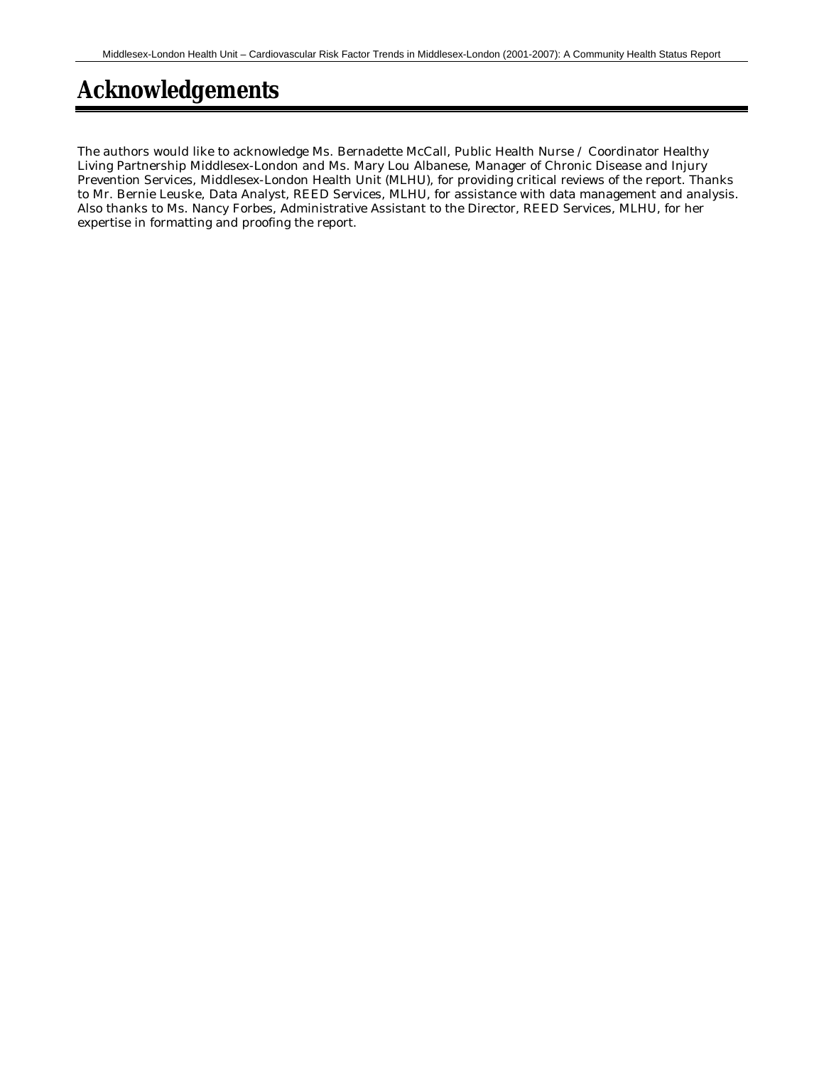# Acknowledgements

The authors would like to acknowledge Ms. Bernadette McCall, Public Health Nurse / Coordinator Healthy Living Partnership Middlesex-London and Ms. Mary Lou Albanese, Manager of Chronic Disease and Injury Prevention Services, Middlesex-London Health Unit (MLHU), for providing critical reviews of the report. Thanks to Mr. Bernie Leuske, Data Analyst, REED Services, MLHU, for assistance with data management and analysis. Also thanks to Ms. Nancy Forbes, Administrative Assistant to the Director, REED Services, MLHU, for her expertise in formatting and proofing the report.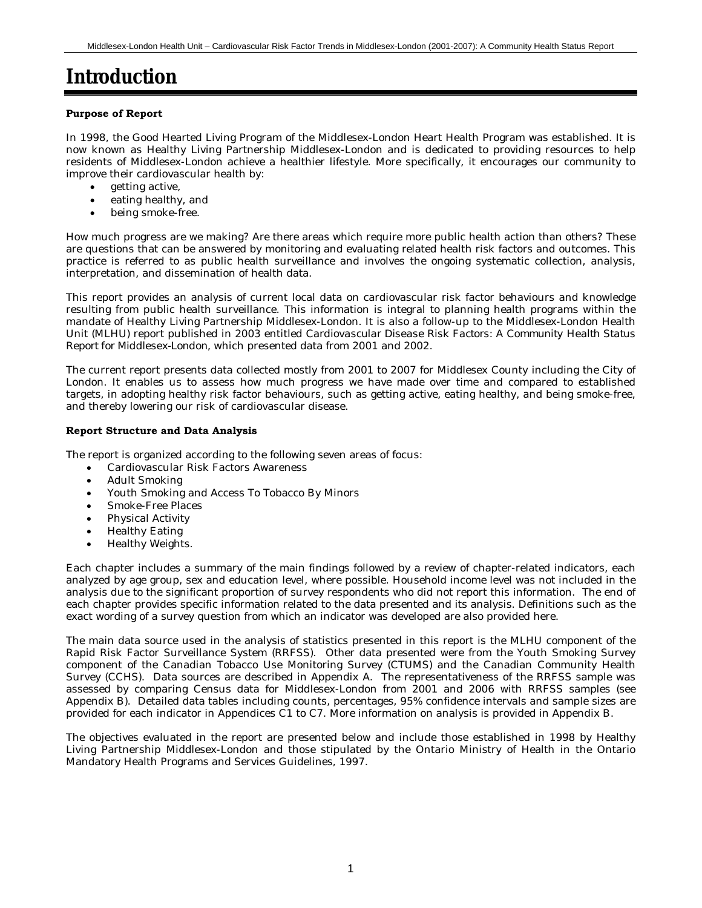# Introduction

**Purpose of Report**

In 1998, the Good Hearted Living Program of the Middlesex-London Heart Health Program was established. It is now known as Healthy Living Partnership Middlesex-London and is dedicated to providing resources to help residents of Middlesex-London achieve a healthier lifestyle. More specifically, it encourages our community to improve their cardiovascular health by:

- getting active,
- eating healthy, and
- being smoke-free.

How much progress are we making? Are there areas which require more public health action than others? These are questions that can be answered by monitoring and evaluating related health risk factors and outcomes. This practice is referred to as public health surveillance and involves the ongoing systematic collection, analysis, interpretation, and dissemination of health data.

This report provides an analysis of current local data on cardiovascular risk factor behaviours and knowledge resulting from public health surveillance. This information is integral to planning health programs within the mandate of Healthy Living Partnership Middlesex-London. It is also a follow-up to the Middlesex-London Health Unit (MLHU) report published in 2003 entitled Cardiovascular Disease Risk Factors: A Community Health Status Report for Middlesex-London, which presented data from 2001 and 2002.

The current report presents data collected mostly from 2001 to 2007 for Middlesex County including the City of London. It enables us to assess how much progress we have made over time and compared to established targets, in adopting healthy risk factor behaviours, such as getting active, eating healthy, and being smoke-free, and thereby lowering our risk of cardiovascular disease.

**Report Structure and Data Analysis**

The report is organized according to the following seven areas of focus:

- Cardiovascular Risk Factors Awareness
- Adult Smoking
- Youth Smoking and Access To Tobacco By Minors
- Smoke-Free Places
- Physical Activity
- Healthy Eating
- Healthy Weights.

Each chapter includes a summary of the main findings followed by a review of chapter-related indicators, each analyzed by age group, sex and education level, where possible. Household income level was not included in the analysis due to the significant proportion of survey respondents who did not report this information. The end of each chapter provides specific information related to the data presented and its analysis. Definitions such as the exact wording of a survey question from which an indicator was developed are also provided here.

The main data source used in the analysis of statistics presented in this report is the MLHU component of the Rapid Risk Factor Surveillance System (RRFSS). Other data presented were from the Youth Smoking Survey component of the Canadian Tobacco Use Monitoring Survey (CTUMS) and the Canadian Community Health Survey (CCHS). Data sources are described in Appendix A. The representativeness of the RRFSS sample was assessed by comparing Census data for Middlesex-London from 2001 and 2006 with RRFSS samples (see Appendix B). Detailed data tables including counts, percentages, 95% confidence intervals and sample sizes are provided for each indicator in Appendices C1 to C7. More information on analysis is provided in Appendix B.

The objectives evaluated in the report are presented below and include those established in 1998 by Healthy Living Partnership Middlesex-London and those stipulated by the Ontario Ministry of Health in the Ontario Mandatory Health Programs and Services Guidelines, 1997.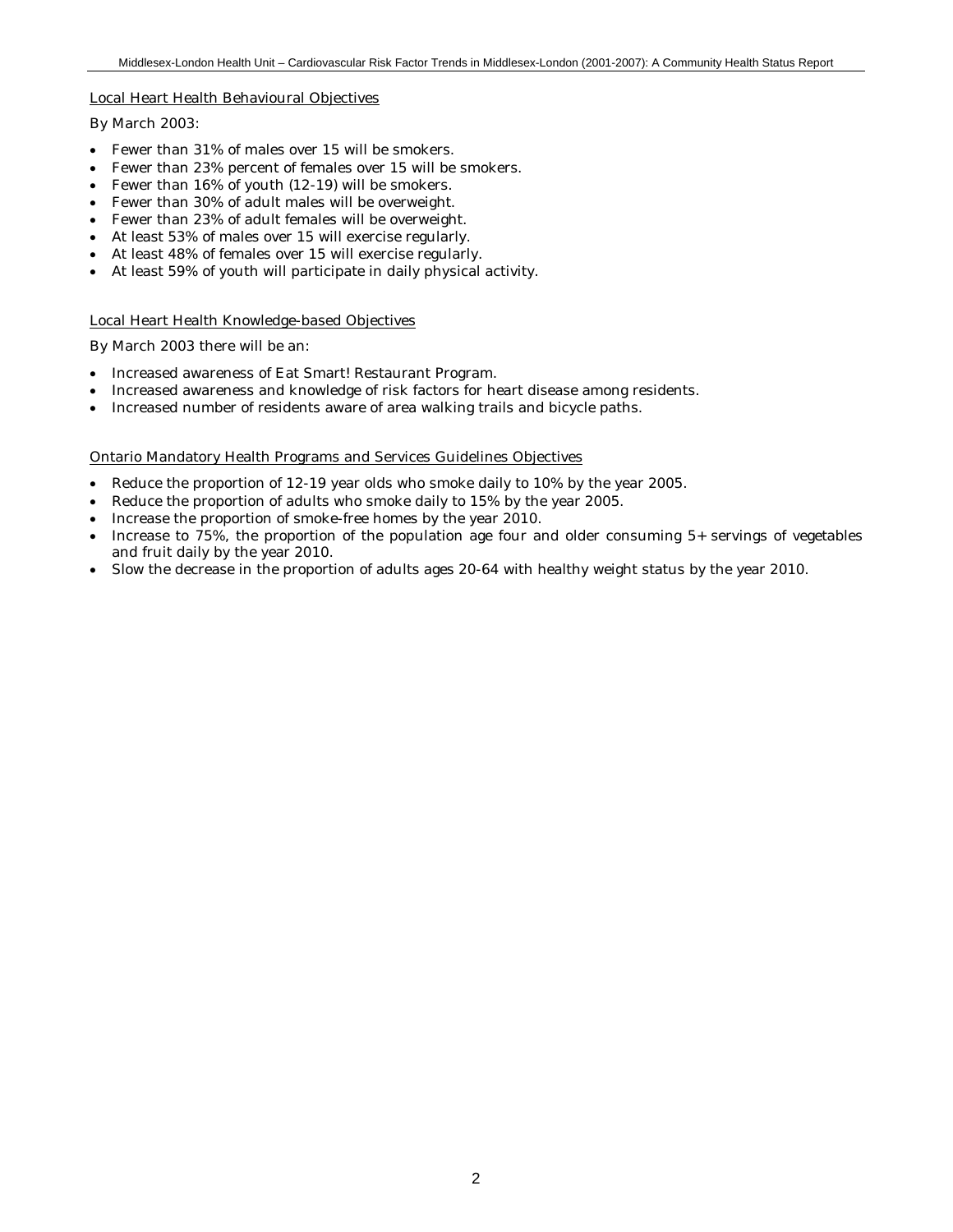Local Heart Health Behavioural Objectives

By March 2003:

- Fewer than 31% of males over 15 will be smokers.
- Fewer than 23% percent of females over 15 will be smokers.
- Fewer than 16% of youth (12-19) will be smokers.
- Fewer than 30% of adult males will be overweight.
- Fewer than 23% of adult females will be overweight.
- At least 53% of males over 15 will exercise regularly.
- At least 48% of females over 15 will exercise regularly.
- At least 59% of youth will participate in daily physical activity.

Local Heart Health Knowledge-based Objectives

By March 2003 there will be an:

- Increased awareness of Eat Smart! Restaurant Program.
- Increased awareness and knowledge of risk factors for heart disease among residents.
- Increased number of residents aware of area walking trails and bicycle paths.

Ontario Mandatory Health Programs and Services Guidelines Objectives

- Reduce the proportion of 12-19 year olds who smoke daily to 10% by the year 2005.
- Reduce the proportion of adults who smoke daily to 15% by the year 2005.
- Increase the proportion of smoke-free homes by the year 2010.
- Increase to 75%, the proportion of the population age four and older consuming 5+ servings of vegetables and fruit daily by the year 2010.
- Slow the decrease in the proportion of adults ages 20-64 with healthy weight status by the year 2010.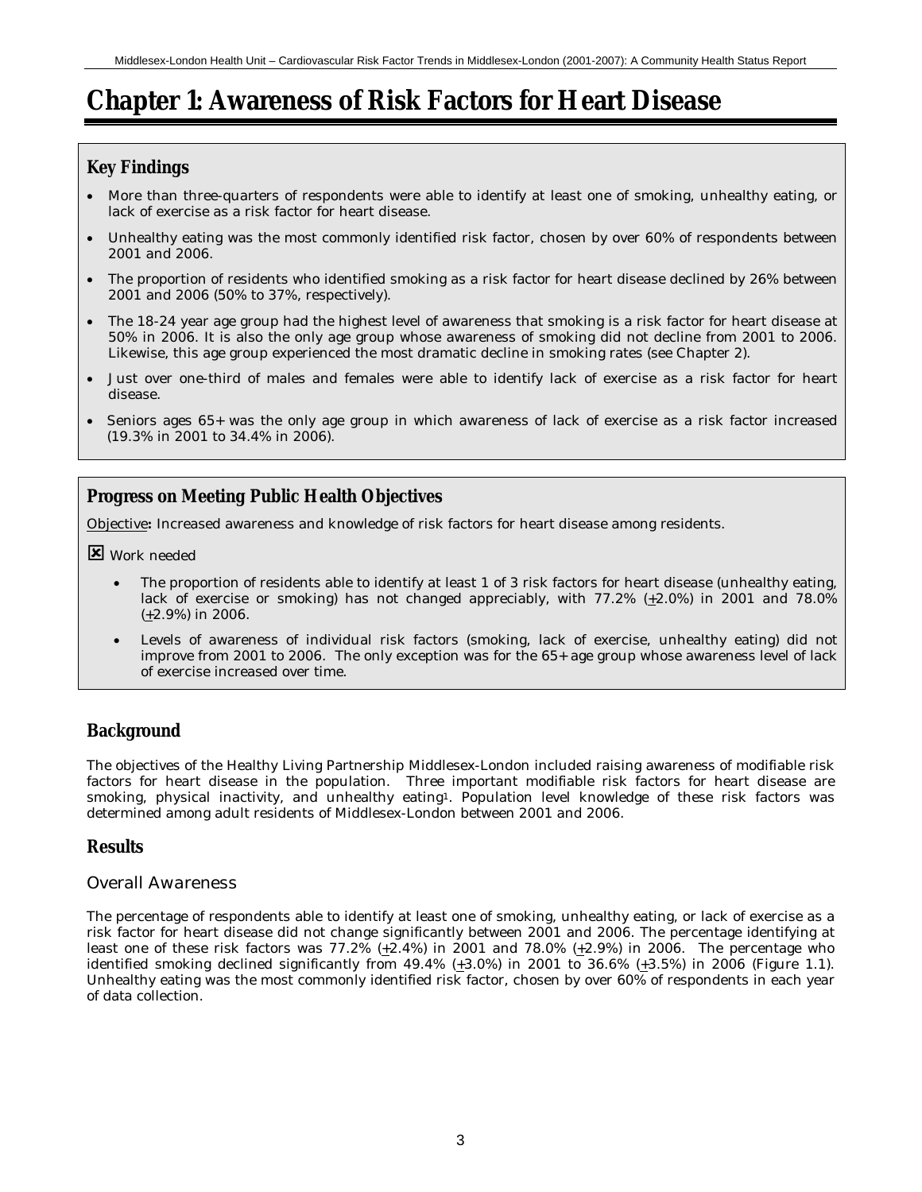# Chapter 1: Awareness of Risk Factors for Heart Disease

## Key Findings

- More than three-quarters of respondents were able to identify at least one of smoking, unhealthy eating, or lack of exercise as a risk factor for heart disease.
- Unhealthy eating was the most commonly identified risk factor, chosen by over 60% of respondents between 2001 and 2006.
- The proportion of residents who identified smoking as a risk factor for heart disease declined by 26% between 2001 and 2006 (50% to 37%, respectively).
- The 18-24 year age group had the highest level of awareness that smoking is a risk factor for heart disease at 50% in 2006. It is also the only age group whose awareness of smoking did not decline from 2001 to 2006. Likewise, this age group experienced the most dramatic decline in smoking rates (see Chapter 2).
- Just over one-third of males and females were able to identify lack of exercise as a risk factor for heart disease.
- Seniors ages 65+ was the only age group in which awareness of lack of exercise as a risk factor increased (19.3% in 2001 to 34.4% in 2006).

## Progress on Meeting Public Health Objectives

Objective**:** Increased awareness and knowledge of risk factors for heart disease among residents.

☒ Work needed

- The proportion of residents able to identify at least 1 of 3 risk factors for heart disease (unhealthy eating, lack of exercise or smoking) has not changed appreciably, with 77.2% (±2.0%) in 2001 and 78.0% (±2.9%) in 2006.
- Levels of awareness of individual risk factors (smoking, lack of exercise, unhealthy eating) did not improve from 2001 to 2006. The only exception was for the 65+ age group whose awareness level of lack of exercise increased over time.

## Background

The objectives of the Healthy Living Partnership Middlesex-London included raising awareness of modifiable risk factors for heart disease in the population. Three important modifiable risk factors for heart disease are smoking, physical inactivity, and unhealthy eating[1]. Population level knowledge of these risk factors was determined among adult residents of Middlesex-London between 2001 and 2006.

## Results

### Overall Awareness

The percentage of respondents able to identify at least one of smoking, unhealthy eating, or lack of exercise as a risk factor for heart disease did not change significantly between 2001 and 2006. The percentage identifying at least one of these risk factors was 77.2% (±2.4%) in 2001 and 78.0% (±2.9%) in 2006. The percentage who identified smoking declined significantly from 49.4% (±3.0%) in 2001 to 36.6% (±3.5%) in 2006 (Figure 1.1). Unhealthy eating was the most commonly identified risk factor, chosen by over 60% of respondents in each year of data collection.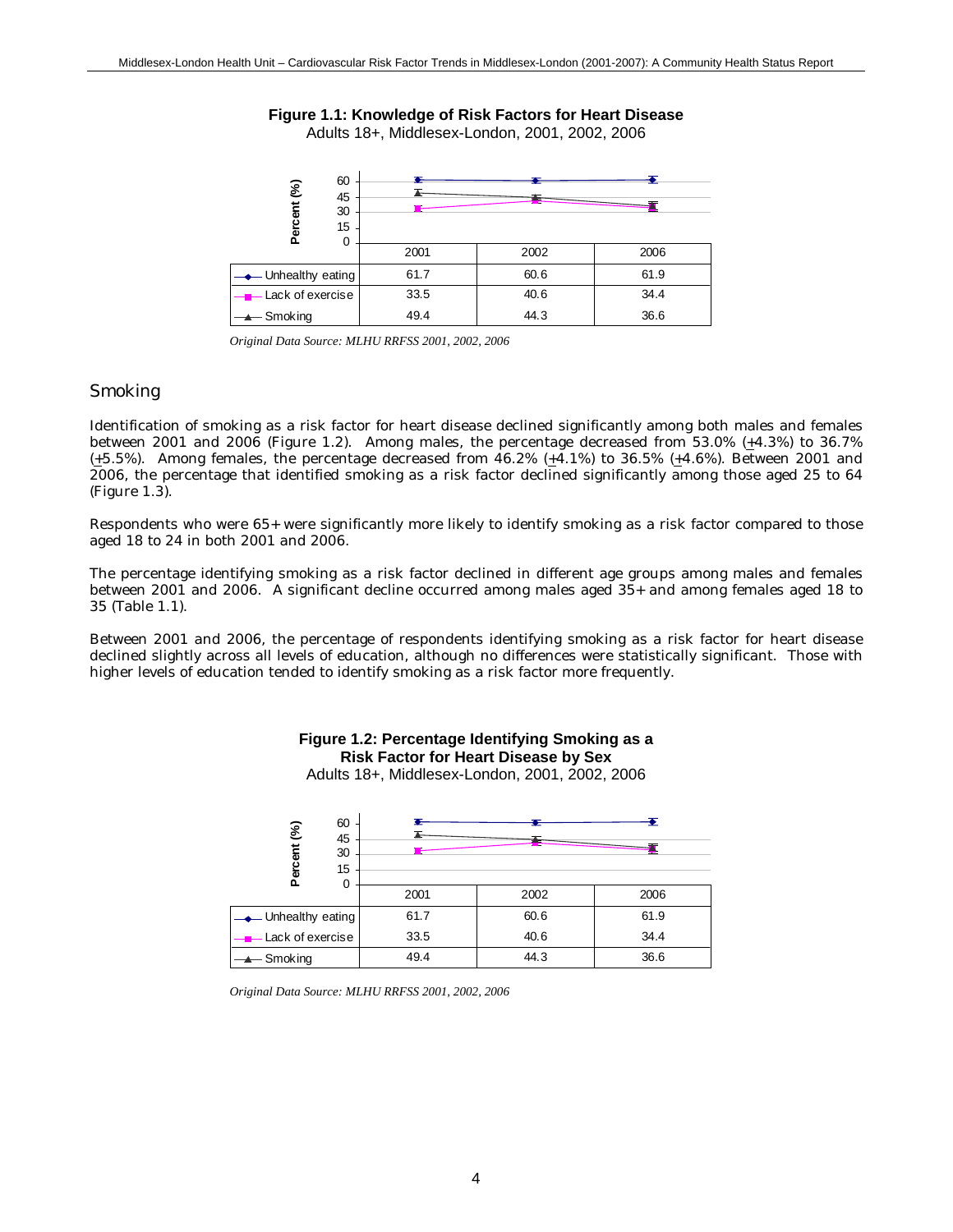**Figure 1.1: Knowledge of Risk Factors for Heart Disease**
Adults 18+, Middlesex-London, 2001, 2002, 2006

| | 2001 | 2002 | 2006 |
|---|---|---|---|
| Unhealthy eating | 61.7 | 60.6 | 61.9 |
| Lack of exercise | 33.5 | 40.6 | 34.4 |
| Smoking | 49.4 | 44.3 | 36.6 |

*Original Data Source: MLHU RRFSS 2001, 2002, 2006*

## Smoking

Identification of smoking as a risk factor for heart disease declined significantly among both males and females between 2001 and 2006 (Figure 1.2). Among males, the percentage decreased from 53.0% (±4.3%) to 36.7% (±5.5%). Among females, the percentage decreased from 46.2% (±4.1%) to 36.5% (±4.6%). Between 2001 and 2006, the percentage that identified smoking as a risk factor declined significantly among those aged 25 to 64 (Figure 1.3).

Respondents who were 65+ were significantly more likely to identify smoking as a risk factor compared to those aged 18 to 24 in both 2001 and 2006.

The percentage identifying smoking as a risk factor declined in different age groups among males and females between 2001 and 2006. A significant decline occurred among males aged 35+ and among females aged 18 to 35 (Table 1.1).

Between 2001 and 2006, the percentage of respondents identifying smoking as a risk factor for heart disease declined slightly across all levels of education, although no differences were statistically significant. Those with higher levels of education tended to identify smoking as a risk factor more frequently.

**Figure 1.2: Percentage Identifying Smoking as a Risk Factor for Heart Disease by Sex**
Adults 18+, Middlesex-London, 2001, 2002, 2006

| | 2001 | 2002 | 2006 |
|---|---|---|---|
| Unhealthy eating | 61.7 | 60.6 | 61.9 |
| Lack of exercise | 33.5 | 40.6 | 34.4 |
| Smoking | 49.4 | 44.3 | 36.6 |

*Original Data Source: MLHU RRFSS 2001, 2002, 2006*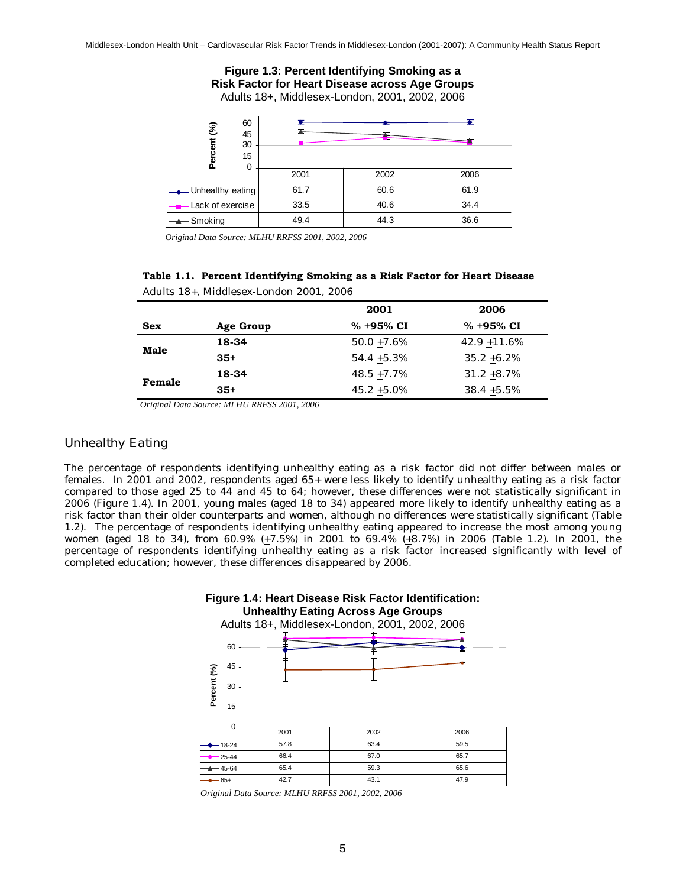**Figure 1.3: Percent Identifying Smoking as a Risk Factor for Heart Disease across Age Groups**
Adults 18+, Middlesex-London, 2001, 2002, 2006

| | 2001 | 2002 | 2006 |
|---|---|---|---|
| Unhealthy eating | 61.7 | 60.6 | 61.9 |
| Lack of exercise | 33.5 | 40.6 | 34.4 |
| Smoking | 49.4 | 44.3 | 36.6 |

*Original Data Source: MLHU RRFSS 2001, 2002, 2006*

**Table 1.1. Percent Identifying Smoking as a Risk Factor for Heart Disease**
Adults 18+, Middlesex-London 2001, 2006

| | | 2001 | 2006 |
|---|---|---|---|
| **Sex** | **Age Group** | **% ±95% CI** | **% ±95% CI** |
| **Male** | **18-34** | 50.0 ±7.6% | 42.9 ±11.6% |
| | **35+** | 54.4 ±5.3% | 35.2 ±6.2% |
| **Female** | **18-34** | 48.5 ±7.7% | 31.2 ±8.7% |
| | **35+** | 45.2 ±5.0% | 38.4 ±5.5% |

*Original Data Source: MLHU RRFSS 2001, 2006*

## Unhealthy Eating

The percentage of respondents identifying unhealthy eating as a risk factor did not differ between males or females. In 2001 and 2002, respondents aged 65+ were less likely to identify unhealthy eating as a risk factor compared to those aged 25 to 44 and 45 to 64; however, these differences were not statistically significant in 2006 (Figure 1.4). In 2001, young males (aged 18 to 34) appeared more likely to identify unhealthy eating as a risk factor than their older counterparts and women, although no differences were statistically significant (Table 1.2). The percentage of respondents identifying unhealthy eating appeared to increase the most among young women (aged 18 to 34), from 60.9% (±7.5%) in 2001 to 69.4% (±8.7%) in 2006 (Table 1.2). In 2001, the percentage of respondents identifying unhealthy eating as a risk factor increased significantly with level of completed education; however, these differences disappeared by 2006.

**Figure 1.4: Heart Disease Risk Factor Identification: Unhealthy Eating Across Age Groups**
Adults 18+, Middlesex-London, 2001, 2002, 2006

| | 2001 | 2002 | 2006 |
|---|---|---|---|
| 18-24 | 57.8 | 63.4 | 59.5 |
| 25-44 | 66.4 | 67.0 | 65.7 |
| 45-64 | 65.4 | 59.3 | 65.6 |
| 65+ | 42.7 | 43.1 | 47.9 |

*Original Data Source: MLHU RRFSS 2001, 2002, 2006*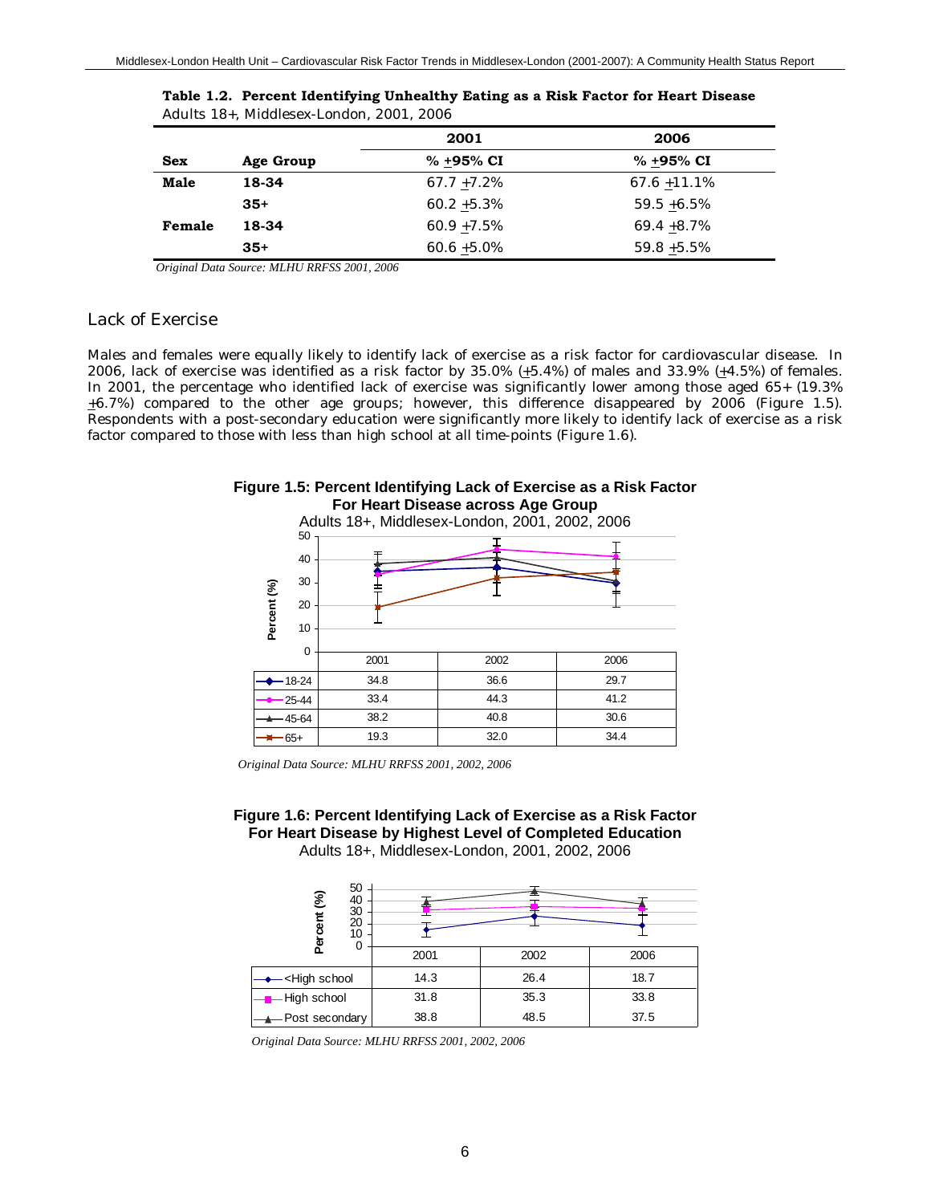**Table 1.2. Percent Identifying Unhealthy Eating as a Risk Factor for Heart Disease**
Adults 18+, Middlesex-London, 2001, 2006

| | | 2001 | 2006 |
|---|---|---|---|
| **Sex** | **Age Group** | **% ±95% CI** | **% ±95% CI** |
| **Male** | **18-34** | 67.7 ±7.2% | 67.6 ±11.1% |
| | **35+** | 60.2 ±5.3% | 59.5 ±6.5% |
| **Female** | **18-34** | 60.9 ±7.5% | 69.4 ±8.7% |
| | **35+** | 60.6 ±5.0% | 59.8 ±5.5% |

*Original Data Source: MLHU RRFSS 2001, 2006*

## Lack of Exercise

Males and females were equally likely to identify lack of exercise as a risk factor for cardiovascular disease. In 2006, lack of exercise was identified as a risk factor by 35.0% (±5.4%) of males and 33.9% (±4.5%) of females. In 2001, the percentage who identified lack of exercise was significantly lower among those aged 65+ (19.3% ±6.7%) compared to the other age groups; however, this difference disappeared by 2006 (Figure 1.5). Respondents with a post-secondary education were significantly more likely to identify lack of exercise as a risk factor compared to those with less than high school at all time-points (Figure 1.6).

**Figure 1.5: Percent Identifying Lack of Exercise as a Risk Factor For Heart Disease across Age Group**
Adults 18+, Middlesex-London, 2001, 2002, 2006

| | 2001 | 2002 | 2006 |
|---|---|---|---|
| 18-24 | 34.8 | 36.6 | 29.7 |
| 25-44 | 33.4 | 44.3 | 41.2 |
| 45-64 | 38.2 | 40.8 | 30.6 |
| 65+ | 19.3 | 32.0 | 34.4 |

*Original Data Source: MLHU RRFSS 2001, 2002, 2006*

**Figure 1.6: Percent Identifying Lack of Exercise as a Risk Factor For Heart Disease by Highest Level of Completed Education**
Adults 18+, Middlesex-London, 2001, 2002, 2006

| | 2001 | 2002 | 2006 |
|---|---|---|---|
| <High school | 14.3 | 26.4 | 18.7 |
| High school | 31.8 | 35.3 | 33.8 |
| Post secondary | 38.8 | 48.5 | 37.5 |

*Original Data Source: MLHU RRFSS 2001, 2002, 2006*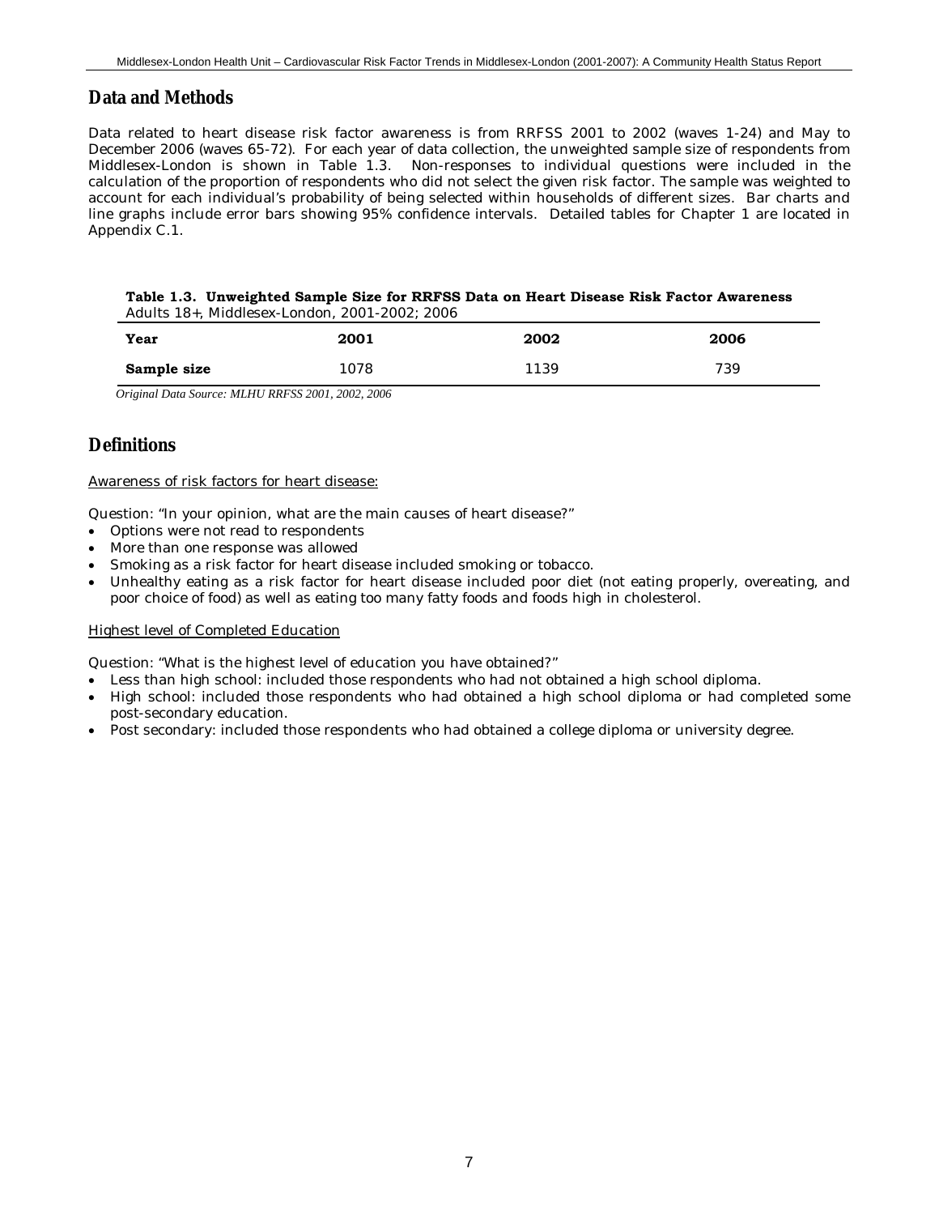## Data and Methods

Data related to heart disease risk factor awareness is from RRFSS 2001 to 2002 (waves 1-24) and May to December 2006 (waves 65-72). For each year of data collection, the unweighted sample size of respondents from Middlesex-London is shown in Table 1.3. Non-responses to individual questions were included in the calculation of the proportion of respondents who did not select the given risk factor. The sample was weighted to account for each individual's probability of being selected within households of different sizes. Bar charts and line graphs include error bars showing 95% confidence intervals. Detailed tables for Chapter 1 are located in Appendix C.1.

**Table 1.3. Unweighted Sample Size for RRFSS Data on Heart Disease Risk Factor Awareness**
Adults 18+, Middlesex-London, 2001-2002; 2006

| Year | 2001 | 2002 | 2006 |
|---|---|---|---|
| **Sample size** | 1078 | 1139 | 739 |

*Original Data Source: MLHU RRFSS 2001, 2002, 2006*

## Definitions

Awareness of risk factors for heart disease:

Question: "In your opinion, what are the main causes of heart disease?"

- Options were not read to respondents
- More than one response was allowed
- Smoking as a risk factor for heart disease included smoking or tobacco.
- Unhealthy eating as a risk factor for heart disease included poor diet (not eating properly, overeating, and poor choice of food) as well as eating too many fatty foods and foods high in cholesterol.

Highest level of Completed Education

Question: "What is the highest level of education you have obtained?"

- Less than high school: included those respondents who had not obtained a high school diploma.
- High school: included those respondents who had obtained a high school diploma or had completed some post-secondary education.
- Post secondary: included those respondents who had obtained a college diploma or university degree.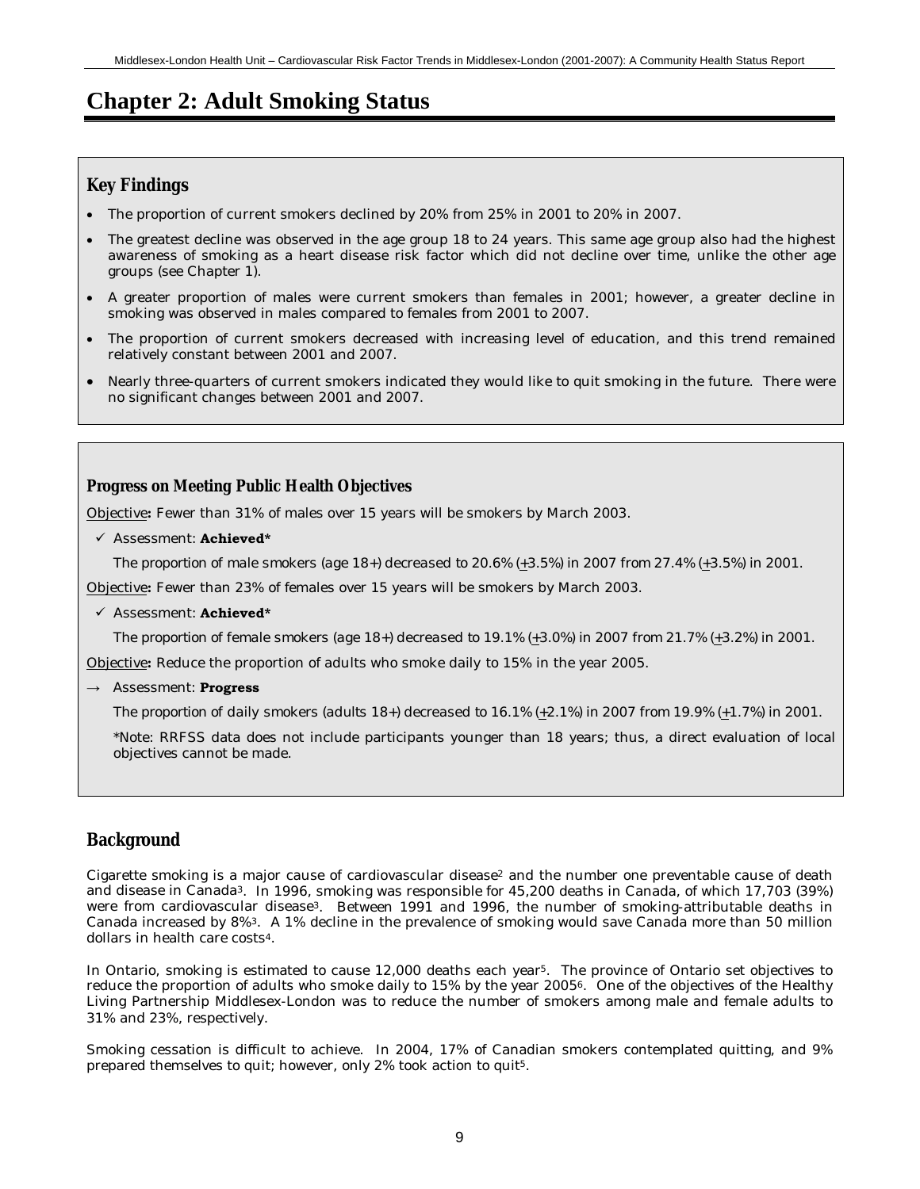# Chapter 2: Adult Smoking Status

## Key Findings

- The proportion of current smokers declined by 20% from 25% in 2001 to 20% in 2007.
- The greatest decline was observed in the age group 18 to 24 years. This same age group also had the highest awareness of smoking as a heart disease risk factor which did not decline over time, unlike the other age groups (see Chapter 1).
- A greater proportion of males were current smokers than females in 2001; however, a greater decline in smoking was observed in males compared to females from 2001 to 2007.
- The proportion of current smokers decreased with increasing level of education, and this trend remained relatively constant between 2001 and 2007.
- Nearly three-quarters of current smokers indicated they would like to quit smoking in the future. There were no significant changes between 2001 and 2007.

### Progress on Meeting Public Health Objectives

Objective**:** Fewer than 31% of males over 15 years will be smokers by March 2003.

✓ Assessment: **Achieved***

*The proportion of male smokers (age 18+) decreased to 20.6% (±3.5%) in 2007 from 27.4% (±3.5%) in 2001.*

Objective**:** Fewer than 23% of females over 15 years will be smokers by March 2003.

✓ Assessment: **Achieved***

*The proportion of female smokers (age 18+) decreased to 19.1% (±3.0%) in 2007 from 21.7% (±3.2%) in 2001.*

Objective**:** Reduce the proportion of adults who smoke daily to 15% in the year 2005.

→ Assessment: **Progress**

*The proportion of daily smokers (adults 18+) decreased to 16.1% (±2.1%) in 2007 from 19.9% (±1.7%) in 2001.*

*Note: RRFSS data does not include participants younger than 18 years; thus, a direct evaluation of local objectives cannot be made.

## Background

Cigarette smoking is a major cause of cardiovascular disease[2] and the number one preventable cause of death and disease in Canada[3]. In 1996, smoking was responsible for 45,200 deaths in Canada, of which 17,703 (39%) were from cardiovascular disease[3]. Between 1991 and 1996, the number of smoking-attributable deaths in Canada increased by 8%[3]. A 1% decline in the prevalence of smoking would save Canada more than 50 million dollars in health care costs[4].

In Ontario, smoking is estimated to cause 12,000 deaths each year[5]. The province of Ontario set objectives to reduce the proportion of adults who smoke daily to 15% by the year 2005[6]. One of the objectives of the Healthy Living Partnership Middlesex-London was to reduce the number of smokers among male and female adults to 31% and 23%, respectively.

Smoking cessation is difficult to achieve. In 2004, 17% of Canadian smokers contemplated quitting, and 9% prepared themselves to quit; however, only 2% took action to quit[5].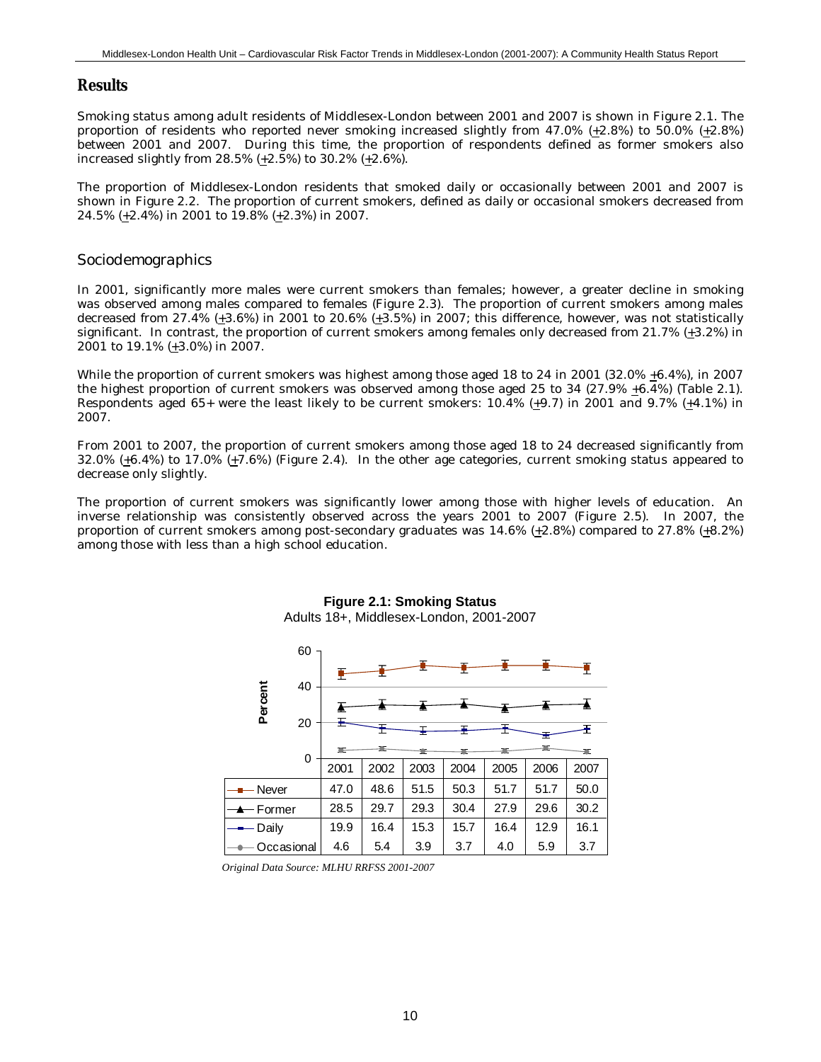## Results

Smoking status among adult residents of Middlesex-London between 2001 and 2007 is shown in Figure 2.1. The proportion of residents who reported never smoking increased slightly from 47.0% (+2.8%) to 50.0% (+2.8%) between 2001 and 2007. During this time, the proportion of respondents defined as former smokers also increased slightly from 28.5% (+2.5%) to 30.2% (+2.6%).

The proportion of Middlesex-London residents that smoked daily or occasionally between 2001 and 2007 is shown in Figure 2.2. The proportion of current smokers, defined as daily or occasional smokers decreased from 24.5% (+2.4%) in 2001 to 19.8% (+2.3%) in 2007.

### Sociodemographics

In 2001, significantly more males were current smokers than females; however, a greater decline in smoking was observed among males compared to females (Figure 2.3). The proportion of current smokers among males decreased from 27.4% (+3.6%) in 2001 to 20.6% (+3.5%) in 2007; this difference, however, was not statistically significant. In contrast, the proportion of current smokers among females only decreased from 21.7% (+3.2%) in 2001 to 19.1% (+3.0%) in 2007.

While the proportion of current smokers was highest among those aged 18 to 24 in 2001 (32.0% +6.4%), in 2007 the highest proportion of current smokers was observed among those aged 25 to 34 (27.9% +6.4%) (Table 2.1). Respondents aged 65+ were the least likely to be current smokers: 10.4% (+9.7) in 2001 and 9.7% (+4.1%) in 2007.

From 2001 to 2007, the proportion of current smokers among those aged 18 to 24 decreased significantly from 32.0% (+6.4%) to 17.0% (+7.6%) (Figure 2.4). In the other age categories, current smoking status appeared to decrease only slightly.

The proportion of current smokers was significantly lower among those with higher levels of education. An inverse relationship was consistently observed across the years 2001 to 2007 (Figure 2.5). In 2007, the proportion of current smokers among post-secondary graduates was 14.6% (+2.8%) compared to 27.8% (+8.2%) among those with less than a high school education.

**Figure 2.1: Smoking Status**
Adults 18+, Middlesex-London, 2001-2007

| | 2001 | 2002 | 2003 | 2004 | 2005 | 2006 | 2007 |
|---|---|---|---|---|---|---|---|
| Never | 47.0 | 48.6 | 51.5 | 50.3 | 51.7 | 51.7 | 50.0 |
| Former | 28.5 | 29.7 | 29.3 | 30.4 | 27.9 | 29.6 | 30.2 |
| Daily | 19.9 | 16.4 | 15.3 | 15.7 | 16.4 | 12.9 | 16.1 |
| Occasional | 4.6 | 5.4 | 3.9 | 3.7 | 4.0 | 5.9 | 3.7 |

*Original Data Source: MLHU RRFSS 2001-2007*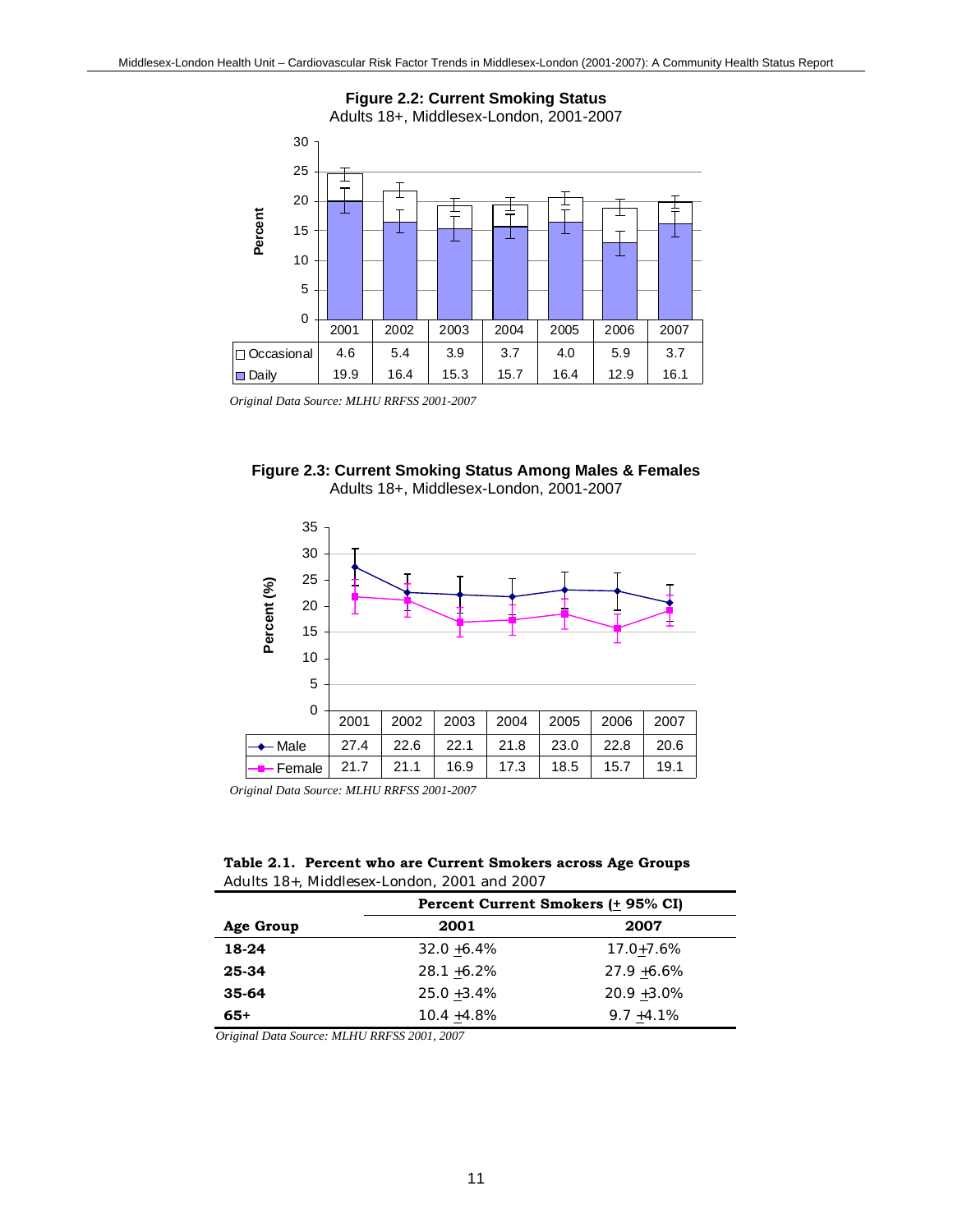**Figure 2.2: Current Smoking Status**
Adults 18+, Middlesex-London, 2001-2007

| | 2001 | 2002 | 2003 | 2004 | 2005 | 2006 | 2007 |
|---|---|---|---|---|---|---|---|
| Occasional | 4.6 | 5.4 | 3.9 | 3.7 | 4.0 | 5.9 | 3.7 |
| Daily | 19.9 | 16.4 | 15.3 | 15.7 | 16.4 | 12.9 | 16.1 |

*Original Data Source: MLHU RRFSS 2001-2007*

**Figure 2.3: Current Smoking Status Among Males & Females**
Adults 18+, Middlesex-London, 2001-2007

| | 2001 | 2002 | 2003 | 2004 | 2005 | 2006 | 2007 |
|---|---|---|---|---|---|---|---|
| Male | 27.4 | 22.6 | 22.1 | 21.8 | 23.0 | 22.8 | 20.6 |
| Female | 21.7 | 21.1 | 16.9 | 17.3 | 18.5 | 15.7 | 19.1 |

*Original Data Source: MLHU RRFSS 2001-2007*

**Table 2.1. Percent who are Current Smokers across Age Groups**
Adults 18+, Middlesex-London, 2001 and 2007

| | Percent Current Smokers (± 95% CI) | |
|---|---|---|
| **Age Group** | **2001** | **2007** |
| **18-24** | 32.0 ±6.4% | 17.0±7.6% |
| **25-34** | 28.1 ±6.2% | 27.9 ±6.6% |
| **35-64** | 25.0 ±3.4% | 20.9 ±3.0% |
| **65+** | 10.4 ±4.8% | 9.7 ±4.1% |

*Original Data Source: MLHU RRFSS 2001, 2007*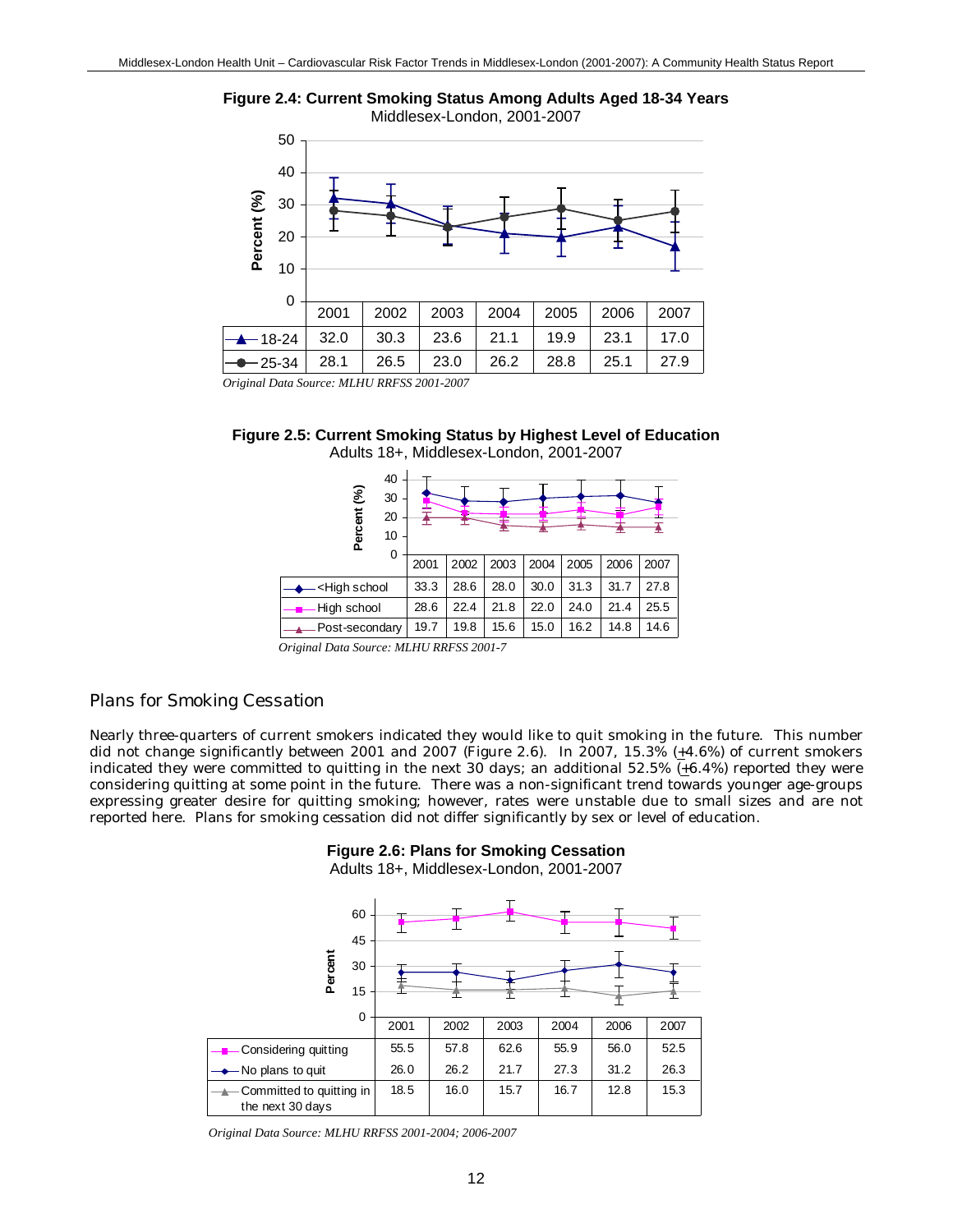**Figure 2.4: Current Smoking Status Among Adults Aged 18-34 Years**
Middlesex-London, 2001-2007

| | 2001 | 2002 | 2003 | 2004 | 2005 | 2006 | 2007 |
|---|---|---|---|---|---|---|---|
| 18-24 | 32.0 | 30.3 | 23.6 | 21.1 | 19.9 | 23.1 | 17.0 |
| 25-34 | 28.1 | 26.5 | 23.0 | 26.2 | 28.8 | 25.1 | 27.9 |

*Original Data Source: MLHU RRFSS 2001-2007*

**Figure 2.5: Current Smoking Status by Highest Level of Education**
Adults 18+, Middlesex-London, 2001-2007

| | 2001 | 2002 | 2003 | 2004 | 2005 | 2006 | 2007 |
|---|---|---|---|---|---|---|---|
| <High school | 33.3 | 28.6 | 28.0 | 30.0 | 31.3 | 31.7 | 27.8 |
| High school | 28.6 | 22.4 | 21.8 | 22.0 | 24.0 | 21.4 | 25.5 |
| Post-secondary | 19.7 | 19.8 | 15.6 | 15.0 | 16.2 | 14.8 | 14.6 |

*Original Data Source: MLHU RRFSS 2001-7*

## Plans for Smoking Cessation

Nearly three-quarters of current smokers indicated they would like to quit smoking in the future. This number did not change significantly between 2001 and 2007 (Figure 2.6). In 2007, 15.3% (±4.6%) of current smokers indicated they were committed to quitting in the next 30 days; an additional 52.5% (±6.4%) reported they were considering quitting at some point in the future. There was a non-significant trend towards younger age-groups expressing greater desire for quitting smoking; however, rates were unstable due to small sizes and are not reported here. Plans for smoking cessation did not differ significantly by sex or level of education.

**Figure 2.6: Plans for Smoking Cessation**
Adults 18+, Middlesex-London, 2001-2007

| | 2001 | 2002 | 2003 | 2004 | 2006 | 2007 |
|---|---|---|---|---|---|---|
| Considering quitting | 55.5 | 57.8 | 62.6 | 55.9 | 56.0 | 52.5 |
| No plans to quit | 26.0 | 26.2 | 21.7 | 27.3 | 31.2 | 26.3 |
| Committed to quitting in the next 30 days | 18.5 | 16.0 | 15.7 | 16.7 | 12.8 | 15.3 |

*Original Data Source: MLHU RRFSS 2001-2004; 2006-2007*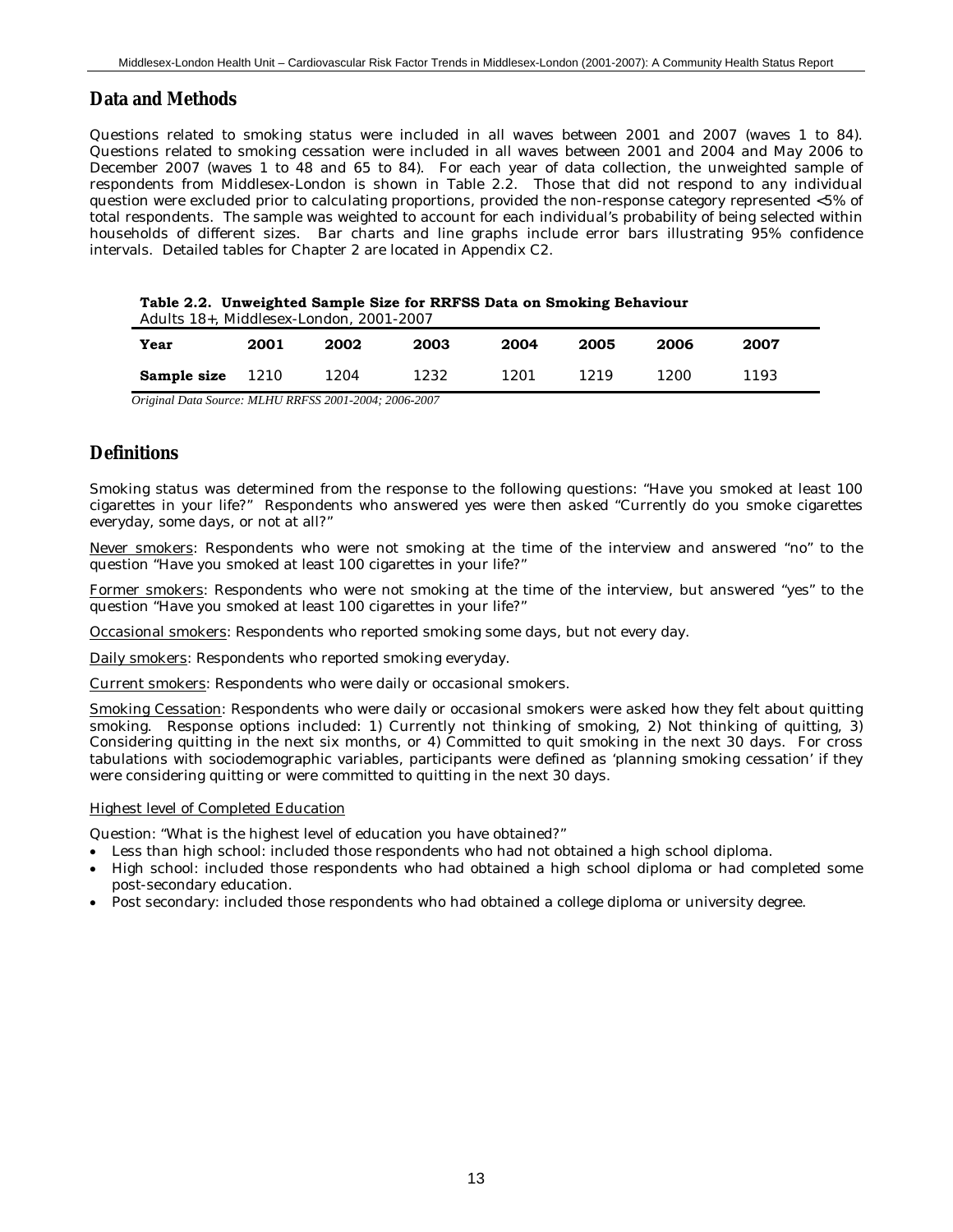## Data and Methods

Questions related to smoking status were included in all waves between 2001 and 2007 (waves 1 to 84). Questions related to smoking cessation were included in all waves between 2001 and 2004 and May 2006 to December 2007 (waves 1 to 48 and 65 to 84). For each year of data collection, the unweighted sample of respondents from Middlesex-London is shown in Table 2.2. Those that did not respond to any individual question were excluded prior to calculating proportions, provided the non-response category represented <5% of total respondents. The sample was weighted to account for each individual's probability of being selected within households of different sizes. Bar charts and line graphs include error bars illustrating 95% confidence intervals. Detailed tables for Chapter 2 are located in Appendix C2.

**Table 2.2. Unweighted Sample Size for RRFSS Data on Smoking Behaviour**
Adults 18+, Middlesex-London, 2001-2007

| Year | 2001 | 2002 | 2003 | 2004 | 2005 | 2006 | 2007 |
|---|---|---|---|---|---|---|---|
| **Sample size** | 1210 | 1204 | 1232 | 1201 | 1219 | 1200 | 1193 |

*Original Data Source: MLHU RRFSS 2001-2004; 2006-2007*

## Definitions

Smoking status was determined from the response to the following questions: "Have you smoked at least 100 cigarettes in your life?" Respondents who answered yes were then asked "Currently do you smoke cigarettes everyday, some days, or not at all?"

Never smokers: Respondents who were not smoking at the time of the interview and answered "no" to the question "Have you smoked at least 100 cigarettes in your life?"

Former smokers: Respondents who were not smoking at the time of the interview, but answered "yes" to the question "Have you smoked at least 100 cigarettes in your life?"

Occasional smokers: Respondents who reported smoking some days, but not every day.

Daily smokers: Respondents who reported smoking everyday.

Current smokers: Respondents who were daily or occasional smokers.

Smoking Cessation: Respondents who were daily or occasional smokers were asked how they felt about quitting smoking. Response options included: 1) Currently not thinking of smoking, 2) Not thinking of quitting, 3) Considering quitting in the next six months, or 4) Committed to quit smoking in the next 30 days. For cross tabulations with sociodemographic variables, participants were defined as 'planning smoking cessation' if they were considering quitting or were committed to quitting in the next 30 days.

Highest level of Completed Education

Question: "What is the highest level of education you have obtained?"

- Less than high school: included those respondents who had not obtained a high school diploma.
- High school: included those respondents who had obtained a high school diploma or had completed some post-secondary education.
- Post secondary: included those respondents who had obtained a college diploma or university degree.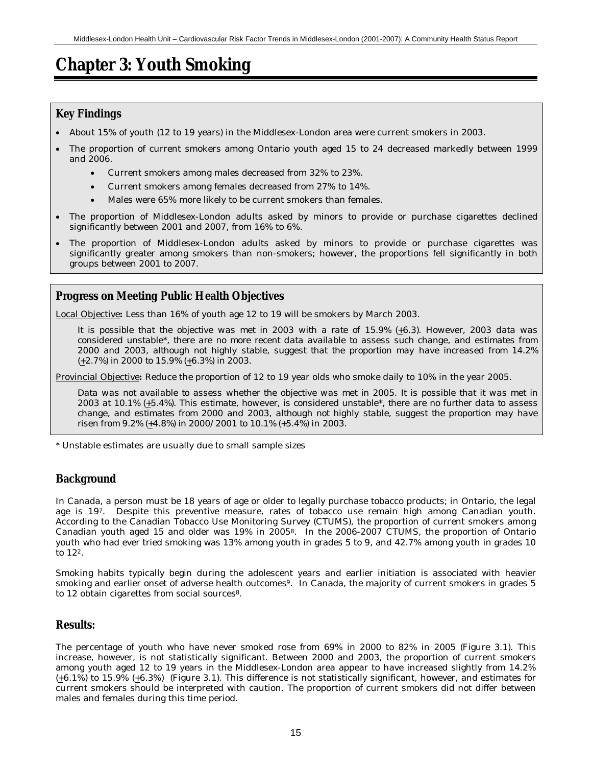# Chapter 3: Youth Smoking

## Key Findings

- About 15% of youth (12 to 19 years) in the Middlesex-London area were current smokers in 2003.
- The proportion of current smokers among Ontario youth aged 15 to 24 decreased markedly between 1999 and 2006.
    - Current smokers among males decreased from 32% to 23%.
    - Current smokers among females decreased from 27% to 14%.
    - Males were 65% more likely to be current smokers than females.
- The proportion of Middlesex-London adults asked by minors to provide or purchase cigarettes declined significantly between 2001 and 2007, from 16% to 6%.
- The proportion of Middlesex-London adults asked by minors to provide or purchase cigarettes was significantly greater among smokers than non-smokers; however, the proportions fell significantly in both groups between 2001 to 2007.

## Progress on Meeting Public Health Objectives

Local Objective**:** Less than 16% of youth age 12 to 19 will be smokers by March 2003.

It is possible that the objective was met in 2003 with a rate of 15.9% (±6.3). However, 2003 data was considered unstable*, there are no more recent data available to assess such change, and estimates from 2000 and 2003, although not highly stable, suggest that the proportion may have increased from 14.2% (±2.7%) in 2000 to 15.9% (±6.3%) in 2003.

Provincial Objective**:** Reduce the proportion of 12 to 19 year olds who smoke daily to 10% in the year 2005.

Data was not available to assess whether the objective was met in 2005. It is possible that it was met in 2003 at 10.1% (±5.4%). This estimate, however, is considered unstable*, there are no further data to assess change, and estimates from 2000 and 2003, although not highly stable, suggest the proportion may have risen from 9.2% (±4.8%) in 2000/2001 to 10.1% (+5.4%) in 2003.

\* Unstable estimates are usually due to small sample sizes

## Background

In Canada, a person must be 18 years of age or older to legally purchase tobacco products; in Ontario, the legal age is 19[7]. Despite this preventive measure, rates of tobacco use remain high among Canadian youth. According to the Canadian Tobacco Use Monitoring Survey (CTUMS), the proportion of current smokers among Canadian youth aged 15 and older was 19% in 2005[8]. In the 2006-2007 CTUMS, the proportion of Ontario youth who had ever tried smoking was 13% among youth in grades 5 to 9, and 42.7% among youth in grades 10 to 12[2].

Smoking habits typically begin during the adolescent years and earlier initiation is associated with heavier smoking and earlier onset of adverse health outcomes[9]. In Canada, the majority of current smokers in grades 5 to 12 obtain cigarettes from social sources[8].

## Results:

The percentage of youth who have never smoked rose from 69% in 2000 to 82% in 2005 (Figure 3.1). This increase, however, is not statistically significant. Between 2000 and 2003, the proportion of current smokers among youth aged 12 to 19 years in the Middlesex-London area appear to have increased slightly from 14.2% (±6.1%) to 15.9% (±6.3%) (Figure 3.1). This difference is not statistically significant, however, and estimates for current smokers should be interpreted with caution. The proportion of current smokers did not differ between males and females during this time period.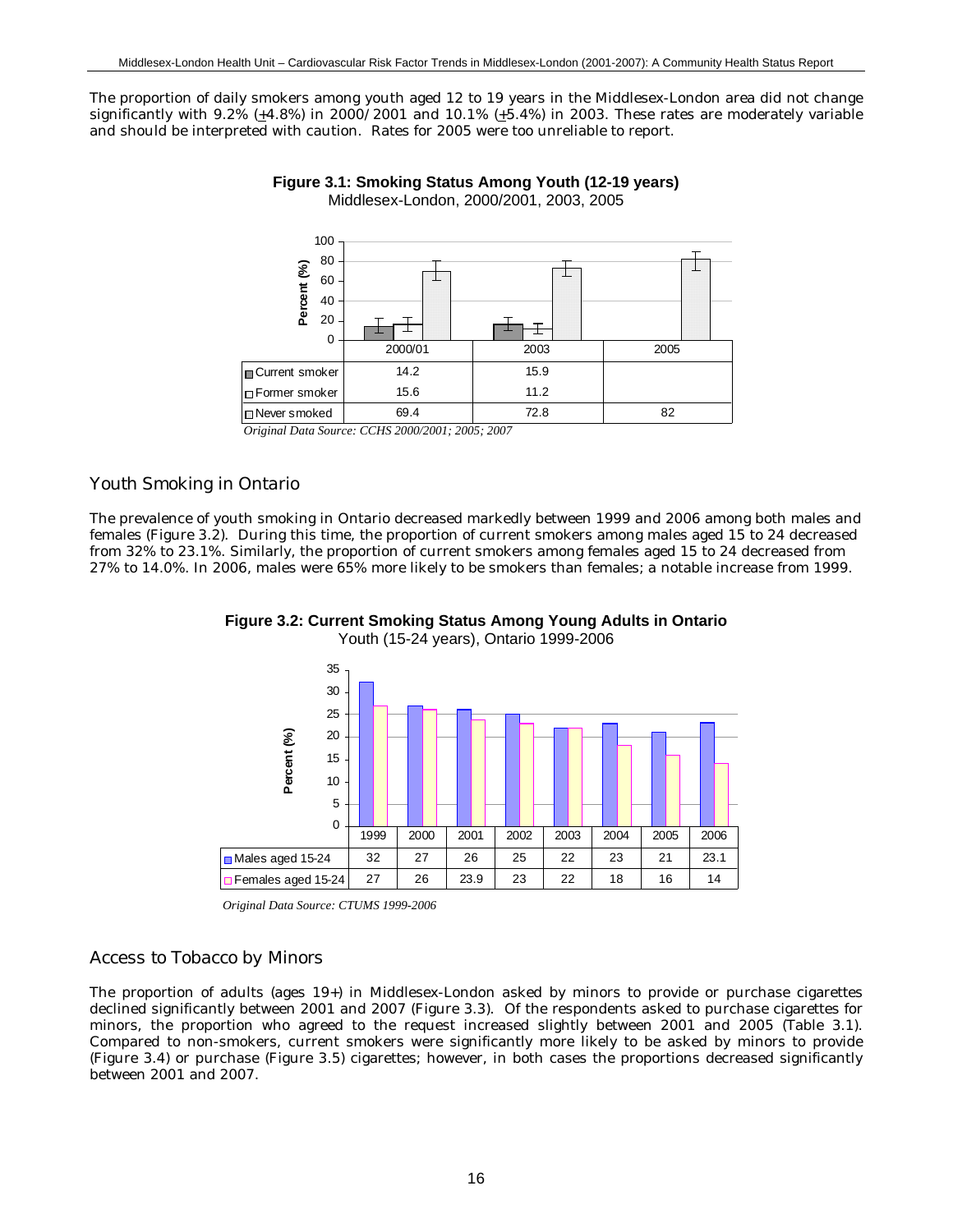The proportion of daily smokers among youth aged 12 to 19 years in the Middlesex-London area did not change significantly with 9.2% (±4.8%) in 2000/2001 and 10.1% (±5.4%) in 2003. These rates are moderately variable and should be interpreted with caution. Rates for 2005 were too unreliable to report.

**Figure 3.1: Smoking Status Among Youth (12-19 years)**
Middlesex-London, 2000/2001, 2003, 2005

| | 2000/01 | 2003 | 2005 |
|---|---|---|---|
| Current smoker | 14.2 | 15.9 | |
| Former smoker | 15.6 | 11.2 | |
| Never smoked | 69.4 | 72.8 | 82 |

*Original Data Source: CCHS 2000/2001; 2005; 2007*

## Youth Smoking in Ontario

The prevalence of youth smoking in Ontario decreased markedly between 1999 and 2006 among both males and females (Figure 3.2). During this time, the proportion of current smokers among males aged 15 to 24 decreased from 32% to 23.1%. Similarly, the proportion of current smokers among females aged 15 to 24 decreased from 27% to 14.0%. In 2006, males were 65% more likely to be smokers than females; a notable increase from 1999.

**Figure 3.2: Current Smoking Status Among Young Adults in Ontario**
Youth (15-24 years), Ontario 1999-2006

| | 1999 | 2000 | 2001 | 2002 | 2003 | 2004 | 2005 | 2006 |
|---|---|---|---|---|---|---|---|---|
| Males aged 15-24 | 32 | 27 | 26 | 25 | 22 | 23 | 21 | 23.1 |
| Females aged 15-24 | 27 | 26 | 23.9 | 23 | 22 | 18 | 16 | 14 |

*Original Data Source: CTUMS 1999-2006*

## Access to Tobacco by Minors

The proportion of adults (ages 19+) in Middlesex-London asked by minors to provide or purchase cigarettes declined significantly between 2001 and 2007 (Figure 3.3). Of the respondents asked to purchase cigarettes for minors, the proportion who agreed to the request increased slightly between 2001 and 2005 (Table 3.1). Compared to non-smokers, current smokers were significantly more likely to be asked by minors to provide (Figure 3.4) or purchase (Figure 3.5) cigarettes; however, in both cases the proportions decreased significantly between 2001 and 2007.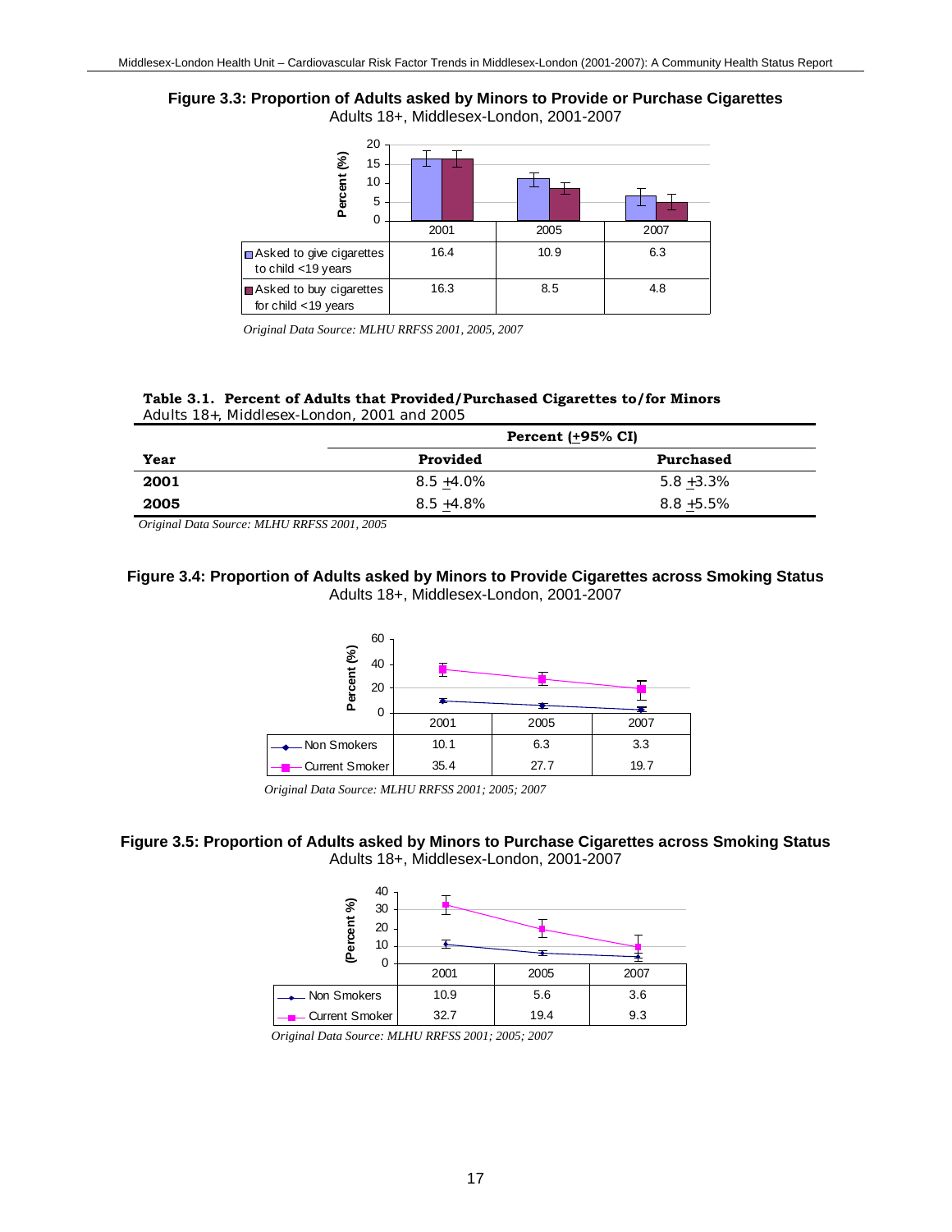**Figure 3.3: Proportion of Adults asked by Minors to Provide or Purchase Cigarettes**
Adults 18+, Middlesex-London, 2001-2007

| | 2001 | 2005 | 2007 |
|---|---|---|---|
| Asked to give cigarettes to child <19 years | 16.4 | 10.9 | 6.3 |
| Asked to buy cigarettes for child <19 years | 16.3 | 8.5 | 4.8 |

*Original Data Source: MLHU RRFSS 2001, 2005, 2007*

**Table 3.1. Percent of Adults that Provided/Purchased Cigarettes to/for Minors**
Adults 18+, Middlesex-London, 2001 and 2005

| | Percent (±95% CI) | |
|---|---|---|
| **Year** | **Provided** | **Purchased** |
| **2001** | 8.5 ±4.0% | 5.8 ±3.3% |
| **2005** | 8.5 ±4.8% | 8.8 ±5.5% |

*Original Data Source: MLHU RRFSS 2001, 2005*

**Figure 3.4: Proportion of Adults asked by Minors to Provide Cigarettes across Smoking Status**
Adults 18+, Middlesex-London, 2001-2007

| | 2001 | 2005 | 2007 |
|---|---|---|---|
| Non Smokers | 10.1 | 6.3 | 3.3 |
| Current Smoker | 35.4 | 27.7 | 19.7 |

*Original Data Source: MLHU RRFSS 2001; 2005; 2007*

**Figure 3.5: Proportion of Adults asked by Minors to Purchase Cigarettes across Smoking Status**
Adults 18+, Middlesex-London, 2001-2007

| | 2001 | 2005 | 2007 |
|---|---|---|---|
| Non Smokers | 10.9 | 5.6 | 3.6 |
| Current Smoker | 32.7 | 19.4 | 9.3 |

*Original Data Source: MLHU RRFSS 2001; 2005; 2007*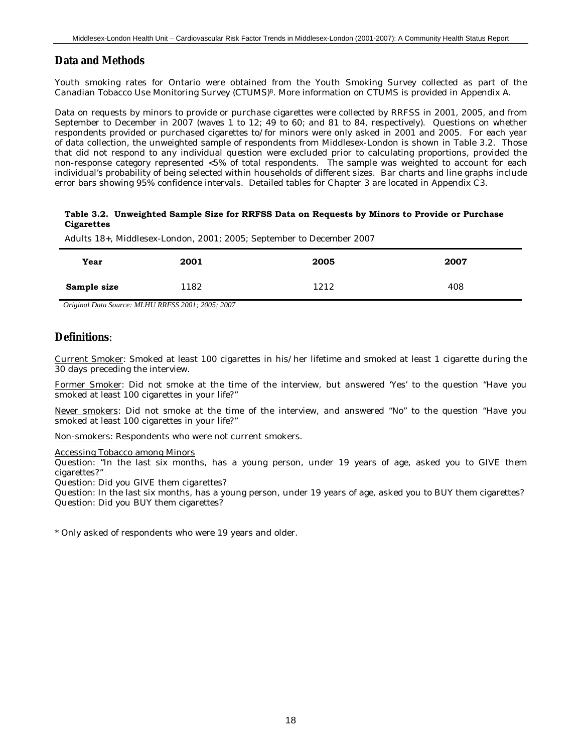## Data and Methods

Youth smoking rates for Ontario were obtained from the Youth Smoking Survey collected as part of the Canadian Tobacco Use Monitoring Survey (CTUMS)[8]. More information on CTUMS is provided in Appendix A.

Data on requests by minors to provide or purchase cigarettes were collected by RRFSS in 2001, 2005, and from September to December in 2007 (waves 1 to 12; 49 to 60; and 81 to 84, respectively). Questions on whether respondents provided or purchased cigarettes to/for minors were only asked in 2001 and 2005. For each year of data collection, the unweighted sample of respondents from Middlesex-London is shown in Table 3.2. Those that did not respond to any individual question were excluded prior to calculating proportions, provided the non-response category represented <5% of total respondents. The sample was weighted to account for each individual's probability of being selected within households of different sizes. Bar charts and line graphs include error bars showing 95% confidence intervals. Detailed tables for Chapter 3 are located in Appendix C3.

**Table 3.2. Unweighted Sample Size for RRFSS Data on Requests by Minors to Provide or Purchase Cigarettes**

Adults 18+, Middlesex-London, 2001; 2005; September to December 2007

| Year | 2001 | 2005 | 2007 |
|---|---|---|---|
| **Sample size** | 1182 | 1212 | 408 |

*Original Data Source: MLHU RRFSS 2001; 2005; 2007*

## Definitions:

Current Smoker: Smoked at least 100 cigarettes in his/her lifetime and smoked at least 1 cigarette during the 30 days preceding the interview.

Former Smoker: Did not smoke at the time of the interview, but answered 'Yes' to the question "Have you smoked at least 100 cigarettes in your life?"

Never smokers: Did not smoke at the time of the interview, and answered "No" to the question "Have you smoked at least 100 cigarettes in your life?"

Non-smokers: Respondents who were not current smokers.

Accessing Tobacco among Minors
Question: "In the last six months, has a young person, under 19 years of age, asked you to GIVE them cigarettes?"
Question: Did you GIVE them cigarettes?
Question: In the last six months, has a young person, under 19 years of age, asked you to BUY them cigarettes?
Question: Did you BUY them cigarettes?

* Only asked of respondents who were 19 years and older.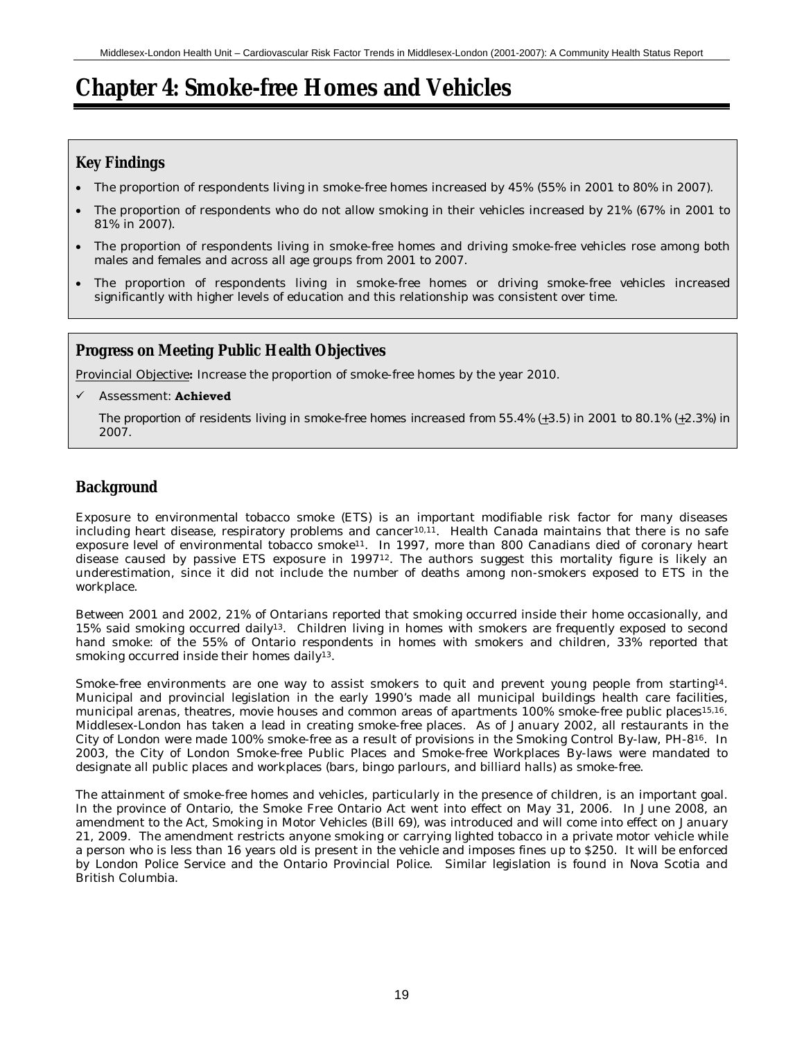# Chapter 4: Smoke-free Homes and Vehicles

## Key Findings

- The proportion of respondents living in smoke-free homes increased by 45% (55% in 2001 to 80% in 2007).
- The proportion of respondents who do not allow smoking in their vehicles increased by 21% (67% in 2001 to 81% in 2007).
- The proportion of respondents living in smoke-free homes and driving smoke-free vehicles rose among both males and females and across all age groups from 2001 to 2007.
- The proportion of respondents living in smoke-free homes or driving smoke-free vehicles increased significantly with higher levels of education and this relationship was consistent over time.

## Progress on Meeting Public Health Objectives

Provincial Objective**:** Increase the proportion of smoke-free homes by the year 2010.

- ✓ Assessment: **Achieved**

  The proportion of residents living in smoke-free homes increased from 55.4% (±3.5) in 2001 to 80.1% (±2.3%) in 2007.

## Background

Exposure to environmental tobacco smoke (ETS) is an important modifiable risk factor for many diseases including heart disease, respiratory problems and cancer[10,11]. Health Canada maintains that there is no safe exposure level of environmental tobacco smoke[11]. In 1997, more than 800 Canadians died of coronary heart disease caused by passive ETS exposure in 1997[12]. The authors suggest this mortality figure is likely an underestimation, since it did not include the number of deaths among non-smokers exposed to ETS in the workplace.

Between 2001 and 2002, 21% of Ontarians reported that smoking occurred inside their home occasionally, and 15% said smoking occurred daily[13]. Children living in homes with smokers are frequently exposed to second hand smoke: of the 55% of Ontario respondents in homes with smokers and children, 33% reported that smoking occurred inside their homes daily[13].

Smoke-free environments are one way to assist smokers to quit and prevent young people from starting[14]. Municipal and provincial legislation in the early 1990's made all municipal buildings health care facilities, municipal arenas, theatres, movie houses and common areas of apartments 100% smoke-free public places[15,16]. Middlesex-London has taken a lead in creating smoke-free places. As of January 2002, all restaurants in the City of London were made 100% smoke-free as a result of provisions in the Smoking Control By-law, PH-8[16]. In 2003, the City of London Smoke-free Public Places and Smoke-free Workplaces By-laws were mandated to designate all public places and workplaces (bars, bingo parlours, and billiard halls) as smoke-free.

The attainment of smoke-free homes and vehicles, particularly in the presence of children, is an important goal. In the province of Ontario, the Smoke Free Ontario Act went into effect on May 31, 2006. In June 2008, an amendment to the Act, Smoking in Motor Vehicles (Bill 69), was introduced and will come into effect on January 21, 2009. The amendment restricts anyone smoking or carrying lighted tobacco in a private motor vehicle while a person who is less than 16 years old is present in the vehicle and imposes fines up to $250. It will be enforced by London Police Service and the Ontario Provincial Police. Similar legislation is found in Nova Scotia and British Columbia.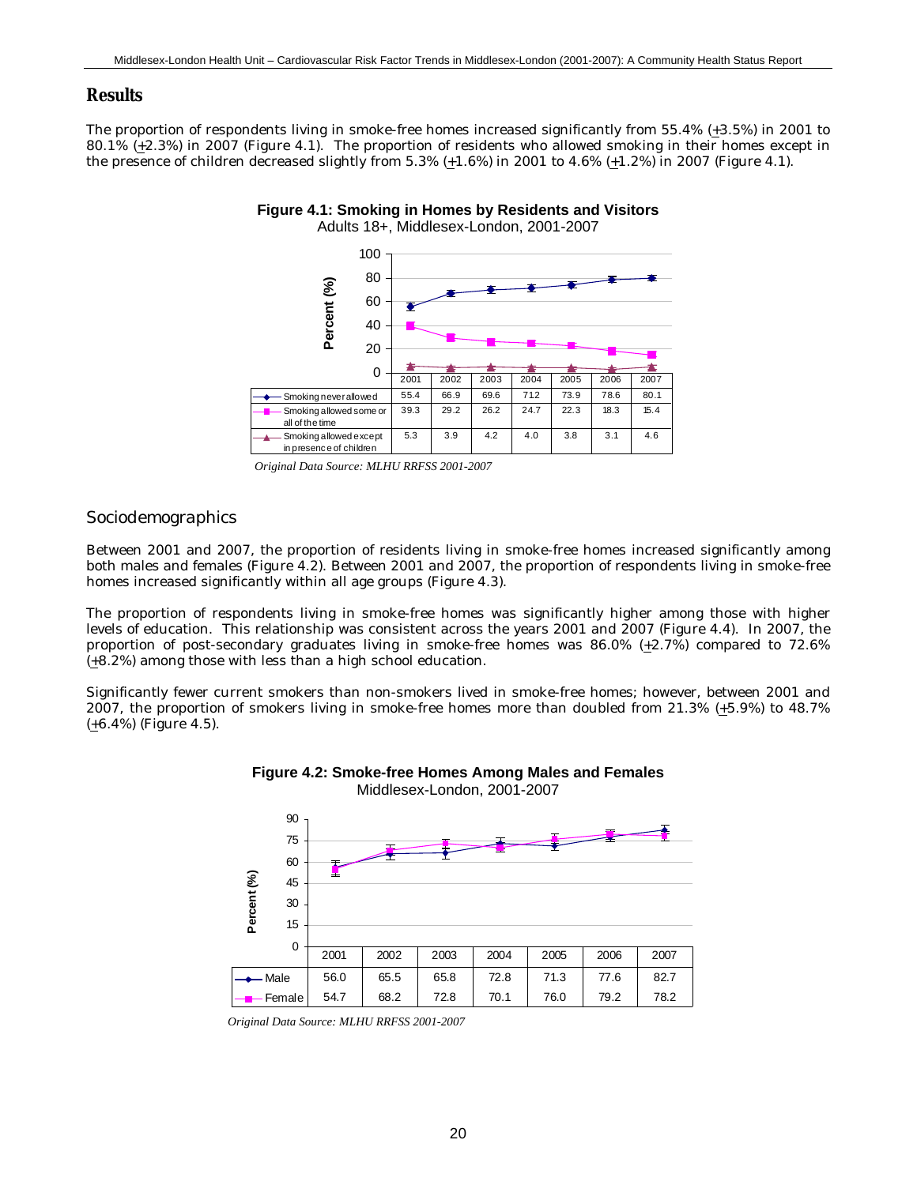## Results

The proportion of respondents living in smoke-free homes increased significantly from 55.4% (±3.5%) in 2001 to 80.1% (±2.3%) in 2007 (Figure 4.1). The proportion of residents who allowed smoking in their homes except in the presence of children decreased slightly from 5.3% (±1.6%) in 2001 to 4.6% (±1.2%) in 2007 (Figure 4.1).

**Figure 4.1: Smoking in Homes by Residents and Visitors**
Adults 18+, Middlesex-London, 2001-2007

| | 2001 | 2002 | 2003 | 2004 | 2005 | 2006 | 2007 |
|---|---|---|---|---|---|---|---|
| Smoking never allowed | 55.4 | 66.9 | 69.6 | 71.2 | 73.9 | 78.6 | 80.1 |
| Smoking allowed some or all of the time | 39.3 | 29.2 | 26.2 | 24.7 | 22.3 | 18.3 | 15.4 |
| Smoking allowed except in presence of children | 5.3 | 3.9 | 4.2 | 4.0 | 3.8 | 3.1 | 4.6 |

*Original Data Source: MLHU RRFSS 2001-2007*

### Sociodemographics

Between 2001 and 2007, the proportion of residents living in smoke-free homes increased significantly among both males and females (Figure 4.2). Between 2001 and 2007, the proportion of respondents living in smoke-free homes increased significantly within all age groups (Figure 4.3).

The proportion of respondents living in smoke-free homes was significantly higher among those with higher levels of education. This relationship was consistent across the years 2001 and 2007 (Figure 4.4). In 2007, the proportion of post-secondary graduates living in smoke-free homes was 86.0% (±2.7%) compared to 72.6% (±8.2%) among those with less than a high school education.

Significantly fewer current smokers than non-smokers lived in smoke-free homes; however, between 2001 and 2007, the proportion of smokers living in smoke-free homes more than doubled from 21.3% (±5.9%) to 48.7% (±6.4%) (Figure 4.5).

**Figure 4.2: Smoke-free Homes Among Males and Females**
Middlesex-London, 2001-2007

| | 2001 | 2002 | 2003 | 2004 | 2005 | 2006 | 2007 |
|---|---|---|---|---|---|---|---|
| Male | 56.0 | 65.5 | 65.8 | 72.8 | 71.3 | 77.6 | 82.7 |
| Female | 54.7 | 68.2 | 72.8 | 70.1 | 76.0 | 79.2 | 78.2 |

*Original Data Source: MLHU RRFSS 2001-2007*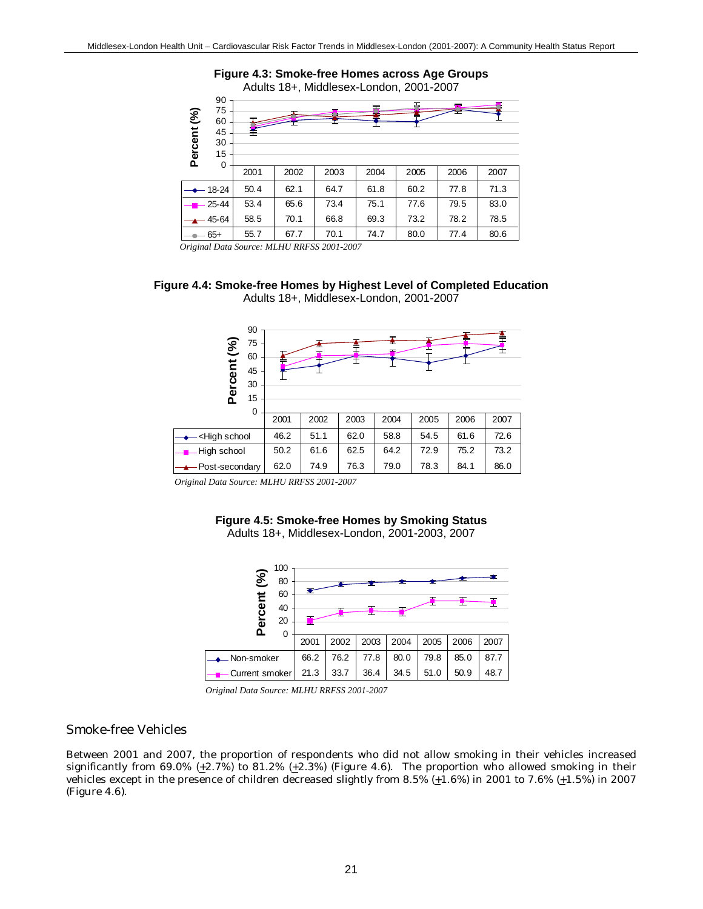**Figure 4.3: Smoke-free Homes across Age Groups**
Adults 18+, Middlesex-London, 2001-2007

| | 2001 | 2002 | 2003 | 2004 | 2005 | 2006 | 2007 |
|---|---|---|---|---|---|---|---|
| 18-24 | 50.4 | 62.1 | 64.7 | 61.8 | 60.2 | 77.8 | 71.3 |
| 25-44 | 53.4 | 65.6 | 73.4 | 75.1 | 77.6 | 79.5 | 83.0 |
| 45-64 | 58.5 | 70.1 | 66.8 | 69.3 | 73.2 | 78.2 | 78.5 |
| 65+ | 55.7 | 67.7 | 70.1 | 74.7 | 80.0 | 77.4 | 80.6 |

*Original Data Source: MLHU RRFSS 2001-2007*

**Figure 4.4: Smoke-free Homes by Highest Level of Completed Education**
Adults 18+, Middlesex-London, 2001-2007

| | 2001 | 2002 | 2003 | 2004 | 2005 | 2006 | 2007 |
|---|---|---|---|---|---|---|---|
| <High school | 46.2 | 51.1 | 62.0 | 58.8 | 54.5 | 61.6 | 72.6 |
| High school | 50.2 | 61.6 | 62.5 | 64.2 | 72.9 | 75.2 | 73.2 |
| Post-secondary | 62.0 | 74.9 | 76.3 | 79.0 | 78.3 | 84.1 | 86.0 |

*Original Data Source: MLHU RRFSS 2001-2007*

**Figure 4.5: Smoke-free Homes by Smoking Status**
Adults 18+, Middlesex-London, 2001-2003, 2007

| | 2001 | 2002 | 2003 | 2004 | 2005 | 2006 | 2007 |
|---|---|---|---|---|---|---|---|
| Non-smoker | 66.2 | 76.2 | 77.8 | 80.0 | 79.8 | 85.0 | 87.7 |
| Current smoker | 21.3 | 33.7 | 36.4 | 34.5 | 51.0 | 50.9 | 48.7 |

*Original Data Source: MLHU RRFSS 2001-2007*

## Smoke-free Vehicles

Between 2001 and 2007, the proportion of respondents who did not allow smoking in their vehicles increased significantly from 69.0% (±2.7%) to 81.2% (±2.3%) (Figure 4.6). The proportion who allowed smoking in their vehicles except in the presence of children decreased slightly from 8.5% (±1.6%) in 2001 to 7.6% (±1.5%) in 2007 (Figure 4.6).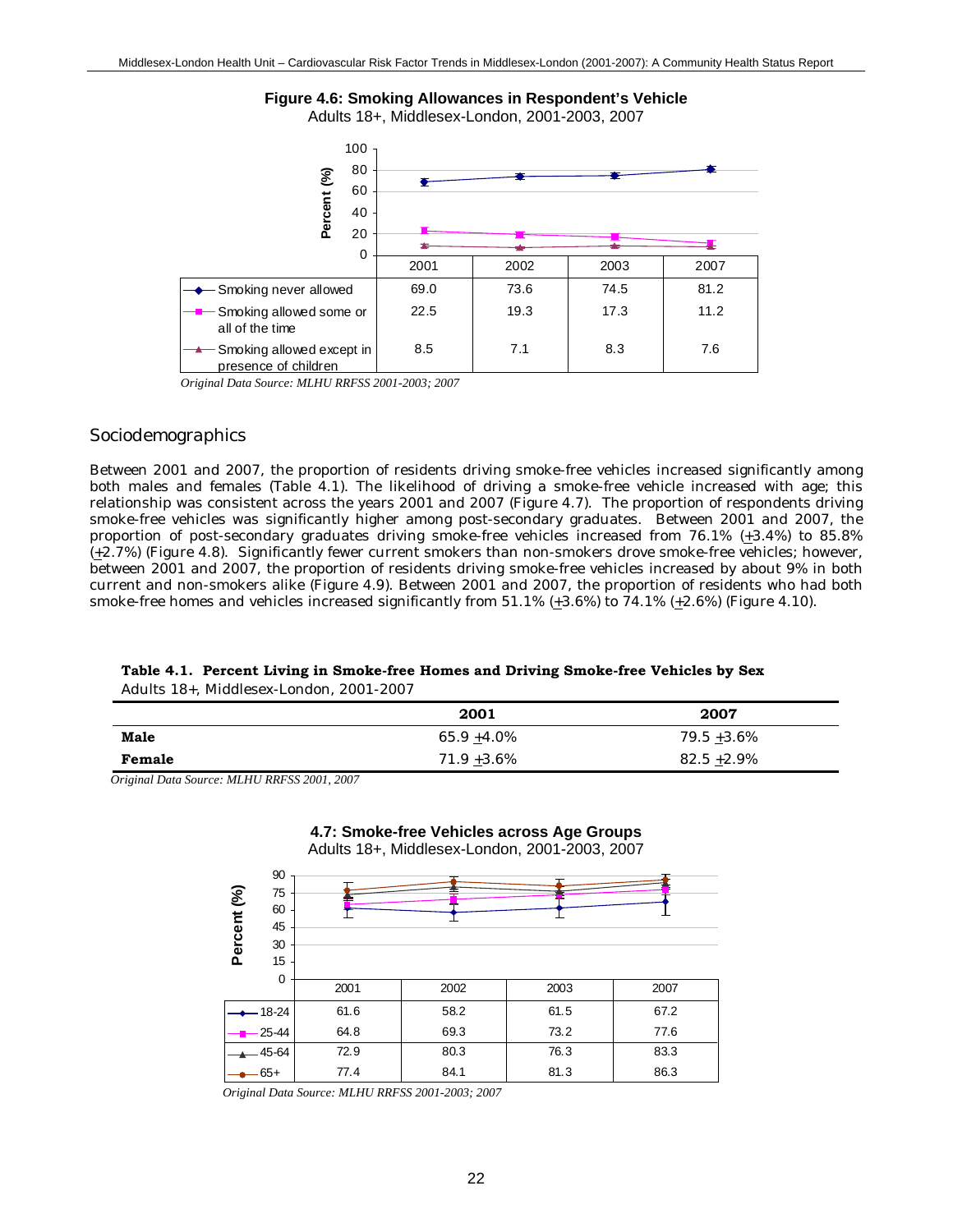**Figure 4.6: Smoking Allowances in Respondent's Vehicle**
Adults 18+, Middlesex-London, 2001-2003, 2007

| | 2001 | 2002 | 2003 | 2007 |
|---|---|---|---|---|
| Smoking never allowed | 69.0 | 73.6 | 74.5 | 81.2 |
| Smoking allowed some or all of the time | 22.5 | 19.3 | 17.3 | 11.2 |
| Smoking allowed except in presence of children | 8.5 | 7.1 | 8.3 | 7.6 |

*Original Data Source: MLHU RRFSS 2001-2003; 2007*

## Sociodemographics

Between 2001 and 2007, the proportion of residents driving smoke-free vehicles increased significantly among both males and females (Table 4.1). The likelihood of driving a smoke-free vehicle increased with age; this relationship was consistent across the years 2001 and 2007 (Figure 4.7). The proportion of respondents driving smoke-free vehicles was significantly higher among post-secondary graduates. Between 2001 and 2007, the proportion of post-secondary graduates driving smoke-free vehicles increased from 76.1% (±3.4%) to 85.8% (±2.7%) (Figure 4.8). Significantly fewer current smokers than non-smokers drove smoke-free vehicles; however, between 2001 and 2007, the proportion of residents driving smoke-free vehicles increased by about 9% in both current and non-smokers alike (Figure 4.9). Between 2001 and 2007, the proportion of residents who had both smoke-free homes and vehicles increased significantly from 51.1% (±3.6%) to 74.1% (±2.6%) (Figure 4.10).

**Table 4.1. Percent Living in Smoke-free Homes and Driving Smoke-free Vehicles by Sex**
Adults 18+, Middlesex-London, 2001-2007

| | 2001 | 2007 |
|---|---|---|
| **Male** | 65.9 ±4.0% | 79.5 ±3.6% |
| **Female** | 71.9 ±3.6% | 82.5 ±2.9% |

*Original Data Source: MLHU RRFSS 2001, 2007*

**4.7: Smoke-free Vehicles across Age Groups**
Adults 18+, Middlesex-London, 2001-2003, 2007

| | 2001 | 2002 | 2003 | 2007 |
|---|---|---|---|---|
| 18-24 | 61.6 | 58.2 | 61.5 | 67.2 |
| 25-44 | 64.8 | 69.3 | 73.2 | 77.6 |
| 45-64 | 72.9 | 80.3 | 76.3 | 83.3 |
| 65+ | 77.4 | 84.1 | 81.3 | 86.3 |

*Original Data Source: MLHU RRFSS 2001-2003; 2007*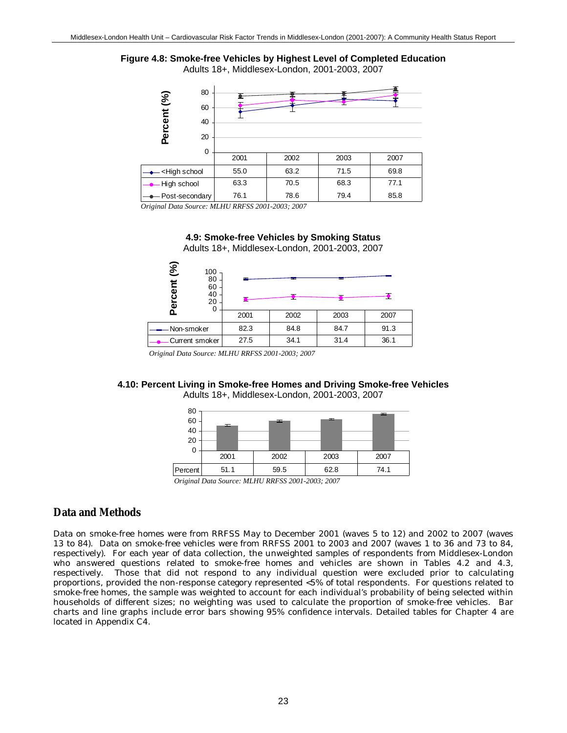**Figure 4.8: Smoke-free Vehicles by Highest Level of Completed Education**

Adults 18+, Middlesex-London, 2001-2003, 2007

| | 2001 | 2002 | 2003 | 2007 |
|---|---|---|---|---|
| <High school | 55.0 | 63.2 | 71.5 | 69.8 |
| High school | 63.3 | 70.5 | 68.3 | 77.1 |
| Post-secondary | 76.1 | 78.6 | 79.4 | 85.8 |

*Original Data Source: MLHU RRFSS 2001-2003; 2007*

**4.9: Smoke-free Vehicles by Smoking Status**

Adults 18+, Middlesex-London, 2001-2003, 2007

| | 2001 | 2002 | 2003 | 2007 |
|---|---|---|---|---|
| Non-smoker | 82.3 | 84.8 | 84.7 | 91.3 |
| Current smoker | 27.5 | 34.1 | 31.4 | 36.1 |

*Original Data Source: MLHU RRFSS 2001-2003; 2007*

**4.10: Percent Living in Smoke-free Homes and Driving Smoke-free Vehicles**

Adults 18+, Middlesex-London, 2001-2003, 2007

| | 2001 | 2002 | 2003 | 2007 |
|---|---|---|---|---|
| Percent | 51.1 | 59.5 | 62.8 | 74.1 |

*Original Data Source: MLHU RRFSS 2001-2003; 2007*

## Data and Methods

Data on smoke-free homes were from RRFSS May to December 2001 (waves 5 to 12) and 2002 to 2007 (waves 13 to 84). Data on smoke-free vehicles were from RRFSS 2001 to 2003 and 2007 (waves 1 to 36 and 73 to 84, respectively). For each year of data collection, the unweighted samples of respondents from Middlesex-London who answered questions related to smoke-free homes and vehicles are shown in Tables 4.2 and 4.3, respectively. Those that did not respond to any individual question were excluded prior to calculating proportions, provided the non-response category represented <5% of total respondents. For questions related to smoke-free homes, the sample was weighted to account for each individual's probability of being selected within households of different sizes; no weighting was used to calculate the proportion of smoke-free vehicles. Bar charts and line graphs include error bars showing 95% confidence intervals. Detailed tables for Chapter 4 are located in Appendix C4.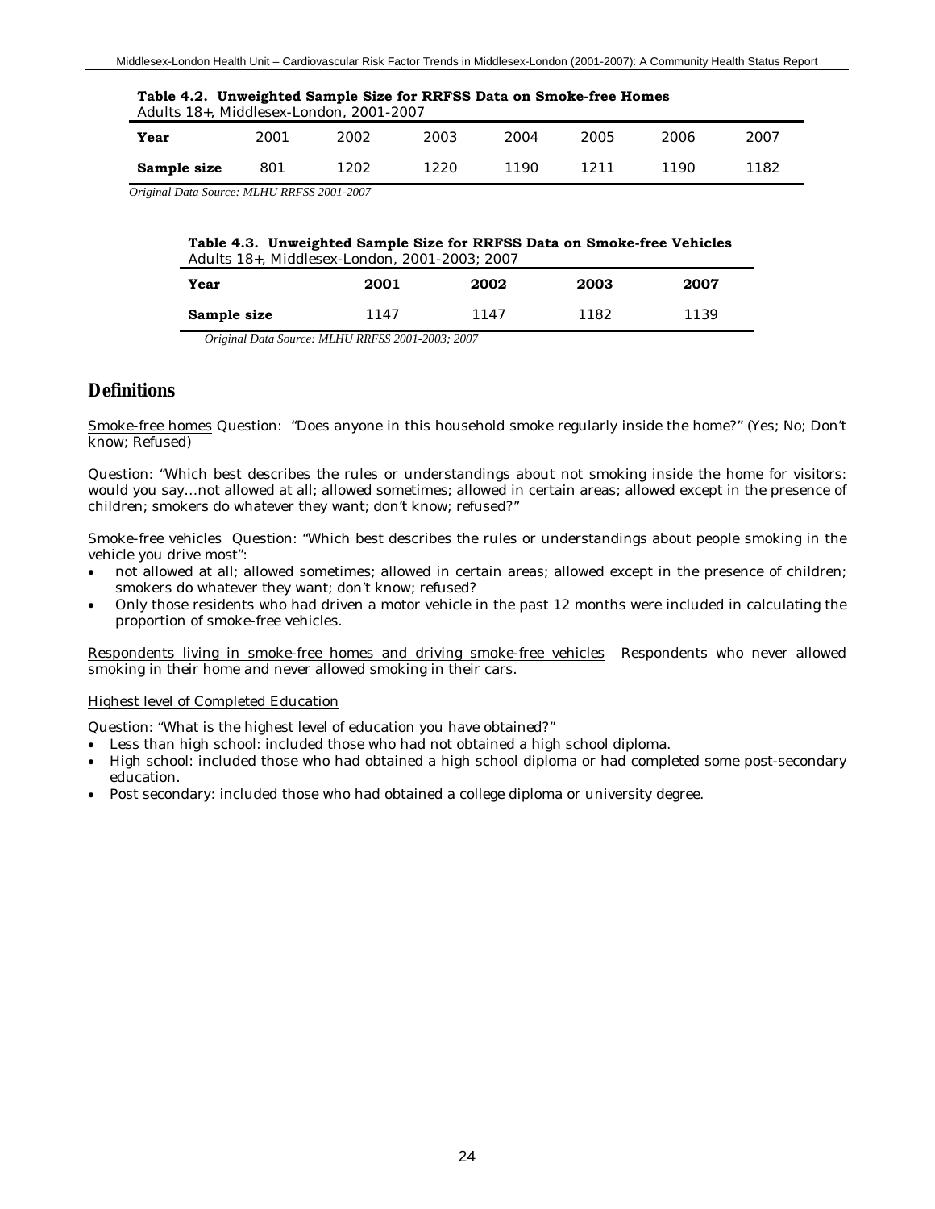**Table 4.2. Unweighted Sample Size for RRFSS Data on Smoke-free Homes**
Adults 18+, Middlesex-London, 2001-2007

| Year | 2001 | 2002 | 2003 | 2004 | 2005 | 2006 | 2007 |
|---|---|---|---|---|---|---|---|
| Sample size | 801 | 1202 | 1220 | 1190 | 1211 | 1190 | 1182 |

*Original Data Source: MLHU RRFSS 2001-2007*

**Table 4.3. Unweighted Sample Size for RRFSS Data on Smoke-free Vehicles**
Adults 18+, Middlesex-London, 2001-2003; 2007

| Year | 2001 | 2002 | 2003 | 2007 |
|---|---|---|---|---|
| Sample size | 1147 | 1147 | 1182 | 1139 |

*Original Data Source: MLHU RRFSS 2001-2003; 2007*

## Definitions

Smoke-free homes Question: "Does anyone in this household smoke regularly inside the home?" (Yes; No; Don't know; Refused)

Question: "Which best describes the rules or understandings about not smoking inside the home for visitors: would you say…not allowed at all; allowed sometimes; allowed in certain areas; allowed except in the presence of children; smokers do whatever they want; don't know; refused?"

Smoke-free vehicles Question: "Which best describes the rules or understandings about people smoking in the vehicle you drive most":

- not allowed at all; allowed sometimes; allowed in certain areas; allowed except in the presence of children; smokers do whatever they want; don't know; refused?
- Only those residents who had driven a motor vehicle in the past 12 months were included in calculating the proportion of smoke-free vehicles.

Respondents living in smoke-free homes and driving smoke-free vehicles Respondents who never allowed smoking in their home and never allowed smoking in their cars.

Highest level of Completed Education

Question: "What is the highest level of education you have obtained?"

- Less than high school: included those who had not obtained a high school diploma.
- High school: included those who had obtained a high school diploma or had completed some post-secondary education.
- Post secondary: included those who had obtained a college diploma or university degree.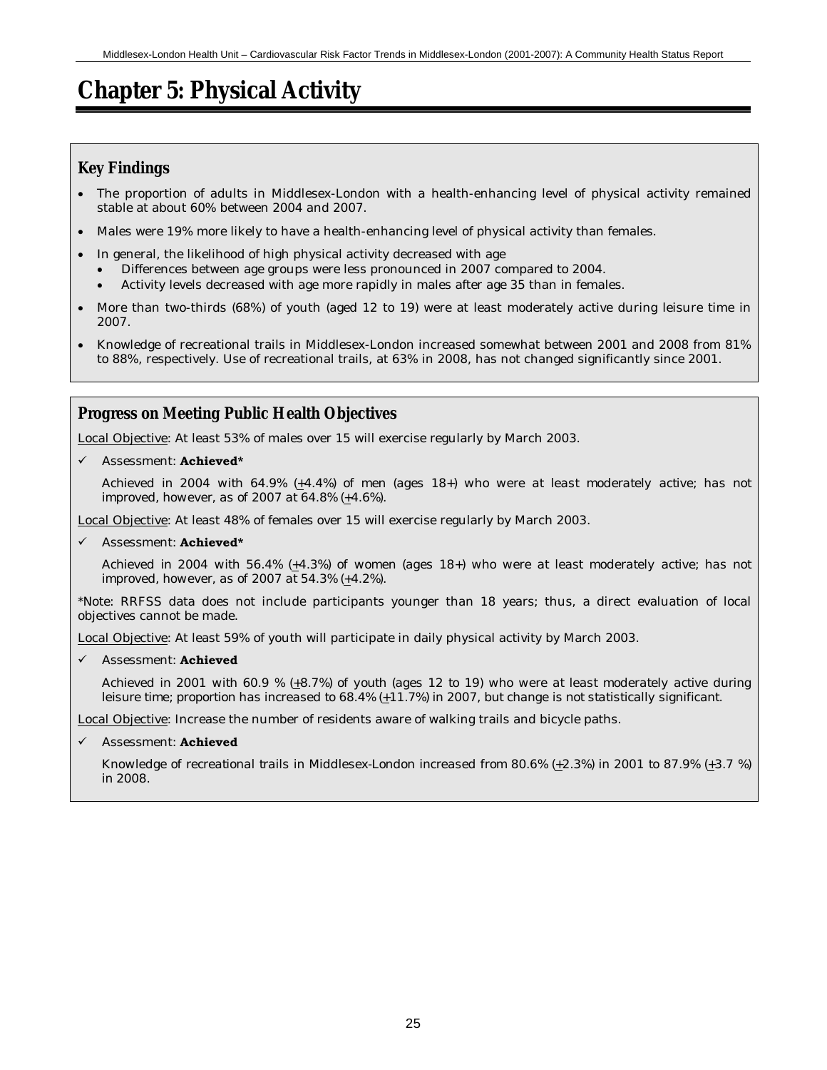# Chapter 5: Physical Activity

## Key Findings

- The proportion of adults in Middlesex-London with a health-enhancing level of physical activity remained stable at about 60% between 2004 and 2007.
- Males were 19% more likely to have a health-enhancing level of physical activity than females.
- In general, the likelihood of high physical activity decreased with age
  - Differences between age groups were less pronounced in 2007 compared to 2004.
  - Activity levels decreased with age more rapidly in males after age 35 than in females.
- More than two-thirds (68%) of youth (aged 12 to 19) were at least moderately active during leisure time in 2007.
- Knowledge of recreational trails in Middlesex-London increased somewhat between 2001 and 2008 from 81% to 88%, respectively. Use of recreational trails, at 63% in 2008, has not changed significantly since 2001.

## Progress on Meeting Public Health Objectives

Local Objective: At least 53% of males over 15 will exercise regularly by March 2003.

- ✓ Assessment: **Achieved***

  Achieved in 2004 with 64.9% (±4.4%) of men (ages 18+) who were at least moderately active; has not improved, however, as of 2007 at 64.8% (±4.6%).

Local Objective: At least 48% of females over 15 will exercise regularly by March 2003.

- ✓ Assessment: **Achieved***

  Achieved in 2004 with 56.4% (±4.3%) of women (ages 18+) who were at least moderately active; has not improved, however, as of 2007 at 54.3% (±4.2%).

*Note: RRFSS data does not include participants younger than 18 years; thus, a direct evaluation of local objectives cannot be made.

Local Objective: At least 59% of youth will participate in daily physical activity by March 2003.

- ✓ Assessment: **Achieved**

  Achieved in 2001 with 60.9 % (±8.7%) of youth (ages 12 to 19) who were at least moderately active during leisure time; proportion has increased to 68.4% (±11.7%) in 2007, but change is not statistically significant.

Local Objective: Increase the number of residents aware of walking trails and bicycle paths.

- ✓ Assessment: **Achieved**

  Knowledge of recreational trails in Middlesex-London increased from 80.6% (±2.3%) in 2001 to 87.9% (±3.7 %) in 2008.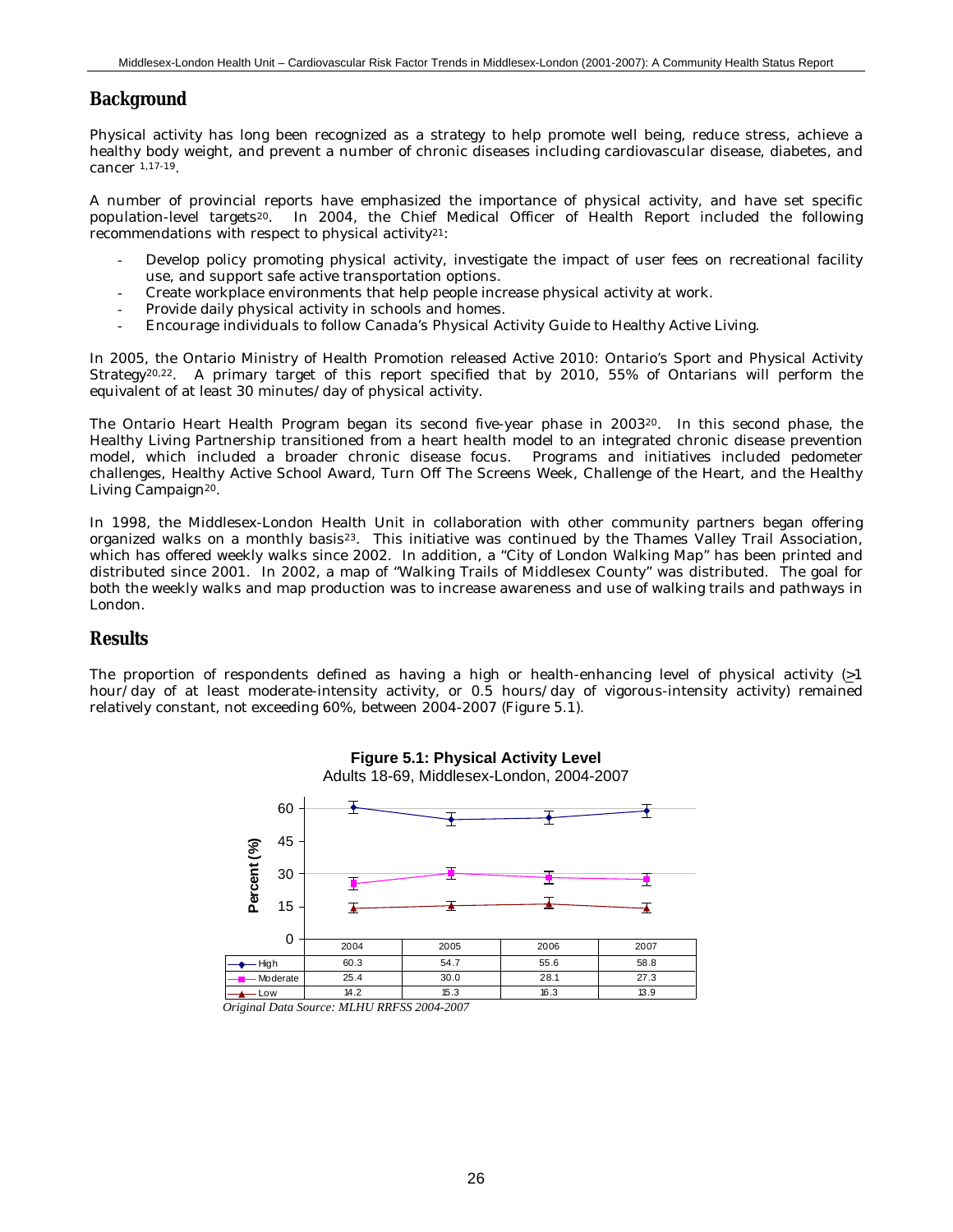## Background

Physical activity has long been recognized as a strategy to help promote well being, reduce stress, achieve a healthy body weight, and prevent a number of chronic diseases including cardiovascular disease, diabetes, and cancer [1,17-19].

A number of provincial reports have emphasized the importance of physical activity, and have set specific population-level targets[20]. In 2004, the Chief Medical Officer of Health Report included the following recommendations with respect to physical activity[21]:

- Develop policy promoting physical activity, investigate the impact of user fees on recreational facility use, and support safe active transportation options.
- Create workplace environments that help people increase physical activity at work.
- Provide daily physical activity in schools and homes.
- Encourage individuals to follow Canada's Physical Activity Guide to Healthy Active Living.

In 2005, the Ontario Ministry of Health Promotion released Active 2010: Ontario's Sport and Physical Activity Strategy[20,22]. A primary target of this report specified that by 2010, 55% of Ontarians will perform the equivalent of at least 30 minutes/day of physical activity.

The Ontario Heart Health Program began its second five-year phase in 2003[20]. In this second phase, the Healthy Living Partnership transitioned from a heart health model to an integrated chronic disease prevention model, which included a broader chronic disease focus. Programs and initiatives included pedometer challenges, Healthy Active School Award, Turn Off The Screens Week, Challenge of the Heart, and the Healthy Living Campaign[20].

In 1998, the Middlesex-London Health Unit in collaboration with other community partners began offering organized walks on a monthly basis[23]. This initiative was continued by the Thames Valley Trail Association, which has offered weekly walks since 2002. In addition, a "City of London Walking Map" has been printed and distributed since 2001. In 2002, a map of "Walking Trails of Middlesex County" was distributed. The goal for both the weekly walks and map production was to increase awareness and use of walking trails and pathways in London.

## Results

The proportion of respondents defined as having a high or health-enhancing level of physical activity (≥1 hour/day of at least moderate-intensity activity, or 0.5 hours/day of vigorous-intensity activity) remained relatively constant, not exceeding 60%, between 2004-2007 (Figure 5.1).

**Figure 5.1: Physical Activity Level**
Adults 18-69, Middlesex-London, 2004-2007

| | 2004 | 2005 | 2006 | 2007 |
|---|---|---|---|---|
| High | 60.3 | 54.7 | 55.6 | 58.8 |
| Moderate | 25.4 | 30.0 | 28.1 | 27.3 |
| Low | 14.2 | 15.3 | 16.3 | 13.9 |

*Original Data Source: MLHU RRFSS 2004-2007*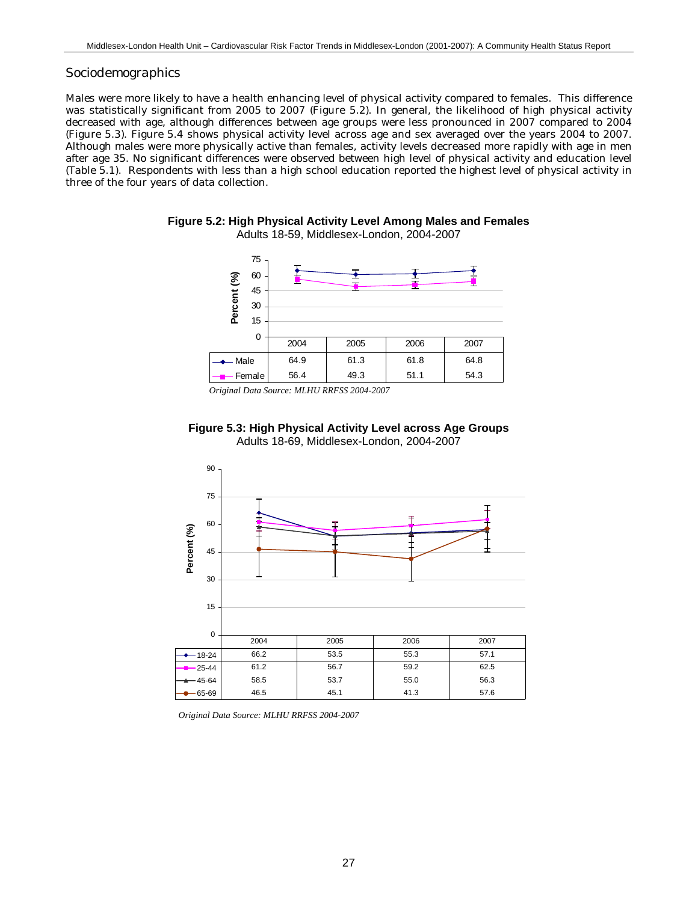## Sociodemographics

Males were more likely to have a health enhancing level of physical activity compared to females. This difference was statistically significant from 2005 to 2007 (Figure 5.2). In general, the likelihood of high physical activity decreased with age, although differences between age groups were less pronounced in 2007 compared to 2004 (Figure 5.3). Figure 5.4 shows physical activity level across age and sex averaged over the years 2004 to 2007. Although males were more physically active than females, activity levels decreased more rapidly with age in men after age 35. No significant differences were observed between high level of physical activity and education level (Table 5.1). Respondents with less than a high school education reported the highest level of physical activity in three of the four years of data collection.

**Figure 5.2: High Physical Activity Level Among Males and Females**
Adults 18-59, Middlesex-London, 2004-2007

| | 2004 | 2005 | 2006 | 2007 |
|---|---|---|---|---|
| Male | 64.9 | 61.3 | 61.8 | 64.8 |
| Female | 56.4 | 49.3 | 51.1 | 54.3 |

*Original Data Source: MLHU RRFSS 2004-2007*

**Figure 5.3: High Physical Activity Level across Age Groups**
Adults 18-69, Middlesex-London, 2004-2007

| | 2004 | 2005 | 2006 | 2007 |
|---|---|---|---|---|
| 18-24 | 66.2 | 53.5 | 55.3 | 57.1 |
| 25-44 | 61.2 | 56.7 | 59.2 | 62.5 |
| 45-64 | 58.5 | 53.7 | 55.0 | 56.3 |
| 65-69 | 46.5 | 45.1 | 41.3 | 57.6 |

*Original Data Source: MLHU RRFSS 2004-2007*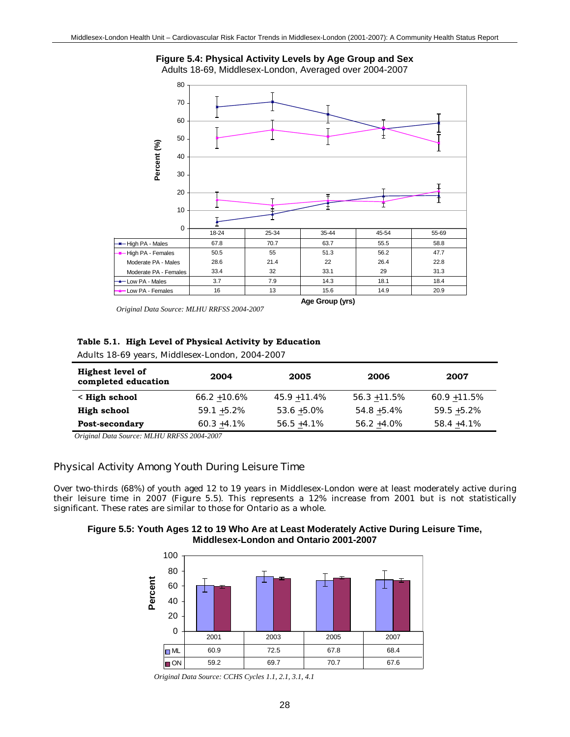**Figure 5.4: Physical Activity Levels by Age Group and Sex**
Adults 18-69, Middlesex-London, Averaged over 2004-2007

| | 18-24 | 25-34 | 35-44 | 45-54 | 55-69 |
|---|---|---|---|---|---|
| High PA - Males | 67.8 | 70.7 | 63.7 | 55.5 | 58.8 |
| High PA - Females | 50.5 | 55 | 51.3 | 56.2 | 47.7 |
| Moderate PA - Males | 28.6 | 21.4 | 22 | 26.4 | 22.8 |
| Moderate PA - Females | 33.4 | 32 | 33.1 | 29 | 31.3 |
| Low PA - Males | 3.7 | 7.9 | 14.3 | 18.1 | 18.4 |
| Low PA - Females | 16 | 13 | 15.6 | 14.9 | 20.9 |

Age Group (yrs)

*Original Data Source: MLHU RRFSS 2004-2007*

**Table 5.1. High Level of Physical Activity by Education**
Adults 18-69 years, Middlesex-London, 2004-2007

| Highest level of completed education | 2004 | 2005 | 2006 | 2007 |
|---|---|---|---|---|
| **< High school** | 66.2 ±10.6% | 45.9 ±11.4% | 56.3 ±11.5% | 60.9 ±11.5% |
| **High school** | 59.1 ±5.2% | 53.6 ±5.0% | 54.8 ±5.4% | 59.5 ±5.2% |
| **Post-secondary** | 60.3 ±4.1% | 56.5 ±4.1% | 56.2 ±4.0% | 58.4 ±4.1% |

*Original Data Source: MLHU RRFSS 2004-2007*

## Physical Activity Among Youth During Leisure Time

Over two-thirds (68%) of youth aged 12 to 19 years in Middlesex-London were at least moderately active during their leisure time in 2007 (Figure 5.5). This represents a 12% increase from 2001 but is not statistically significant. These rates are similar to those for Ontario as a whole.

**Figure 5.5: Youth Ages 12 to 19 Who Are at Least Moderately Active During Leisure Time, Middlesex-London and Ontario 2001-2007**

| | 2001 | 2003 | 2005 | 2007 |
|---|---|---|---|---|
| ML | 60.9 | 72.5 | 67.8 | 68.4 |
| ON | 59.2 | 69.7 | 70.7 | 67.6 |

*Original Data Source: CCHS Cycles 1.1, 2.1, 3.1, 4.1*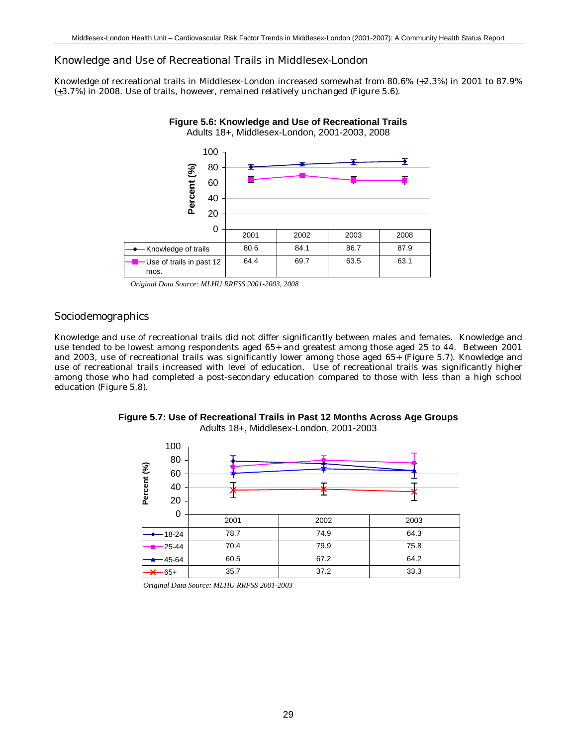## Knowledge and Use of Recreational Trails in Middlesex-London

Knowledge of recreational trails in Middlesex-London increased somewhat from 80.6% (±2.3%) in 2001 to 87.9% (±3.7%) in 2008. Use of trails, however, remained relatively unchanged (Figure 5.6).

**Figure 5.6: Knowledge and Use of Recreational Trails**
Adults 18+, Middlesex-London, 2001-2003, 2008

| | 2001 | 2002 | 2003 | 2008 |
|---|---|---|---|---|
| Knowledge of trails | 80.6 | 84.1 | 86.7 | 87.9 |
| Use of trails in past 12 mos. | 64.4 | 69.7 | 63.5 | 63.1 |

*Original Data Source: MLHU RRFSS 2001-2003, 2008*

## Sociodemographics

Knowledge and use of recreational trails did not differ significantly between males and females. Knowledge and use tended to be lowest among respondents aged 65+ and greatest among those aged 25 to 44. Between 2001 and 2003, use of recreational trails was significantly lower among those aged 65+ (Figure 5.7). Knowledge and use of recreational trails increased with level of education. Use of recreational trails was significantly higher among those who had completed a post-secondary education compared to those with less than a high school education (Figure 5.8).

**Figure 5.7: Use of Recreational Trails in Past 12 Months Across Age Groups**
Adults 18+, Middlesex-London, 2001-2003

| | 2001 | 2002 | 2003 |
|---|---|---|---|
| 18-24 | 78.7 | 74.9 | 64.3 |
| 25-44 | 70.4 | 79.9 | 75.8 |
| 45-64 | 60.5 | 67.2 | 64.2 |
| 65+ | 35.7 | 37.2 | 33.3 |

*Original Data Source: MLHU RRFSS 2001-2003*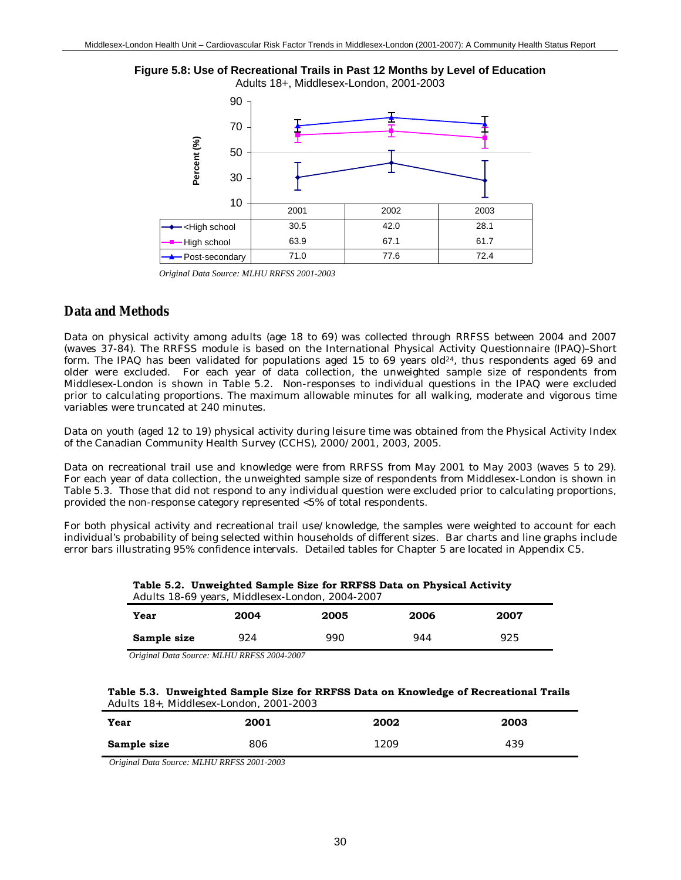**Figure 5.8: Use of Recreational Trails in Past 12 Months by Level of Education**

Adults 18+, Middlesex-London, 2001-2003

| | 2001 | 2002 | 2003 |
|---|---|---|---|
| <High school | 30.5 | 42.0 | 28.1 |
| High school | 63.9 | 67.1 | 61.7 |
| Post-secondary | 71.0 | 77.6 | 72.4 |

*Original Data Source: MLHU RRFSS 2001-2003*

## Data and Methods

Data on physical activity among adults (age 18 to 69) was collected through RRFSS between 2004 and 2007 (waves 37-84). The RRFSS module is based on the International Physical Activity Questionnaire (IPAQ)–Short form. The IPAQ has been validated for populations aged 15 to 69 years old[24], thus respondents aged 69 and older were excluded. For each year of data collection, the unweighted sample size of respondents from Middlesex-London is shown in Table 5.2. Non-responses to individual questions in the IPAQ were excluded prior to calculating proportions. The maximum allowable minutes for all walking, moderate and vigorous time variables were truncated at 240 minutes.

Data on youth (aged 12 to 19) physical activity during leisure time was obtained from the Physical Activity Index of the Canadian Community Health Survey (CCHS), 2000/2001, 2003, 2005.

Data on recreational trail use and knowledge were from RRFSS from May 2001 to May 2003 (waves 5 to 29). For each year of data collection, the unweighted sample size of respondents from Middlesex-London is shown in Table 5.3. Those that did not respond to any individual question were excluded prior to calculating proportions, provided the non-response category represented <5% of total respondents.

For both physical activity and recreational trail use/knowledge, the samples were weighted to account for each individual's probability of being selected within households of different sizes. Bar charts and line graphs include error bars illustrating 95% confidence intervals. Detailed tables for Chapter 5 are located in Appendix C5.

**Table 5.2. Unweighted Sample Size for RRFSS Data on Physical Activity**
Adults 18-69 years, Middlesex-London, 2004-2007

| Year | 2004 | 2005 | 2006 | 2007 |
|---|---|---|---|---|
| Sample size | 924 | 990 | 944 | 925 |

*Original Data Source: MLHU RRFSS 2004-2007*

**Table 5.3. Unweighted Sample Size for RRFSS Data on Knowledge of Recreational Trails**
Adults 18+, Middlesex-London, 2001-2003

| Year | 2001 | 2002 | 2003 |
|---|---|---|---|
| Sample size | 806 | 1209 | 439 |

*Original Data Source: MLHU RRFSS 2001-2003*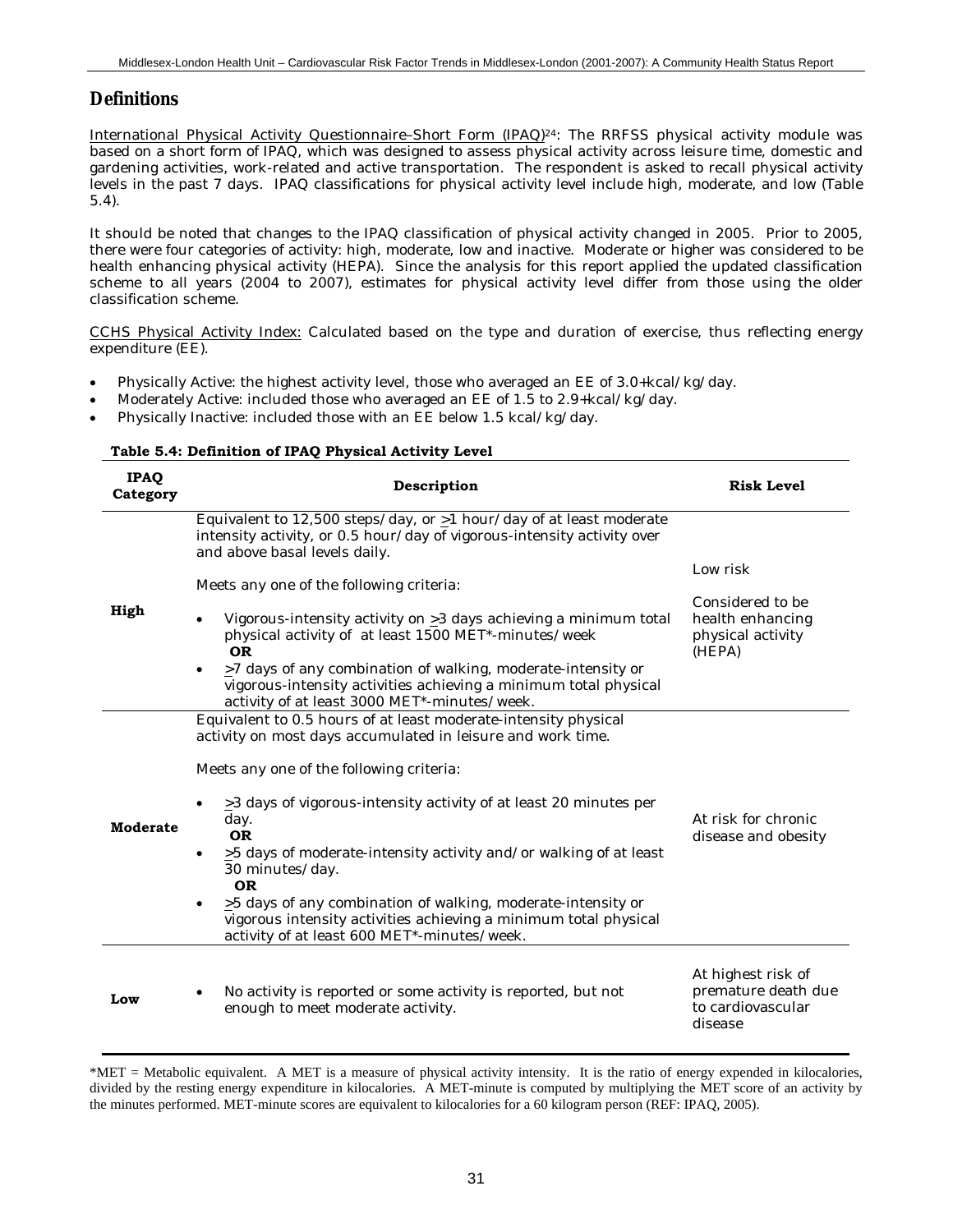## Definitions

International Physical Activity Questionnaire–Short Form (IPAQ)[24]: The RRFSS physical activity module was based on a short form of IPAQ, which was designed to assess physical activity across leisure time, domestic and gardening activities, work-related and active transportation. The respondent is asked to recall physical activity levels in the past 7 days. IPAQ classifications for physical activity level include high, moderate, and low (Table 5.4).

It should be noted that changes to the IPAQ classification of physical activity changed in 2005. Prior to 2005, there were four categories of activity: high, moderate, low and inactive. Moderate or higher was considered to be health enhancing physical activity (HEPA). Since the analysis for this report applied the updated classification scheme to all years (2004 to 2007), estimates for physical activity level differ from those using the older classification scheme.

CCHS Physical Activity Index: Calculated based on the type and duration of exercise, thus reflecting energy expenditure (EE).

- Physically Active: the highest activity level, those who averaged an EE of 3.0+kcal/kg/day.
- Moderately Active: included those who averaged an EE of 1.5 to 2.9+kcal/kg/day.
- Physically Inactive: included those with an EE below 1.5 kcal/kg/day.

**Table 5.4: Definition of IPAQ Physical Activity Level**

| IPAQ Category | Description | Risk Level |
|---|---|---|
| **High** | Equivalent to 12,500 steps/day, or ≥1 hour/day of at least moderate intensity activity, or 0.5 hour/day of vigorous-intensity activity over and above basal levels daily.<br><br>Meets any one of the following criteria:<br>• Vigorous-intensity activity on ≥3 days achieving a minimum total physical activity of at least 1500 MET*-minutes/week **OR**<br>• ≥7 days of any combination of walking, moderate-intensity or vigorous-intensity activities achieving a minimum total physical activity of at least 3000 MET*-minutes/week. | Low risk<br><br>Considered to be health enhancing physical activity (HEPA) |
| **Moderate** | Equivalent to 0.5 hours of at least moderate-intensity physical activity on most days accumulated in leisure and work time.<br><br>Meets any one of the following criteria:<br>• ≥3 days of vigorous-intensity activity of at least 20 minutes per day. **OR**<br>• ≥5 days of moderate-intensity activity and/or walking of at least 30 minutes/day. **OR**<br>• ≥5 days of any combination of walking, moderate-intensity or vigorous intensity activities achieving a minimum total physical activity of at least 600 MET*-minutes/week. | At risk for chronic disease and obesity |
| **Low** | • No activity is reported or some activity is reported, but not enough to meet moderate activity. | At highest risk of premature death due to cardiovascular disease |

*MET = Metabolic equivalent. A MET is a measure of physical activity intensity. It is the ratio of energy expended in kilocalories, divided by the resting energy expenditure in kilocalories. A MET-minute is computed by multiplying the MET score of an activity by the minutes performed. MET-minute scores are equivalent to kilocalories for a 60 kilogram person (REF: IPAQ, 2005).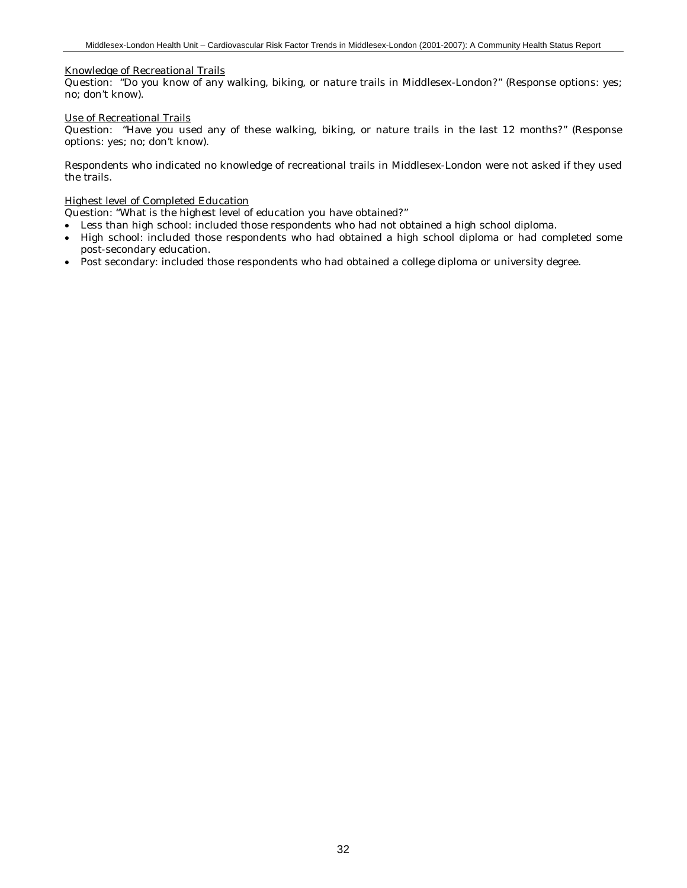Knowledge of Recreational Trails

Question: "Do you know of any walking, biking, or nature trails in Middlesex-London?" (Response options: yes; no; don't know).

Use of Recreational Trails

Question: "Have you used any of these walking, biking, or nature trails in the last 12 months?" (Response options: yes; no; don't know).

Respondents who indicated no knowledge of recreational trails in Middlesex-London were not asked if they used the trails.

Highest level of Completed Education

Question: "What is the highest level of education you have obtained?"

- Less than high school: included those respondents who had not obtained a high school diploma.
- High school: included those respondents who had obtained a high school diploma or had completed some post-secondary education.
- Post secondary: included those respondents who had obtained a college diploma or university degree.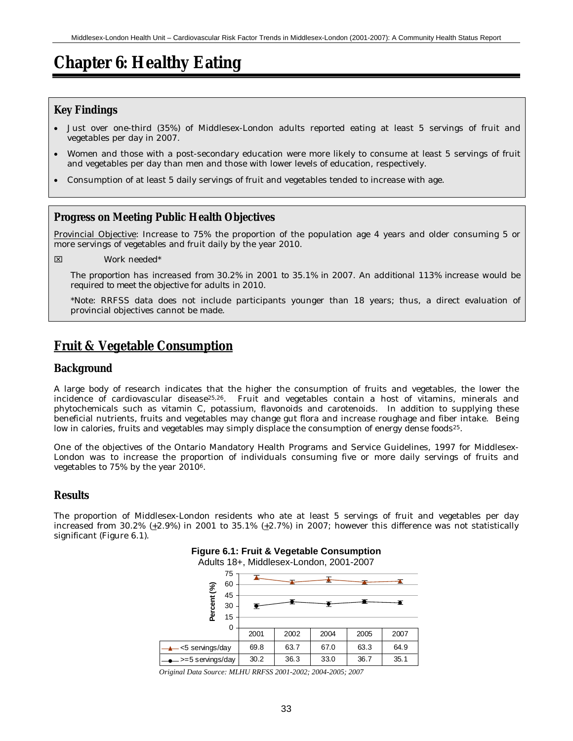# Chapter 6: Healthy Eating

## Key Findings

- Just over one-third (35%) of Middlesex-London adults reported eating at least 5 servings of fruit and vegetables per day in 2007.
- Women and those with a post-secondary education were more likely to consume at least 5 servings of fruit and vegetables per day than men and those with lower levels of education, respectively.
- Consumption of at least 5 daily servings of fruit and vegetables tended to increase with age.

## Progress on Meeting Public Health Objectives

Provincial Objective: Increase to 75% the proportion of the population age 4 years and older consuming 5 or more servings of vegetables and fruit daily by the year 2010.

☒ Work needed*

The proportion has increased from 30.2% in 2001 to 35.1% in 2007. An additional 113% increase would be required to meet the objective for adults in 2010.

*Note: RRFSS data does not include participants younger than 18 years; thus, a direct evaluation of provincial objectives cannot be made.

## Fruit & Vegetable Consumption

### Background

A large body of research indicates that the higher the consumption of fruits and vegetables, the lower the incidence of cardiovascular disease[25,26]. Fruit and vegetables contain a host of vitamins, minerals and phytochemicals such as vitamin C, potassium, flavonoids and carotenoids. In addition to supplying these beneficial nutrients, fruits and vegetables may change gut flora and increase roughage and fiber intake. Being low in calories, fruits and vegetables may simply displace the consumption of energy dense foods[25].

One of the objectives of the Ontario Mandatory Health Programs and Service Guidelines, 1997 for Middlesex-London was to increase the proportion of individuals consuming five or more daily servings of fruits and vegetables to 75% by the year 2010[6].

### Results

The proportion of Middlesex-London residents who ate at least 5 servings of fruit and vegetables per day increased from 30.2% (±2.9%) in 2001 to 35.1% (±2.7%) in 2007; however this difference was not statistically significant (Figure 6.1).

**Figure 6.1: Fruit & Vegetable Consumption**
Adults 18+, Middlesex-London, 2001-2007

| | 2001 | 2002 | 2004 | 2005 | 2007 |
|---|---|---|---|---|---|
| <5 servings/day | 69.8 | 63.7 | 67.0 | 63.3 | 64.9 |
| >=5 servings/day | 30.2 | 36.3 | 33.0 | 36.7 | 35.1 |

*Original Data Source: MLHU RRFSS 2001-2002; 2004-2005; 2007*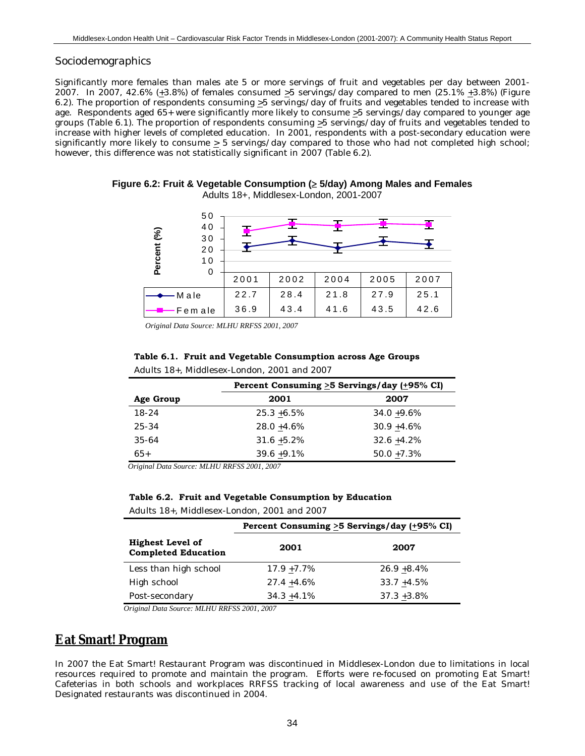## Sociodemographics

Significantly more females than males ate 5 or more servings of fruit and vegetables per day between 2001-2007. In 2007, 42.6% (+3.8%) of females consumed >5 servings/day compared to men (25.1% +3.8%) (Figure 6.2). The proportion of respondents consuming >5 servings/day of fruits and vegetables tended to increase with age. Respondents aged 65+ were significantly more likely to consume >5 servings/day compared to younger age groups (Table 6.1). The proportion of respondents consuming >5 servings/day of fruits and vegetables tended to increase with higher levels of completed education. In 2001, respondents with a post-secondary education were significantly more likely to consume > 5 servings/day compared to those who had not completed high school; however, this difference was not statistically significant in 2007 (Table 6.2).

**Figure 6.2: Fruit & Vegetable Consumption (≥ 5/day) Among Males and Females**
Adults 18+, Middlesex-London, 2001-2007

| | 2001 | 2002 | 2004 | 2005 | 2007 |
|---|---|---|---|---|---|
| Male | 22.7 | 28.4 | 21.8 | 27.9 | 25.1 |
| Female | 36.9 | 43.4 | 41.6 | 43.5 | 42.6 |

*Original Data Source: MLHU RRFSS 2001, 2007*

**Table 6.1. Fruit and Vegetable Consumption across Age Groups**
Adults 18+, Middlesex-London, 2001 and 2007

| | Percent Consuming >5 Servings/day (+95% CI) | |
|---|---|---|
| **Age Group** | **2001** | **2007** |
| 18-24 | 25.3 +6.5% | 34.0 +9.6% |
| 25-34 | 28.0 +4.6% | 30.9 +4.6% |
| 35-64 | 31.6 +5.2% | 32.6 +4.2% |
| 65+ | 39.6 +9.1% | 50.0 +7.3% |

*Original Data Source: MLHU RRFSS 2001, 2007*

**Table 6.2. Fruit and Vegetable Consumption by Education**
Adults 18+, Middlesex-London, 2001 and 2007

| | Percent Consuming >5 Servings/day (+95% CI) | |
|---|---|---|
| **Highest Level of Completed Education** | **2001** | **2007** |
| Less than high school | 17.9 +7.7% | 26.9 +8.4% |
| High school | 27.4 +4.6% | 33.7 +4.5% |
| Post-secondary | 34.3 +4.1% | 37.3 +3.8% |

*Original Data Source: MLHU RRFSS 2001, 2007*

## Eat Smart! Program

In 2007 the Eat Smart! Restaurant Program was discontinued in Middlesex-London due to limitations in local resources required to promote and maintain the program. Efforts were re-focused on promoting Eat Smart! Cafeterias in both schools and workplaces RRFSS tracking of local awareness and use of the Eat Smart! Designated restaurants was discontinued in 2004.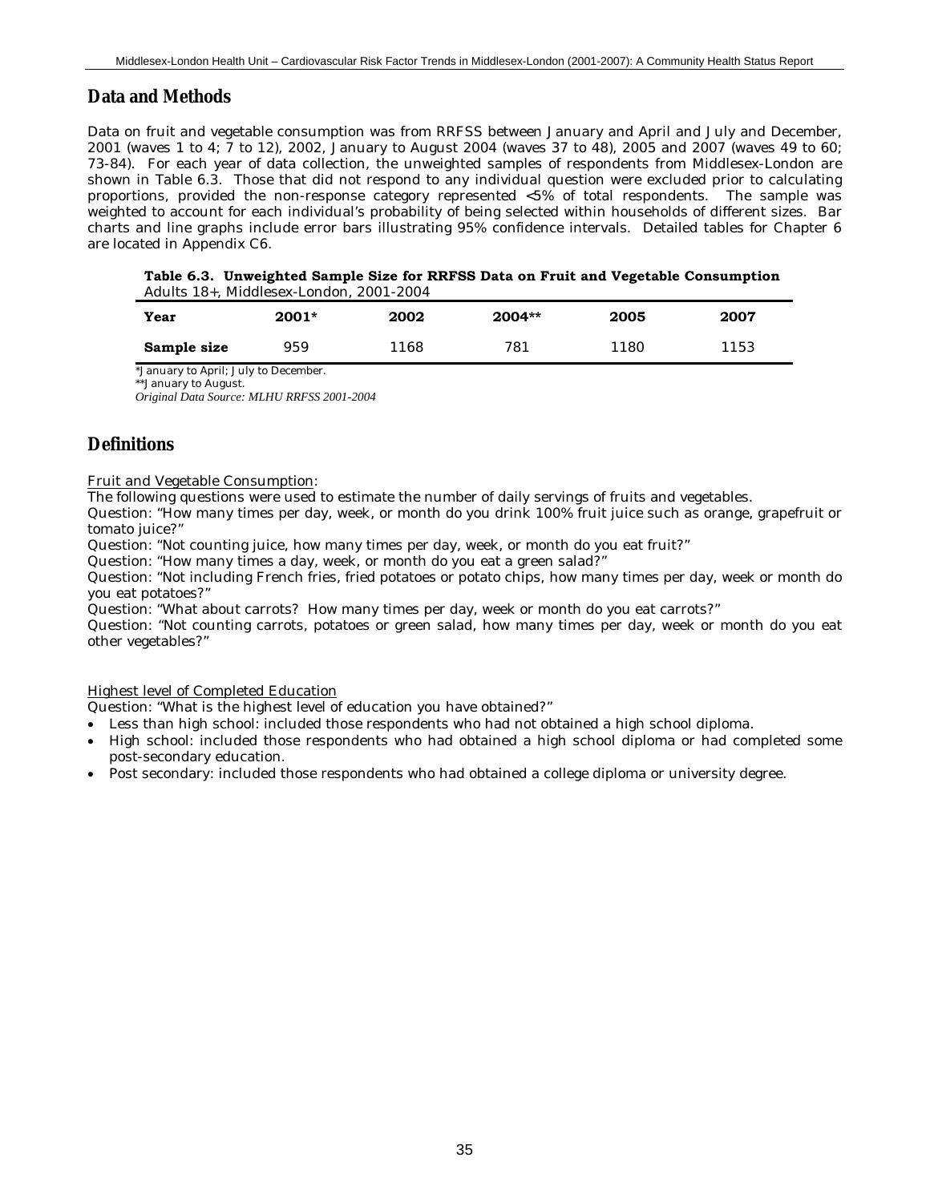## Data and Methods

Data on fruit and vegetable consumption was from RRFSS between January and April and July and December, 2001 (waves 1 to 4; 7 to 12), 2002, January to August 2004 (waves 37 to 48), 2005 and 2007 (waves 49 to 60; 73-84). For each year of data collection, the unweighted samples of respondents from Middlesex-London are shown in Table 6.3. Those that did not respond to any individual question were excluded prior to calculating proportions, provided the non-response category represented <5% of total respondents. The sample was weighted to account for each individual's probability of being selected within households of different sizes. Bar charts and line graphs include error bars illustrating 95% confidence intervals. Detailed tables for Chapter 6 are located in Appendix C6.

**Table 6.3. Unweighted Sample Size for RRFSS Data on Fruit and Vegetable Consumption**
Adults 18+, Middlesex-London, 2001-2004

| Year | 2001* | 2002 | 2004** | 2005 | 2007 |
|---|---|---|---|---|---|
| Sample size | 959 | 1168 | 781 | 1180 | 1153 |

*January to April; July to December.
**January to August.
*Original Data Source: MLHU RRFSS 2001-2004*

## Definitions

Fruit and Vegetable Consumption:
The following questions were used to estimate the number of daily servings of fruits and vegetables.
Question: "How many times per day, week, or month do you drink 100% fruit juice such as orange, grapefruit or tomato juice?"
Question: "Not counting juice, how many times per day, week, or month do you eat fruit?"
Question: "How many times a day, week, or month do you eat a green salad?"
Question: "Not including French fries, fried potatoes or potato chips, how many times per day, week or month do you eat potatoes?"
Question: "What about carrots? How many times per day, week or month do you eat carrots?"
Question: "Not counting carrots, potatoes or green salad, how many times per day, week or month do you eat other vegetables?"

Highest level of Completed Education
Question: "What is the highest level of education you have obtained?"

- Less than high school: included those respondents who had not obtained a high school diploma.
- High school: included those respondents who had obtained a high school diploma or had completed some post-secondary education.
- Post secondary: included those respondents who had obtained a college diploma or university degree.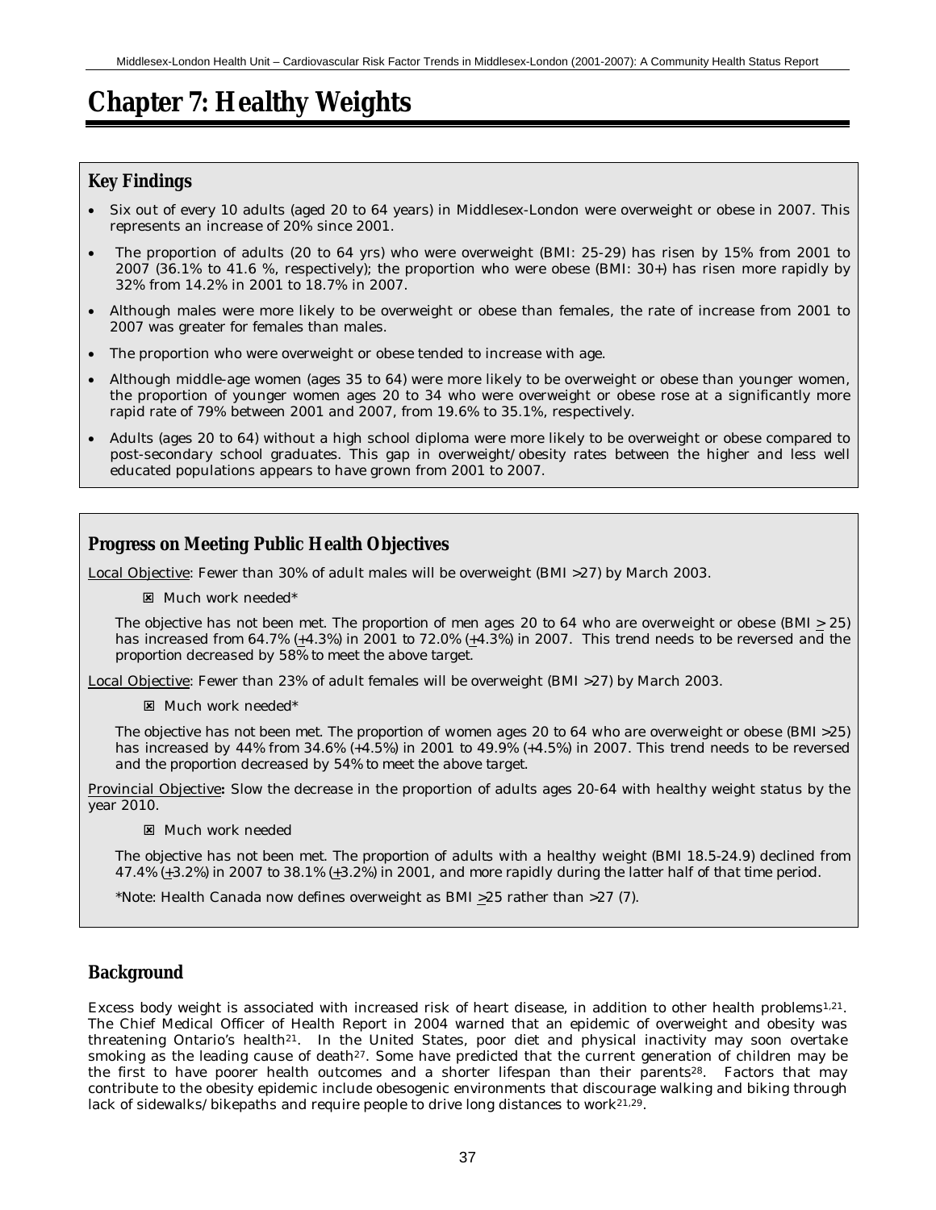# Chapter 7: Healthy Weights

## Key Findings

- Six out of every 10 adults (aged 20 to 64 years) in Middlesex-London were overweight or obese in 2007. This represents an increase of 20% since 2001.
- The proportion of adults (20 to 64 yrs) who were overweight (BMI: 25-29) has risen by 15% from 2001 to 2007 (36.1% to 41.6 %, respectively); the proportion who were obese (BMI: 30+) has risen more rapidly by 32% from 14.2% in 2001 to 18.7% in 2007.
- Although males were more likely to be overweight or obese than females, the rate of increase from 2001 to 2007 was greater for females than males.
- The proportion who were overweight or obese tended to increase with age.
- Although middle-age women (ages 35 to 64) were more likely to be overweight or obese than younger women, the proportion of younger women ages 20 to 34 who were overweight or obese rose at a significantly more rapid rate of 79% between 2001 and 2007, from 19.6% to 35.1%, respectively.
- Adults (ages 20 to 64) without a high school diploma were more likely to be overweight or obese compared to post-secondary school graduates. This gap in overweight/obesity rates between the higher and less well educated populations appears to have grown from 2001 to 2007.

## Progress on Meeting Public Health Objectives

Local Objective: Fewer than 30% of adult males will be overweight (BMI >27) by March 2003.

☒ Much work needed*

The objective has not been met. The proportion of men ages 20 to 64 who are overweight or obese (BMI $\geq$ 25) has increased from 64.7% ($\pm$4.3%) in 2001 to 72.0% ($\pm$4.3%) in 2007. This trend needs to be reversed and the proportion decreased by 58% to meet the above target.

Local Objective: Fewer than 23% of adult females will be overweight (BMI >27) by March 2003.

☒ Much work needed*

The objective has not been met. The proportion of women ages 20 to 64 who are overweight or obese (BMI >25) has increased by 44% from 34.6% (+4.5%) in 2001 to 49.9% (+4.5%) in 2007. This trend needs to be reversed and the proportion decreased by 54% to meet the above target.

Provincial Objective**:** Slow the decrease in the proportion of adults ages 20-64 with healthy weight status by the year 2010.

☒ Much work needed

The objective has not been met. The proportion of adults with a healthy weight (BMI 18.5-24.9) declined from 47.4% ($\pm$3.2%) in 2007 to 38.1% ($\pm$3.2%) in 2001, and more rapidly during the latter half of that time period.

*Note: Health Canada now defines overweight as BMI $\geq$25 rather than >27 (7).

## Background

Excess body weight is associated with increased risk of heart disease, in addition to other health problems[1,21]. The Chief Medical Officer of Health Report in 2004 warned that an epidemic of overweight and obesity was threatening Ontario's health[21]. In the United States, poor diet and physical inactivity may soon overtake smoking as the leading cause of death[27]. Some have predicted that the current generation of children may be the first to have poorer health outcomes and a shorter lifespan than their parents[28]. Factors that may contribute to the obesity epidemic include obesogenic environments that discourage walking and biking through lack of sidewalks/bikepaths and require people to drive long distances to work[21,29].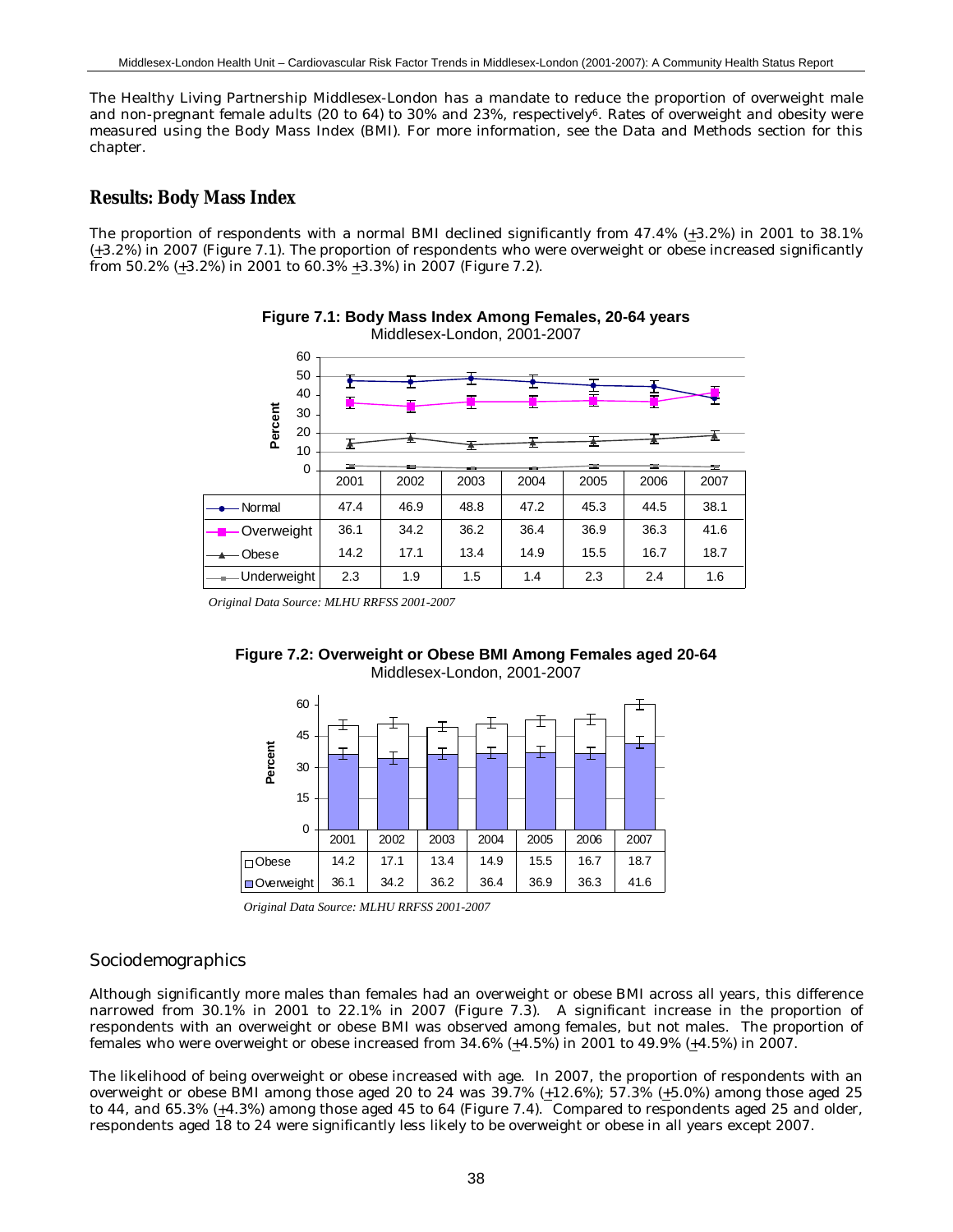The Healthy Living Partnership Middlesex-London has a mandate to reduce the proportion of overweight male and non-pregnant female adults (20 to 64) to 30% and 23%, respectively[6]. Rates of overweight and obesity were measured using the Body Mass Index (BMI). For more information, see the Data and Methods section for this chapter.

## Results: Body Mass Index

The proportion of respondents with a normal BMI declined significantly from 47.4% (±3.2%) in 2001 to 38.1% (±3.2%) in 2007 (Figure 7.1). The proportion of respondents who were overweight or obese increased significantly from 50.2% (±3.2%) in 2001 to 60.3% ±3.3%) in 2007 (Figure 7.2).

**Figure 7.1: Body Mass Index Among Females, 20-64 years**
Middlesex-London, 2001-2007

| | 2001 | 2002 | 2003 | 2004 | 2005 | 2006 | 2007 |
|---|---|---|---|---|---|---|---|
| Normal | 47.4 | 46.9 | 48.8 | 47.2 | 45.3 | 44.5 | 38.1 |
| Overweight | 36.1 | 34.2 | 36.2 | 36.4 | 36.9 | 36.3 | 41.6 |
| Obese | 14.2 | 17.1 | 13.4 | 14.9 | 15.5 | 16.7 | 18.7 |
| Underweight | 2.3 | 1.9 | 1.5 | 1.4 | 2.3 | 2.4 | 1.6 |

*Original Data Source: MLHU RRFSS 2001-2007*

**Figure 7.2: Overweight or Obese BMI Among Females aged 20-64**
Middlesex-London, 2001-2007

| | 2001 | 2002 | 2003 | 2004 | 2005 | 2006 | 2007 |
|---|---|---|---|---|---|---|---|
| Obese | 14.2 | 17.1 | 13.4 | 14.9 | 15.5 | 16.7 | 18.7 |
| Overweight | 36.1 | 34.2 | 36.2 | 36.4 | 36.9 | 36.3 | 41.6 |

*Original Data Source: MLHU RRFSS 2001-2007*

### Sociodemographics

Although significantly more males than females had an overweight or obese BMI across all years, this difference narrowed from 30.1% in 2001 to 22.1% in 2007 (Figure 7.3). A significant increase in the proportion of respondents with an overweight or obese BMI was observed among females, but not males. The proportion of females who were overweight or obese increased from 34.6% (±4.5%) in 2001 to 49.9% (±4.5%) in 2007.

The likelihood of being overweight or obese increased with age. In 2007, the proportion of respondents with an overweight or obese BMI among those aged 20 to 24 was 39.7% (±12.6%); 57.3% (±5.0%) among those aged 25 to 44, and 65.3% (±4.3%) among those aged 45 to 64 (Figure 7.4). Compared to respondents aged 25 and older, respondents aged 18 to 24 were significantly less likely to be overweight or obese in all years except 2007.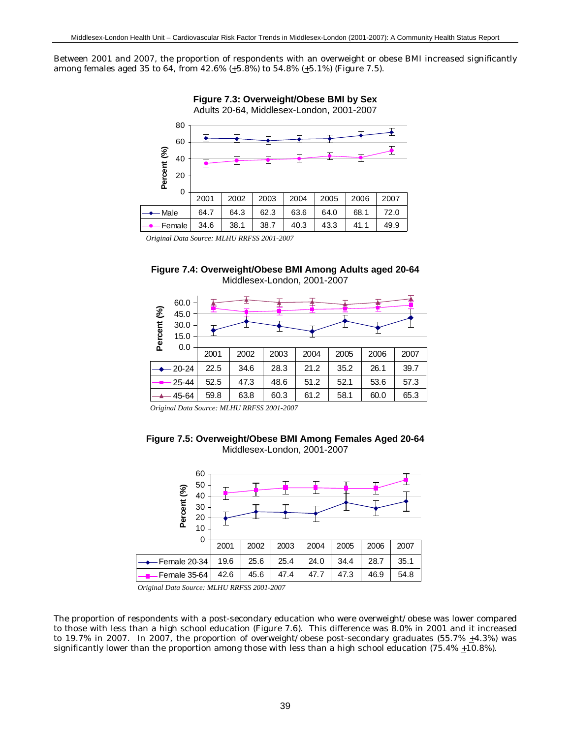Between 2001 and 2007, the proportion of respondents with an overweight or obese BMI increased significantly among females aged 35 to 64, from 42.6% (±5.8%) to 54.8% (±5.1%) (Figure 7.5).

**Figure 7.3: Overweight/Obese BMI by Sex**
Adults 20-64, Middlesex-London, 2001-2007

| | 2001 | 2002 | 2003 | 2004 | 2005 | 2006 | 2007 |
|---|---|---|---|---|---|---|---|
| Male | 64.7 | 64.3 | 62.3 | 63.6 | 64.0 | 68.1 | 72.0 |
| Female | 34.6 | 38.1 | 38.7 | 40.3 | 43.3 | 41.1 | 49.9 |

*Original Data Source: MLHU RRFSS 2001-2007*

**Figure 7.4: Overweight/Obese BMI Among Adults aged 20-64**
Middlesex-London, 2001-2007

| | 2001 | 2002 | 2003 | 2004 | 2005 | 2006 | 2007 |
|---|---|---|---|---|---|---|---|
| 20-24 | 22.5 | 34.6 | 28.3 | 21.2 | 35.2 | 26.1 | 39.7 |
| 25-44 | 52.5 | 47.3 | 48.6 | 51.2 | 52.1 | 53.6 | 57.3 |
| 45-64 | 59.8 | 63.8 | 60.3 | 61.2 | 58.1 | 60.0 | 65.3 |

*Original Data Source: MLHU RRFSS 2001-2007*

**Figure 7.5: Overweight/Obese BMI Among Females Aged 20-64**
Middlesex-London, 2001-2007

| | 2001 | 2002 | 2003 | 2004 | 2005 | 2006 | 2007 |
|---|---|---|---|---|---|---|---|
| Female 20-34 | 19.6 | 25.6 | 25.4 | 24.0 | 34.4 | 28.7 | 35.1 |
| Female 35-64 | 42.6 | 45.6 | 47.4 | 47.7 | 47.3 | 46.9 | 54.8 |

*Original Data Source: MLHU RRFSS 2001-2007*

The proportion of respondents with a post-secondary education who were overweight/obese was lower compared to those with less than a high school education (Figure 7.6). This difference was 8.0% in 2001 and it increased to 19.7% in 2007. In 2007, the proportion of overweight/obese post-secondary graduates (55.7% ±4.3%) was significantly lower than the proportion among those with less than a high school education (75.4% ±10.8%).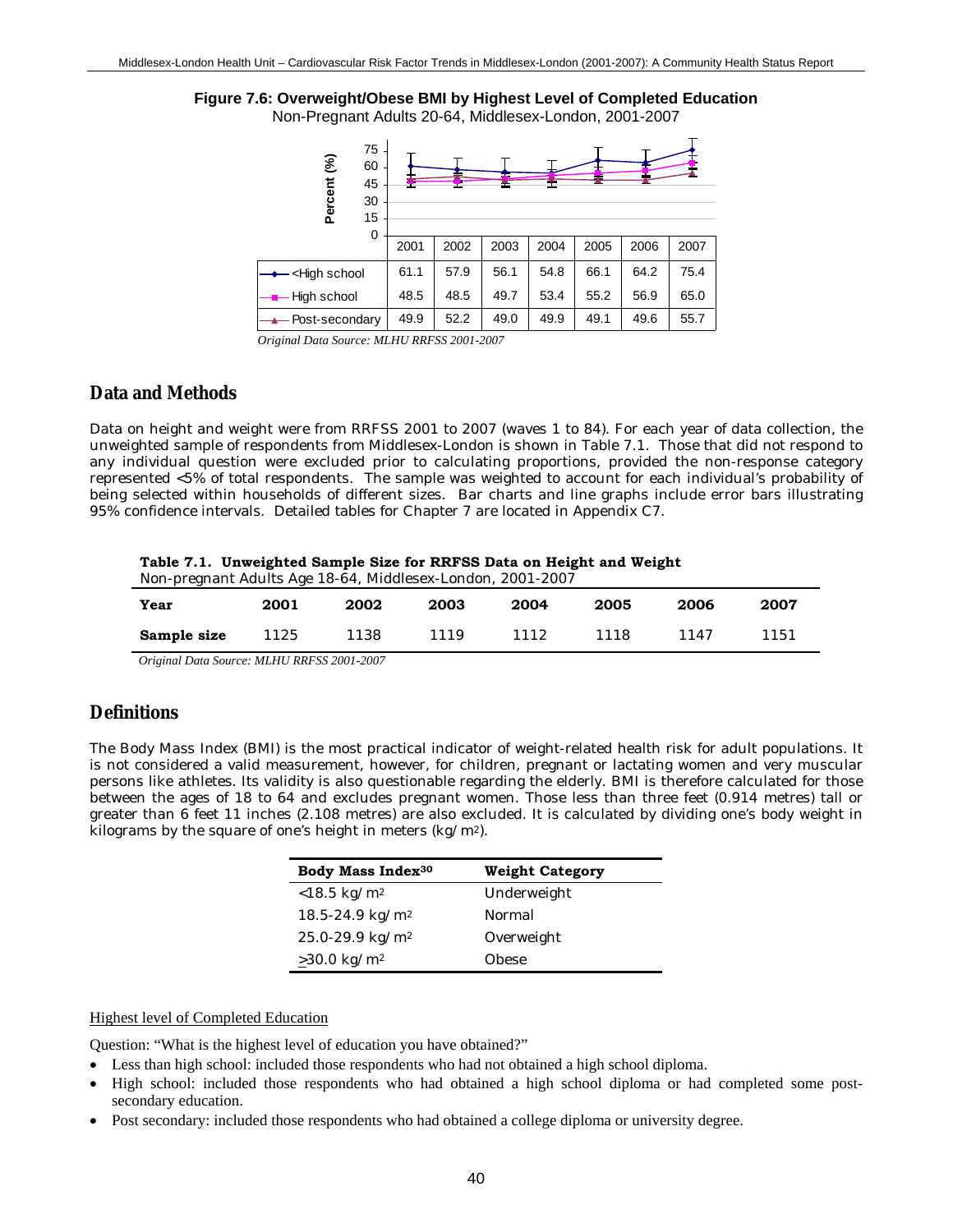**Figure 7.6: Overweight/Obese BMI by Highest Level of Completed Education**

Non-Pregnant Adults 20-64, Middlesex-London, 2001-2007

| | 2001 | 2002 | 2003 | 2004 | 2005 | 2006 | 2007 |
|---|---|---|---|---|---|---|---|
| <High school | 61.1 | 57.9 | 56.1 | 54.8 | 66.1 | 64.2 | 75.4 |
| High school | 48.5 | 48.5 | 49.7 | 53.4 | 55.2 | 56.9 | 65.0 |
| Post-secondary | 49.9 | 52.2 | 49.0 | 49.9 | 49.1 | 49.6 | 55.7 |

*Original Data Source: MLHU RRFSS 2001-2007*

## Data and Methods

Data on height and weight were from RRFSS 2001 to 2007 (waves 1 to 84). For each year of data collection, the unweighted sample of respondents from Middlesex-London is shown in Table 7.1. Those that did not respond to any individual question were excluded prior to calculating proportions, provided the non-response category represented <5% of total respondents. The sample was weighted to account for each individual's probability of being selected within households of different sizes. Bar charts and line graphs include error bars illustrating 95% confidence intervals. Detailed tables for Chapter 7 are located in Appendix C7.

**Table 7.1. Unweighted Sample Size for RRFSS Data on Height and Weight**

Non-pregnant Adults Age 18-64, Middlesex-London, 2001-2007

| Year | 2001 | 2002 | 2003 | 2004 | 2005 | 2006 | 2007 |
|---|---|---|---|---|---|---|---|
| Sample size | 1125 | 1138 | 1119 | 1112 | 1118 | 1147 | 1151 |

*Original Data Source: MLHU RRFSS 2001-2007*

## Definitions

The Body Mass Index (BMI) is the most practical indicator of weight-related health risk for adult populations. It is not considered a valid measurement, however, for children, pregnant or lactating women and very muscular persons like athletes. Its validity is also questionable regarding the elderly. BMI is therefore calculated for those between the ages of 18 to 64 and excludes pregnant women. Those less than three feet (0.914 metres) tall or greater than 6 feet 11 inches (2.108 metres) are also excluded. It is calculated by dividing one's body weight in kilograms by the square of one's height in meters ($kg/m^2$).

| Body Mass Index[30] | Weight Category |
|---|---|
| <18.5 $kg/m^2$ | Underweight |
| 18.5-24.9 $kg/m^2$ | Normal |
| 25.0-29.9 $kg/m^2$ | Overweight |
| ≥30.0 $kg/m^2$ | Obese |

Highest level of Completed Education

Question: "What is the highest level of education you have obtained?"

- Less than high school: included those respondents who had not obtained a high school diploma.
- High school: included those respondents who had obtained a high school diploma or had completed some post-secondary education.
- Post secondary: included those respondents who had obtained a college diploma or university degree.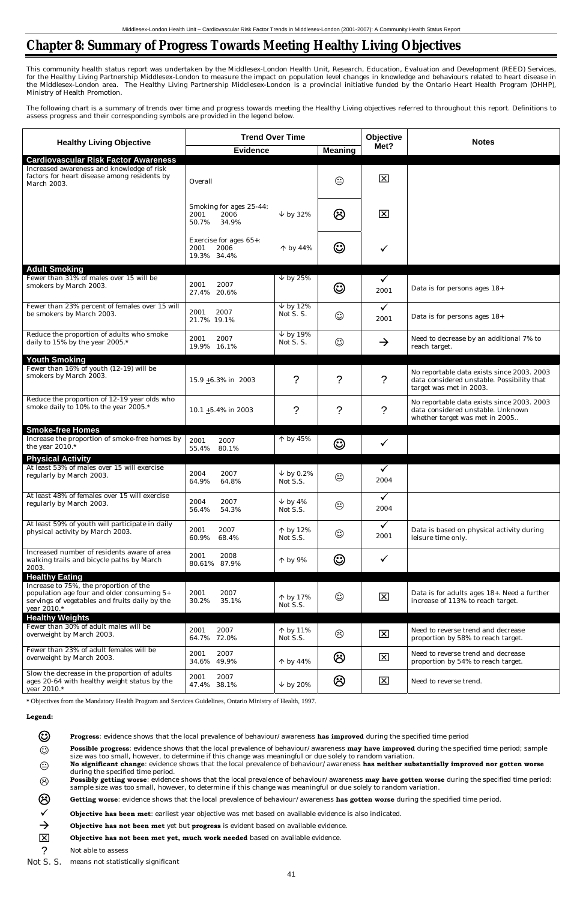# Chapter 8: Summary of Progress Towards Meeting Healthy Living Objectives

This community health status report was undertaken by the Middlesex-London Health Unit, Research, Education, Evaluation and Development (REED) Services, for the Healthy Living Partnership Middlesex-London to measure the impact on population level changes in knowledge and behaviours related to heart disease in the Middlesex-London area. The Healthy Living Partnership Middlesex-London is a provincial initiative funded by the Ontario Heart Health Program (OHHP), Ministry of Health Promotion.

The following chart is a summary of trends over time and progress towards meeting the Healthy Living objectives referred to throughout this report. Definitions to assess progress and their corresponding symbols are provided in the legend below.

| Healthy Living Objective | Trend Over Time | | | Objective Met? | Notes |
|---|---|---|---|---|---|
| | Evidence | | Meaning | | |
| **Cardiovascular Risk Factor Awareness** | | | | | |
| Increased awareness and knowledge of risk factors for heart disease among residents by March 2003. | Overall | | 😐 | ☒ | |
| | Smoking for ages 25-44: 2001 50.7% 2006 34.9% | ↓ by 32% | ☹ | ☒ | |
| | Exercise for ages 65+: 2001 19.3% 2006 34.4% | ↑ by 44% | ☺ | ✓ | |
| **Adult Smoking** | | | | | |
| Fewer than 31% of males over 15 will be smokers by March 2003. | 2001 27.4% 2007 20.6% | ↓ by 25% | ☺ | ✓ 2001 | Data is for persons ages 18+ |
| Fewer than 23% percent of females over 15 will be smokers by March 2003. | 2001 21.7% 2007 19.1% | ↓ by 12% Not S. S. | 🙂 | ✓ 2001 | Data is for persons ages 18+ |
| Reduce the proportion of adults who smoke daily to 15% by the year 2005.* | 2001 19.9% 2007 16.1% | ↓ by 19% Not S. S. | 🙂 | → | Need to decrease by an additional 7% to reach target. |
| **Youth Smoking** | | | | | |
| Fewer than 16% of youth (12-19) will be smokers by March 2003. | 15.9 ±6.3% in 2003 | ? | ? | ? | No reportable data exists since 2003. 2003 data considered unstable. Possibility that target was met in 2003. |
| Reduce the proportion of 12-19 year olds who smoke daily to 10% to the year 2005.* | 10.1 ±5.4% in 2003 | ? | ? | ? | No reportable data exists since 2003. 2003 data considered unstable. Unknown whether target was met in 2005.. |
| **Smoke-free Homes** | | | | | |
| Increase the proportion of smoke-free homes by the year 2010.* | 2001 55.4% 2007 80.1% | ↑ by 45% | ☺ | ✓ | |
| **Physical Activity** | | | | | |
| At least 53% of males over 15 will exercise regularly by March 2003. | 2004 64.9% 2007 64.8% | ↓ by 0.2% Not S.S. | 😐 | ✓ 2004 | |
| At least 48% of females over 15 will exercise regularly by March 2003. | 2004 56.4% 2007 54.3% | ↓ by 4% Not S.S. | 😐 | ✓ 2004 | |
| At least 59% of youth will participate in daily physical activity by March 2003. | 2001 60.9% 2007 68.4% | ↑ by 12% Not S.S. | 🙂 | ✓ 2001 | Data is based on physical activity during leisure time only. |
| Increased number of residents aware of area walking trails and bicycle paths by March 2003. | 2001 80.61% 2008 87.9% | ↑ by 9% | ☺ | ✓ | |
| **Healthy Eating** | | | | | |
| Increase to 75%, the proportion of the population age four and older consuming 5+ servings of vegetables and fruits daily by the year 2010.* | 2001 30.2% 2007 35.1% | ↑ by 17% Not S.S. | 🙂 | ☒ | Data is for adults ages 18+. Need a further increase of 113% to reach target. |
| **Healthy Weights** | | | | | |
| Fewer than 30% of adult males will be overweight by March 2003. | 2001 64.7% 2007 72.0% | ↑ by 11% Not S.S. | 🙁 | ☒ | Need to reverse trend and decrease proportion by 58% to reach target. |
| Fewer than 23% of adult females will be overweight by March 2003. | 2001 34.6% 2007 49.9% | ↑ by 44% | ☹ | ☒ | Need to reverse trend and decrease proportion by 54% to reach target. |
| Slow the decrease in the proportion of adults ages 20-64 with healthy weight status by the year 2010.* | 2001 47.4% 2007 38.1% | ↓ by 20% | ☹ | ☒ | Need to reverse trend. |

* Objectives from the Mandatory Health Program and Services Guidelines, Ontario Ministry of Health, 1997.

**Legend:**

- ☺ **Progress**: evidence shows that the local prevalence of behaviour/awareness **has improved** during the specified time period
- 🙂 **Possible progress**: evidence shows that the local prevalence of behaviour/awareness **may have improved** during the specified time period; sample size was too small, however, to determine if this change was meaningful or due solely to random variation.
- 😐 **No significant change**: evidence shows that the local prevalence of behaviour/awareness **has neither substantially improved nor gotten worse** during the specified time period.
- 🙁 **Possibly getting worse**: evidence shows that the local prevalence of behaviour/awareness **may have gotten worse** during the specified time period: sample size was too small, however, to determine if this change was meaningful or due solely to random variation.
- ☹ **Getting worse**: evidence shows that the local prevalence of behaviour/awareness **has gotten worse** during the specified time period.
- ✓ **Objective has been met**: earliest year objective was met based on available evidence is also indicated.
- → **Objective has not been met** yet but **progress** is evident based on available evidence.
- ☒ **Objective has not been met yet, much work needed** based on available evidence.
- ? Not able to assess
- Not S. S. means not statistically significant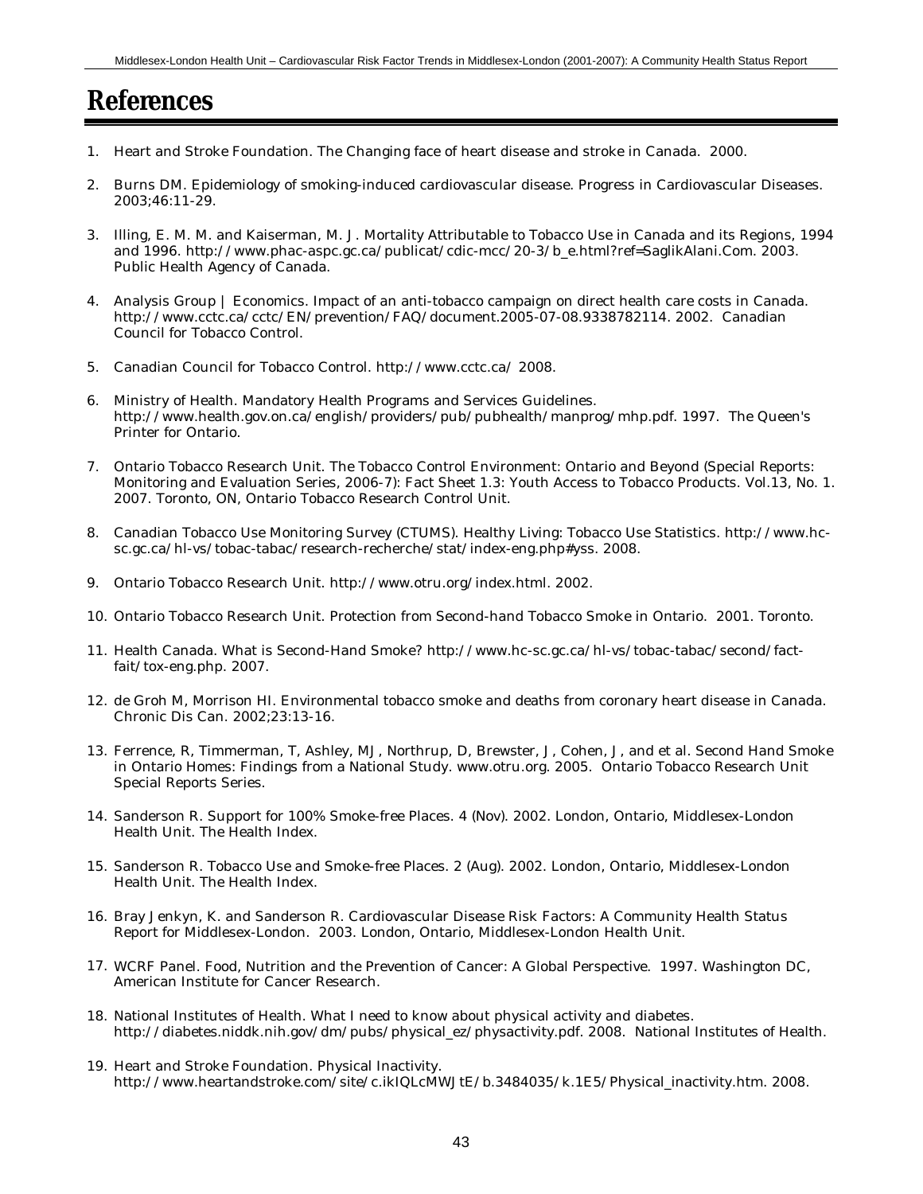# References

1. Heart and Stroke Foundation. The Changing face of heart disease and stroke in Canada. 2000.

2. Burns DM. Epidemiology of smoking-induced cardiovascular disease. Progress in Cardiovascular Diseases. 2003;46:11-29.

3. Illing, E. M. M. and Kaiserman, M. J. Mortality Attributable to Tobacco Use in Canada and its Regions, 1994 and 1996. http://www.phac-aspc.gc.ca/publicat/cdic-mcc/20-3/b_e.html?ref=SaglikAlani.Com. 2003. Public Health Agency of Canada.

4. Analysis Group | Economics. Impact of an anti-tobacco campaign on direct health care costs in Canada. http://www.cctc.ca/cctc/EN/prevention/FAQ/document.2005-07-08.9338782114. 2002. Canadian Council for Tobacco Control.

5. Canadian Council for Tobacco Control. http://www.cctc.ca/ 2008.

6. Ministry of Health. Mandatory Health Programs and Services Guidelines. http://www.health.gov.on.ca/english/providers/pub/pubhealth/manprog/mhp.pdf. 1997. The Queen's Printer for Ontario.

7. Ontario Tobacco Research Unit. The Tobacco Control Environment: Ontario and Beyond (Special Reports: Monitoring and Evaluation Series, 2006-7): Fact Sheet 1.3: Youth Access to Tobacco Products. Vol.13, No. 1. 2007. Toronto, ON, Ontario Tobacco Research Control Unit.

8. Canadian Tobacco Use Monitoring Survey (CTUMS). Healthy Living: Tobacco Use Statistics. http://www.hc-sc.gc.ca/hl-vs/tobac-tabac/research-recherche/stat/index-eng.php#yss. 2008.

9. Ontario Tobacco Research Unit. http://www.otru.org/index.html. 2002.

10. Ontario Tobacco Research Unit. Protection from Second-hand Tobacco Smoke in Ontario. 2001. Toronto.

11. Health Canada. What is Second-Hand Smoke? http://www.hc-sc.gc.ca/hl-vs/tobac-tabac/second/fact-fait/tox-eng.php. 2007.

12. de Groh M, Morrison HI. Environmental tobacco smoke and deaths from coronary heart disease in Canada. Chronic Dis Can. 2002;23:13-16.

13. Ferrence, R, Timmerman, T, Ashley, MJ, Northrup, D, Brewster, J, Cohen, J, and et al. Second Hand Smoke in Ontario Homes: Findings from a National Study. www.otru.org. 2005. Ontario Tobacco Research Unit Special Reports Series.

14. Sanderson R. Support for 100% Smoke-free Places. 4 (Nov). 2002. London, Ontario, Middlesex-London Health Unit. The Health Index.

15. Sanderson R. Tobacco Use and Smoke-free Places. 2 (Aug). 2002. London, Ontario, Middlesex-London Health Unit. The Health Index.

16. Bray Jenkyn, K. and Sanderson R. Cardiovascular Disease Risk Factors: A Community Health Status Report for Middlesex-London. 2003. London, Ontario, Middlesex-London Health Unit.

17. WCRF Panel. Food, Nutrition and the Prevention of Cancer: A Global Perspective. 1997. Washington DC, American Institute for Cancer Research.

18. National Institutes of Health. What I need to know about physical activity and diabetes. http://diabetes.niddk.nih.gov/dm/pubs/physical_ez/physactivity.pdf. 2008. National Institutes of Health.

19. Heart and Stroke Foundation. Physical Inactivity. http://www.heartandstroke.com/site/c.ikIQLcMWJtE/b.3484035/k.1E5/Physical_inactivity.htm. 2008.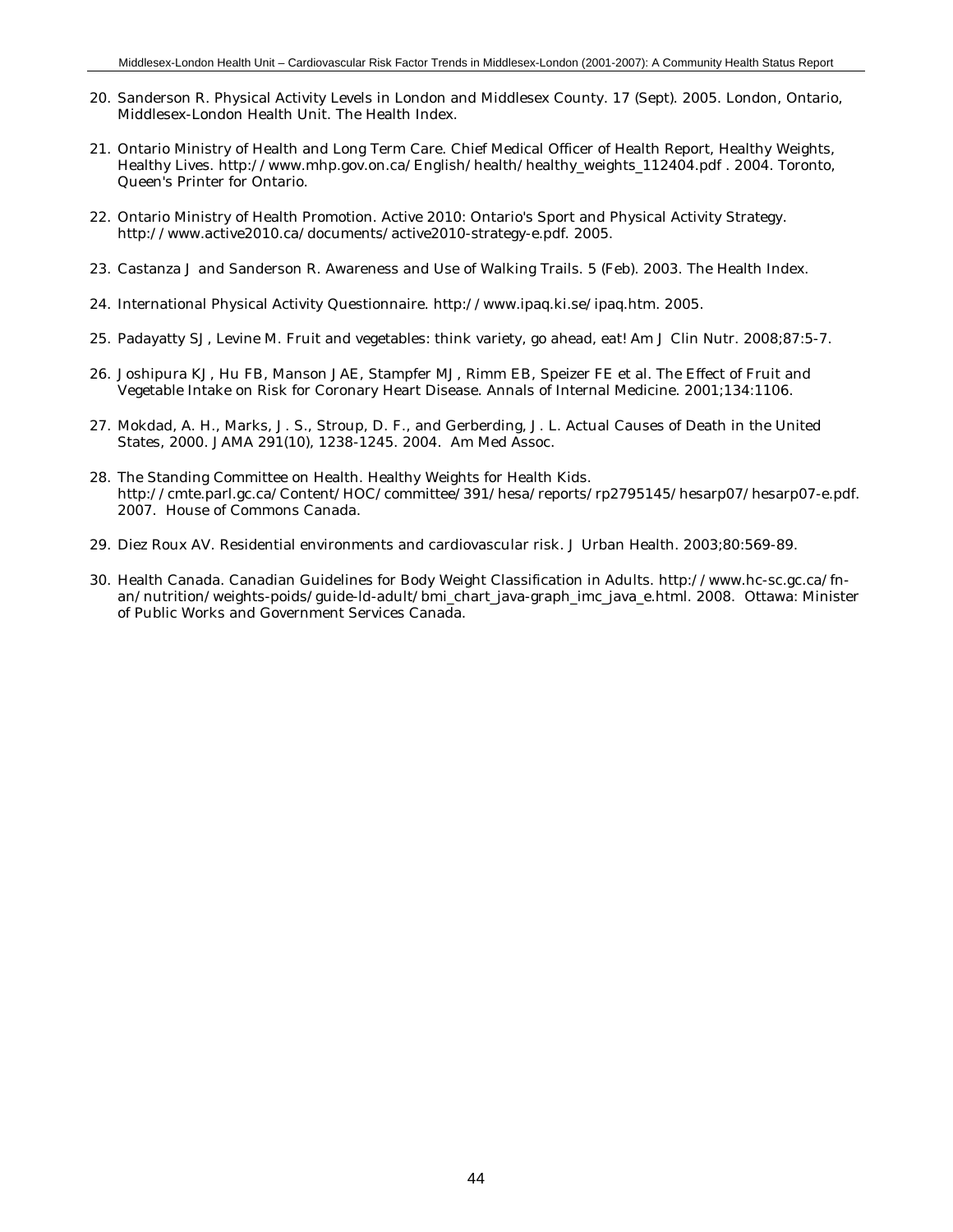20. Sanderson R. Physical Activity Levels in London and Middlesex County. 17 (Sept). 2005. London, Ontario, Middlesex-London Health Unit. The Health Index.

21. Ontario Ministry of Health and Long Term Care. Chief Medical Officer of Health Report, Healthy Weights, Healthy Lives. http://www.mhp.gov.on.ca/English/health/healthy_weights_112404.pdf . 2004. Toronto, Queen's Printer for Ontario.

22. Ontario Ministry of Health Promotion. Active 2010: Ontario's Sport and Physical Activity Strategy. http://www.active2010.ca/documents/active2010-strategy-e.pdf. 2005.

23. Castanza J and Sanderson R. Awareness and Use of Walking Trails. 5 (Feb). 2003. The Health Index.

24. International Physical Activity Questionnaire. http://www.ipaq.ki.se/ipaq.htm. 2005.

25. Padayatty SJ, Levine M. Fruit and vegetables: think variety, go ahead, eat! Am J Clin Nutr. 2008;87:5-7.

26. Joshipura KJ, Hu FB, Manson JAE, Stampfer MJ, Rimm EB, Speizer FE et al. The Effect of Fruit and Vegetable Intake on Risk for Coronary Heart Disease. Annals of Internal Medicine. 2001;134:1106.

27. Mokdad, A. H., Marks, J. S., Stroup, D. F., and Gerberding, J. L. Actual Causes of Death in the United States, 2000. JAMA 291(10), 1238-1245. 2004. Am Med Assoc.

28. The Standing Committee on Health. Healthy Weights for Health Kids. http://cmte.parl.gc.ca/Content/HOC/committee/391/hesa/reports/rp2795145/hesarp07/hesarp07-e.pdf. 2007. House of Commons Canada.

29. Diez Roux AV. Residential environments and cardiovascular risk. J Urban Health. 2003;80:569-89.

30. Health Canada. Canadian Guidelines for Body Weight Classification in Adults. http://www.hc-sc.gc.ca/fn-an/nutrition/weights-poids/guide-ld-adult/bmi_chart_java-graph_imc_java_e.html. 2008. Ottawa: Minister of Public Works and Government Services Canada.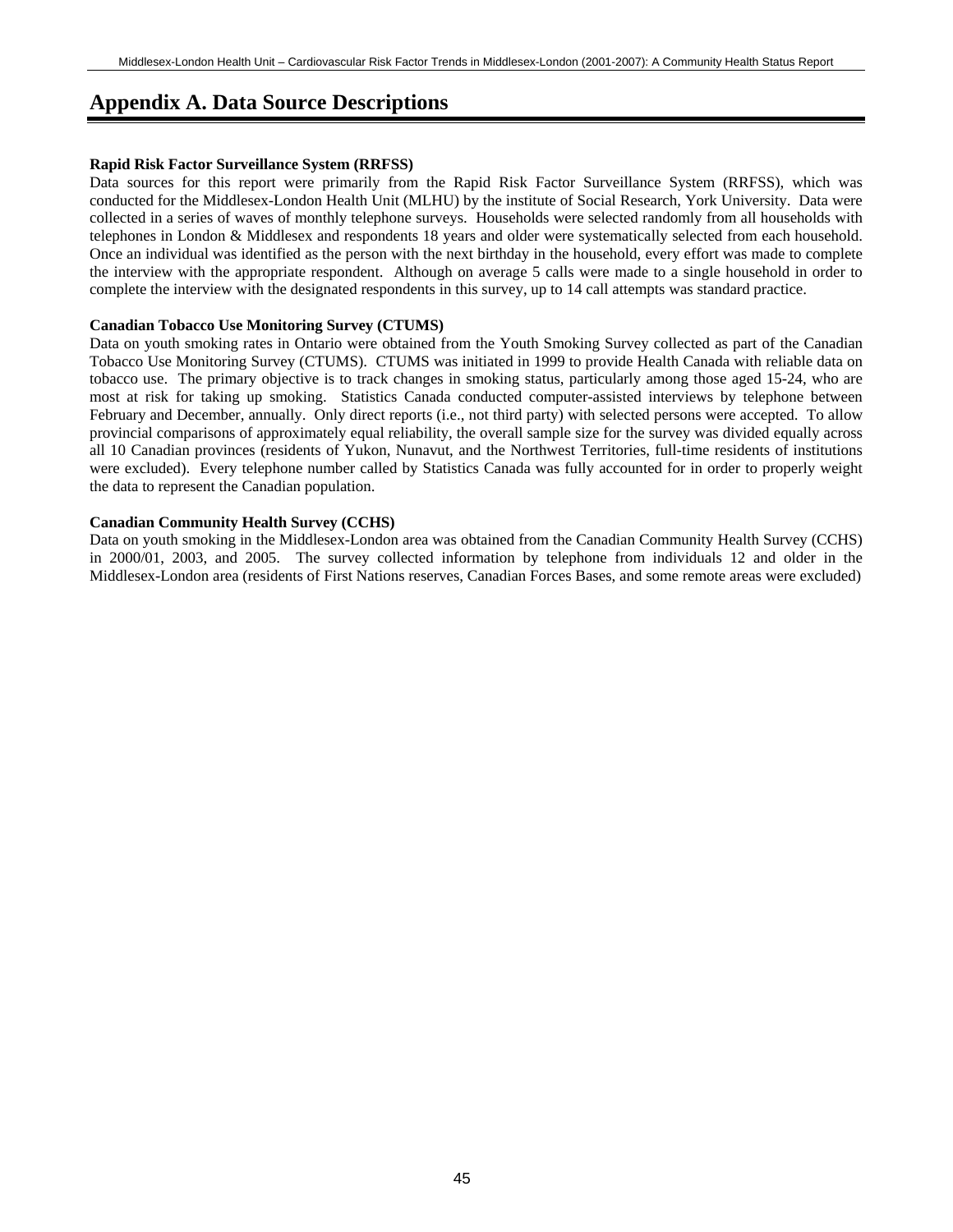# Appendix A. Data Source Descriptions

**Rapid Risk Factor Surveillance System (RRFSS)**

Data sources for this report were primarily from the Rapid Risk Factor Surveillance System (RRFSS), which was conducted for the Middlesex-London Health Unit (MLHU) by the institute of Social Research, York University. Data were collected in a series of waves of monthly telephone surveys. Households were selected randomly from all households with telephones in London & Middlesex and respondents 18 years and older were systematically selected from each household. Once an individual was identified as the person with the next birthday in the household, every effort was made to complete the interview with the appropriate respondent. Although on average 5 calls were made to a single household in order to complete the interview with the designated respondents in this survey, up to 14 call attempts was standard practice.

**Canadian Tobacco Use Monitoring Survey (CTUMS)**

Data on youth smoking rates in Ontario were obtained from the Youth Smoking Survey collected as part of the Canadian Tobacco Use Monitoring Survey (CTUMS). CTUMS was initiated in 1999 to provide Health Canada with reliable data on tobacco use. The primary objective is to track changes in smoking status, particularly among those aged 15-24, who are most at risk for taking up smoking. Statistics Canada conducted computer-assisted interviews by telephone between February and December, annually. Only direct reports (i.e., not third party) with selected persons were accepted. To allow provincial comparisons of approximately equal reliability, the overall sample size for the survey was divided equally across all 10 Canadian provinces (residents of Yukon, Nunavut, and the Northwest Territories, full-time residents of institutions were excluded). Every telephone number called by Statistics Canada was fully accounted for in order to properly weight the data to represent the Canadian population.

**Canadian Community Health Survey (CCHS)**

Data on youth smoking in the Middlesex-London area was obtained from the Canadian Community Health Survey (CCHS) in 2000/01, 2003, and 2005. The survey collected information by telephone from individuals 12 and older in the Middlesex-London area (residents of First Nations reserves, Canadian Forces Bases, and some remote areas were excluded)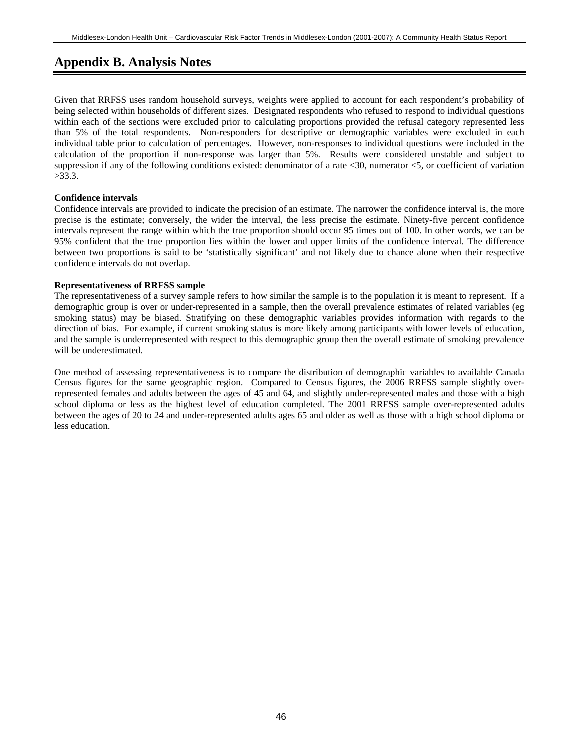# Appendix B. Analysis Notes

Given that RRFSS uses random household surveys, weights were applied to account for each respondent's probability of being selected within households of different sizes. Designated respondents who refused to respond to individual questions within each of the sections were excluded prior to calculating proportions provided the refusal category represented less than 5% of the total respondents. Non-responders for descriptive or demographic variables were excluded in each individual table prior to calculation of percentages. However, non-responses to individual questions were included in the calculation of the proportion if non-response was larger than 5%. Results were considered unstable and subject to suppression if any of the following conditions existed: denominator of a rate <30, numerator <5, or coefficient of variation >33.3.

**Confidence intervals**

Confidence intervals are provided to indicate the precision of an estimate. The narrower the confidence interval is, the more precise is the estimate; conversely, the wider the interval, the less precise the estimate. Ninety-five percent confidence intervals represent the range within which the true proportion should occur 95 times out of 100. In other words, we can be 95% confident that the true proportion lies within the lower and upper limits of the confidence interval. The difference between two proportions is said to be 'statistically significant' and not likely due to chance alone when their respective confidence intervals do not overlap.

**Representativeness of RRFSS sample**

The representativeness of a survey sample refers to how similar the sample is to the population it is meant to represent. If a demographic group is over or under-represented in a sample, then the overall prevalence estimates of related variables (eg smoking status) may be biased. Stratifying on these demographic variables provides information with regards to the direction of bias. For example, if current smoking status is more likely among participants with lower levels of education, and the sample is underrepresented with respect to this demographic group then the overall estimate of smoking prevalence will be underestimated.

One method of assessing representativeness is to compare the distribution of demographic variables to available Canada Census figures for the same geographic region. Compared to Census figures, the 2006 RRFSS sample slightly over-represented females and adults between the ages of 45 and 64, and slightly under-represented males and those with a high school diploma or less as the highest level of education completed. The 2001 RRFSS sample over-represented adults between the ages of 20 to 24 and under-represented adults ages 65 and older as well as those with a high school diploma or less education.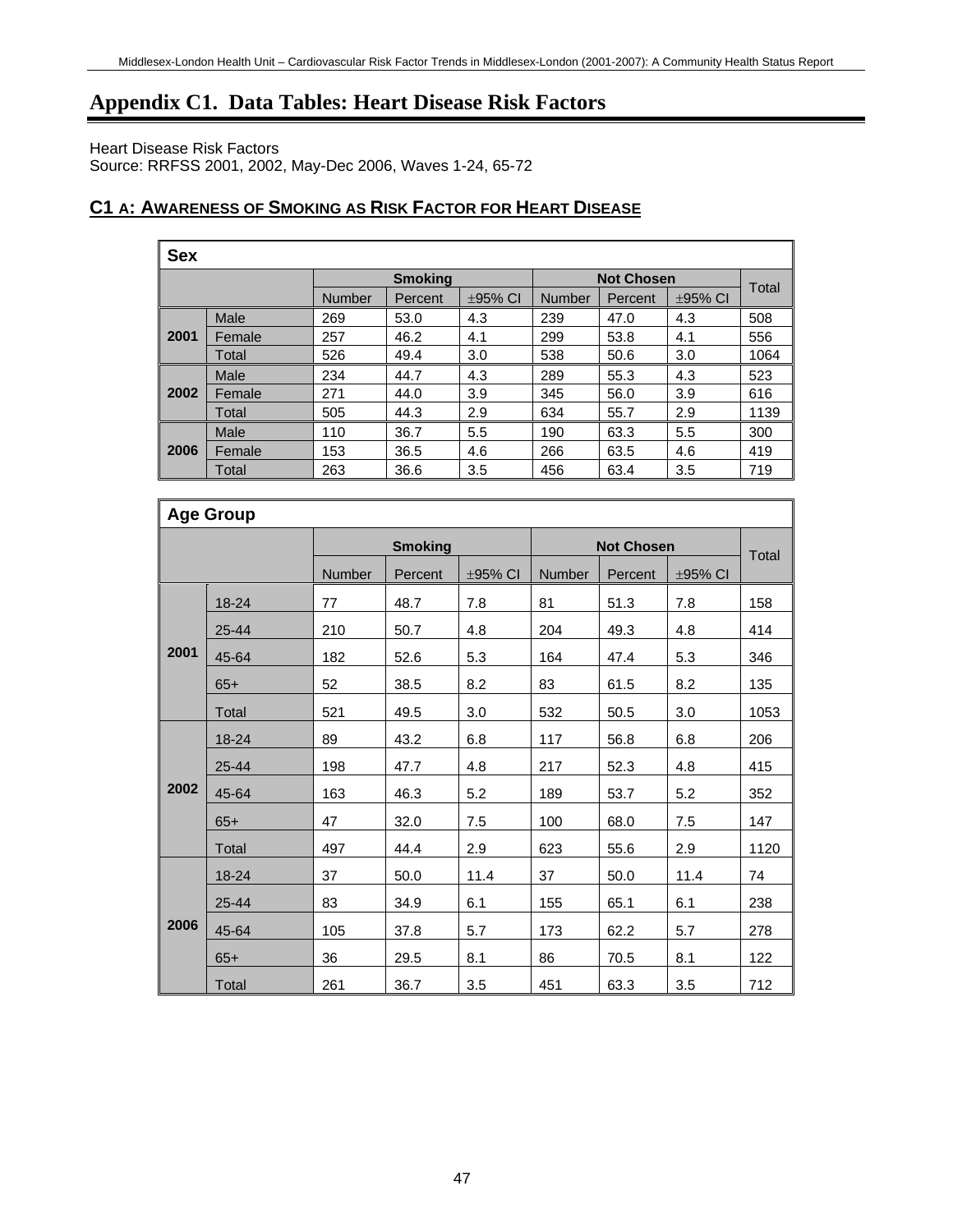# Appendix C1. Data Tables: Heart Disease Risk Factors

Heart Disease Risk Factors
Source: RRFSS 2001, 2002, May-Dec 2006, Waves 1-24, 65-72

## C1 A: AWARENESS OF SMOKING AS RISK FACTOR FOR HEART DISEASE

**Sex**

| | | Smoking | | | Not Chosen | | | Total |
|---|---|---|---|---|---|---|---|---|
| | | Number | Percent | ±95% CI | Number | Percent | ±95% CI | |
| 2001 | Male | 269 | 53.0 | 4.3 | 239 | 47.0 | 4.3 | 508 |
| | Female | 257 | 46.2 | 4.1 | 299 | 53.8 | 4.1 | 556 |
| | Total | 526 | 49.4 | 3.0 | 538 | 50.6 | 3.0 | 1064 |
| 2002 | Male | 234 | 44.7 | 4.3 | 289 | 55.3 | 4.3 | 523 |
| | Female | 271 | 44.0 | 3.9 | 345 | 56.0 | 3.9 | 616 |
| | Total | 505 | 44.3 | 2.9 | 634 | 55.7 | 2.9 | 1139 |
| 2006 | Male | 110 | 36.7 | 5.5 | 190 | 63.3 | 5.5 | 300 |
| | Female | 153 | 36.5 | 4.6 | 266 | 63.5 | 4.6 | 419 |
| | Total | 263 | 36.6 | 3.5 | 456 | 63.4 | 3.5 | 719 |

**Age Group**

| | | Smoking | | | Not Chosen | | | Total |
|---|---|---|---|---|---|---|---|---|
| | | Number | Percent | ±95% CI | Number | Percent | ±95% CI | |
| 2001 | 18-24 | 77 | 48.7 | 7.8 | 81 | 51.3 | 7.8 | 158 |
| | 25-44 | 210 | 50.7 | 4.8 | 204 | 49.3 | 4.8 | 414 |
| | 45-64 | 182 | 52.6 | 5.3 | 164 | 47.4 | 5.3 | 346 |
| | 65+ | 52 | 38.5 | 8.2 | 83 | 61.5 | 8.2 | 135 |
| | Total | 521 | 49.5 | 3.0 | 532 | 50.5 | 3.0 | 1053 |
| 2002 | 18-24 | 89 | 43.2 | 6.8 | 117 | 56.8 | 6.8 | 206 |
| | 25-44 | 198 | 47.7 | 4.8 | 217 | 52.3 | 4.8 | 415 |
| | 45-64 | 163 | 46.3 | 5.2 | 189 | 53.7 | 5.2 | 352 |
| | 65+ | 47 | 32.0 | 7.5 | 100 | 68.0 | 7.5 | 147 |
| | Total | 497 | 44.4 | 2.9 | 623 | 55.6 | 2.9 | 1120 |
| 2006 | 18-24 | 37 | 50.0 | 11.4 | 37 | 50.0 | 11.4 | 74 |
| | 25-44 | 83 | 34.9 | 6.1 | 155 | 65.1 | 6.1 | 238 |
| | 45-64 | 105 | 37.8 | 5.7 | 173 | 62.2 | 5.7 | 278 |
| | 65+ | 36 | 29.5 | 8.1 | 86 | 70.5 | 8.1 | 122 |
| | Total | 261 | 36.7 | 3.5 | 451 | 63.3 | 3.5 | 712 |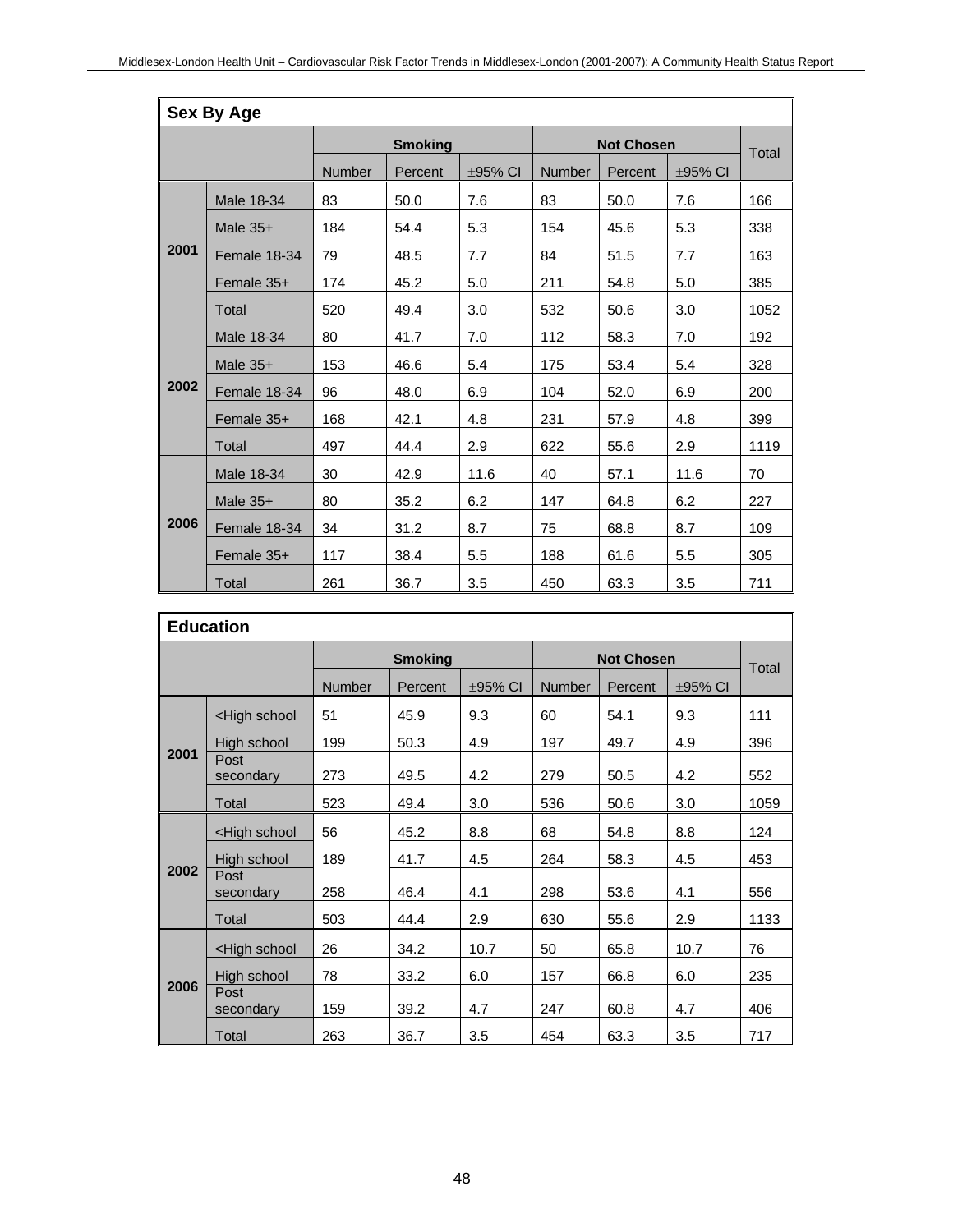| Sex By Age | | | | | | | | |
|---|---|---|---|---|---|---|---|---|
| | | Smoking | | | Not Chosen | | | Total |
| | | Number | Percent | ±95% CI | Number | Percent | ±95% CI | |
| 2001 | Male 18-34 | 83 | 50.0 | 7.6 | 83 | 50.0 | 7.6 | 166 |
| | Male 35+ | 184 | 54.4 | 5.3 | 154 | 45.6 | 5.3 | 338 |
| | Female 18-34 | 79 | 48.5 | 7.7 | 84 | 51.5 | 7.7 | 163 |
| | Female 35+ | 174 | 45.2 | 5.0 | 211 | 54.8 | 5.0 | 385 |
| | Total | 520 | 49.4 | 3.0 | 532 | 50.6 | 3.0 | 1052 |
| 2002 | Male 18-34 | 80 | 41.7 | 7.0 | 112 | 58.3 | 7.0 | 192 |
| | Male 35+ | 153 | 46.6 | 5.4 | 175 | 53.4 | 5.4 | 328 |
| | Female 18-34 | 96 | 48.0 | 6.9 | 104 | 52.0 | 6.9 | 200 |
| | Female 35+ | 168 | 42.1 | 4.8 | 231 | 57.9 | 4.8 | 399 |
| | Total | 497 | 44.4 | 2.9 | 622 | 55.6 | 2.9 | 1119 |
| 2006 | Male 18-34 | 30 | 42.9 | 11.6 | 40 | 57.1 | 11.6 | 70 |
| | Male 35+ | 80 | 35.2 | 6.2 | 147 | 64.8 | 6.2 | 227 |
| | Female 18-34 | 34 | 31.2 | 8.7 | 75 | 68.8 | 8.7 | 109 |
| | Female 35+ | 117 | 38.4 | 5.5 | 188 | 61.6 | 5.5 | 305 |
| | Total | 261 | 36.7 | 3.5 | 450 | 63.3 | 3.5 | 711 |

| Education | | | | | | | | |
|---|---|---|---|---|---|---|---|---|
| | | Smoking | | | Not Chosen | | | Total |
| | | Number | Percent | ±95% CI | Number | Percent | ±95% CI | |
| 2001 | <High school | 51 | 45.9 | 9.3 | 60 | 54.1 | 9.3 | 111 |
| | High school | 199 | 50.3 | 4.9 | 197 | 49.7 | 4.9 | 396 |
| | Post secondary | 273 | 49.5 | 4.2 | 279 | 50.5 | 4.2 | 552 |
| | Total | 523 | 49.4 | 3.0 | 536 | 50.6 | 3.0 | 1059 |
| 2002 | <High school | 56 | 45.2 | 8.8 | 68 | 54.8 | 8.8 | 124 |
| | High school | 189 | 41.7 | 4.5 | 264 | 58.3 | 4.5 | 453 |
| | Post secondary | 258 | 46.4 | 4.1 | 298 | 53.6 | 4.1 | 556 |
| | Total | 503 | 44.4 | 2.9 | 630 | 55.6 | 2.9 | 1133 |
| 2006 | <High school | 26 | 34.2 | 10.7 | 50 | 65.8 | 10.7 | 76 |
| | High school | 78 | 33.2 | 6.0 | 157 | 66.8 | 6.0 | 235 |
| | Post secondary | 159 | 39.2 | 4.7 | 247 | 60.8 | 4.7 | 406 |
| | Total | 263 | 36.7 | 3.5 | 454 | 63.3 | 3.5 | 717 |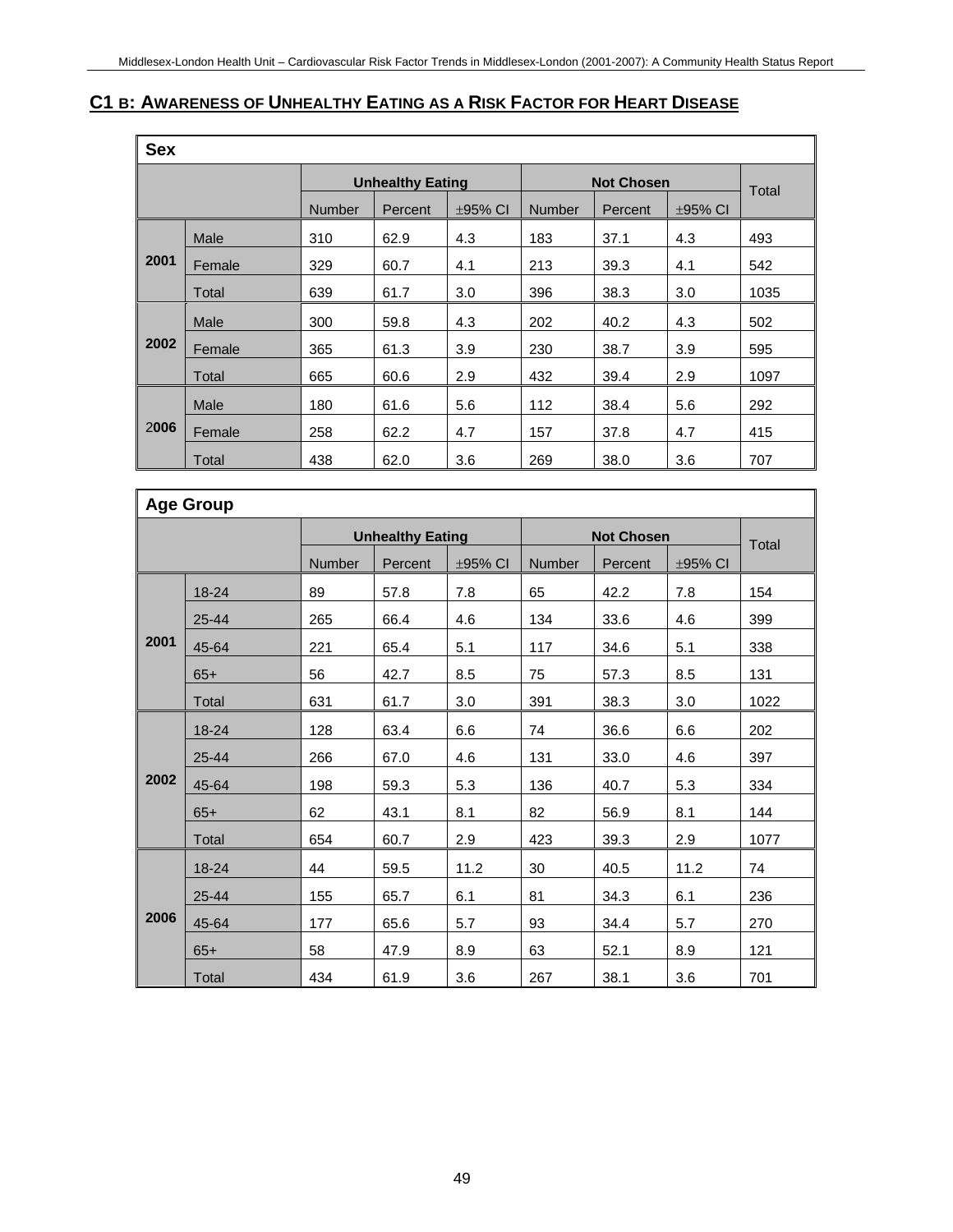## C1 B: AWARENESS OF UNHEALTHY EATING AS A RISK FACTOR FOR HEART DISEASE

| Sex | | Unhealthy Eating | | | Not Chosen | | | Total |
|---|---|---|---|---|---|---|---|---|
| | | Number | Percent | ±95% CI | Number | Percent | ±95% CI | |
| 2001 | Male | 310 | 62.9 | 4.3 | 183 | 37.1 | 4.3 | 493 |
| | Female | 329 | 60.7 | 4.1 | 213 | 39.3 | 4.1 | 542 |
| | Total | 639 | 61.7 | 3.0 | 396 | 38.3 | 3.0 | 1035 |
| 2002 | Male | 300 | 59.8 | 4.3 | 202 | 40.2 | 4.3 | 502 |
| | Female | 365 | 61.3 | 3.9 | 230 | 38.7 | 3.9 | 595 |
| | Total | 665 | 60.6 | 2.9 | 432 | 39.4 | 2.9 | 1097 |
| 2006 | Male | 180 | 61.6 | 5.6 | 112 | 38.4 | 5.6 | 292 |
| | Female | 258 | 62.2 | 4.7 | 157 | 37.8 | 4.7 | 415 |
| | Total | 438 | 62.0 | 3.6 | 269 | 38.0 | 3.6 | 707 |

| Age Group | | Unhealthy Eating | | | Not Chosen | | | Total |
|---|---|---|---|---|---|---|---|---|
| | | Number | Percent | ±95% CI | Number | Percent | ±95% CI | |
| 2001 | 18-24 | 89 | 57.8 | 7.8 | 65 | 42.2 | 7.8 | 154 |
| | 25-44 | 265 | 66.4 | 4.6 | 134 | 33.6 | 4.6 | 399 |
| | 45-64 | 221 | 65.4 | 5.1 | 117 | 34.6 | 5.1 | 338 |
| | 65+ | 56 | 42.7 | 8.5 | 75 | 57.3 | 8.5 | 131 |
| | Total | 631 | 61.7 | 3.0 | 391 | 38.3 | 3.0 | 1022 |
| 2002 | 18-24 | 128 | 63.4 | 6.6 | 74 | 36.6 | 6.6 | 202 |
| | 25-44 | 266 | 67.0 | 4.6 | 131 | 33.0 | 4.6 | 397 |
| | 45-64 | 198 | 59.3 | 5.3 | 136 | 40.7 | 5.3 | 334 |
| | 65+ | 62 | 43.1 | 8.1 | 82 | 56.9 | 8.1 | 144 |
| | Total | 654 | 60.7 | 2.9 | 423 | 39.3 | 2.9 | 1077 |
| 2006 | 18-24 | 44 | 59.5 | 11.2 | 30 | 40.5 | 11.2 | 74 |
| | 25-44 | 155 | 65.7 | 6.1 | 81 | 34.3 | 6.1 | 236 |
| | 45-64 | 177 | 65.6 | 5.7 | 93 | 34.4 | 5.7 | 270 |
| | 65+ | 58 | 47.9 | 8.9 | 63 | 52.1 | 8.9 | 121 |
| | Total | 434 | 61.9 | 3.6 | 267 | 38.1 | 3.6 | 701 |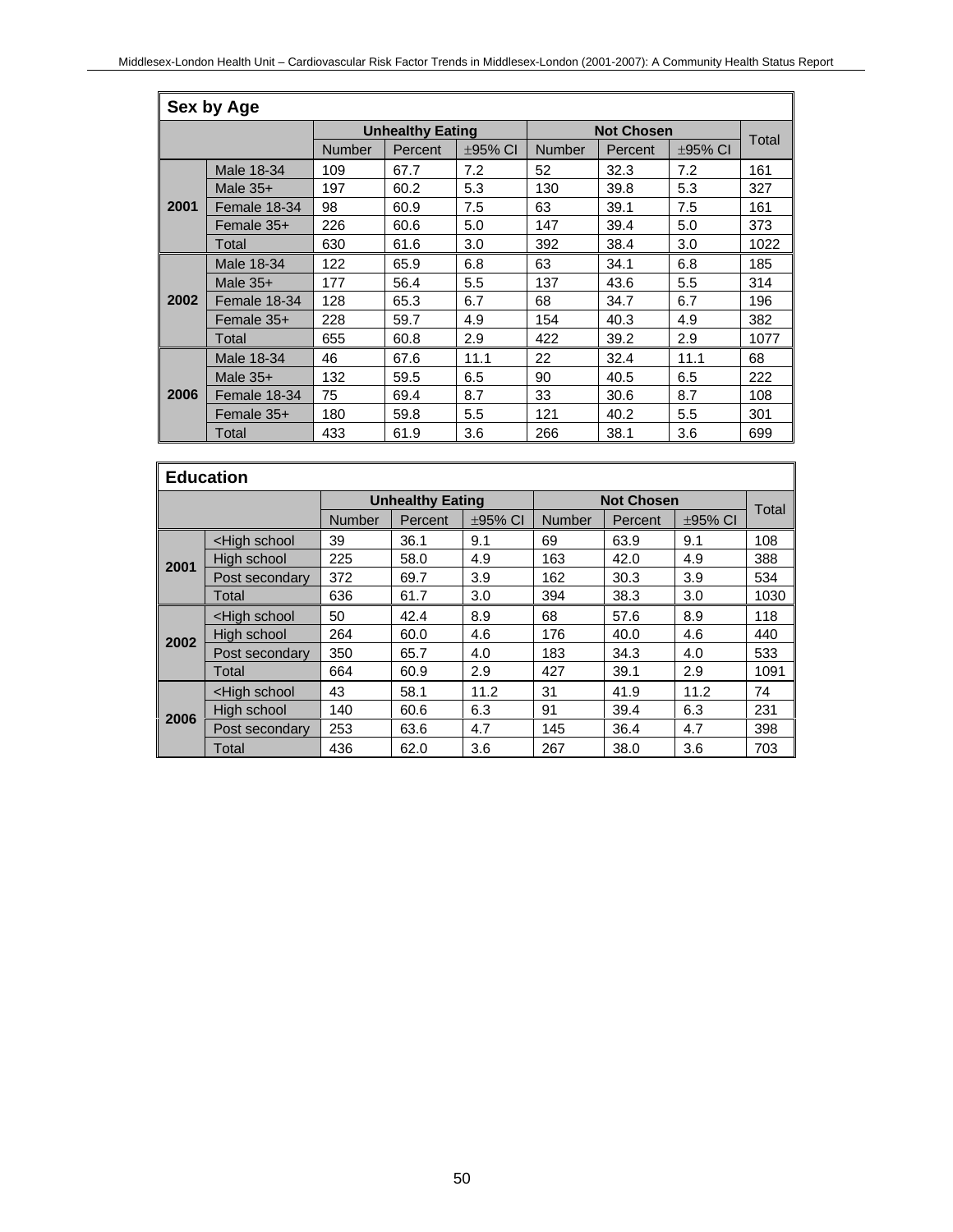| Sex by Age | | | | | | | | |
|---|---|---|---|---|---|---|---|---|
| | | Unhealthy Eating | | | Not Chosen | | | Total |
| | | Number | Percent | ±95% CI | Number | Percent | ±95% CI | |
| 2001 | Male 18-34 | 109 | 67.7 | 7.2 | 52 | 32.3 | 7.2 | 161 |
| | Male 35+ | 197 | 60.2 | 5.3 | 130 | 39.8 | 5.3 | 327 |
| | Female 18-34 | 98 | 60.9 | 7.5 | 63 | 39.1 | 7.5 | 161 |
| | Female 35+ | 226 | 60.6 | 5.0 | 147 | 39.4 | 5.0 | 373 |
| | Total | 630 | 61.6 | 3.0 | 392 | 38.4 | 3.0 | 1022 |
| 2002 | Male 18-34 | 122 | 65.9 | 6.8 | 63 | 34.1 | 6.8 | 185 |
| | Male 35+ | 177 | 56.4 | 5.5 | 137 | 43.6 | 5.5 | 314 |
| | Female 18-34 | 128 | 65.3 | 6.7 | 68 | 34.7 | 6.7 | 196 |
| | Female 35+ | 228 | 59.7 | 4.9 | 154 | 40.3 | 4.9 | 382 |
| | Total | 655 | 60.8 | 2.9 | 422 | 39.2 | 2.9 | 1077 |
| 2006 | Male 18-34 | 46 | 67.6 | 11.1 | 22 | 32.4 | 11.1 | 68 |
| | Male 35+ | 132 | 59.5 | 6.5 | 90 | 40.5 | 6.5 | 222 |
| | Female 18-34 | 75 | 69.4 | 8.7 | 33 | 30.6 | 8.7 | 108 |
| | Female 35+ | 180 | 59.8 | 5.5 | 121 | 40.2 | 5.5 | 301 |
| | Total | 433 | 61.9 | 3.6 | 266 | 38.1 | 3.6 | 699 |

| Education | | | | | | | | |
|---|---|---|---|---|---|---|---|---|
| | | Unhealthy Eating | | | Not Chosen | | | Total |
| | | Number | Percent | ±95% CI | Number | Percent | ±95% CI | |
| 2001 | <High school | 39 | 36.1 | 9.1 | 69 | 63.9 | 9.1 | 108 |
| | High school | 225 | 58.0 | 4.9 | 163 | 42.0 | 4.9 | 388 |
| | Post secondary | 372 | 69.7 | 3.9 | 162 | 30.3 | 3.9 | 534 |
| | Total | 636 | 61.7 | 3.0 | 394 | 38.3 | 3.0 | 1030 |
| 2002 | <High school | 50 | 42.4 | 8.9 | 68 | 57.6 | 8.9 | 118 |
| | High school | 264 | 60.0 | 4.6 | 176 | 40.0 | 4.6 | 440 |
| | Post secondary | 350 | 65.7 | 4.0 | 183 | 34.3 | 4.0 | 533 |
| | Total | 664 | 60.9 | 2.9 | 427 | 39.1 | 2.9 | 1091 |
| 2006 | <High school | 43 | 58.1 | 11.2 | 31 | 41.9 | 11.2 | 74 |
| | High school | 140 | 60.6 | 6.3 | 91 | 39.4 | 6.3 | 231 |
| | Post secondary | 253 | 63.6 | 4.7 | 145 | 36.4 | 4.7 | 398 |
| | Total | 436 | 62.0 | 3.6 | 267 | 38.0 | 3.6 | 703 |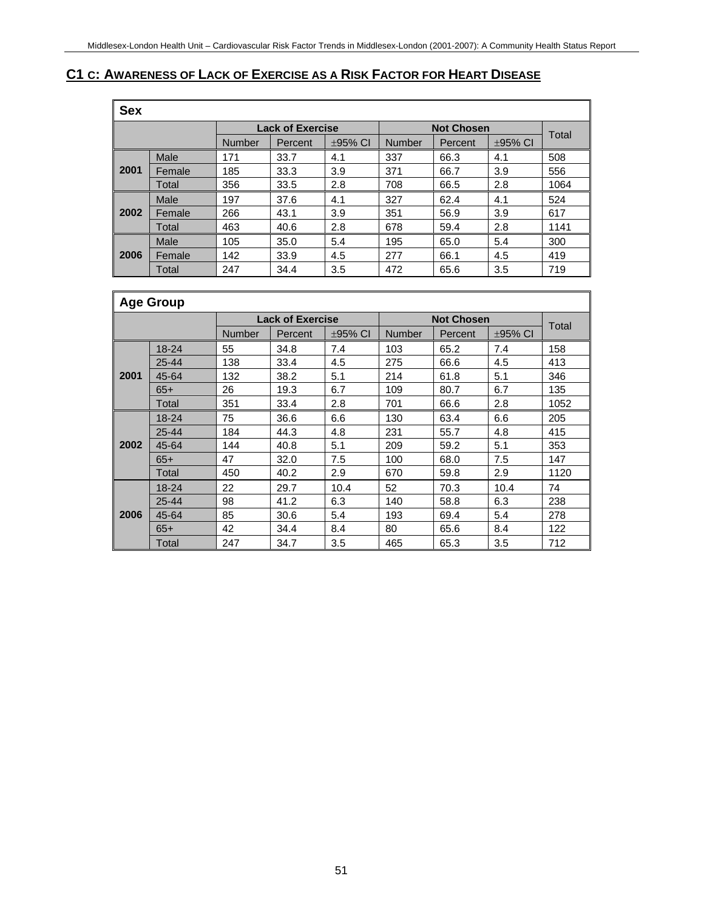## C1 c: Awareness of Lack of Exercise as a Risk Factor for Heart Disease

| Sex | | Lack of Exercise | | | Not Chosen | | | Total |
|---|---|---|---|---|---|---|---|---|
| | | Number | Percent | ±95% CI | Number | Percent | ±95% CI | |
| 2001 | Male | 171 | 33.7 | 4.1 | 337 | 66.3 | 4.1 | 508 |
| | Female | 185 | 33.3 | 3.9 | 371 | 66.7 | 3.9 | 556 |
| | Total | 356 | 33.5 | 2.8 | 708 | 66.5 | 2.8 | 1064 |
| 2002 | Male | 197 | 37.6 | 4.1 | 327 | 62.4 | 4.1 | 524 |
| | Female | 266 | 43.1 | 3.9 | 351 | 56.9 | 3.9 | 617 |
| | Total | 463 | 40.6 | 2.8 | 678 | 59.4 | 2.8 | 1141 |
| 2006 | Male | 105 | 35.0 | 5.4 | 195 | 65.0 | 5.4 | 300 |
| | Female | 142 | 33.9 | 4.5 | 277 | 66.1 | 4.5 | 419 |
| | Total | 247 | 34.4 | 3.5 | 472 | 65.6 | 3.5 | 719 |

| Age Group | | Lack of Exercise | | | Not Chosen | | | Total |
|---|---|---|---|---|---|---|---|---|
| | | Number | Percent | ±95% CI | Number | Percent | ±95% CI | |
| 2001 | 18-24 | 55 | 34.8 | 7.4 | 103 | 65.2 | 7.4 | 158 |
| | 25-44 | 138 | 33.4 | 4.5 | 275 | 66.6 | 4.5 | 413 |
| | 45-64 | 132 | 38.2 | 5.1 | 214 | 61.8 | 5.1 | 346 |
| | 65+ | 26 | 19.3 | 6.7 | 109 | 80.7 | 6.7 | 135 |
| | Total | 351 | 33.4 | 2.8 | 701 | 66.6 | 2.8 | 1052 |
| 2002 | 18-24 | 75 | 36.6 | 6.6 | 130 | 63.4 | 6.6 | 205 |
| | 25-44 | 184 | 44.3 | 4.8 | 231 | 55.7 | 4.8 | 415 |
| | 45-64 | 144 | 40.8 | 5.1 | 209 | 59.2 | 5.1 | 353 |
| | 65+ | 47 | 32.0 | 7.5 | 100 | 68.0 | 7.5 | 147 |
| | Total | 450 | 40.2 | 2.9 | 670 | 59.8 | 2.9 | 1120 |
| 2006 | 18-24 | 22 | 29.7 | 10.4 | 52 | 70.3 | 10.4 | 74 |
| | 25-44 | 98 | 41.2 | 6.3 | 140 | 58.8 | 6.3 | 238 |
| | 45-64 | 85 | 30.6 | 5.4 | 193 | 69.4 | 5.4 | 278 |
| | 65+ | 42 | 34.4 | 8.4 | 80 | 65.6 | 8.4 | 122 |
| | Total | 247 | 34.7 | 3.5 | 465 | 65.3 | 3.5 | 712 |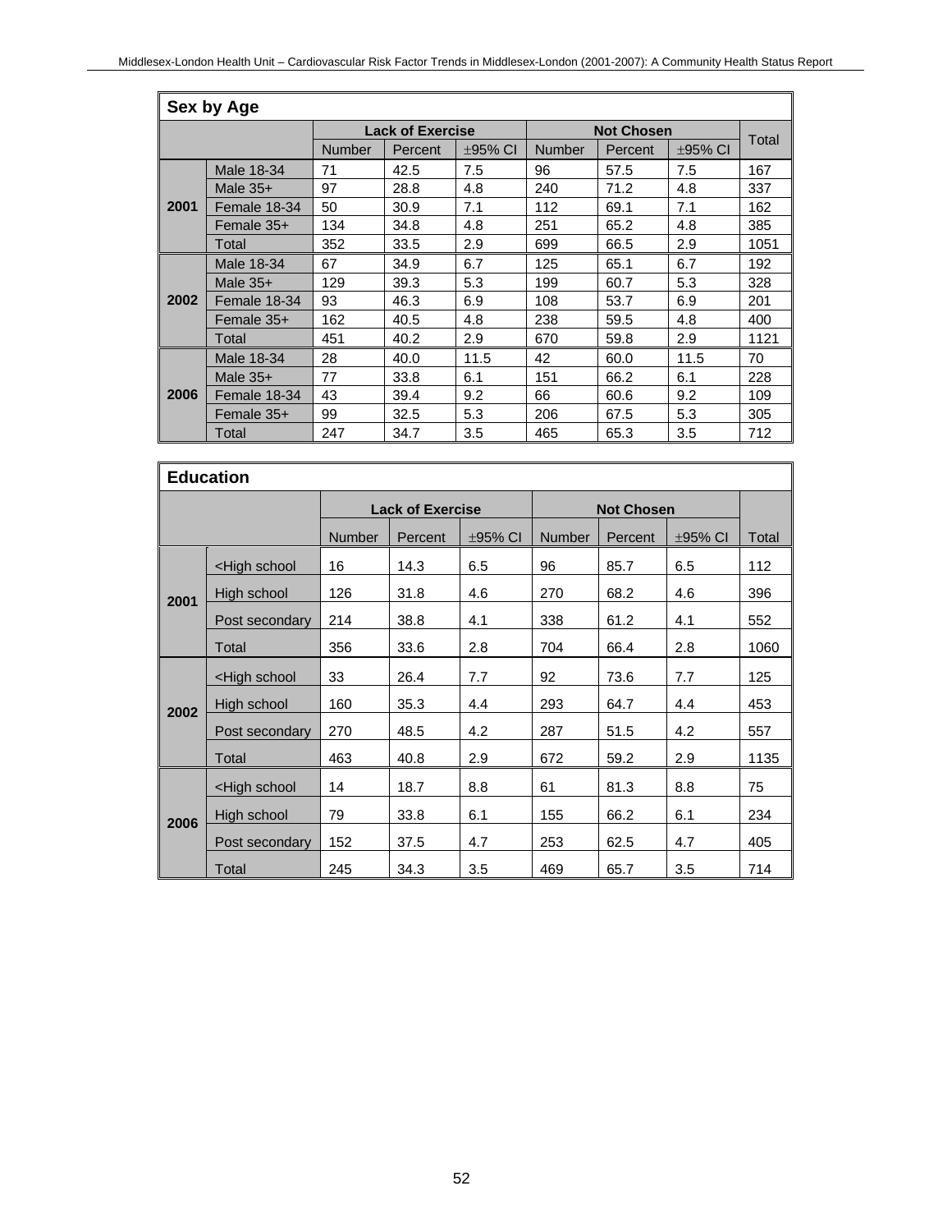| Sex by Age | | | | | | | | |
|---|---|---|---|---|---|---|---|---|
| | | Lack of Exercise | | | Not Chosen | | | Total |
| | | Number | Percent | ±95% CI | Number | Percent | ±95% CI | |
| 2001 | Male 18-34 | 71 | 42.5 | 7.5 | 96 | 57.5 | 7.5 | 167 |
| | Male 35+ | 97 | 28.8 | 4.8 | 240 | 71.2 | 4.8 | 337 |
| | Female 18-34 | 50 | 30.9 | 7.1 | 112 | 69.1 | 7.1 | 162 |
| | Female 35+ | 134 | 34.8 | 4.8 | 251 | 65.2 | 4.8 | 385 |
| | Total | 352 | 33.5 | 2.9 | 699 | 66.5 | 2.9 | 1051 |
| 2002 | Male 18-34 | 67 | 34.9 | 6.7 | 125 | 65.1 | 6.7 | 192 |
| | Male 35+ | 129 | 39.3 | 5.3 | 199 | 60.7 | 5.3 | 328 |
| | Female 18-34 | 93 | 46.3 | 6.9 | 108 | 53.7 | 6.9 | 201 |
| | Female 35+ | 162 | 40.5 | 4.8 | 238 | 59.5 | 4.8 | 400 |
| | Total | 451 | 40.2 | 2.9 | 670 | 59.8 | 2.9 | 1121 |
| 2006 | Male 18-34 | 28 | 40.0 | 11.5 | 42 | 60.0 | 11.5 | 70 |
| | Male 35+ | 77 | 33.8 | 6.1 | 151 | 66.2 | 6.1 | 228 |
| | Female 18-34 | 43 | 39.4 | 9.2 | 66 | 60.6 | 9.2 | 109 |
| | Female 35+ | 99 | 32.5 | 5.3 | 206 | 67.5 | 5.3 | 305 |
| | Total | 247 | 34.7 | 3.5 | 465 | 65.3 | 3.5 | 712 |

| Education | | | | | | | | |
|---|---|---|---|---|---|---|---|---|
| | | Lack of Exercise | | | Not Chosen | | | |
| | | Number | Percent | ±95% CI | Number | Percent | ±95% CI | Total |
| 2001 | <High school | 16 | 14.3 | 6.5 | 96 | 85.7 | 6.5 | 112 |
| | High school | 126 | 31.8 | 4.6 | 270 | 68.2 | 4.6 | 396 |
| | Post secondary | 214 | 38.8 | 4.1 | 338 | 61.2 | 4.1 | 552 |
| | Total | 356 | 33.6 | 2.8 | 704 | 66.4 | 2.8 | 1060 |
| 2002 | <High school | 33 | 26.4 | 7.7 | 92 | 73.6 | 7.7 | 125 |
| | High school | 160 | 35.3 | 4.4 | 293 | 64.7 | 4.4 | 453 |
| | Post secondary | 270 | 48.5 | 4.2 | 287 | 51.5 | 4.2 | 557 |
| | Total | 463 | 40.8 | 2.9 | 672 | 59.2 | 2.9 | 1135 |
| 2006 | <High school | 14 | 18.7 | 8.8 | 61 | 81.3 | 8.8 | 75 |
| | High school | 79 | 33.8 | 6.1 | 155 | 66.2 | 6.1 | 234 |
| | Post secondary | 152 | 37.5 | 4.7 | 253 | 62.5 | 4.7 | 405 |
| | Total | 245 | 34.3 | 3.5 | 469 | 65.7 | 3.5 | 714 |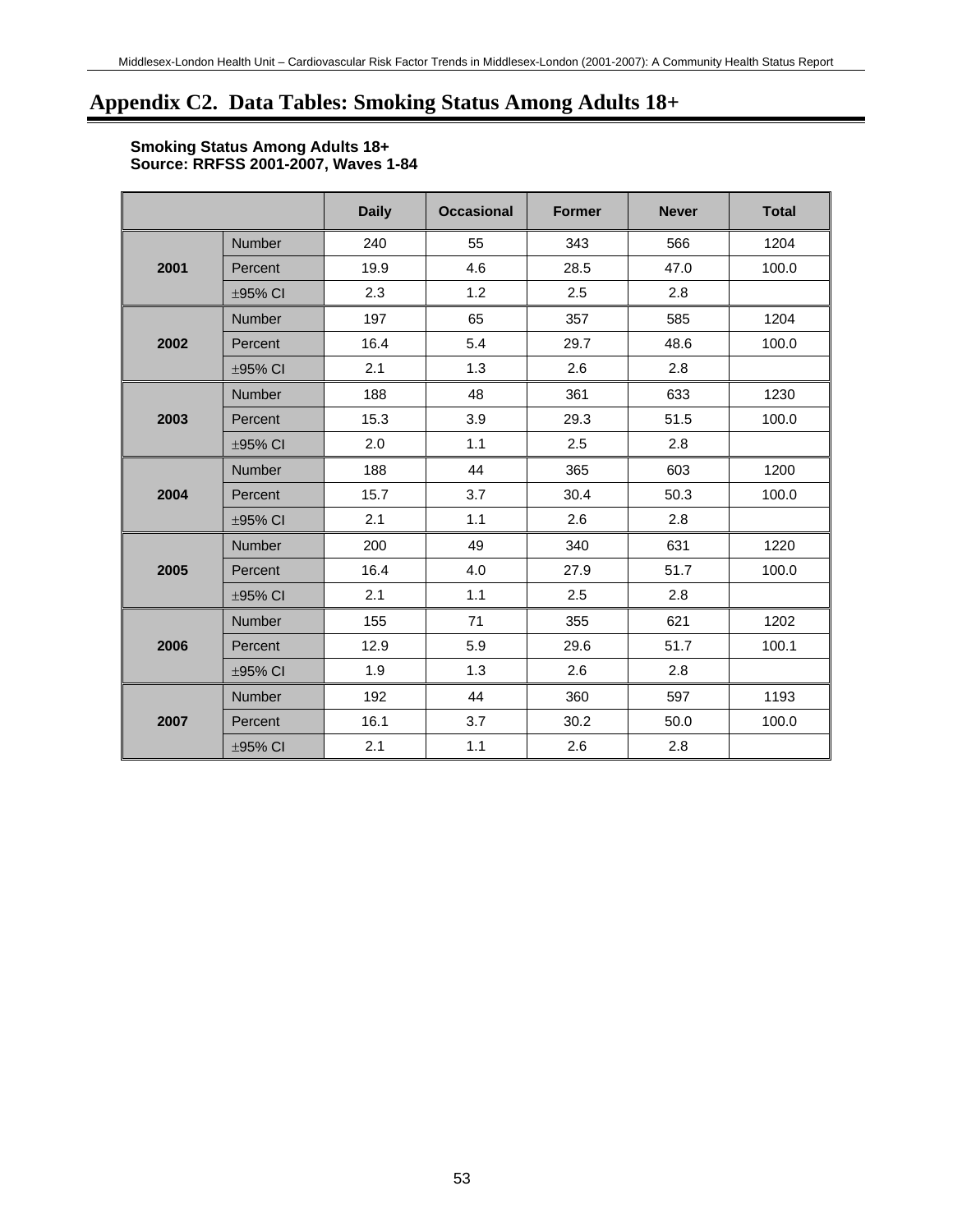# Appendix C2. Data Tables: Smoking Status Among Adults 18+

**Smoking Status Among Adults 18+**
**Source: RRFSS 2001-2007, Waves 1-84**

| | | Daily | Occasional | Former | Never | Total |
|---|---|---|---|---|---|---|
| **2001** | Number | 240 | 55 | 343 | 566 | 1204 |
| | Percent | 19.9 | 4.6 | 28.5 | 47.0 | 100.0 |
| | ±95% CI | 2.3 | 1.2 | 2.5 | 2.8 | |
| **2002** | Number | 197 | 65 | 357 | 585 | 1204 |
| | Percent | 16.4 | 5.4 | 29.7 | 48.6 | 100.0 |
| | ±95% CI | 2.1 | 1.3 | 2.6 | 2.8 | |
| **2003** | Number | 188 | 48 | 361 | 633 | 1230 |
| | Percent | 15.3 | 3.9 | 29.3 | 51.5 | 100.0 |
| | ±95% CI | 2.0 | 1.1 | 2.5 | 2.8 | |
| **2004** | Number | 188 | 44 | 365 | 603 | 1200 |
| | Percent | 15.7 | 3.7 | 30.4 | 50.3 | 100.0 |
| | ±95% CI | 2.1 | 1.1 | 2.6 | 2.8 | |
| **2005** | Number | 200 | 49 | 340 | 631 | 1220 |
| | Percent | 16.4 | 4.0 | 27.9 | 51.7 | 100.0 |
| | ±95% CI | 2.1 | 1.1 | 2.5 | 2.8 | |
| **2006** | Number | 155 | 71 | 355 | 621 | 1202 |
| | Percent | 12.9 | 5.9 | 29.6 | 51.7 | 100.1 |
| | ±95% CI | 1.9 | 1.3 | 2.6 | 2.8 | |
| **2007** | Number | 192 | 44 | 360 | 597 | 1193 |
| | Percent | 16.1 | 3.7 | 30.2 | 50.0 | 100.0 |
| | ±95% CI | 2.1 | 1.1 | 2.6 | 2.8 | |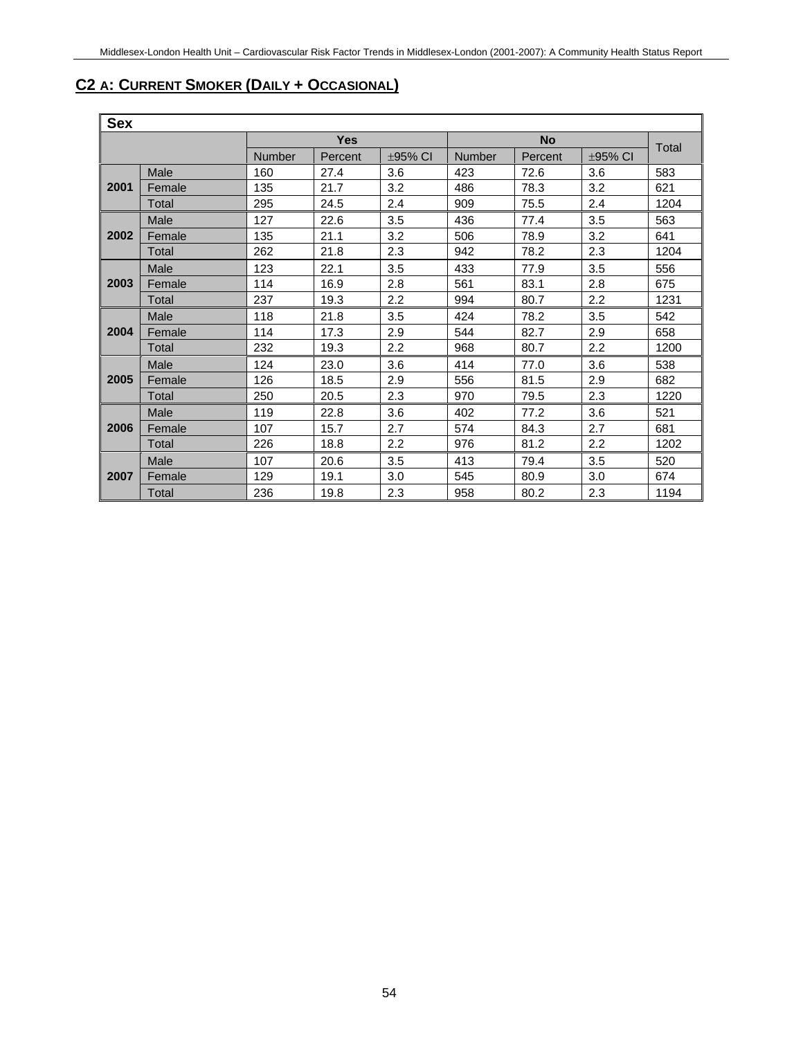## C2 A: CURRENT SMOKER (DAILY + OCCASIONAL)

| Sex | | Yes | | | No | | | Total |
|---|---|---|---|---|---|---|---|---|
| | | Number | Percent | ±95% CI | Number | Percent | ±95% CI | |
| 2001 | Male | 160 | 27.4 | 3.6 | 423 | 72.6 | 3.6 | 583 |
| | Female | 135 | 21.7 | 3.2 | 486 | 78.3 | 3.2 | 621 |
| | Total | 295 | 24.5 | 2.4 | 909 | 75.5 | 2.4 | 1204 |
| 2002 | Male | 127 | 22.6 | 3.5 | 436 | 77.4 | 3.5 | 563 |
| | Female | 135 | 21.1 | 3.2 | 506 | 78.9 | 3.2 | 641 |
| | Total | 262 | 21.8 | 2.3 | 942 | 78.2 | 2.3 | 1204 |
| 2003 | Male | 123 | 22.1 | 3.5 | 433 | 77.9 | 3.5 | 556 |
| | Female | 114 | 16.9 | 2.8 | 561 | 83.1 | 2.8 | 675 |
| | Total | 237 | 19.3 | 2.2 | 994 | 80.7 | 2.2 | 1231 |
| 2004 | Male | 118 | 21.8 | 3.5 | 424 | 78.2 | 3.5 | 542 |
| | Female | 114 | 17.3 | 2.9 | 544 | 82.7 | 2.9 | 658 |
| | Total | 232 | 19.3 | 2.2 | 968 | 80.7 | 2.2 | 1200 |
| 2005 | Male | 124 | 23.0 | 3.6 | 414 | 77.0 | 3.6 | 538 |
| | Female | 126 | 18.5 | 2.9 | 556 | 81.5 | 2.9 | 682 |
| | Total | 250 | 20.5 | 2.3 | 970 | 79.5 | 2.3 | 1220 |
| 2006 | Male | 119 | 22.8 | 3.6 | 402 | 77.2 | 3.6 | 521 |
| | Female | 107 | 15.7 | 2.7 | 574 | 84.3 | 2.7 | 681 |
| | Total | 226 | 18.8 | 2.2 | 976 | 81.2 | 2.2 | 1202 |
| 2007 | Male | 107 | 20.6 | 3.5 | 413 | 79.4 | 3.5 | 520 |
| | Female | 129 | 19.1 | 3.0 | 545 | 80.9 | 3.0 | 674 |
| | Total | 236 | 19.8 | 2.3 | 958 | 80.2 | 2.3 | 1194 |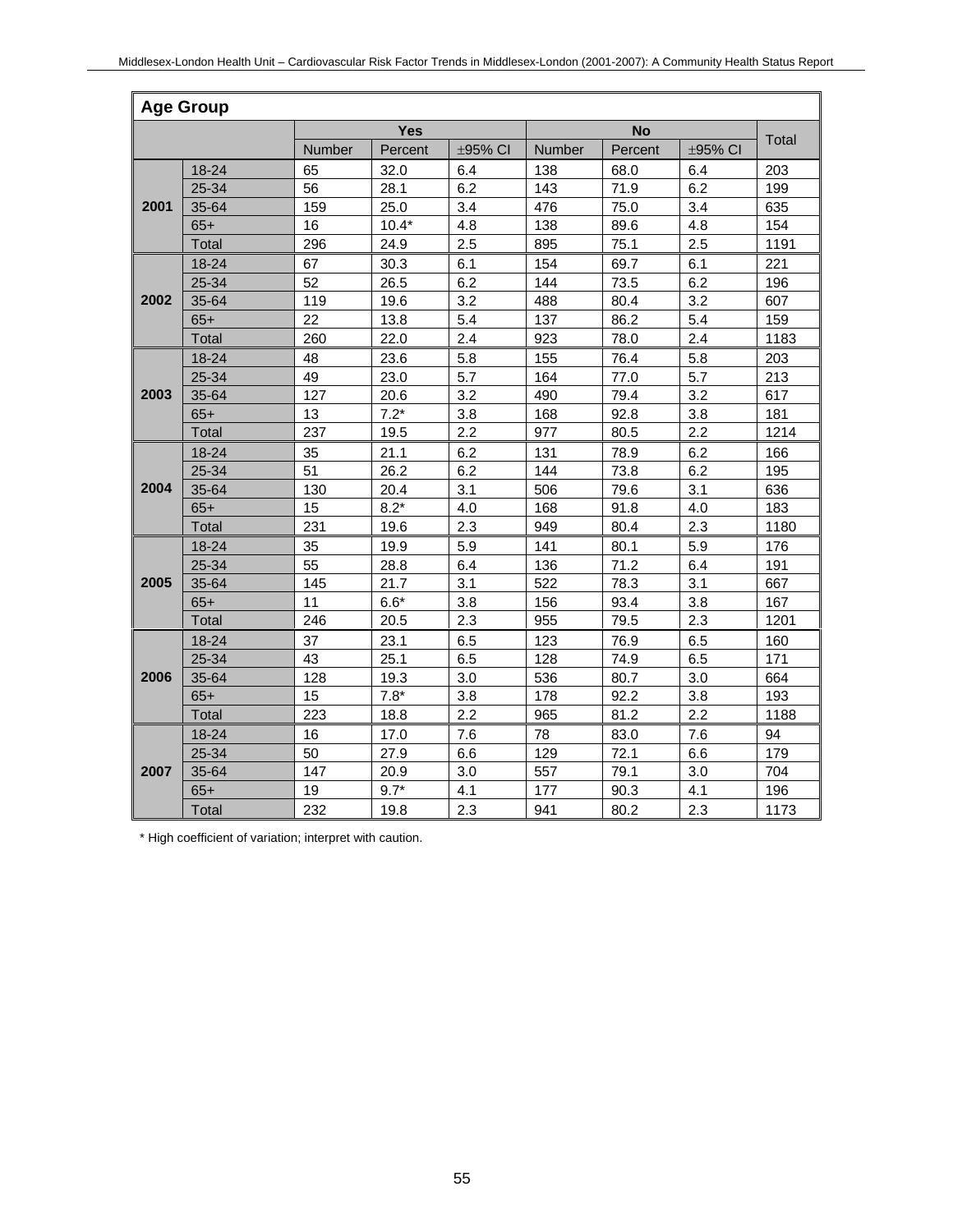| Age Group | | Yes | | | No | | | Total |
|---|---|---|---|---|---|---|---|---|
| | | Number | Percent | ±95% CI | Number | Percent | ±95% CI | |
| **2001** | 18-24 | 65 | 32.0 | 6.4 | 138 | 68.0 | 6.4 | 203 |
| | 25-34 | 56 | 28.1 | 6.2 | 143 | 71.9 | 6.2 | 199 |
| | 35-64 | 159 | 25.0 | 3.4 | 476 | 75.0 | 3.4 | 635 |
| | 65+ | 16 | 10.4* | 4.8 | 138 | 89.6 | 4.8 | 154 |
| | Total | 296 | 24.9 | 2.5 | 895 | 75.1 | 2.5 | 1191 |
| **2002** | 18-24 | 67 | 30.3 | 6.1 | 154 | 69.7 | 6.1 | 221 |
| | 25-34 | 52 | 26.5 | 6.2 | 144 | 73.5 | 6.2 | 196 |
| | 35-64 | 119 | 19.6 | 3.2 | 488 | 80.4 | 3.2 | 607 |
| | 65+ | 22 | 13.8 | 5.4 | 137 | 86.2 | 5.4 | 159 |
| | Total | 260 | 22.0 | 2.4 | 923 | 78.0 | 2.4 | 1183 |
| **2003** | 18-24 | 48 | 23.6 | 5.8 | 155 | 76.4 | 5.8 | 203 |
| | 25-34 | 49 | 23.0 | 5.7 | 164 | 77.0 | 5.7 | 213 |
| | 35-64 | 127 | 20.6 | 3.2 | 490 | 79.4 | 3.2 | 617 |
| | 65+ | 13 | 7.2* | 3.8 | 168 | 92.8 | 3.8 | 181 |
| | Total | 237 | 19.5 | 2.2 | 977 | 80.5 | 2.2 | 1214 |
| **2004** | 18-24 | 35 | 21.1 | 6.2 | 131 | 78.9 | 6.2 | 166 |
| | 25-34 | 51 | 26.2 | 6.2 | 144 | 73.8 | 6.2 | 195 |
| | 35-64 | 130 | 20.4 | 3.1 | 506 | 79.6 | 3.1 | 636 |
| | 65+ | 15 | 8.2* | 4.0 | 168 | 91.8 | 4.0 | 183 |
| | Total | 231 | 19.6 | 2.3 | 949 | 80.4 | 2.3 | 1180 |
| **2005** | 18-24 | 35 | 19.9 | 5.9 | 141 | 80.1 | 5.9 | 176 |
| | 25-34 | 55 | 28.8 | 6.4 | 136 | 71.2 | 6.4 | 191 |
| | 35-64 | 145 | 21.7 | 3.1 | 522 | 78.3 | 3.1 | 667 |
| | 65+ | 11 | 6.6* | 3.8 | 156 | 93.4 | 3.8 | 167 |
| | Total | 246 | 20.5 | 2.3 | 955 | 79.5 | 2.3 | 1201 |
| **2006** | 18-24 | 37 | 23.1 | 6.5 | 123 | 76.9 | 6.5 | 160 |
| | 25-34 | 43 | 25.1 | 6.5 | 128 | 74.9 | 6.5 | 171 |
| | 35-64 | 128 | 19.3 | 3.0 | 536 | 80.7 | 3.0 | 664 |
| | 65+ | 15 | 7.8* | 3.8 | 178 | 92.2 | 3.8 | 193 |
| | Total | 223 | 18.8 | 2.2 | 965 | 81.2 | 2.2 | 1188 |
| **2007** | 18-24 | 16 | 17.0 | 7.6 | 78 | 83.0 | 7.6 | 94 |
| | 25-34 | 50 | 27.9 | 6.6 | 129 | 72.1 | 6.6 | 179 |
| | 35-64 | 147 | 20.9 | 3.0 | 557 | 79.1 | 3.0 | 704 |
| | 65+ | 19 | 9.7* | 4.1 | 177 | 90.3 | 4.1 | 196 |
| | Total | 232 | 19.8 | 2.3 | 941 | 80.2 | 2.3 | 1173 |

* High coefficient of variation; interpret with caution.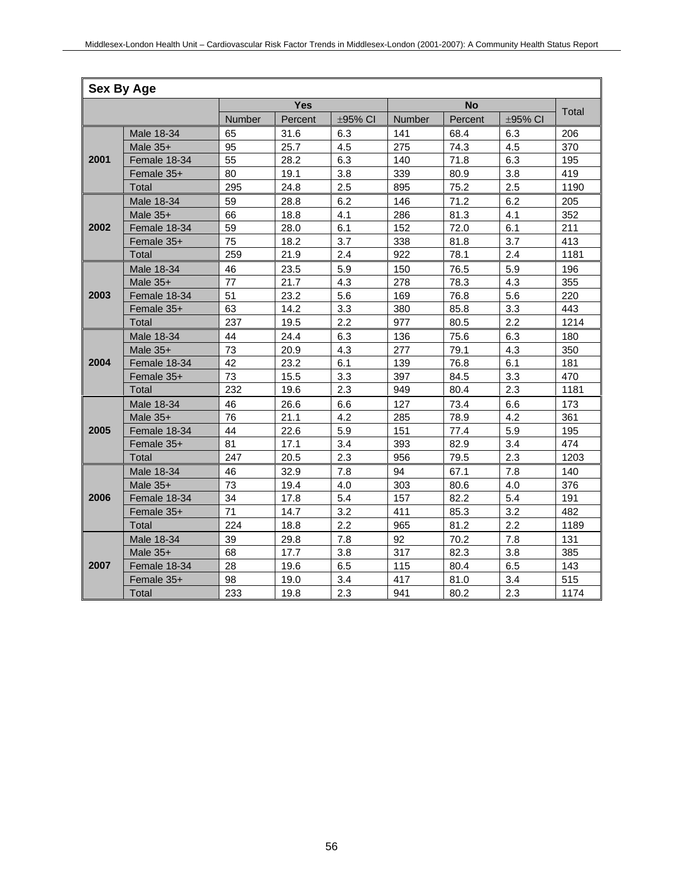| Sex By Age | | | | | | | | |
|---|---|---|---|---|---|---|---|---|
| | | Yes | | | No | | | Total |
| | | Number | Percent | ±95% CI | Number | Percent | ±95% CI | |
| 2001 | Male 18-34 | 65 | 31.6 | 6.3 | 141 | 68.4 | 6.3 | 206 |
| | Male 35+ | 95 | 25.7 | 4.5 | 275 | 74.3 | 4.5 | 370 |
| | Female 18-34 | 55 | 28.2 | 6.3 | 140 | 71.8 | 6.3 | 195 |
| | Female 35+ | 80 | 19.1 | 3.8 | 339 | 80.9 | 3.8 | 419 |
| | Total | 295 | 24.8 | 2.5 | 895 | 75.2 | 2.5 | 1190 |
| 2002 | Male 18-34 | 59 | 28.8 | 6.2 | 146 | 71.2 | 6.2 | 205 |
| | Male 35+ | 66 | 18.8 | 4.1 | 286 | 81.3 | 4.1 | 352 |
| | Female 18-34 | 59 | 28.0 | 6.1 | 152 | 72.0 | 6.1 | 211 |
| | Female 35+ | 75 | 18.2 | 3.7 | 338 | 81.8 | 3.7 | 413 |
| | Total | 259 | 21.9 | 2.4 | 922 | 78.1 | 2.4 | 1181 |
| 2003 | Male 18-34 | 46 | 23.5 | 5.9 | 150 | 76.5 | 5.9 | 196 |
| | Male 35+ | 77 | 21.7 | 4.3 | 278 | 78.3 | 4.3 | 355 |
| | Female 18-34 | 51 | 23.2 | 5.6 | 169 | 76.8 | 5.6 | 220 |
| | Female 35+ | 63 | 14.2 | 3.3 | 380 | 85.8 | 3.3 | 443 |
| | Total | 237 | 19.5 | 2.2 | 977 | 80.5 | 2.2 | 1214 |
| 2004 | Male 18-34 | 44 | 24.4 | 6.3 | 136 | 75.6 | 6.3 | 180 |
| | Male 35+ | 73 | 20.9 | 4.3 | 277 | 79.1 | 4.3 | 350 |
| | Female 18-34 | 42 | 23.2 | 6.1 | 139 | 76.8 | 6.1 | 181 |
| | Female 35+ | 73 | 15.5 | 3.3 | 397 | 84.5 | 3.3 | 470 |
| | Total | 232 | 19.6 | 2.3 | 949 | 80.4 | 2.3 | 1181 |
| 2005 | Male 18-34 | 46 | 26.6 | 6.6 | 127 | 73.4 | 6.6 | 173 |
| | Male 35+ | 76 | 21.1 | 4.2 | 285 | 78.9 | 4.2 | 361 |
| | Female 18-34 | 44 | 22.6 | 5.9 | 151 | 77.4 | 5.9 | 195 |
| | Female 35+ | 81 | 17.1 | 3.4 | 393 | 82.9 | 3.4 | 474 |
| | Total | 247 | 20.5 | 2.3 | 956 | 79.5 | 2.3 | 1203 |
| 2006 | Male 18-34 | 46 | 32.9 | 7.8 | 94 | 67.1 | 7.8 | 140 |
| | Male 35+ | 73 | 19.4 | 4.0 | 303 | 80.6 | 4.0 | 376 |
| | Female 18-34 | 34 | 17.8 | 5.4 | 157 | 82.2 | 5.4 | 191 |
| | Female 35+ | 71 | 14.7 | 3.2 | 411 | 85.3 | 3.2 | 482 |
| | Total | 224 | 18.8 | 2.2 | 965 | 81.2 | 2.2 | 1189 |
| 2007 | Male 18-34 | 39 | 29.8 | 7.8 | 92 | 70.2 | 7.8 | 131 |
| | Male 35+ | 68 | 17.7 | 3.8 | 317 | 82.3 | 3.8 | 385 |
| | Female 18-34 | 28 | 19.6 | 6.5 | 115 | 80.4 | 6.5 | 143 |
| | Female 35+ | 98 | 19.0 | 3.4 | 417 | 81.0 | 3.4 | 515 |
| | Total | 233 | 19.8 | 2.3 | 941 | 80.2 | 2.3 | 1174 |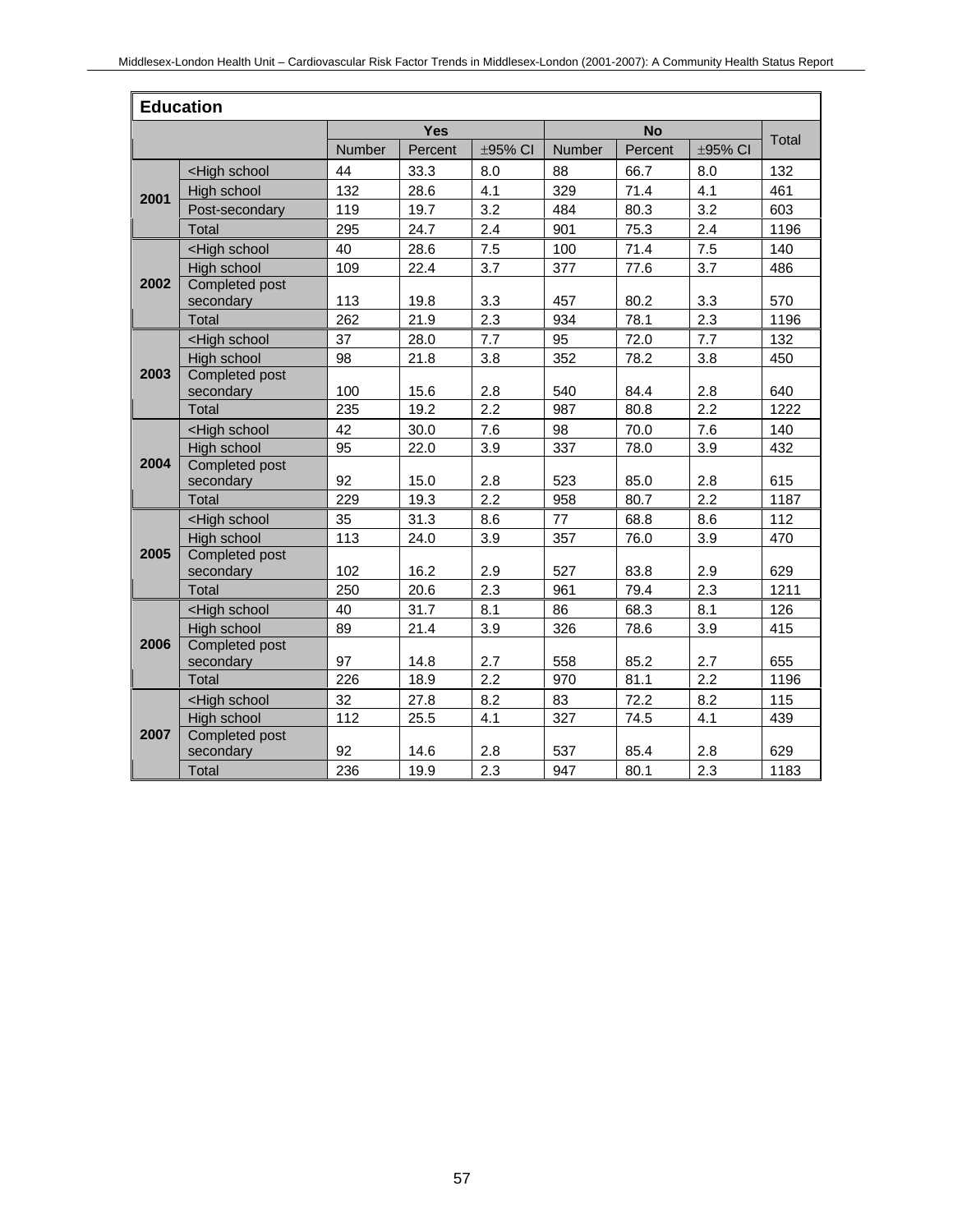| Education | | | | | | | | |
|---|---|---|---|---|---|---|---|---|
| | | Yes | | | No | | | Total |
| | | Number | Percent | ±95% CI | Number | Percent | ±95% CI | |
| **2001** | <High school | 44 | 33.3 | 8.0 | 88 | 66.7 | 8.0 | 132 |
| | High school | 132 | 28.6 | 4.1 | 329 | 71.4 | 4.1 | 461 |
| | Post-secondary | 119 | 19.7 | 3.2 | 484 | 80.3 | 3.2 | 603 |
| | Total | 295 | 24.7 | 2.4 | 901 | 75.3 | 2.4 | 1196 |
| **2002** | <High school | 40 | 28.6 | 7.5 | 100 | 71.4 | 7.5 | 140 |
| | High school | 109 | 22.4 | 3.7 | 377 | 77.6 | 3.7 | 486 |
| | Completed post secondary | 113 | 19.8 | 3.3 | 457 | 80.2 | 3.3 | 570 |
| | Total | 262 | 21.9 | 2.3 | 934 | 78.1 | 2.3 | 1196 |
| **2003** | <High school | 37 | 28.0 | 7.7 | 95 | 72.0 | 7.7 | 132 |
| | High school | 98 | 21.8 | 3.8 | 352 | 78.2 | 3.8 | 450 |
| | Completed post secondary | 100 | 15.6 | 2.8 | 540 | 84.4 | 2.8 | 640 |
| | Total | 235 | 19.2 | 2.2 | 987 | 80.8 | 2.2 | 1222 |
| **2004** | <High school | 42 | 30.0 | 7.6 | 98 | 70.0 | 7.6 | 140 |
| | High school | 95 | 22.0 | 3.9 | 337 | 78.0 | 3.9 | 432 |
| | Completed post secondary | 92 | 15.0 | 2.8 | 523 | 85.0 | 2.8 | 615 |
| | Total | 229 | 19.3 | 2.2 | 958 | 80.7 | 2.2 | 1187 |
| **2005** | <High school | 35 | 31.3 | 8.6 | 77 | 68.8 | 8.6 | 112 |
| | High school | 113 | 24.0 | 3.9 | 357 | 76.0 | 3.9 | 470 |
| | Completed post secondary | 102 | 16.2 | 2.9 | 527 | 83.8 | 2.9 | 629 |
| | Total | 250 | 20.6 | 2.3 | 961 | 79.4 | 2.3 | 1211 |
| **2006** | <High school | 40 | 31.7 | 8.1 | 86 | 68.3 | 8.1 | 126 |
| | High school | 89 | 21.4 | 3.9 | 326 | 78.6 | 3.9 | 415 |
| | Completed post secondary | 97 | 14.8 | 2.7 | 558 | 85.2 | 2.7 | 655 |
| | Total | 226 | 18.9 | 2.2 | 970 | 81.1 | 2.2 | 1196 |
| **2007** | <High school | 32 | 27.8 | 8.2 | 83 | 72.2 | 8.2 | 115 |
| | High school | 112 | 25.5 | 4.1 | 327 | 74.5 | 4.1 | 439 |
| | Completed post secondary | 92 | 14.6 | 2.8 | 537 | 85.4 | 2.8 | 629 |
| | Total | 236 | 19.9 | 2.3 | 947 | 80.1 | 2.3 | 1183 |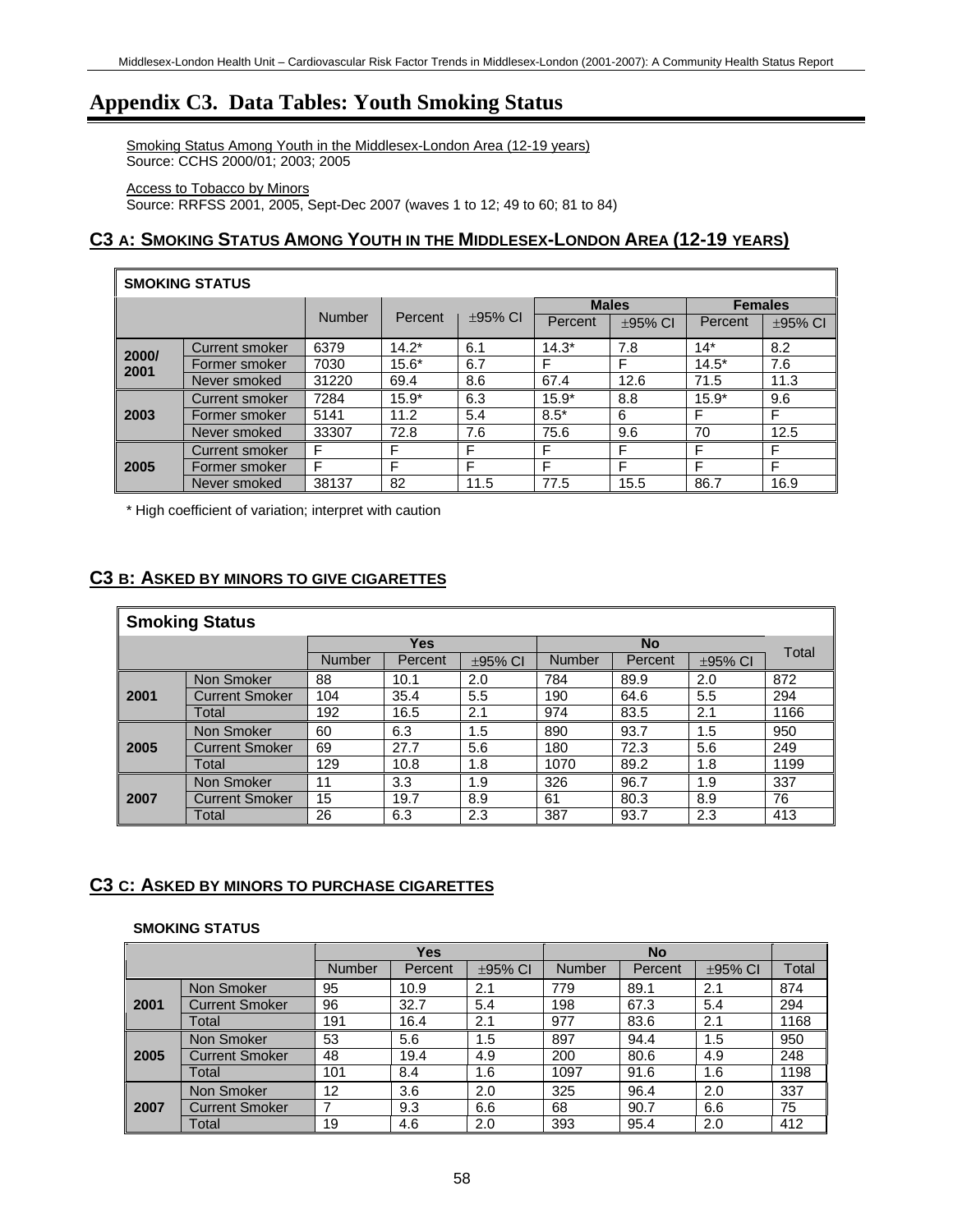# Appendix C3. Data Tables: Youth Smoking Status

Smoking Status Among Youth in the Middlesex-London Area (12-19 years)
Source: CCHS 2000/01; 2003; 2005

Access to Tobacco by Minors
Source: RRFSS 2001, 2005, Sept-Dec 2007 (waves 1 to 12; 49 to 60; 81 to 84)

## C3 A: SMOKING STATUS AMONG YOUTH IN THE MIDDLESEX-LONDON AREA (12-19 YEARS)

| SMOKING STATUS | | | | | Males | | Females | |
|---|---|---|---|---|---|---|---|---|
| | | Number | Percent | ±95% CI | Percent | ±95% CI | Percent | ±95% CI |
| 2000/2001 | Current smoker | 6379 | 14.2* | 6.1 | 14.3* | 7.8 | 14* | 8.2 |
| | Former smoker | 7030 | 15.6* | 6.7 | F | F | 14.5* | 7.6 |
| | Never smoked | 31220 | 69.4 | 8.6 | 67.4 | 12.6 | 71.5 | 11.3 |
| 2003 | Current smoker | 7284 | 15.9* | 6.3 | 15.9* | 8.8 | 15.9* | 9.6 |
| | Former smoker | 5141 | 11.2 | 5.4 | 8.5* | 6 | F | F |
| | Never smoked | 33307 | 72.8 | 7.6 | 75.6 | 9.6 | 70 | 12.5 |
| 2005 | Current smoker | F | F | F | F | F | F | F |
| | Former smoker | F | F | F | F | F | F | F |
| | Never smoked | 38137 | 82 | 11.5 | 77.5 | 15.5 | 86.7 | 16.9 |

\* High coefficient of variation; interpret with caution

## C3 B: ASKED BY MINORS TO GIVE CIGARETTES

| Smoking Status | | Yes | | | No | | | Total |
|---|---|---|---|---|---|---|---|---|
| | | Number | Percent | ±95% CI | Number | Percent | ±95% CI | |
| 2001 | Non Smoker | 88 | 10.1 | 2.0 | 784 | 89.9 | 2.0 | 872 |
| | Current Smoker | 104 | 35.4 | 5.5 | 190 | 64.6 | 5.5 | 294 |
| | Total | 192 | 16.5 | 2.1 | 974 | 83.5 | 2.1 | 1166 |
| 2005 | Non Smoker | 60 | 6.3 | 1.5 | 890 | 93.7 | 1.5 | 950 |
| | Current Smoker | 69 | 27.7 | 5.6 | 180 | 72.3 | 5.6 | 249 |
| | Total | 129 | 10.8 | 1.8 | 1070 | 89.2 | 1.8 | 1199 |
| 2007 | Non Smoker | 11 | 3.3 | 1.9 | 326 | 96.7 | 1.9 | 337 |
| | Current Smoker | 15 | 19.7 | 8.9 | 61 | 80.3 | 8.9 | 76 |
| | Total | 26 | 6.3 | 2.3 | 387 | 93.7 | 2.3 | 413 |

## C3 C: ASKED BY MINORS TO PURCHASE CIGARETTES

**SMOKING STATUS**

| | | Yes | | | No | | | |
|---|---|---|---|---|---|---|---|---|
| | | Number | Percent | ±95% CI | Number | Percent | ±95% CI | Total |
| 2001 | Non Smoker | 95 | 10.9 | 2.1 | 779 | 89.1 | 2.1 | 874 |
| | Current Smoker | 96 | 32.7 | 5.4 | 198 | 67.3 | 5.4 | 294 |
| | Total | 191 | 16.4 | 2.1 | 977 | 83.6 | 2.1 | 1168 |
| 2005 | Non Smoker | 53 | 5.6 | 1.5 | 897 | 94.4 | 1.5 | 950 |
| | Current Smoker | 48 | 19.4 | 4.9 | 200 | 80.6 | 4.9 | 248 |
| | Total | 101 | 8.4 | 1.6 | 1097 | 91.6 | 1.6 | 1198 |
| 2007 | Non Smoker | 12 | 3.6 | 2.0 | 325 | 96.4 | 2.0 | 337 |
| | Current Smoker | 7 | 9.3 | 6.6 | 68 | 90.7 | 6.6 | 75 |
| | Total | 19 | 4.6 | 2.0 | 393 | 95.4 | 2.0 | 412 |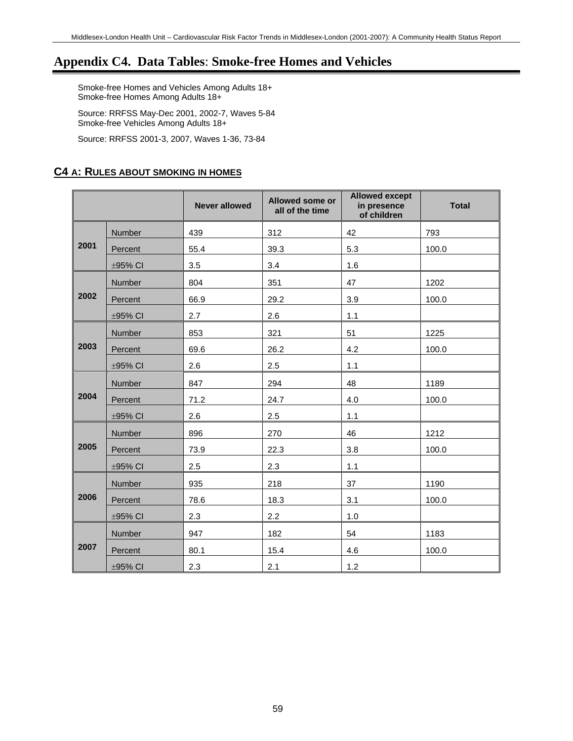# Appendix C4. Data Tables: Smoke-free Homes and Vehicles

Smoke-free Homes and Vehicles Among Adults 18+
Smoke-free Homes Among Adults 18+

Source: RRFSS May-Dec 2001, 2002-7, Waves 5-84
Smoke-free Vehicles Among Adults 18+

Source: RRFSS 2001-3, 2007, Waves 1-36, 73-84

## C4 A: RULES ABOUT SMOKING IN HOMES

| | | Never allowed | Allowed some or all of the time | Allowed except in presence of children | Total |
|---|---|---|---|---|---|
| 2001 | Number | 439 | 312 | 42 | 793 |
| | Percent | 55.4 | 39.3 | 5.3 | 100.0 |
| | ±95% CI | 3.5 | 3.4 | 1.6 | |
| 2002 | Number | 804 | 351 | 47 | 1202 |
| | Percent | 66.9 | 29.2 | 3.9 | 100.0 |
| | ±95% CI | 2.7 | 2.6 | 1.1 | |
| 2003 | Number | 853 | 321 | 51 | 1225 |
| | Percent | 69.6 | 26.2 | 4.2 | 100.0 |
| | ±95% CI | 2.6 | 2.5 | 1.1 | |
| 2004 | Number | 847 | 294 | 48 | 1189 |
| | Percent | 71.2 | 24.7 | 4.0 | 100.0 |
| | ±95% CI | 2.6 | 2.5 | 1.1 | |
| 2005 | Number | 896 | 270 | 46 | 1212 |
| | Percent | 73.9 | 22.3 | 3.8 | 100.0 |
| | ±95% CI | 2.5 | 2.3 | 1.1 | |
| 2006 | Number | 935 | 218 | 37 | 1190 |
| | Percent | 78.6 | 18.3 | 3.1 | 100.0 |
| | ±95% CI | 2.3 | 2.2 | 1.0 | |
| 2007 | Number | 947 | 182 | 54 | 1183 |
| | Percent | 80.1 | 15.4 | 4.6 | 100.0 |
| | ±95% CI | 2.3 | 2.1 | 1.2 | |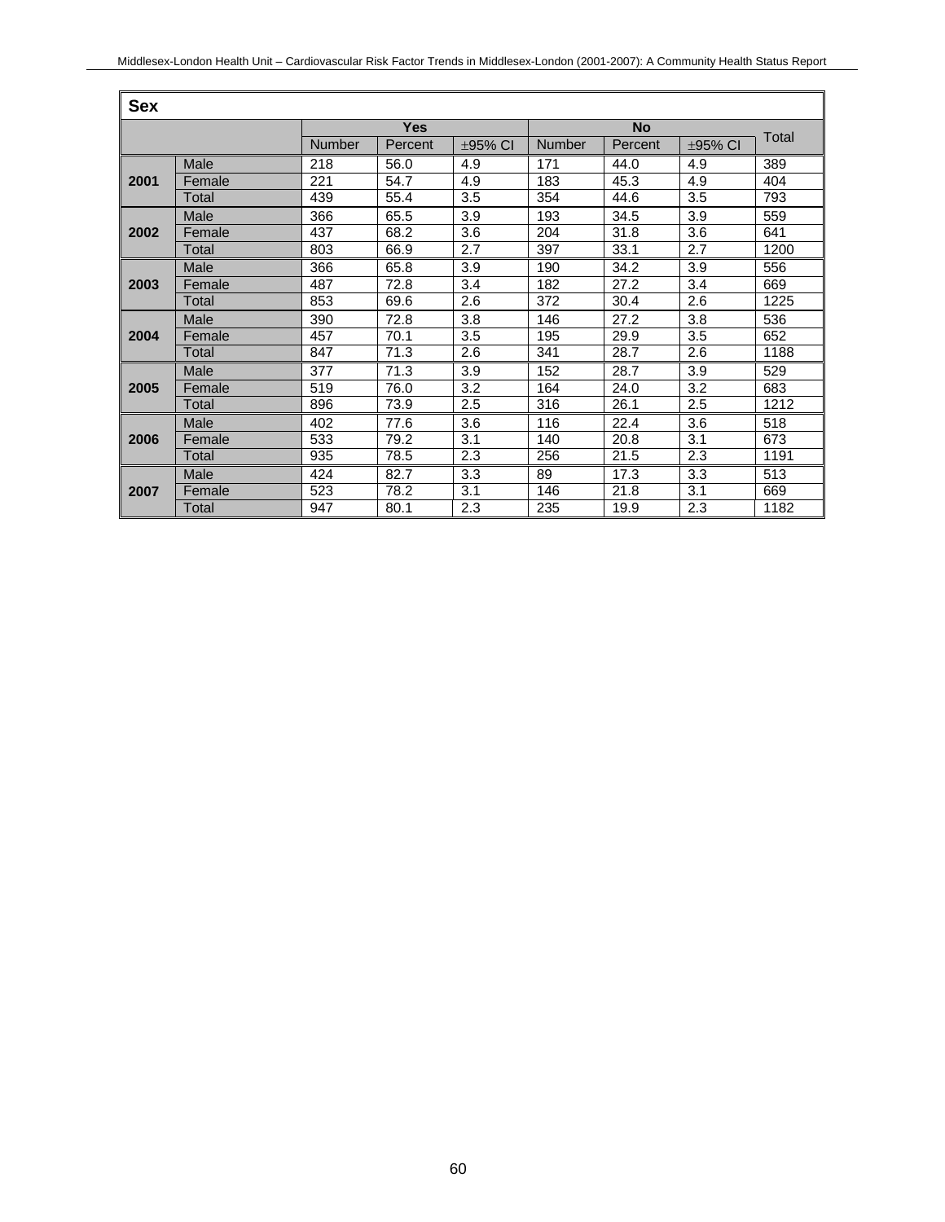| Sex | | Yes | | | No | | | Total |
|---|---|---|---|---|---|---|---|---|
| | | Number | Percent | ±95% CI | Number | Percent | ±95% CI | |
| 2001 | Male | 218 | 56.0 | 4.9 | 171 | 44.0 | 4.9 | 389 |
| | Female | 221 | 54.7 | 4.9 | 183 | 45.3 | 4.9 | 404 |
| | Total | 439 | 55.4 | 3.5 | 354 | 44.6 | 3.5 | 793 |
| 2002 | Male | 366 | 65.5 | 3.9 | 193 | 34.5 | 3.9 | 559 |
| | Female | 437 | 68.2 | 3.6 | 204 | 31.8 | 3.6 | 641 |
| | Total | 803 | 66.9 | 2.7 | 397 | 33.1 | 2.7 | 1200 |
| 2003 | Male | 366 | 65.8 | 3.9 | 190 | 34.2 | 3.9 | 556 |
| | Female | 487 | 72.8 | 3.4 | 182 | 27.2 | 3.4 | 669 |
| | Total | 853 | 69.6 | 2.6 | 372 | 30.4 | 2.6 | 1225 |
| 2004 | Male | 390 | 72.8 | 3.8 | 146 | 27.2 | 3.8 | 536 |
| | Female | 457 | 70.1 | 3.5 | 195 | 29.9 | 3.5 | 652 |
| | Total | 847 | 71.3 | 2.6 | 341 | 28.7 | 2.6 | 1188 |
| 2005 | Male | 377 | 71.3 | 3.9 | 152 | 28.7 | 3.9 | 529 |
| | Female | 519 | 76.0 | 3.2 | 164 | 24.0 | 3.2 | 683 |
| | Total | 896 | 73.9 | 2.5 | 316 | 26.1 | 2.5 | 1212 |
| 2006 | Male | 402 | 77.6 | 3.6 | 116 | 22.4 | 3.6 | 518 |
| | Female | 533 | 79.2 | 3.1 | 140 | 20.8 | 3.1 | 673 |
| | Total | 935 | 78.5 | 2.3 | 256 | 21.5 | 2.3 | 1191 |
| 2007 | Male | 424 | 82.7 | 3.3 | 89 | 17.3 | 3.3 | 513 |
| | Female | 523 | 78.2 | 3.1 | 146 | 21.8 | 3.1 | 669 |
| | Total | 947 | 80.1 | 2.3 | 235 | 19.9 | 2.3 | 1182 |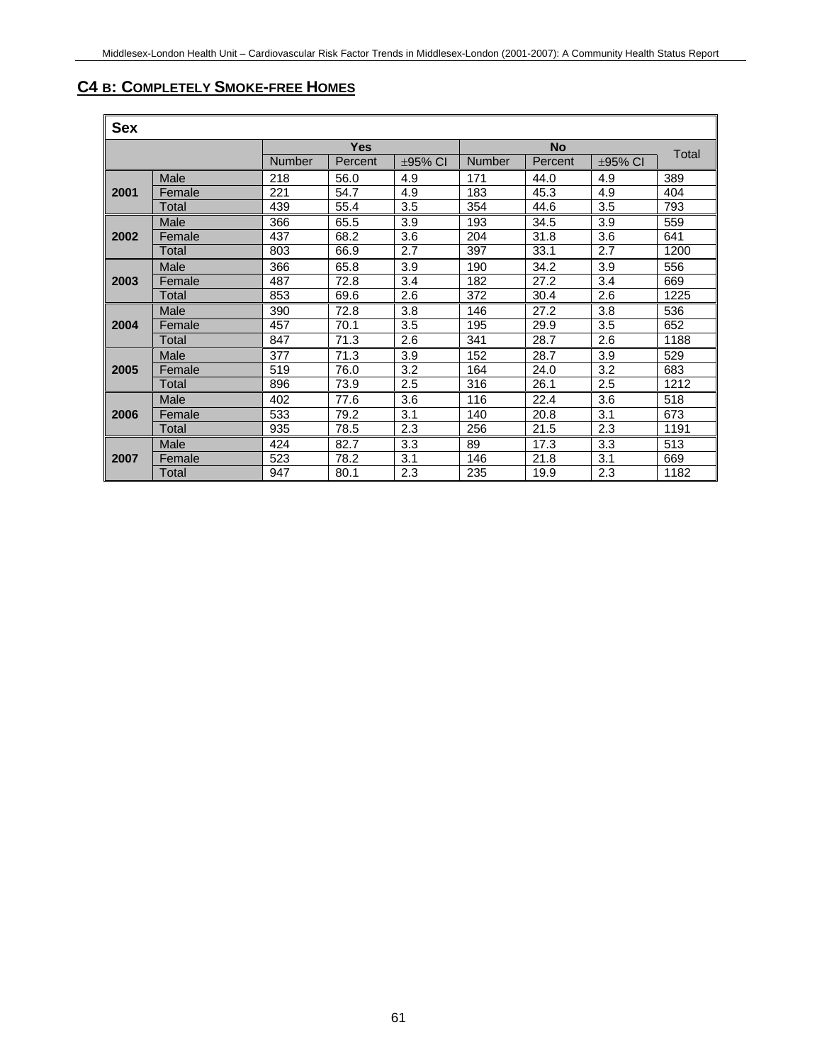## C4 B: COMPLETELY SMOKE-FREE HOMES

| Sex | | Yes | | | No | | | Total |
|---|---|---|---|---|---|---|---|---|
| | | Number | Percent | ±95% CI | Number | Percent | ±95% CI | |
| **2001** | Male | 218 | 56.0 | 4.9 | 171 | 44.0 | 4.9 | 389 |
| | Female | 221 | 54.7 | 4.9 | 183 | 45.3 | 4.9 | 404 |
| | Total | 439 | 55.4 | 3.5 | 354 | 44.6 | 3.5 | 793 |
| **2002** | Male | 366 | 65.5 | 3.9 | 193 | 34.5 | 3.9 | 559 |
| | Female | 437 | 68.2 | 3.6 | 204 | 31.8 | 3.6 | 641 |
| | Total | 803 | 66.9 | 2.7 | 397 | 33.1 | 2.7 | 1200 |
| **2003** | Male | 366 | 65.8 | 3.9 | 190 | 34.2 | 3.9 | 556 |
| | Female | 487 | 72.8 | 3.4 | 182 | 27.2 | 3.4 | 669 |
| | Total | 853 | 69.6 | 2.6 | 372 | 30.4 | 2.6 | 1225 |
| **2004** | Male | 390 | 72.8 | 3.8 | 146 | 27.2 | 3.8 | 536 |
| | Female | 457 | 70.1 | 3.5 | 195 | 29.9 | 3.5 | 652 |
| | Total | 847 | 71.3 | 2.6 | 341 | 28.7 | 2.6 | 1188 |
| **2005** | Male | 377 | 71.3 | 3.9 | 152 | 28.7 | 3.9 | 529 |
| | Female | 519 | 76.0 | 3.2 | 164 | 24.0 | 3.2 | 683 |
| | Total | 896 | 73.9 | 2.5 | 316 | 26.1 | 2.5 | 1212 |
| **2006** | Male | 402 | 77.6 | 3.6 | 116 | 22.4 | 3.6 | 518 |
| | Female | 533 | 79.2 | 3.1 | 140 | 20.8 | 3.1 | 673 |
| | Total | 935 | 78.5 | 2.3 | 256 | 21.5 | 2.3 | 1191 |
| **2007** | Male | 424 | 82.7 | 3.3 | 89 | 17.3 | 3.3 | 513 |
| | Female | 523 | 78.2 | 3.1 | 146 | 21.8 | 3.1 | 669 |
| | Total | 947 | 80.1 | 2.3 | 235 | 19.9 | 2.3 | 1182 |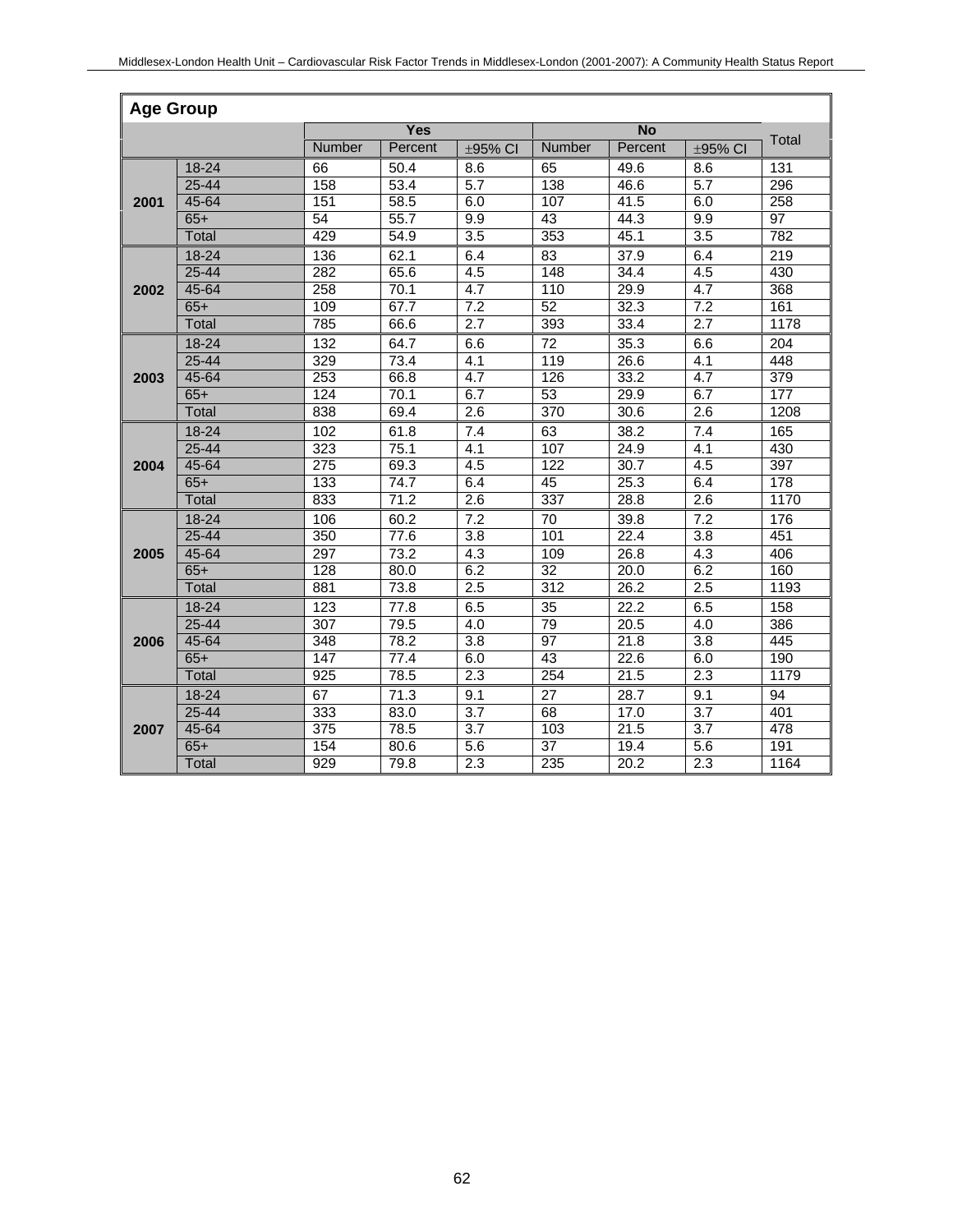**Age Group**

| | | Yes | | | No | | | Total |
|---|---|---|---|---|---|---|---|---|
| | | Number | Percent | ±95% CI | Number | Percent | ±95% CI | |
| **2001** | 18-24 | 66 | 50.4 | 8.6 | 65 | 49.6 | 8.6 | 131 |
| | 25-44 | 158 | 53.4 | 5.7 | 138 | 46.6 | 5.7 | 296 |
| | 45-64 | 151 | 58.5 | 6.0 | 107 | 41.5 | 6.0 | 258 |
| | 65+ | 54 | 55.7 | 9.9 | 43 | 44.3 | 9.9 | 97 |
| | Total | 429 | 54.9 | 3.5 | 353 | 45.1 | 3.5 | 782 |
| **2002** | 18-24 | 136 | 62.1 | 6.4 | 83 | 37.9 | 6.4 | 219 |
| | 25-44 | 282 | 65.6 | 4.5 | 148 | 34.4 | 4.5 | 430 |
| | 45-64 | 258 | 70.1 | 4.7 | 110 | 29.9 | 4.7 | 368 |
| | 65+ | 109 | 67.7 | 7.2 | 52 | 32.3 | 7.2 | 161 |
| | Total | 785 | 66.6 | 2.7 | 393 | 33.4 | 2.7 | 1178 |
| **2003** | 18-24 | 132 | 64.7 | 6.6 | 72 | 35.3 | 6.6 | 204 |
| | 25-44 | 329 | 73.4 | 4.1 | 119 | 26.6 | 4.1 | 448 |
| | 45-64 | 253 | 66.8 | 4.7 | 126 | 33.2 | 4.7 | 379 |
| | 65+ | 124 | 70.1 | 6.7 | 53 | 29.9 | 6.7 | 177 |
| | Total | 838 | 69.4 | 2.6 | 370 | 30.6 | 2.6 | 1208 |
| **2004** | 18-24 | 102 | 61.8 | 7.4 | 63 | 38.2 | 7.4 | 165 |
| | 25-44 | 323 | 75.1 | 4.1 | 107 | 24.9 | 4.1 | 430 |
| | 45-64 | 275 | 69.3 | 4.5 | 122 | 30.7 | 4.5 | 397 |
| | 65+ | 133 | 74.7 | 6.4 | 45 | 25.3 | 6.4 | 178 |
| | Total | 833 | 71.2 | 2.6 | 337 | 28.8 | 2.6 | 1170 |
| **2005** | 18-24 | 106 | 60.2 | 7.2 | 70 | 39.8 | 7.2 | 176 |
| | 25-44 | 350 | 77.6 | 3.8 | 101 | 22.4 | 3.8 | 451 |
| | 45-64 | 297 | 73.2 | 4.3 | 109 | 26.8 | 4.3 | 406 |
| | 65+ | 128 | 80.0 | 6.2 | 32 | 20.0 | 6.2 | 160 |
| | Total | 881 | 73.8 | 2.5 | 312 | 26.2 | 2.5 | 1193 |
| **2006** | 18-24 | 123 | 77.8 | 6.5 | 35 | 22.2 | 6.5 | 158 |
| | 25-44 | 307 | 79.5 | 4.0 | 79 | 20.5 | 4.0 | 386 |
| | 45-64 | 348 | 78.2 | 3.8 | 97 | 21.8 | 3.8 | 445 |
| | 65+ | 147 | 77.4 | 6.0 | 43 | 22.6 | 6.0 | 190 |
| | Total | 925 | 78.5 | 2.3 | 254 | 21.5 | 2.3 | 1179 |
| **2007** | 18-24 | 67 | 71.3 | 9.1 | 27 | 28.7 | 9.1 | 94 |
| | 25-44 | 333 | 83.0 | 3.7 | 68 | 17.0 | 3.7 | 401 |
| | 45-64 | 375 | 78.5 | 3.7 | 103 | 21.5 | 3.7 | 478 |
| | 65+ | 154 | 80.6 | 5.6 | 37 | 19.4 | 5.6 | 191 |
| | Total | 929 | 79.8 | 2.3 | 235 | 20.2 | 2.3 | 1164 |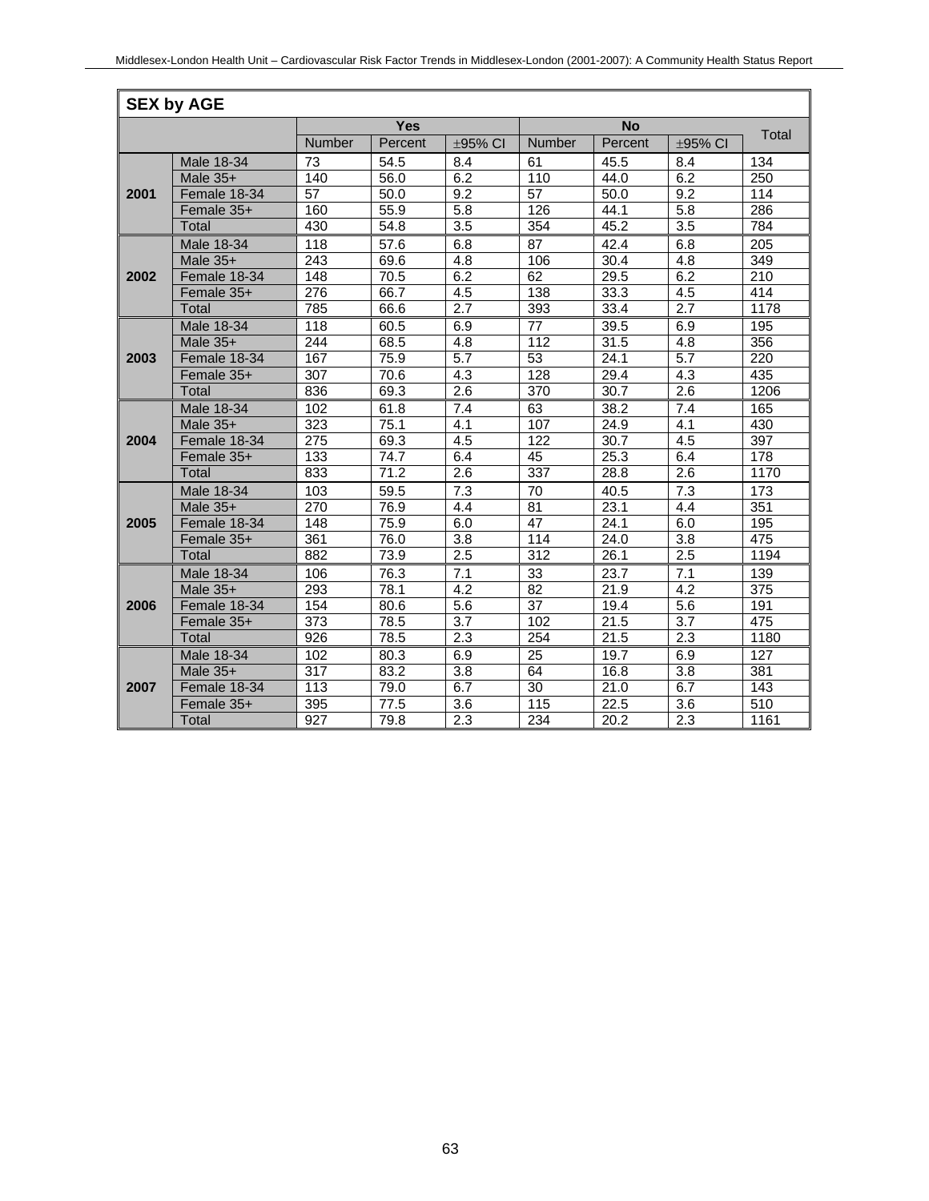| SEX by AGE | | Yes | | | No | | | Total |
|---|---|---|---|---|---|---|---|---|
| | | Number | Percent | ±95% CI | Number | Percent | ±95% CI | |
| **2001** | Male 18-34 | 73 | 54.5 | 8.4 | 61 | 45.5 | 8.4 | 134 |
| | Male 35+ | 140 | 56.0 | 6.2 | 110 | 44.0 | 6.2 | 250 |
| | Female 18-34 | 57 | 50.0 | 9.2 | 57 | 50.0 | 9.2 | 114 |
| | Female 35+ | 160 | 55.9 | 5.8 | 126 | 44.1 | 5.8 | 286 |
| | Total | 430 | 54.8 | 3.5 | 354 | 45.2 | 3.5 | 784 |
| **2002** | Male 18-34 | 118 | 57.6 | 6.8 | 87 | 42.4 | 6.8 | 205 |
| | Male 35+ | 243 | 69.6 | 4.8 | 106 | 30.4 | 4.8 | 349 |
| | Female 18-34 | 148 | 70.5 | 6.2 | 62 | 29.5 | 6.2 | 210 |
| | Female 35+ | 276 | 66.7 | 4.5 | 138 | 33.3 | 4.5 | 414 |
| | Total | 785 | 66.6 | 2.7 | 393 | 33.4 | 2.7 | 1178 |
| **2003** | Male 18-34 | 118 | 60.5 | 6.9 | 77 | 39.5 | 6.9 | 195 |
| | Male 35+ | 244 | 68.5 | 4.8 | 112 | 31.5 | 4.8 | 356 |
| | Female 18-34 | 167 | 75.9 | 5.7 | 53 | 24.1 | 5.7 | 220 |
| | Female 35+ | 307 | 70.6 | 4.3 | 128 | 29.4 | 4.3 | 435 |
| | Total | 836 | 69.3 | 2.6 | 370 | 30.7 | 2.6 | 1206 |
| **2004** | Male 18-34 | 102 | 61.8 | 7.4 | 63 | 38.2 | 7.4 | 165 |
| | Male 35+ | 323 | 75.1 | 4.1 | 107 | 24.9 | 4.1 | 430 |
| | Female 18-34 | 275 | 69.3 | 4.5 | 122 | 30.7 | 4.5 | 397 |
| | Female 35+ | 133 | 74.7 | 6.4 | 45 | 25.3 | 6.4 | 178 |
| | Total | 833 | 71.2 | 2.6 | 337 | 28.8 | 2.6 | 1170 |
| **2005** | Male 18-34 | 103 | 59.5 | 7.3 | 70 | 40.5 | 7.3 | 173 |
| | Male 35+ | 270 | 76.9 | 4.4 | 81 | 23.1 | 4.4 | 351 |
| | Female 18-34 | 148 | 75.9 | 6.0 | 47 | 24.1 | 6.0 | 195 |
| | Female 35+ | 361 | 76.0 | 3.8 | 114 | 24.0 | 3.8 | 475 |
| | Total | 882 | 73.9 | 2.5 | 312 | 26.1 | 2.5 | 1194 |
| **2006** | Male 18-34 | 106 | 76.3 | 7.1 | 33 | 23.7 | 7.1 | 139 |
| | Male 35+ | 293 | 78.1 | 4.2 | 82 | 21.9 | 4.2 | 375 |
| | Female 18-34 | 154 | 80.6 | 5.6 | 37 | 19.4 | 5.6 | 191 |
| | Female 35+ | 373 | 78.5 | 3.7 | 102 | 21.5 | 3.7 | 475 |
| | Total | 926 | 78.5 | 2.3 | 254 | 21.5 | 2.3 | 1180 |
| **2007** | Male 18-34 | 102 | 80.3 | 6.9 | 25 | 19.7 | 6.9 | 127 |
| | Male 35+ | 317 | 83.2 | 3.8 | 64 | 16.8 | 3.8 | 381 |
| | Female 18-34 | 113 | 79.0 | 6.7 | 30 | 21.0 | 6.7 | 143 |
| | Female 35+ | 395 | 77.5 | 3.6 | 115 | 22.5 | 3.6 | 510 |
| | Total | 927 | 79.8 | 2.3 | 234 | 20.2 | 2.3 | 1161 |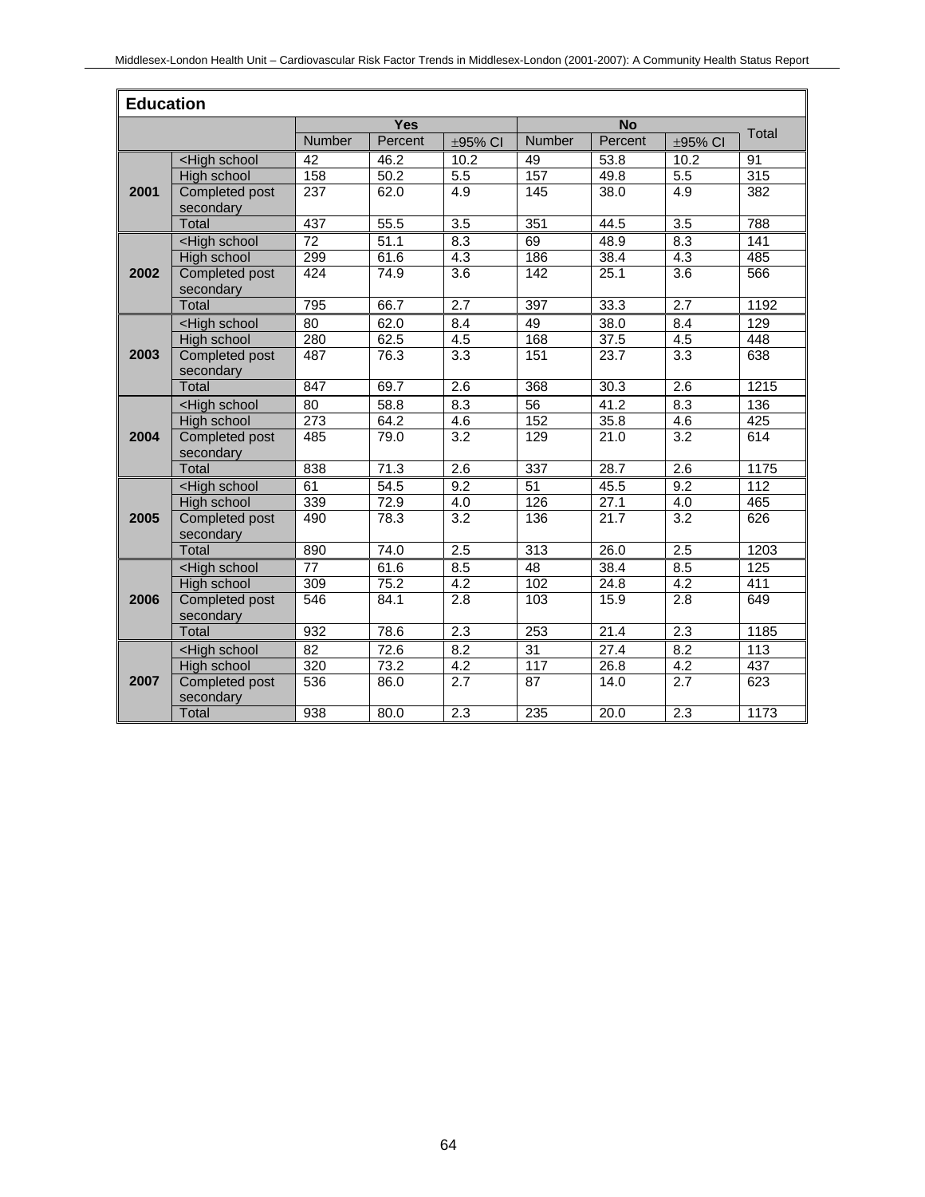| Education | | | | | | | | |
|---|---|---|---|---|---|---|---|---|
| | | Yes | | | No | | | Total |
| | | Number | Percent | ±95% CI | Number | Percent | ±95% CI | |
| **2001** | <High school | 42 | 46.2 | 10.2 | 49 | 53.8 | 10.2 | 91 |
| | High school | 158 | 50.2 | 5.5 | 157 | 49.8 | 5.5 | 315 |
| | Completed post secondary | 237 | 62.0 | 4.9 | 145 | 38.0 | 4.9 | 382 |
| | Total | 437 | 55.5 | 3.5 | 351 | 44.5 | 3.5 | 788 |
| **2002** | <High school | 72 | 51.1 | 8.3 | 69 | 48.9 | 8.3 | 141 |
| | High school | 299 | 61.6 | 4.3 | 186 | 38.4 | 4.3 | 485 |
| | Completed post secondary | 424 | 74.9 | 3.6 | 142 | 25.1 | 3.6 | 566 |
| | Total | 795 | 66.7 | 2.7 | 397 | 33.3 | 2.7 | 1192 |
| **2003** | <High school | 80 | 62.0 | 8.4 | 49 | 38.0 | 8.4 | 129 |
| | High school | 280 | 62.5 | 4.5 | 168 | 37.5 | 4.5 | 448 |
| | Completed post secondary | 487 | 76.3 | 3.3 | 151 | 23.7 | 3.3 | 638 |
| | Total | 847 | 69.7 | 2.6 | 368 | 30.3 | 2.6 | 1215 |
| **2004** | <High school | 80 | 58.8 | 8.3 | 56 | 41.2 | 8.3 | 136 |
| | High school | 273 | 64.2 | 4.6 | 152 | 35.8 | 4.6 | 425 |
| | Completed post secondary | 485 | 79.0 | 3.2 | 129 | 21.0 | 3.2 | 614 |
| | Total | 838 | 71.3 | 2.6 | 337 | 28.7 | 2.6 | 1175 |
| **2005** | <High school | 61 | 54.5 | 9.2 | 51 | 45.5 | 9.2 | 112 |
| | High school | 339 | 72.9 | 4.0 | 126 | 27.1 | 4.0 | 465 |
| | Completed post secondary | 490 | 78.3 | 3.2 | 136 | 21.7 | 3.2 | 626 |
| | Total | 890 | 74.0 | 2.5 | 313 | 26.0 | 2.5 | 1203 |
| **2006** | <High school | 77 | 61.6 | 8.5 | 48 | 38.4 | 8.5 | 125 |
| | High school | 309 | 75.2 | 4.2 | 102 | 24.8 | 4.2 | 411 |
| | Completed post secondary | 546 | 84.1 | 2.8 | 103 | 15.9 | 2.8 | 649 |
| | Total | 932 | 78.6 | 2.3 | 253 | 21.4 | 2.3 | 1185 |
| **2007** | <High school | 82 | 72.6 | 8.2 | 31 | 27.4 | 8.2 | 113 |
| | High school | 320 | 73.2 | 4.2 | 117 | 26.8 | 4.2 | 437 |
| | Completed post secondary | 536 | 86.0 | 2.7 | 87 | 14.0 | 2.7 | 623 |
| | Total | 938 | 80.0 | 2.3 | 235 | 20.0 | 2.3 | 1173 |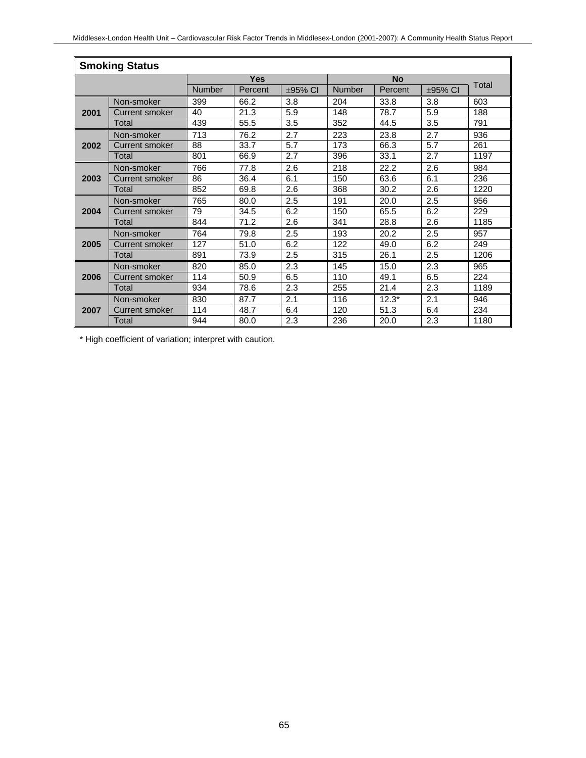| Smoking Status | | | | | | | | | |
|---|---|---|---|---|---|---|---|---|---|
| | | Yes | | | No | | | Total |
| | | Number | Percent | ±95% CI | Number | Percent | ±95% CI | |
| **2001** | Non-smoker | 399 | 66.2 | 3.8 | 204 | 33.8 | 3.8 | 603 |
| | Current smoker | 40 | 21.3 | 5.9 | 148 | 78.7 | 5.9 | 188 |
| | Total | 439 | 55.5 | 3.5 | 352 | 44.5 | 3.5 | 791 |
| **2002** | Non-smoker | 713 | 76.2 | 2.7 | 223 | 23.8 | 2.7 | 936 |
| | Current smoker | 88 | 33.7 | 5.7 | 173 | 66.3 | 5.7 | 261 |
| | Total | 801 | 66.9 | 2.7 | 396 | 33.1 | 2.7 | 1197 |
| **2003** | Non-smoker | 766 | 77.8 | 2.6 | 218 | 22.2 | 2.6 | 984 |
| | Current smoker | 86 | 36.4 | 6.1 | 150 | 63.6 | 6.1 | 236 |
| | Total | 852 | 69.8 | 2.6 | 368 | 30.2 | 2.6 | 1220 |
| **2004** | Non-smoker | 765 | 80.0 | 2.5 | 191 | 20.0 | 2.5 | 956 |
| | Current smoker | 79 | 34.5 | 6.2 | 150 | 65.5 | 6.2 | 229 |
| | Total | 844 | 71.2 | 2.6 | 341 | 28.8 | 2.6 | 1185 |
| **2005** | Non-smoker | 764 | 79.8 | 2.5 | 193 | 20.2 | 2.5 | 957 |
| | Current smoker | 127 | 51.0 | 6.2 | 122 | 49.0 | 6.2 | 249 |
| | Total | 891 | 73.9 | 2.5 | 315 | 26.1 | 2.5 | 1206 |
| **2006** | Non-smoker | 820 | 85.0 | 2.3 | 145 | 15.0 | 2.3 | 965 |
| | Current smoker | 114 | 50.9 | 6.5 | 110 | 49.1 | 6.5 | 224 |
| | Total | 934 | 78.6 | 2.3 | 255 | 21.4 | 2.3 | 1189 |
| **2007** | Non-smoker | 830 | 87.7 | 2.1 | 116 | 12.3* | 2.1 | 946 |
| | Current smoker | 114 | 48.7 | 6.4 | 120 | 51.3 | 6.4 | 234 |
| | Total | 944 | 80.0 | 2.3 | 236 | 20.0 | 2.3 | 1180 |

* High coefficient of variation; interpret with caution.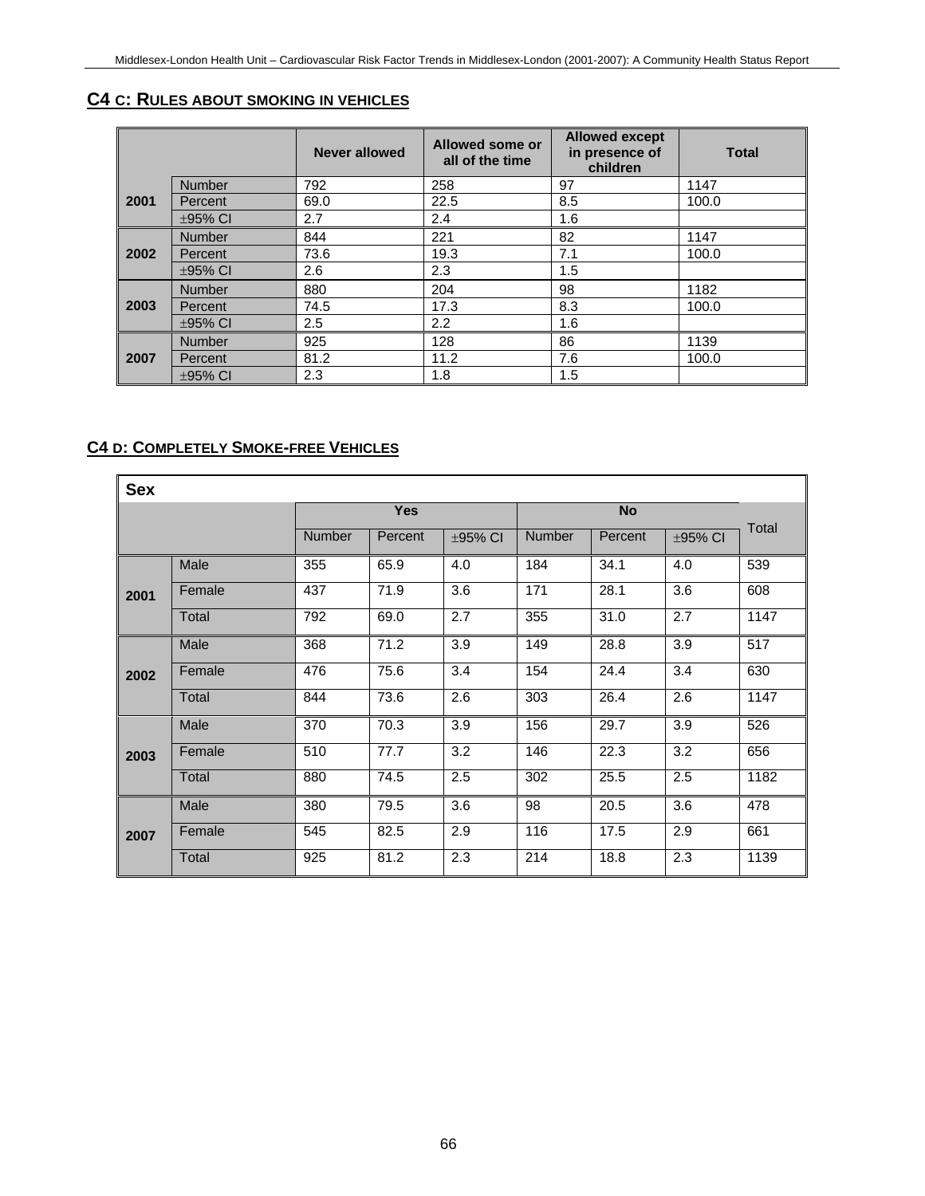## C4 C: RULES ABOUT SMOKING IN VEHICLES

| | | Never allowed | Allowed some or all of the time | Allowed except in presence of children | Total |
|---|---|---|---|---|---|
| **2001** | Number | 792 | 258 | 97 | 1147 |
| | Percent | 69.0 | 22.5 | 8.5 | 100.0 |
| | ±95% CI | 2.7 | 2.4 | 1.6 | |
| **2002** | Number | 844 | 221 | 82 | 1147 |
| | Percent | 73.6 | 19.3 | 7.1 | 100.0 |
| | ±95% CI | 2.6 | 2.3 | 1.5 | |
| **2003** | Number | 880 | 204 | 98 | 1182 |
| | Percent | 74.5 | 17.3 | 8.3 | 100.0 |
| | ±95% CI | 2.5 | 2.2 | 1.6 | |
| **2007** | Number | 925 | 128 | 86 | 1139 |
| | Percent | 81.2 | 11.2 | 7.6 | 100.0 |
| | ±95% CI | 2.3 | 1.8 | 1.5 | |

## C4 D: COMPLETELY SMOKE-FREE VEHICLES

| **Sex** | | | | | | | | |
|---|---|---|---|---|---|---|---|---|
| | | **Yes** | | | **No** | | | Total |
| | | Number | Percent | ±95% CI | Number | Percent | ±95% CI | |
| **2001** | Male | 355 | 65.9 | 4.0 | 184 | 34.1 | 4.0 | 539 |
| | Female | 437 | 71.9 | 3.6 | 171 | 28.1 | 3.6 | 608 |
| | Total | 792 | 69.0 | 2.7 | 355 | 31.0 | 2.7 | 1147 |
| **2002** | Male | 368 | 71.2 | 3.9 | 149 | 28.8 | 3.9 | 517 |
| | Female | 476 | 75.6 | 3.4 | 154 | 24.4 | 3.4 | 630 |
| | Total | 844 | 73.6 | 2.6 | 303 | 26.4 | 2.6 | 1147 |
| **2003** | Male | 370 | 70.3 | 3.9 | 156 | 29.7 | 3.9 | 526 |
| | Female | 510 | 77.7 | 3.2 | 146 | 22.3 | 3.2 | 656 |
| | Total | 880 | 74.5 | 2.5 | 302 | 25.5 | 2.5 | 1182 |
| **2007** | Male | 380 | 79.5 | 3.6 | 98 | 20.5 | 3.6 | 478 |
| | Female | 545 | 82.5 | 2.9 | 116 | 17.5 | 2.9 | 661 |
| | Total | 925 | 81.2 | 2.3 | 214 | 18.8 | 2.3 | 1139 |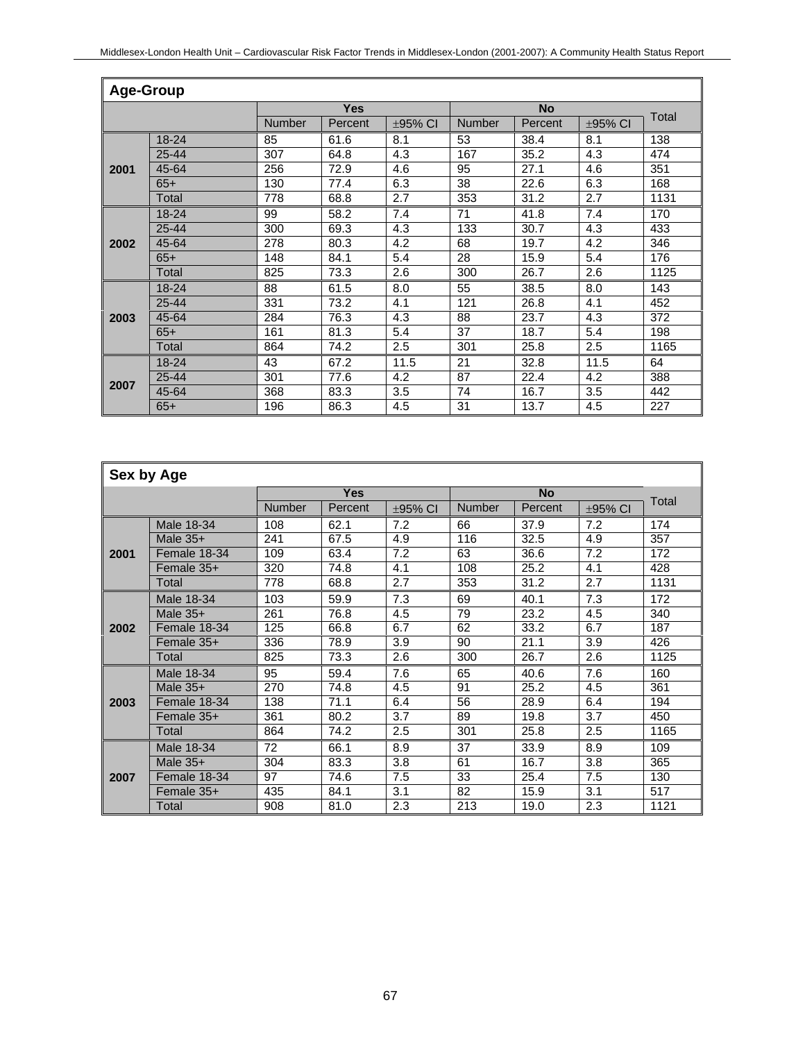| Age-Group | | Yes | | | No | | | Total |
|---|---|---|---|---|---|---|---|---|
| | | Number | Percent | ±95% CI | Number | Percent | ±95% CI | |
| 2001 | 18-24 | 85 | 61.6 | 8.1 | 53 | 38.4 | 8.1 | 138 |
| | 25-44 | 307 | 64.8 | 4.3 | 167 | 35.2 | 4.3 | 474 |
| | 45-64 | 256 | 72.9 | 4.6 | 95 | 27.1 | 4.6 | 351 |
| | 65+ | 130 | 77.4 | 6.3 | 38 | 22.6 | 6.3 | 168 |
| | Total | 778 | 68.8 | 2.7 | 353 | 31.2 | 2.7 | 1131 |
| 2002 | 18-24 | 99 | 58.2 | 7.4 | 71 | 41.8 | 7.4 | 170 |
| | 25-44 | 300 | 69.3 | 4.3 | 133 | 30.7 | 4.3 | 433 |
| | 45-64 | 278 | 80.3 | 4.2 | 68 | 19.7 | 4.2 | 346 |
| | 65+ | 148 | 84.1 | 5.4 | 28 | 15.9 | 5.4 | 176 |
| | Total | 825 | 73.3 | 2.6 | 300 | 26.7 | 2.6 | 1125 |
| 2003 | 18-24 | 88 | 61.5 | 8.0 | 55 | 38.5 | 8.0 | 143 |
| | 25-44 | 331 | 73.2 | 4.1 | 121 | 26.8 | 4.1 | 452 |
| | 45-64 | 284 | 76.3 | 4.3 | 88 | 23.7 | 4.3 | 372 |
| | 65+ | 161 | 81.3 | 5.4 | 37 | 18.7 | 5.4 | 198 |
| | Total | 864 | 74.2 | 2.5 | 301 | 25.8 | 2.5 | 1165 |
| 2007 | 18-24 | 43 | 67.2 | 11.5 | 21 | 32.8 | 11.5 | 64 |
| | 25-44 | 301 | 77.6 | 4.2 | 87 | 22.4 | 4.2 | 388 |
| | 45-64 | 368 | 83.3 | 3.5 | 74 | 16.7 | 3.5 | 442 |
| | 65+ | 196 | 86.3 | 4.5 | 31 | 13.7 | 4.5 | 227 |

| Sex by Age | | Yes | | | No | | | Total |
|---|---|---|---|---|---|---|---|---|
| | | Number | Percent | ±95% CI | Number | Percent | ±95% CI | |
| 2001 | Male 18-34 | 108 | 62.1 | 7.2 | 66 | 37.9 | 7.2 | 174 |
| | Male 35+ | 241 | 67.5 | 4.9 | 116 | 32.5 | 4.9 | 357 |
| | Female 18-34 | 109 | 63.4 | 7.2 | 63 | 36.6 | 7.2 | 172 |
| | Female 35+ | 320 | 74.8 | 4.1 | 108 | 25.2 | 4.1 | 428 |
| | Total | 778 | 68.8 | 2.7 | 353 | 31.2 | 2.7 | 1131 |
| 2002 | Male 18-34 | 103 | 59.9 | 7.3 | 69 | 40.1 | 7.3 | 172 |
| | Male 35+ | 261 | 76.8 | 4.5 | 79 | 23.2 | 4.5 | 340 |
| | Female 18-34 | 125 | 66.8 | 6.7 | 62 | 33.2 | 6.7 | 187 |
| | Female 35+ | 336 | 78.9 | 3.9 | 90 | 21.1 | 3.9 | 426 |
| | Total | 825 | 73.3 | 2.6 | 300 | 26.7 | 2.6 | 1125 |
| 2003 | Male 18-34 | 95 | 59.4 | 7.6 | 65 | 40.6 | 7.6 | 160 |
| | Male 35+ | 270 | 74.8 | 4.5 | 91 | 25.2 | 4.5 | 361 |
| | Female 18-34 | 138 | 71.1 | 6.4 | 56 | 28.9 | 6.4 | 194 |
| | Female 35+ | 361 | 80.2 | 3.7 | 89 | 19.8 | 3.7 | 450 |
| | Total | 864 | 74.2 | 2.5 | 301 | 25.8 | 2.5 | 1165 |
| 2007 | Male 18-34 | 72 | 66.1 | 8.9 | 37 | 33.9 | 8.9 | 109 |
| | Male 35+ | 304 | 83.3 | 3.8 | 61 | 16.7 | 3.8 | 365 |
| | Female 18-34 | 97 | 74.6 | 7.5 | 33 | 25.4 | 7.5 | 130 |
| | Female 35+ | 435 | 84.1 | 3.1 | 82 | 15.9 | 3.1 | 517 |
| | Total | 908 | 81.0 | 2.3 | 213 | 19.0 | 2.3 | 1121 |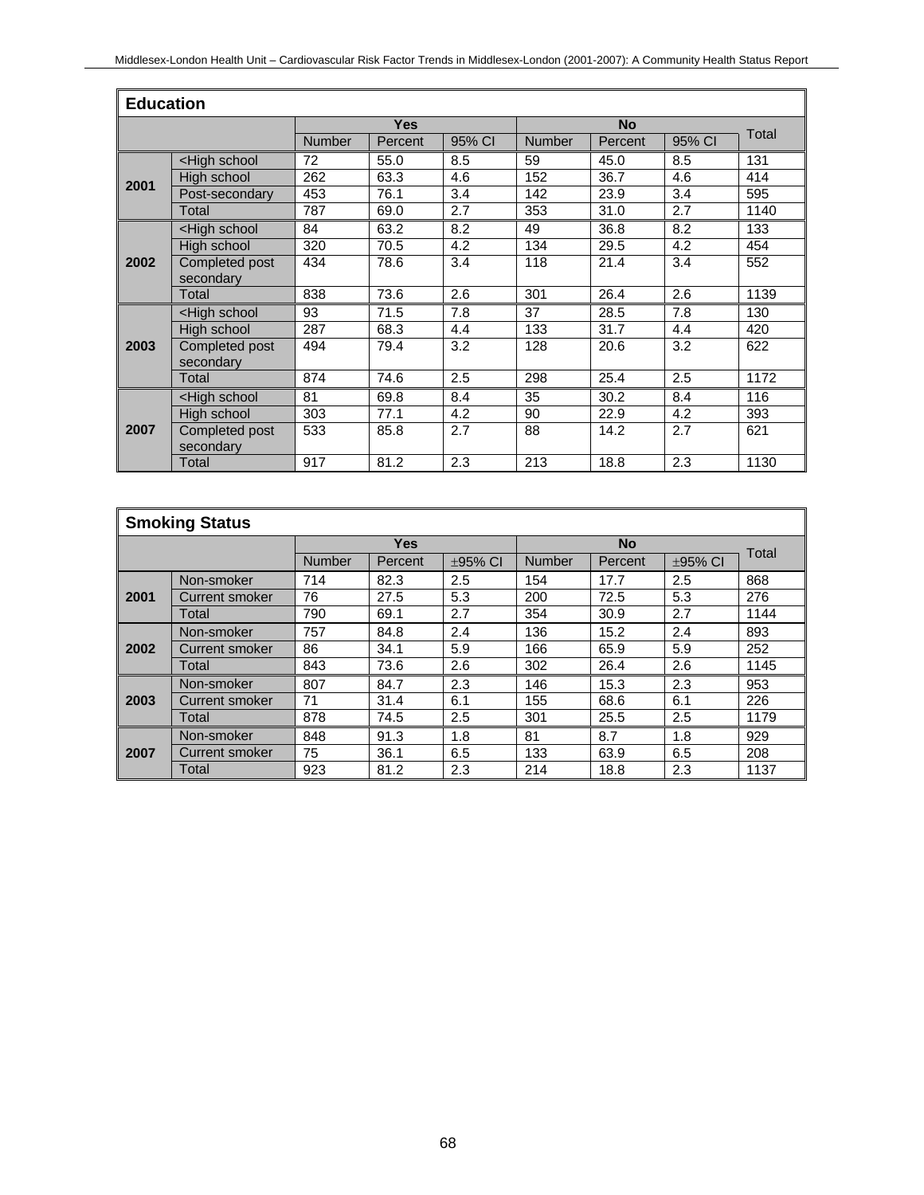| Education | | | | | | | | | |
|---|---|---|---|---|---|---|---|---|---|
| | | Yes | | | No | | | Total |
| | | Number | Percent | 95% CI | Number | Percent | 95% CI | |
| 2001 | <High school | 72 | 55.0 | 8.5 | 59 | 45.0 | 8.5 | 131 |
| | High school | 262 | 63.3 | 4.6 | 152 | 36.7 | 4.6 | 414 |
| | Post-secondary | 453 | 76.1 | 3.4 | 142 | 23.9 | 3.4 | 595 |
| | Total | 787 | 69.0 | 2.7 | 353 | 31.0 | 2.7 | 1140 |
| 2002 | <High school | 84 | 63.2 | 8.2 | 49 | 36.8 | 8.2 | 133 |
| | High school | 320 | 70.5 | 4.2 | 134 | 29.5 | 4.2 | 454 |
| | Completed post secondary | 434 | 78.6 | 3.4 | 118 | 21.4 | 3.4 | 552 |
| | Total | 838 | 73.6 | 2.6 | 301 | 26.4 | 2.6 | 1139 |
| 2003 | <High school | 93 | 71.5 | 7.8 | 37 | 28.5 | 7.8 | 130 |
| | High school | 287 | 68.3 | 4.4 | 133 | 31.7 | 4.4 | 420 |
| | Completed post secondary | 494 | 79.4 | 3.2 | 128 | 20.6 | 3.2 | 622 |
| | Total | 874 | 74.6 | 2.5 | 298 | 25.4 | 2.5 | 1172 |
| 2007 | <High school | 81 | 69.8 | 8.4 | 35 | 30.2 | 8.4 | 116 |
| | High school | 303 | 77.1 | 4.2 | 90 | 22.9 | 4.2 | 393 |
| | Completed post secondary | 533 | 85.8 | 2.7 | 88 | 14.2 | 2.7 | 621 |
| | Total | 917 | 81.2 | 2.3 | 213 | 18.8 | 2.3 | 1130 |

| Smoking Status | | | | | | | | | |
|---|---|---|---|---|---|---|---|---|---|
| | | Yes | | | No | | | Total |
| | | Number | Percent | ±95% CI | Number | Percent | ±95% CI | |
| 2001 | Non-smoker | 714 | 82.3 | 2.5 | 154 | 17.7 | 2.5 | 868 |
| | Current smoker | 76 | 27.5 | 5.3 | 200 | 72.5 | 5.3 | 276 |
| | Total | 790 | 69.1 | 2.7 | 354 | 30.9 | 2.7 | 1144 |
| 2002 | Non-smoker | 757 | 84.8 | 2.4 | 136 | 15.2 | 2.4 | 893 |
| | Current smoker | 86 | 34.1 | 5.9 | 166 | 65.9 | 5.9 | 252 |
| | Total | 843 | 73.6 | 2.6 | 302 | 26.4 | 2.6 | 1145 |
| 2003 | Non-smoker | 807 | 84.7 | 2.3 | 146 | 15.3 | 2.3 | 953 |
| | Current smoker | 71 | 31.4 | 6.1 | 155 | 68.6 | 6.1 | 226 |
| | Total | 878 | 74.5 | 2.5 | 301 | 25.5 | 2.5 | 1179 |
| 2007 | Non-smoker | 848 | 91.3 | 1.8 | 81 | 8.7 | 1.8 | 929 |
| | Current smoker | 75 | 36.1 | 6.5 | 133 | 63.9 | 6.5 | 208 |
| | Total | 923 | 81.2 | 2.3 | 214 | 18.8 | 2.3 | 1137 |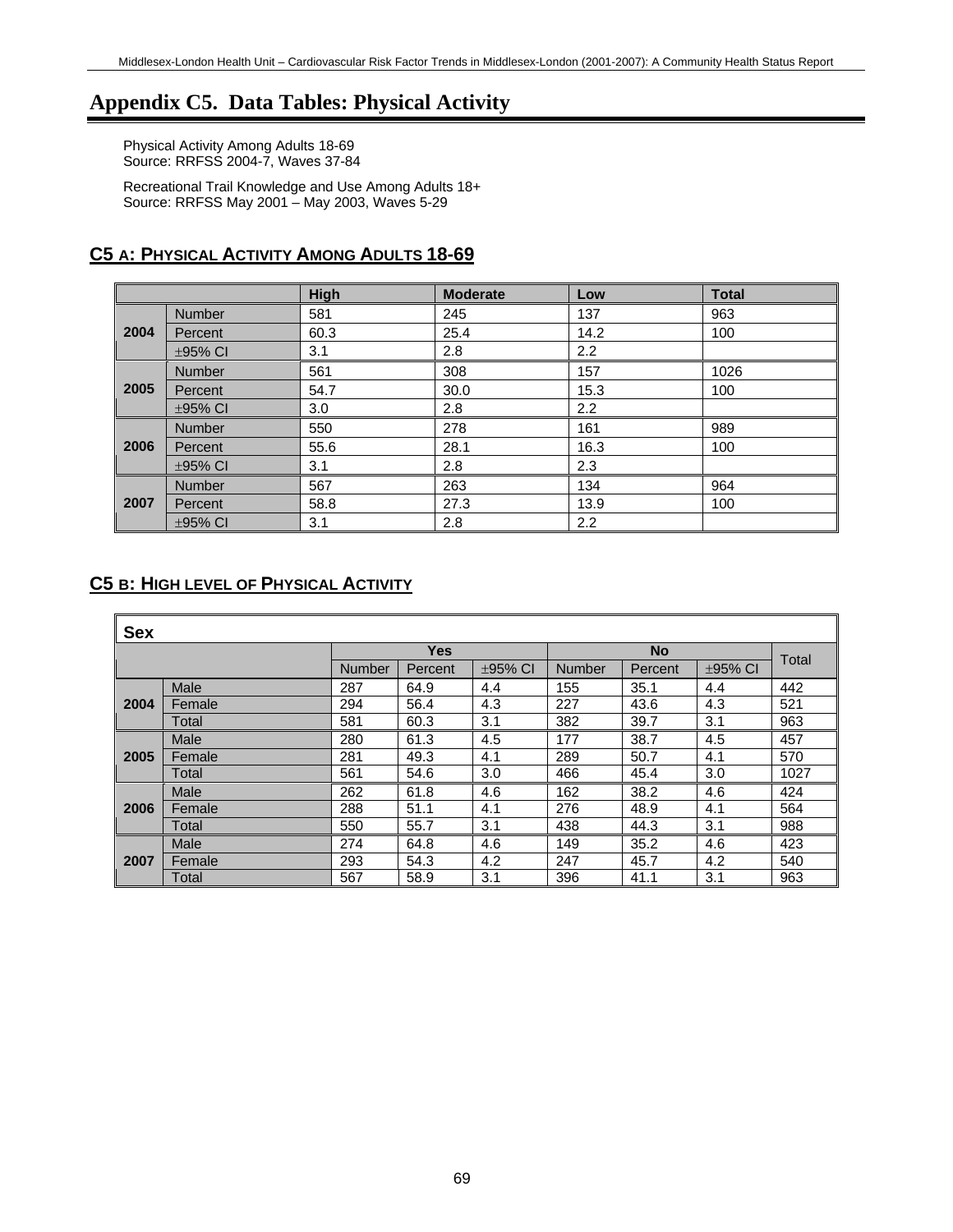# Appendix C5. Data Tables: Physical Activity

Physical Activity Among Adults 18-69
Source: RRFSS 2004-7, Waves 37-84

Recreational Trail Knowledge and Use Among Adults 18+
Source: RRFSS May 2001 – May 2003, Waves 5-29

## C5 A: PHYSICAL ACTIVITY AMONG ADULTS 18-69

| | | High | Moderate | Low | Total |
|---|---|---|---|---|---|
| 2004 | Number | 581 | 245 | 137 | 963 |
| | Percent | 60.3 | 25.4 | 14.2 | 100 |
| | ±95% CI | 3.1 | 2.8 | 2.2 | |
| 2005 | Number | 561 | 308 | 157 | 1026 |
| | Percent | 54.7 | 30.0 | 15.3 | 100 |
| | ±95% CI | 3.0 | 2.8 | 2.2 | |
| 2006 | Number | 550 | 278 | 161 | 989 |
| | Percent | 55.6 | 28.1 | 16.3 | 100 |
| | ±95% CI | 3.1 | 2.8 | 2.3 | |
| 2007 | Number | 567 | 263 | 134 | 964 |
| | Percent | 58.8 | 27.3 | 13.9 | 100 |
| | ±95% CI | 3.1 | 2.8 | 2.2 | |

## C5 B: HIGH LEVEL OF PHYSICAL ACTIVITY

| Sex | | | | | | | | |
|---|---|---|---|---|---|---|---|---|
| | | Yes | | | No | | | Total |
| | | Number | Percent | ±95% CI | Number | Percent | ±95% CI | |
| 2004 | Male | 287 | 64.9 | 4.4 | 155 | 35.1 | 4.4 | 442 |
| | Female | 294 | 56.4 | 4.3 | 227 | 43.6 | 4.3 | 521 |
| | Total | 581 | 60.3 | 3.1 | 382 | 39.7 | 3.1 | 963 |
| 2005 | Male | 280 | 61.3 | 4.5 | 177 | 38.7 | 4.5 | 457 |
| | Female | 281 | 49.3 | 4.1 | 289 | 50.7 | 4.1 | 570 |
| | Total | 561 | 54.6 | 3.0 | 466 | 45.4 | 3.0 | 1027 |
| 2006 | Male | 262 | 61.8 | 4.6 | 162 | 38.2 | 4.6 | 424 |
| | Female | 288 | 51.1 | 4.1 | 276 | 48.9 | 4.1 | 564 |
| | Total | 550 | 55.7 | 3.1 | 438 | 44.3 | 3.1 | 988 |
| 2007 | Male | 274 | 64.8 | 4.6 | 149 | 35.2 | 4.6 | 423 |
| | Female | 293 | 54.3 | 4.2 | 247 | 45.7 | 4.2 | 540 |
| | Total | 567 | 58.9 | 3.1 | 396 | 41.1 | 3.1 | 963 |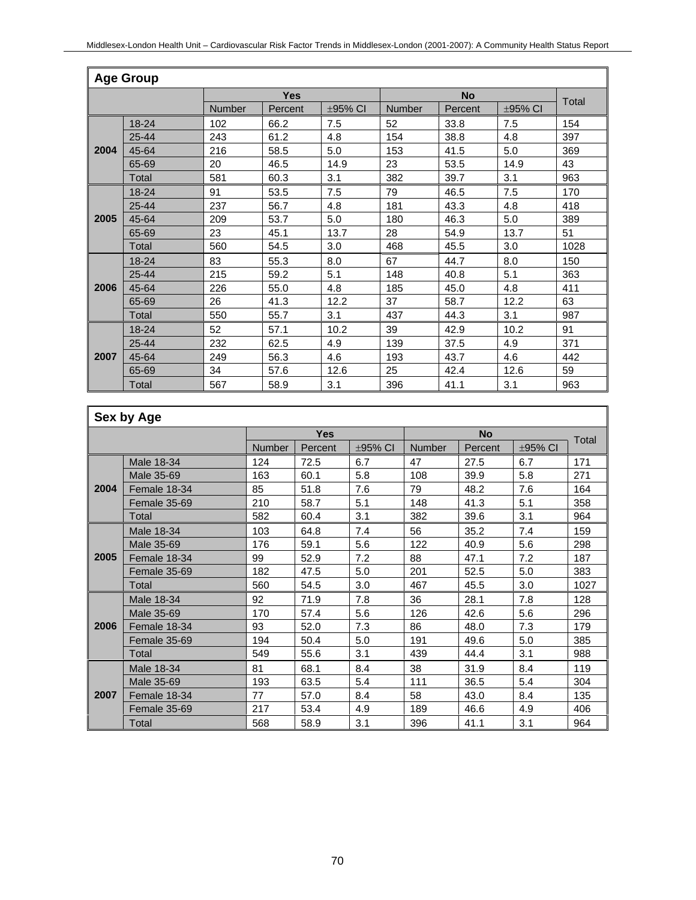## Age Group

| | | Yes | | | No | | | Total |
|---|---|---|---|---|---|---|---|---|
| | | Number | Percent | ±95% CI | Number | Percent | ±95% CI | |
| 2004 | 18-24 | 102 | 66.2 | 7.5 | 52 | 33.8 | 7.5 | 154 |
| | 25-44 | 243 | 61.2 | 4.8 | 154 | 38.8 | 4.8 | 397 |
| | 45-64 | 216 | 58.5 | 5.0 | 153 | 41.5 | 5.0 | 369 |
| | 65-69 | 20 | 46.5 | 14.9 | 23 | 53.5 | 14.9 | 43 |
| | Total | 581 | 60.3 | 3.1 | 382 | 39.7 | 3.1 | 963 |
| 2005 | 18-24 | 91 | 53.5 | 7.5 | 79 | 46.5 | 7.5 | 170 |
| | 25-44 | 237 | 56.7 | 4.8 | 181 | 43.3 | 4.8 | 418 |
| | 45-64 | 209 | 53.7 | 5.0 | 180 | 46.3 | 5.0 | 389 |
| | 65-69 | 23 | 45.1 | 13.7 | 28 | 54.9 | 13.7 | 51 |
| | Total | 560 | 54.5 | 3.0 | 468 | 45.5 | 3.0 | 1028 |
| 2006 | 18-24 | 83 | 55.3 | 8.0 | 67 | 44.7 | 8.0 | 150 |
| | 25-44 | 215 | 59.2 | 5.1 | 148 | 40.8 | 5.1 | 363 |
| | 45-64 | 226 | 55.0 | 4.8 | 185 | 45.0 | 4.8 | 411 |
| | 65-69 | 26 | 41.3 | 12.2 | 37 | 58.7 | 12.2 | 63 |
| | Total | 550 | 55.7 | 3.1 | 437 | 44.3 | 3.1 | 987 |
| 2007 | 18-24 | 52 | 57.1 | 10.2 | 39 | 42.9 | 10.2 | 91 |
| | 25-44 | 232 | 62.5 | 4.9 | 139 | 37.5 | 4.9 | 371 |
| | 45-64 | 249 | 56.3 | 4.6 | 193 | 43.7 | 4.6 | 442 |
| | 65-69 | 34 | 57.6 | 12.6 | 25 | 42.4 | 12.6 | 59 |
| | Total | 567 | 58.9 | 3.1 | 396 | 41.1 | 3.1 | 963 |

## Sex by Age

| | | Yes | | | No | | | Total |
|---|---|---|---|---|---|---|---|---|
| | | Number | Percent | ±95% CI | Number | Percent | ±95% CI | |
| 2004 | Male 18-34 | 124 | 72.5 | 6.7 | 47 | 27.5 | 6.7 | 171 |
| | Male 35-69 | 163 | 60.1 | 5.8 | 108 | 39.9 | 5.8 | 271 |
| | Female 18-34 | 85 | 51.8 | 7.6 | 79 | 48.2 | 7.6 | 164 |
| | Female 35-69 | 210 | 58.7 | 5.1 | 148 | 41.3 | 5.1 | 358 |
| | Total | 582 | 60.4 | 3.1 | 382 | 39.6 | 3.1 | 964 |
| 2005 | Male 18-34 | 103 | 64.8 | 7.4 | 56 | 35.2 | 7.4 | 159 |
| | Male 35-69 | 176 | 59.1 | 5.6 | 122 | 40.9 | 5.6 | 298 |
| | Female 18-34 | 99 | 52.9 | 7.2 | 88 | 47.1 | 7.2 | 187 |
| | Female 35-69 | 182 | 47.5 | 5.0 | 201 | 52.5 | 5.0 | 383 |
| | Total | 560 | 54.5 | 3.0 | 467 | 45.5 | 3.0 | 1027 |
| 2006 | Male 18-34 | 92 | 71.9 | 7.8 | 36 | 28.1 | 7.8 | 128 |
| | Male 35-69 | 170 | 57.4 | 5.6 | 126 | 42.6 | 5.6 | 296 |
| | Female 18-34 | 93 | 52.0 | 7.3 | 86 | 48.0 | 7.3 | 179 |
| | Female 35-69 | 194 | 50.4 | 5.0 | 191 | 49.6 | 5.0 | 385 |
| | Total | 549 | 55.6 | 3.1 | 439 | 44.4 | 3.1 | 988 |
| 2007 | Male 18-34 | 81 | 68.1 | 8.4 | 38 | 31.9 | 8.4 | 119 |
| | Male 35-69 | 193 | 63.5 | 5.4 | 111 | 36.5 | 5.4 | 304 |
| | Female 18-34 | 77 | 57.0 | 8.4 | 58 | 43.0 | 8.4 | 135 |
| | Female 35-69 | 217 | 53.4 | 4.9 | 189 | 46.6 | 4.9 | 406 |
| | Total | 568 | 58.9 | 3.1 | 396 | 41.1 | 3.1 | 964 |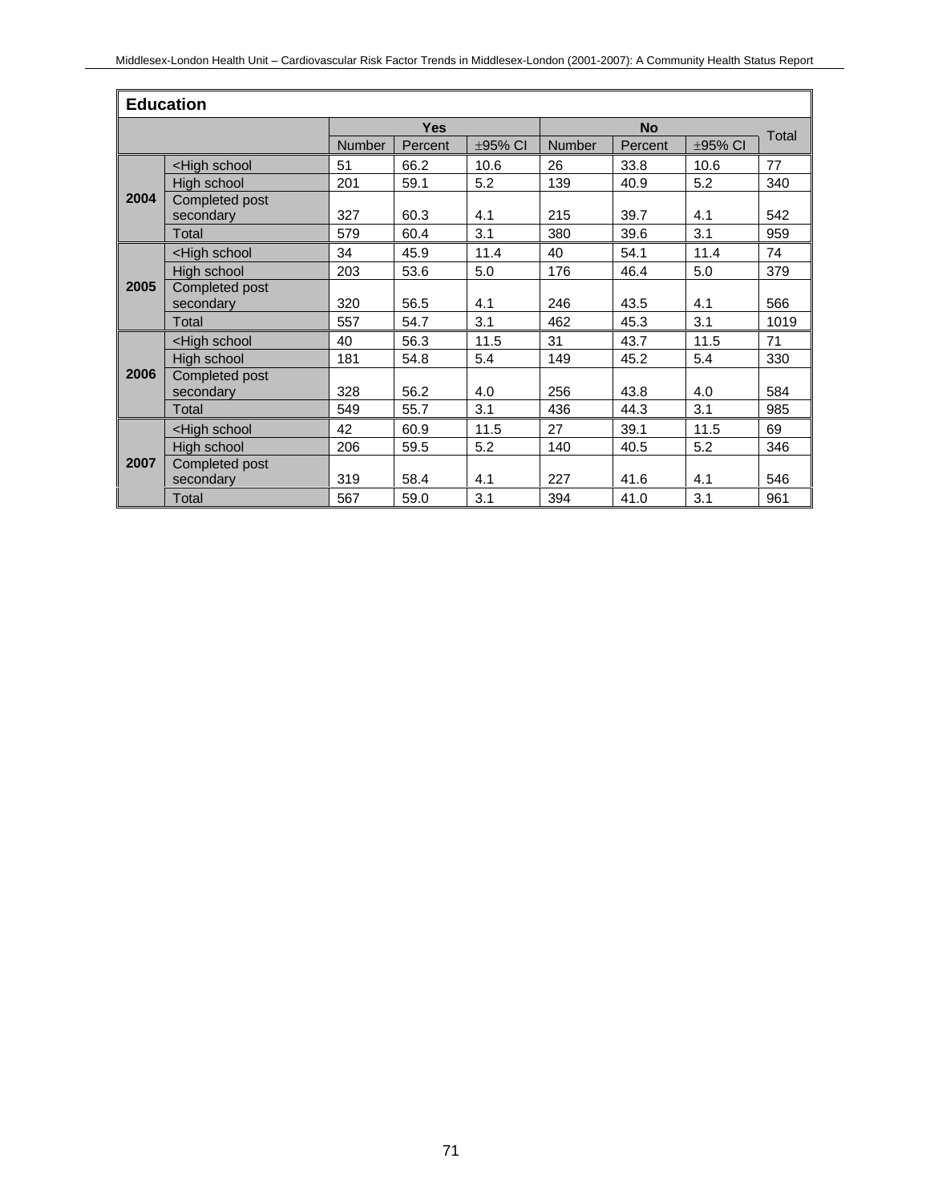| Education | | | | | | | | | |
|---|---|---|---|---|---|---|---|---|---|
| | | Yes | | | No | | | Total |
| | | Number | Percent | ±95% CI | Number | Percent | ±95% CI | |
| **2004** | <High school | 51 | 66.2 | 10.6 | 26 | 33.8 | 10.6 | 77 |
| | High school | 201 | 59.1 | 5.2 | 139 | 40.9 | 5.2 | 340 |
| | Completed post secondary | 327 | 60.3 | 4.1 | 215 | 39.7 | 4.1 | 542 |
| | Total | 579 | 60.4 | 3.1 | 380 | 39.6 | 3.1 | 959 |
| **2005** | <High school | 34 | 45.9 | 11.4 | 40 | 54.1 | 11.4 | 74 |
| | High school | 203 | 53.6 | 5.0 | 176 | 46.4 | 5.0 | 379 |
| | Completed post secondary | 320 | 56.5 | 4.1 | 246 | 43.5 | 4.1 | 566 |
| | Total | 557 | 54.7 | 3.1 | 462 | 45.3 | 3.1 | 1019 |
| **2006** | <High school | 40 | 56.3 | 11.5 | 31 | 43.7 | 11.5 | 71 |
| | High school | 181 | 54.8 | 5.4 | 149 | 45.2 | 5.4 | 330 |
| | Completed post secondary | 328 | 56.2 | 4.0 | 256 | 43.8 | 4.0 | 584 |
| | Total | 549 | 55.7 | 3.1 | 436 | 44.3 | 3.1 | 985 |
| **2007** | <High school | 42 | 60.9 | 11.5 | 27 | 39.1 | 11.5 | 69 |
| | High school | 206 | 59.5 | 5.2 | 140 | 40.5 | 5.2 | 346 |
| | Completed post secondary | 319 | 58.4 | 4.1 | 227 | 41.6 | 4.1 | 546 |
| | Total | 567 | 59.0 | 3.1 | 394 | 41.0 | 3.1 | 961 |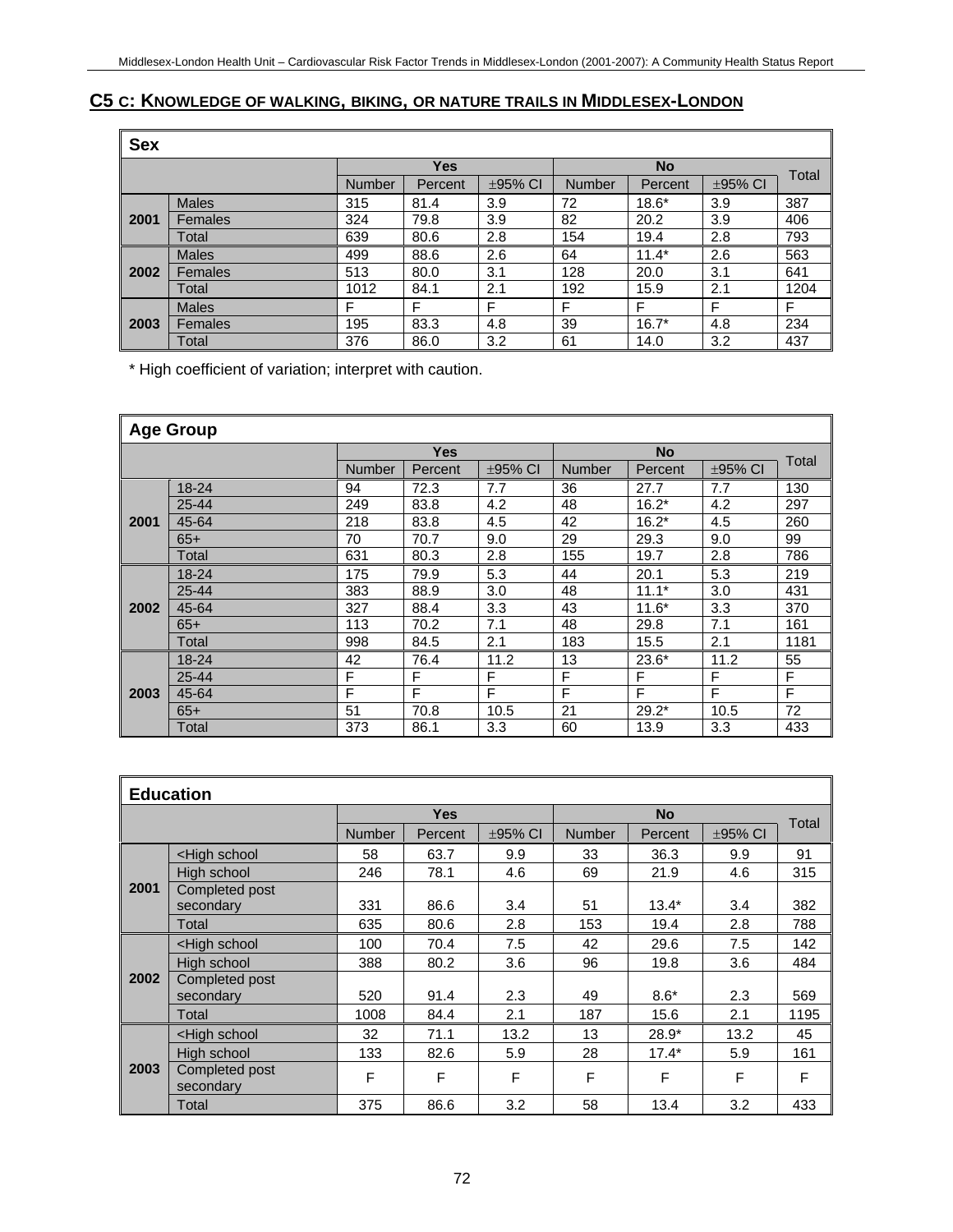## C5 C: KNOWLEDGE OF WALKING, BIKING, OR NATURE TRAILS IN MIDDLESEX-LONDON

| Sex | | Yes | | | No | | | Total |
|---|---|---|---|---|---|---|---|---|
| | | Number | Percent | ±95% CI | Number | Percent | ±95% CI | |
| 2001 | Males | 315 | 81.4 | 3.9 | 72 | 18.6* | 3.9 | 387 |
| | Females | 324 | 79.8 | 3.9 | 82 | 20.2 | 3.9 | 406 |
| | Total | 639 | 80.6 | 2.8 | 154 | 19.4 | 2.8 | 793 |
| 2002 | Males | 499 | 88.6 | 2.6 | 64 | 11.4* | 2.6 | 563 |
| | Females | 513 | 80.0 | 3.1 | 128 | 20.0 | 3.1 | 641 |
| | Total | 1012 | 84.1 | 2.1 | 192 | 15.9 | 2.1 | 1204 |
| 2003 | Males | F | F | F | F | F | F | F |
| | Females | 195 | 83.3 | 4.8 | 39 | 16.7* | 4.8 | 234 |
| | Total | 376 | 86.0 | 3.2 | 61 | 14.0 | 3.2 | 437 |

* High coefficient of variation; interpret with caution.

| Age Group | | Yes | | | No | | | Total |
|---|---|---|---|---|---|---|---|---|
| | | Number | Percent | ±95% CI | Number | Percent | ±95% CI | |
| 2001 | 18-24 | 94 | 72.3 | 7.7 | 36 | 27.7 | 7.7 | 130 |
| | 25-44 | 249 | 83.8 | 4.2 | 48 | 16.2* | 4.2 | 297 |
| | 45-64 | 218 | 83.8 | 4.5 | 42 | 16.2* | 4.5 | 260 |
| | 65+ | 70 | 70.7 | 9.0 | 29 | 29.3 | 9.0 | 99 |
| | Total | 631 | 80.3 | 2.8 | 155 | 19.7 | 2.8 | 786 |
| 2002 | 18-24 | 175 | 79.9 | 5.3 | 44 | 20.1 | 5.3 | 219 |
| | 25-44 | 383 | 88.9 | 3.0 | 48 | 11.1* | 3.0 | 431 |
| | 45-64 | 327 | 88.4 | 3.3 | 43 | 11.6* | 3.3 | 370 |
| | 65+ | 113 | 70.2 | 7.1 | 48 | 29.8 | 7.1 | 161 |
| | Total | 998 | 84.5 | 2.1 | 183 | 15.5 | 2.1 | 1181 |
| 2003 | 18-24 | 42 | 76.4 | 11.2 | 13 | 23.6* | 11.2 | 55 |
| | 25-44 | F | F | F | F | F | F | F |
| | 45-64 | F | F | F | F | F | F | F |
| | 65+ | 51 | 70.8 | 10.5 | 21 | 29.2* | 10.5 | 72 |
| | Total | 373 | 86.1 | 3.3 | 60 | 13.9 | 3.3 | 433 |

| Education | | Yes | | | No | | | Total |
|---|---|---|---|---|---|---|---|---|
| | | Number | Percent | ±95% CI | Number | Percent | ±95% CI | |
| 2001 | <High school | 58 | 63.7 | 9.9 | 33 | 36.3 | 9.9 | 91 |
| | High school | 246 | 78.1 | 4.6 | 69 | 21.9 | 4.6 | 315 |
| | Completed post secondary | 331 | 86.6 | 3.4 | 51 | 13.4* | 3.4 | 382 |
| | Total | 635 | 80.6 | 2.8 | 153 | 19.4 | 2.8 | 788 |
| 2002 | <High school | 100 | 70.4 | 7.5 | 42 | 29.6 | 7.5 | 142 |
| | High school | 388 | 80.2 | 3.6 | 96 | 19.8 | 3.6 | 484 |
| | Completed post secondary | 520 | 91.4 | 2.3 | 49 | 8.6* | 2.3 | 569 |
| | Total | 1008 | 84.4 | 2.1 | 187 | 15.6 | 2.1 | 1195 |
| 2003 | <High school | 32 | 71.1 | 13.2 | 13 | 28.9* | 13.2 | 45 |
| | High school | 133 | 82.6 | 5.9 | 28 | 17.4* | 5.9 | 161 |
| | Completed post secondary | F | F | F | F | F | F | F |
| | Total | 375 | 86.6 | 3.2 | 58 | 13.4 | 3.2 | 433 |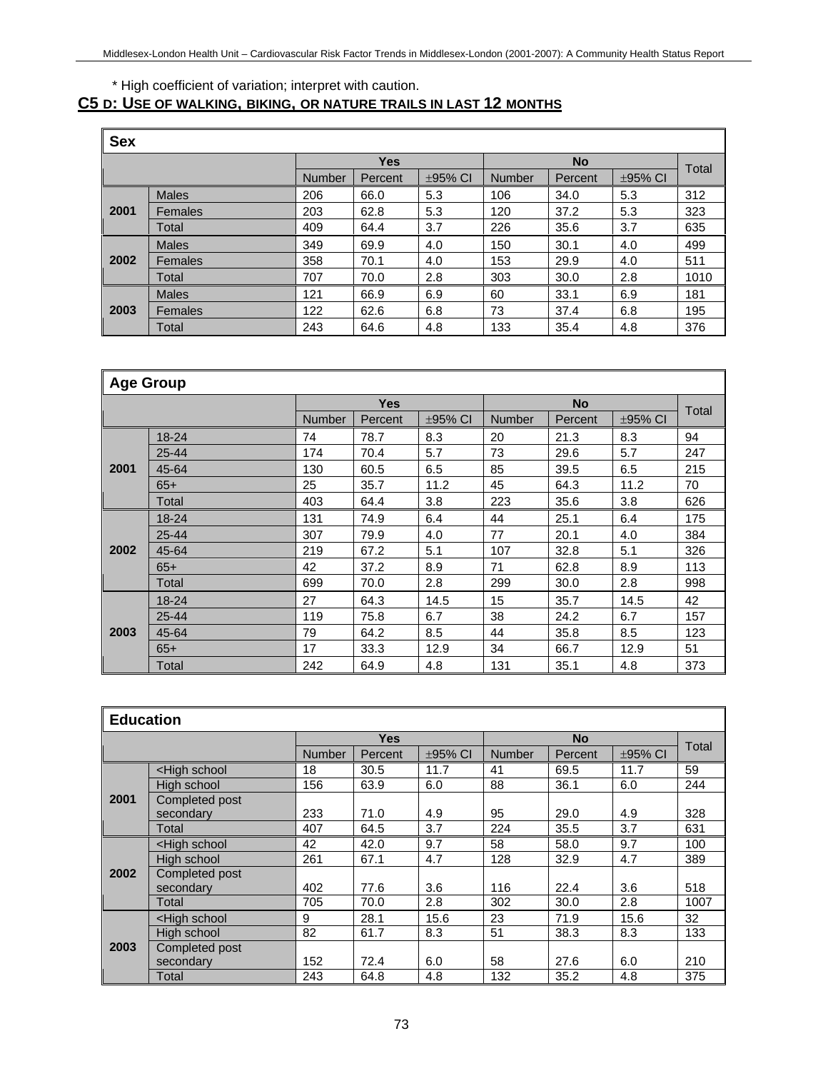\* High coefficient of variation; interpret with caution.

## C5 D: USE OF WALKING, BIKING, OR NATURE TRAILS IN LAST 12 MONTHS

| Sex | | Yes | | | No | | | Total |
|---|---|---|---|---|---|---|---|---|
| | | Number | Percent | ±95% CI | Number | Percent | ±95% CI | |
| 2001 | Males | 206 | 66.0 | 5.3 | 106 | 34.0 | 5.3 | 312 |
| | Females | 203 | 62.8 | 5.3 | 120 | 37.2 | 5.3 | 323 |
| | Total | 409 | 64.4 | 3.7 | 226 | 35.6 | 3.7 | 635 |
| 2002 | Males | 349 | 69.9 | 4.0 | 150 | 30.1 | 4.0 | 499 |
| | Females | 358 | 70.1 | 4.0 | 153 | 29.9 | 4.0 | 511 |
| | Total | 707 | 70.0 | 2.8 | 303 | 30.0 | 2.8 | 1010 |
| 2003 | Males | 121 | 66.9 | 6.9 | 60 | 33.1 | 6.9 | 181 |
| | Females | 122 | 62.6 | 6.8 | 73 | 37.4 | 6.8 | 195 |
| | Total | 243 | 64.6 | 4.8 | 133 | 35.4 | 4.8 | 376 |

| Age Group | | Yes | | | No | | | Total |
|---|---|---|---|---|---|---|---|---|
| | | Number | Percent | ±95% CI | Number | Percent | ±95% CI | |
| 2001 | 18-24 | 74 | 78.7 | 8.3 | 20 | 21.3 | 8.3 | 94 |
| | 25-44 | 174 | 70.4 | 5.7 | 73 | 29.6 | 5.7 | 247 |
| | 45-64 | 130 | 60.5 | 6.5 | 85 | 39.5 | 6.5 | 215 |
| | 65+ | 25 | 35.7 | 11.2 | 45 | 64.3 | 11.2 | 70 |
| | Total | 403 | 64.4 | 3.8 | 223 | 35.6 | 3.8 | 626 |
| 2002 | 18-24 | 131 | 74.9 | 6.4 | 44 | 25.1 | 6.4 | 175 |
| | 25-44 | 307 | 79.9 | 4.0 | 77 | 20.1 | 4.0 | 384 |
| | 45-64 | 219 | 67.2 | 5.1 | 107 | 32.8 | 5.1 | 326 |
| | 65+ | 42 | 37.2 | 8.9 | 71 | 62.8 | 8.9 | 113 |
| | Total | 699 | 70.0 | 2.8 | 299 | 30.0 | 2.8 | 998 |
| 2003 | 18-24 | 27 | 64.3 | 14.5 | 15 | 35.7 | 14.5 | 42 |
| | 25-44 | 119 | 75.8 | 6.7 | 38 | 24.2 | 6.7 | 157 |
| | 45-64 | 79 | 64.2 | 8.5 | 44 | 35.8 | 8.5 | 123 |
| | 65+ | 17 | 33.3 | 12.9 | 34 | 66.7 | 12.9 | 51 |
| | Total | 242 | 64.9 | 4.8 | 131 | 35.1 | 4.8 | 373 |

| Education | | Yes | | | No | | | Total |
|---|---|---|---|---|---|---|---|---|
| | | Number | Percent | ±95% CI | Number | Percent | ±95% CI | |
| 2001 | <High school | 18 | 30.5 | 11.7 | 41 | 69.5 | 11.7 | 59 |
| | High school | 156 | 63.9 | 6.0 | 88 | 36.1 | 6.0 | 244 |
| | Completed post secondary | 233 | 71.0 | 4.9 | 95 | 29.0 | 4.9 | 328 |
| | Total | 407 | 64.5 | 3.7 | 224 | 35.5 | 3.7 | 631 |
| 2002 | <High school | 42 | 42.0 | 9.7 | 58 | 58.0 | 9.7 | 100 |
| | High school | 261 | 67.1 | 4.7 | 128 | 32.9 | 4.7 | 389 |
| | Completed post secondary | 402 | 77.6 | 3.6 | 116 | 22.4 | 3.6 | 518 |
| | Total | 705 | 70.0 | 2.8 | 302 | 30.0 | 2.8 | 1007 |
| 2003 | <High school | 9 | 28.1 | 15.6 | 23 | 71.9 | 15.6 | 32 |
| | High school | 82 | 61.7 | 8.3 | 51 | 38.3 | 8.3 | 133 |
| | Completed post secondary | 152 | 72.4 | 6.0 | 58 | 27.6 | 6.0 | 210 |
| | Total | 243 | 64.8 | 4.8 | 132 | 35.2 | 4.8 | 375 |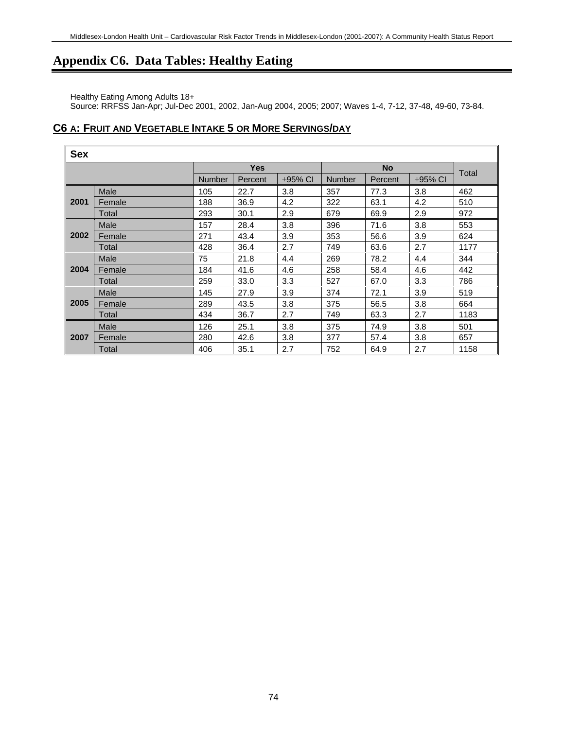# Appendix C6. Data Tables: Healthy Eating

Healthy Eating Among Adults 18+
Source: RRFSS Jan-Apr; Jul-Dec 2001, 2002, Jan-Aug 2004, 2005; 2007; Waves 1-4, 7-12, 37-48, 49-60, 73-84.

## C6 A: FRUIT AND VEGETABLE INTAKE 5 OR MORE SERVINGS/DAY

| Sex | | Yes | | | No | | | Total |
|---|---|---|---|---|---|---|---|---|
| | | Number | Percent | ±95% CI | Number | Percent | ±95% CI | |
| 2001 | Male | 105 | 22.7 | 3.8 | 357 | 77.3 | 3.8 | 462 |
| | Female | 188 | 36.9 | 4.2 | 322 | 63.1 | 4.2 | 510 |
| | Total | 293 | 30.1 | 2.9 | 679 | 69.9 | 2.9 | 972 |
| 2002 | Male | 157 | 28.4 | 3.8 | 396 | 71.6 | 3.8 | 553 |
| | Female | 271 | 43.4 | 3.9 | 353 | 56.6 | 3.9 | 624 |
| | Total | 428 | 36.4 | 2.7 | 749 | 63.6 | 2.7 | 1177 |
| 2004 | Male | 75 | 21.8 | 4.4 | 269 | 78.2 | 4.4 | 344 |
| | Female | 184 | 41.6 | 4.6 | 258 | 58.4 | 4.6 | 442 |
| | Total | 259 | 33.0 | 3.3 | 527 | 67.0 | 3.3 | 786 |
| 2005 | Male | 145 | 27.9 | 3.9 | 374 | 72.1 | 3.9 | 519 |
| | Female | 289 | 43.5 | 3.8 | 375 | 56.5 | 3.8 | 664 |
| | Total | 434 | 36.7 | 2.7 | 749 | 63.3 | 2.7 | 1183 |
| 2007 | Male | 126 | 25.1 | 3.8 | 375 | 74.9 | 3.8 | 501 |
| | Female | 280 | 42.6 | 3.8 | 377 | 57.4 | 3.8 | 657 |
| | Total | 406 | 35.1 | 2.7 | 752 | 64.9 | 2.7 | 1158 |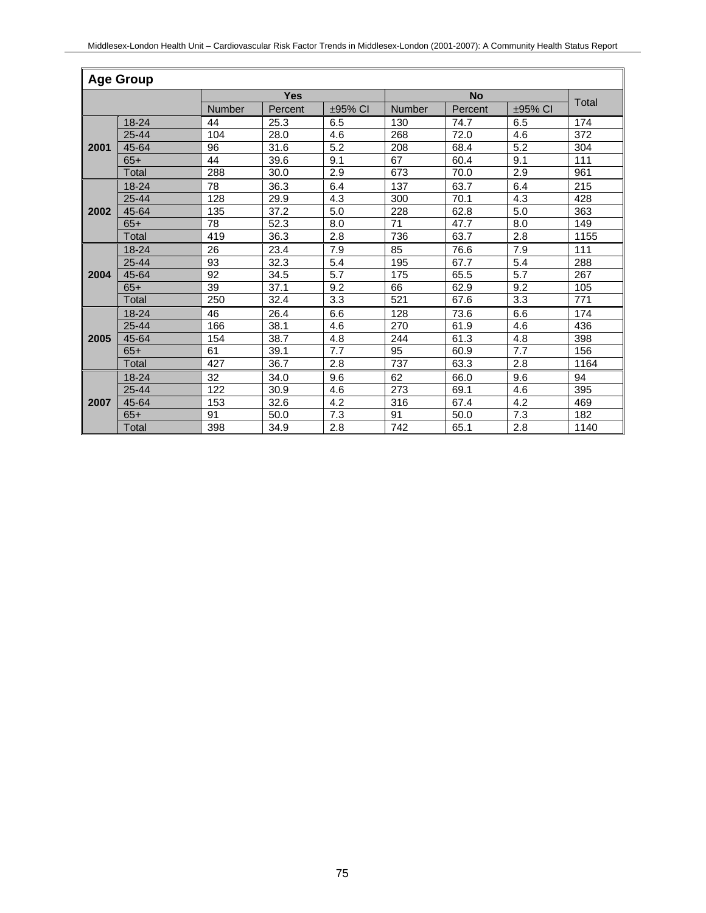| Age Group | | | | | | | | | |
|---|---|---|---|---|---|---|---|---|---|
| | | Yes | | | No | | | Total |
| | | Number | Percent | ±95% CI | Number | Percent | ±95% CI | |
| **2001** | 18-24 | 44 | 25.3 | 6.5 | 130 | 74.7 | 6.5 | 174 |
| | 25-44 | 104 | 28.0 | 4.6 | 268 | 72.0 | 4.6 | 372 |
| | 45-64 | 96 | 31.6 | 5.2 | 208 | 68.4 | 5.2 | 304 |
| | 65+ | 44 | 39.6 | 9.1 | 67 | 60.4 | 9.1 | 111 |
| | Total | 288 | 30.0 | 2.9 | 673 | 70.0 | 2.9 | 961 |
| **2002** | 18-24 | 78 | 36.3 | 6.4 | 137 | 63.7 | 6.4 | 215 |
| | 25-44 | 128 | 29.9 | 4.3 | 300 | 70.1 | 4.3 | 428 |
| | 45-64 | 135 | 37.2 | 5.0 | 228 | 62.8 | 5.0 | 363 |
| | 65+ | 78 | 52.3 | 8.0 | 71 | 47.7 | 8.0 | 149 |
| | Total | 419 | 36.3 | 2.8 | 736 | 63.7 | 2.8 | 1155 |
| **2004** | 18-24 | 26 | 23.4 | 7.9 | 85 | 76.6 | 7.9 | 111 |
| | 25-44 | 93 | 32.3 | 5.4 | 195 | 67.7 | 5.4 | 288 |
| | 45-64 | 92 | 34.5 | 5.7 | 175 | 65.5 | 5.7 | 267 |
| | 65+ | 39 | 37.1 | 9.2 | 66 | 62.9 | 9.2 | 105 |
| | Total | 250 | 32.4 | 3.3 | 521 | 67.6 | 3.3 | 771 |
| **2005** | 18-24 | 46 | 26.4 | 6.6 | 128 | 73.6 | 6.6 | 174 |
| | 25-44 | 166 | 38.1 | 4.6 | 270 | 61.9 | 4.6 | 436 |
| | 45-64 | 154 | 38.7 | 4.8 | 244 | 61.3 | 4.8 | 398 |
| | 65+ | 61 | 39.1 | 7.7 | 95 | 60.9 | 7.7 | 156 |
| | Total | 427 | 36.7 | 2.8 | 737 | 63.3 | 2.8 | 1164 |
| **2007** | 18-24 | 32 | 34.0 | 9.6 | 62 | 66.0 | 9.6 | 94 |
| | 25-44 | 122 | 30.9 | 4.6 | 273 | 69.1 | 4.6 | 395 |
| | 45-64 | 153 | 32.6 | 4.2 | 316 | 67.4 | 4.2 | 469 |
| | 65+ | 91 | 50.0 | 7.3 | 91 | 50.0 | 7.3 | 182 |
| | Total | 398 | 34.9 | 2.8 | 742 | 65.1 | 2.8 | 1140 |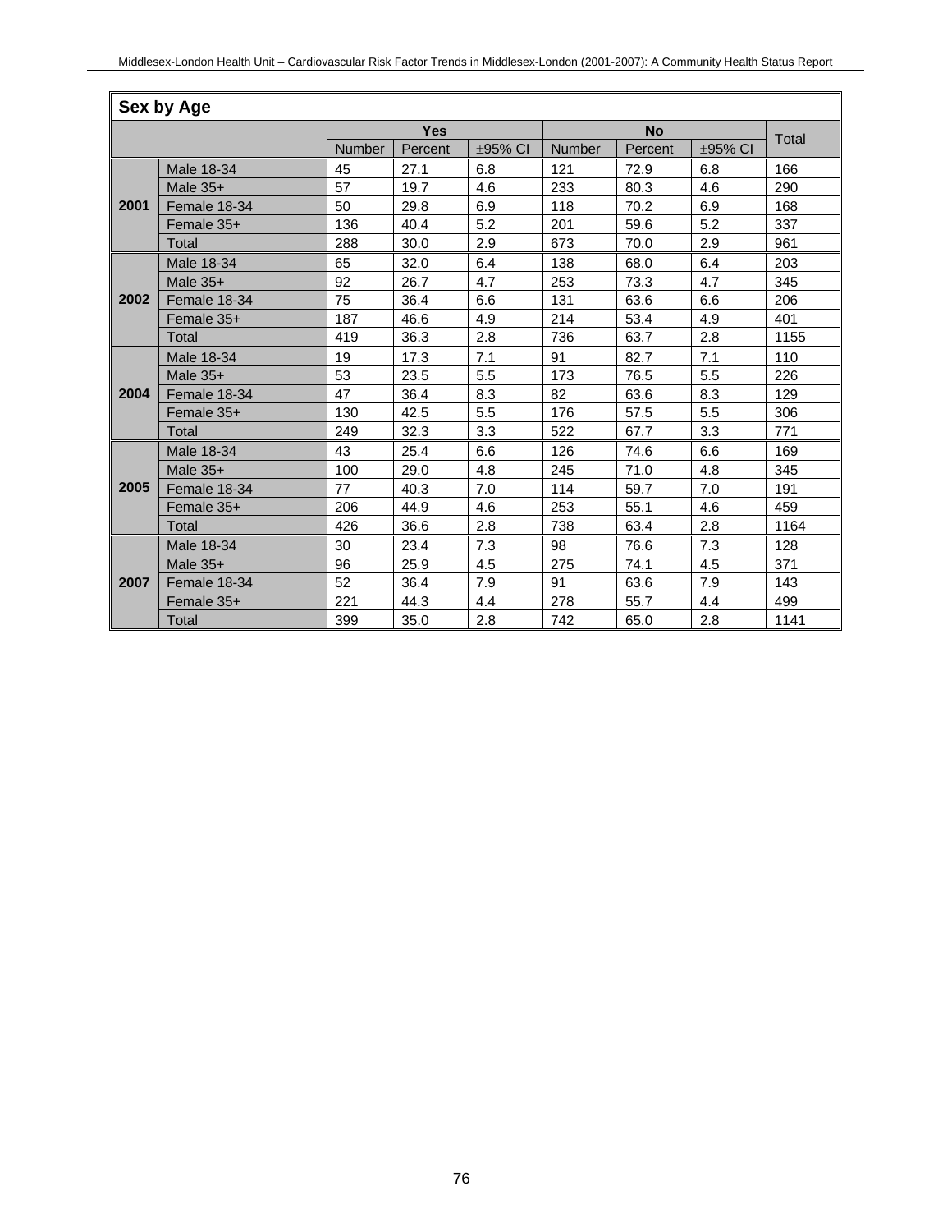| Sex by Age | | | | | | | | |
|---|---|---|---|---|---|---|---|---|
| | | Yes | | | No | | | Total |
| | | Number | Percent | ±95% CI | Number | Percent | ±95% CI | |
| **2001** | Male 18-34 | 45 | 27.1 | 6.8 | 121 | 72.9 | 6.8 | 166 |
| | Male 35+ | 57 | 19.7 | 4.6 | 233 | 80.3 | 4.6 | 290 |
| | Female 18-34 | 50 | 29.8 | 6.9 | 118 | 70.2 | 6.9 | 168 |
| | Female 35+ | 136 | 40.4 | 5.2 | 201 | 59.6 | 5.2 | 337 |
| | Total | 288 | 30.0 | 2.9 | 673 | 70.0 | 2.9 | 961 |
| **2002** | Male 18-34 | 65 | 32.0 | 6.4 | 138 | 68.0 | 6.4 | 203 |
| | Male 35+ | 92 | 26.7 | 4.7 | 253 | 73.3 | 4.7 | 345 |
| | Female 18-34 | 75 | 36.4 | 6.6 | 131 | 63.6 | 6.6 | 206 |
| | Female 35+ | 187 | 46.6 | 4.9 | 214 | 53.4 | 4.9 | 401 |
| | Total | 419 | 36.3 | 2.8 | 736 | 63.7 | 2.8 | 1155 |
| **2004** | Male 18-34 | 19 | 17.3 | 7.1 | 91 | 82.7 | 7.1 | 110 |
| | Male 35+ | 53 | 23.5 | 5.5 | 173 | 76.5 | 5.5 | 226 |
| | Female 18-34 | 47 | 36.4 | 8.3 | 82 | 63.6 | 8.3 | 129 |
| | Female 35+ | 130 | 42.5 | 5.5 | 176 | 57.5 | 5.5 | 306 |
| | Total | 249 | 32.3 | 3.3 | 522 | 67.7 | 3.3 | 771 |
| **2005** | Male 18-34 | 43 | 25.4 | 6.6 | 126 | 74.6 | 6.6 | 169 |
| | Male 35+ | 100 | 29.0 | 4.8 | 245 | 71.0 | 4.8 | 345 |
| | Female 18-34 | 77 | 40.3 | 7.0 | 114 | 59.7 | 7.0 | 191 |
| | Female 35+ | 206 | 44.9 | 4.6 | 253 | 55.1 | 4.6 | 459 |
| | Total | 426 | 36.6 | 2.8 | 738 | 63.4 | 2.8 | 1164 |
| **2007** | Male 18-34 | 30 | 23.4 | 7.3 | 98 | 76.6 | 7.3 | 128 |
| | Male 35+ | 96 | 25.9 | 4.5 | 275 | 74.1 | 4.5 | 371 |
| | Female 18-34 | 52 | 36.4 | 7.9 | 91 | 63.6 | 7.9 | 143 |
| | Female 35+ | 221 | 44.3 | 4.4 | 278 | 55.7 | 4.4 | 499 |
| | Total | 399 | 35.0 | 2.8 | 742 | 65.0 | 2.8 | 1141 |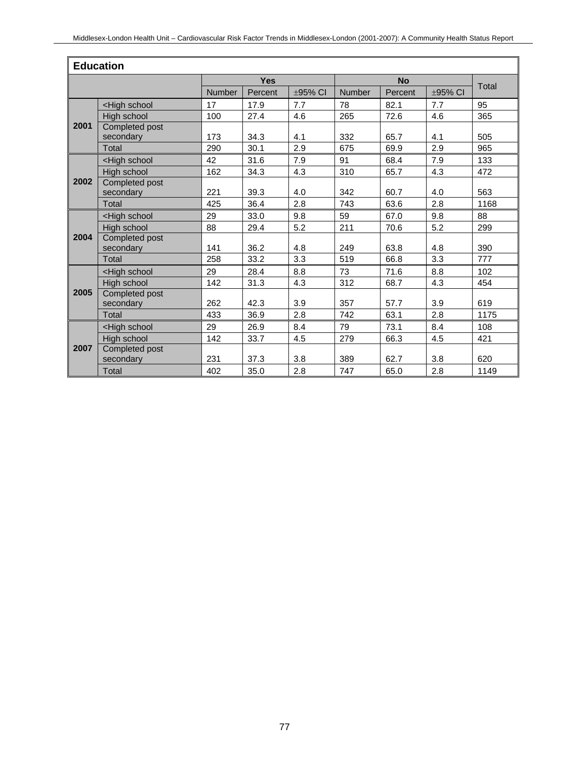| Education | | | | | | | | | |
|---|---|---|---|---|---|---|---|---|---|
| | | Yes | | | No | | | Total |
| | | Number | Percent | ±95% CI | Number | Percent | ±95% CI | |
| **2001** | <High school | 17 | 17.9 | 7.7 | 78 | 82.1 | 7.7 | 95 |
| | High school | 100 | 27.4 | 4.6 | 265 | 72.6 | 4.6 | 365 |
| | Completed post secondary | 173 | 34.3 | 4.1 | 332 | 65.7 | 4.1 | 505 |
| | Total | 290 | 30.1 | 2.9 | 675 | 69.9 | 2.9 | 965 |
| **2002** | <High school | 42 | 31.6 | 7.9 | 91 | 68.4 | 7.9 | 133 |
| | High school | 162 | 34.3 | 4.3 | 310 | 65.7 | 4.3 | 472 |
| | Completed post secondary | 221 | 39.3 | 4.0 | 342 | 60.7 | 4.0 | 563 |
| | Total | 425 | 36.4 | 2.8 | 743 | 63.6 | 2.8 | 1168 |
| **2004** | <High school | 29 | 33.0 | 9.8 | 59 | 67.0 | 9.8 | 88 |
| | High school | 88 | 29.4 | 5.2 | 211 | 70.6 | 5.2 | 299 |
| | Completed post secondary | 141 | 36.2 | 4.8 | 249 | 63.8 | 4.8 | 390 |
| | Total | 258 | 33.2 | 3.3 | 519 | 66.8 | 3.3 | 777 |
| **2005** | <High school | 29 | 28.4 | 8.8 | 73 | 71.6 | 8.8 | 102 |
| | High school | 142 | 31.3 | 4.3 | 312 | 68.7 | 4.3 | 454 |
| | Completed post secondary | 262 | 42.3 | 3.9 | 357 | 57.7 | 3.9 | 619 |
| | Total | 433 | 36.9 | 2.8 | 742 | 63.1 | 2.8 | 1175 |
| **2007** | <High school | 29 | 26.9 | 8.4 | 79 | 73.1 | 8.4 | 108 |
| | High school | 142 | 33.7 | 4.5 | 279 | 66.3 | 4.5 | 421 |
| | Completed post secondary | 231 | 37.3 | 3.8 | 389 | 62.7 | 3.8 | 620 |
| | Total | 402 | 35.0 | 2.8 | 747 | 65.0 | 2.8 | 1149 |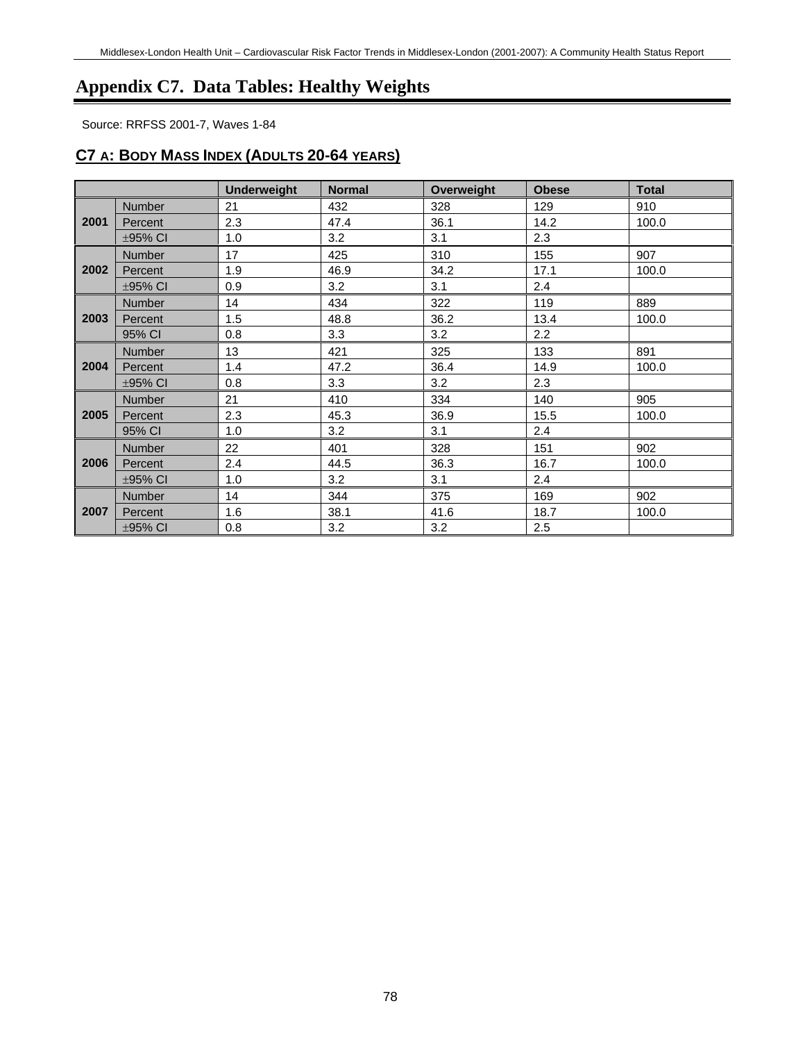# Appendix C7. Data Tables: Healthy Weights

Source: RRFSS 2001-7, Waves 1-84

## C7 A: BODY MASS INDEX (ADULTS 20-64 YEARS)

| | | Underweight | Normal | Overweight | Obese | Total |
|---|---|---|---|---|---|---|
| **2001** | Number | 21 | 432 | 328 | 129 | 910 |
| | Percent | 2.3 | 47.4 | 36.1 | 14.2 | 100.0 |
| | ±95% CI | 1.0 | 3.2 | 3.1 | 2.3 | |
| **2002** | Number | 17 | 425 | 310 | 155 | 907 |
| | Percent | 1.9 | 46.9 | 34.2 | 17.1 | 100.0 |
| | ±95% CI | 0.9 | 3.2 | 3.1 | 2.4 | |
| **2003** | Number | 14 | 434 | 322 | 119 | 889 |
| | Percent | 1.5 | 48.8 | 36.2 | 13.4 | 100.0 |
| | 95% CI | 0.8 | 3.3 | 3.2 | 2.2 | |
| **2004** | Number | 13 | 421 | 325 | 133 | 891 |
| | Percent | 1.4 | 47.2 | 36.4 | 14.9 | 100.0 |
| | ±95% CI | 0.8 | 3.3 | 3.2 | 2.3 | |
| **2005** | Number | 21 | 410 | 334 | 140 | 905 |
| | Percent | 2.3 | 45.3 | 36.9 | 15.5 | 100.0 |
| | 95% CI | 1.0 | 3.2 | 3.1 | 2.4 | |
| **2006** | Number | 22 | 401 | 328 | 151 | 902 |
| | Percent | 2.4 | 44.5 | 36.3 | 16.7 | 100.0 |
| | ±95% CI | 1.0 | 3.2 | 3.1 | 2.4 | |
| **2007** | Number | 14 | 344 | 375 | 169 | 902 |
| | Percent | 1.6 | 38.1 | 41.6 | 18.7 | 100.0 |
| | ±95% CI | 0.8 | 3.2 | 3.2 | 2.5 | |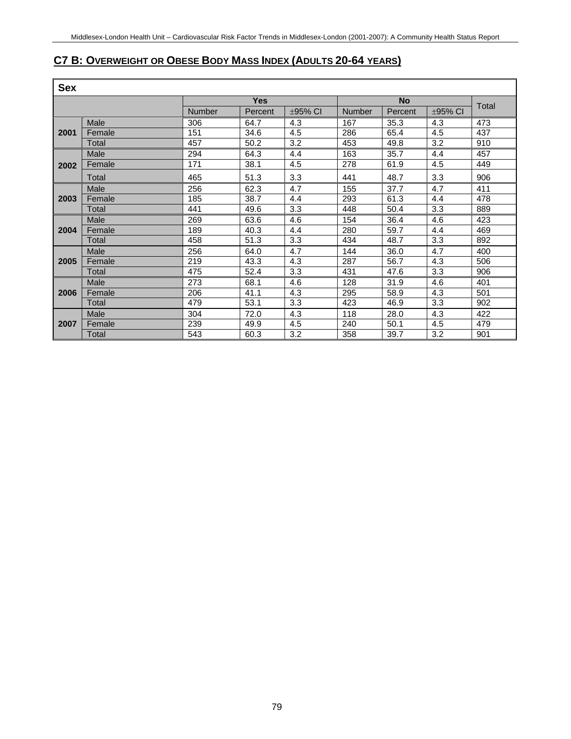## C7 B: Overweight or Obese Body Mass Index (Adults 20-64 years)

| Sex | | Yes | | | No | | | Total |
|---|---|---|---|---|---|---|---|---|
| | | Number | Percent | ±95% CI | Number | Percent | ±95% CI | |
| 2001 | Male | 306 | 64.7 | 4.3 | 167 | 35.3 | 4.3 | 473 |
| | Female | 151 | 34.6 | 4.5 | 286 | 65.4 | 4.5 | 437 |
| | Total | 457 | 50.2 | 3.2 | 453 | 49.8 | 3.2 | 910 |
| 2002 | Male | 294 | 64.3 | 4.4 | 163 | 35.7 | 4.4 | 457 |
| | Female | 171 | 38.1 | 4.5 | 278 | 61.9 | 4.5 | 449 |
| | Total | 465 | 51.3 | 3.3 | 441 | 48.7 | 3.3 | 906 |
| 2003 | Male | 256 | 62.3 | 4.7 | 155 | 37.7 | 4.7 | 411 |
| | Female | 185 | 38.7 | 4.4 | 293 | 61.3 | 4.4 | 478 |
| | Total | 441 | 49.6 | 3.3 | 448 | 50.4 | 3.3 | 889 |
| 2004 | Male | 269 | 63.6 | 4.6 | 154 | 36.4 | 4.6 | 423 |
| | Female | 189 | 40.3 | 4.4 | 280 | 59.7 | 4.4 | 469 |
| | Total | 458 | 51.3 | 3.3 | 434 | 48.7 | 3.3 | 892 |
| 2005 | Male | 256 | 64.0 | 4.7 | 144 | 36.0 | 4.7 | 400 |
| | Female | 219 | 43.3 | 4.3 | 287 | 56.7 | 4.3 | 506 |
| | Total | 475 | 52.4 | 3.3 | 431 | 47.6 | 3.3 | 906 |
| 2006 | Male | 273 | 68.1 | 4.6 | 128 | 31.9 | 4.6 | 401 |
| | Female | 206 | 41.1 | 4.3 | 295 | 58.9 | 4.3 | 501 |
| | Total | 479 | 53.1 | 3.3 | 423 | 46.9 | 3.3 | 902 |
| 2007 | Male | 304 | 72.0 | 4.3 | 118 | 28.0 | 4.3 | 422 |
| | Female | 239 | 49.9 | 4.5 | 240 | 50.1 | 4.5 | 479 |
| | Total | 543 | 60.3 | 3.2 | 358 | 39.7 | 3.2 | 901 |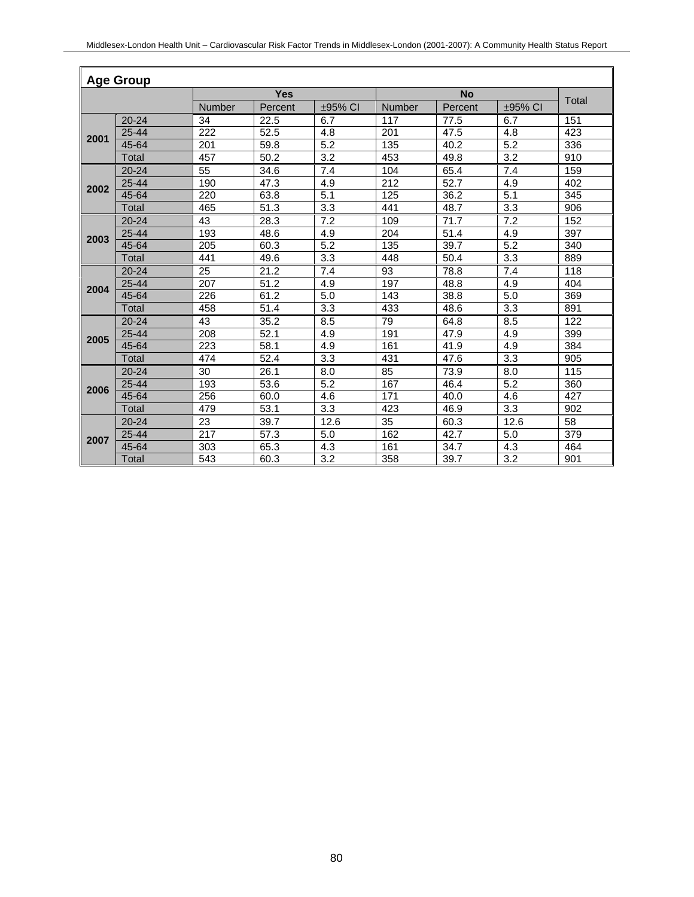| Age Group | | Yes | | | No | | | Total |
|---|---|---|---|---|---|---|---|---|
| | | Number | Percent | ±95% CI | Number | Percent | ±95% CI | |
| **2001** | 20-24 | 34 | 22.5 | 6.7 | 117 | 77.5 | 6.7 | 151 |
| | 25-44 | 222 | 52.5 | 4.8 | 201 | 47.5 | 4.8 | 423 |
| | 45-64 | 201 | 59.8 | 5.2 | 135 | 40.2 | 5.2 | 336 |
| | Total | 457 | 50.2 | 3.2 | 453 | 49.8 | 3.2 | 910 |
| **2002** | 20-24 | 55 | 34.6 | 7.4 | 104 | 65.4 | 7.4 | 159 |
| | 25-44 | 190 | 47.3 | 4.9 | 212 | 52.7 | 4.9 | 402 |
| | 45-64 | 220 | 63.8 | 5.1 | 125 | 36.2 | 5.1 | 345 |
| | Total | 465 | 51.3 | 3.3 | 441 | 48.7 | 3.3 | 906 |
| **2003** | 20-24 | 43 | 28.3 | 7.2 | 109 | 71.7 | 7.2 | 152 |
| | 25-44 | 193 | 48.6 | 4.9 | 204 | 51.4 | 4.9 | 397 |
| | 45-64 | 205 | 60.3 | 5.2 | 135 | 39.7 | 5.2 | 340 |
| | Total | 441 | 49.6 | 3.3 | 448 | 50.4 | 3.3 | 889 |
| **2004** | 20-24 | 25 | 21.2 | 7.4 | 93 | 78.8 | 7.4 | 118 |
| | 25-44 | 207 | 51.2 | 4.9 | 197 | 48.8 | 4.9 | 404 |
| | 45-64 | 226 | 61.2 | 5.0 | 143 | 38.8 | 5.0 | 369 |
| | Total | 458 | 51.4 | 3.3 | 433 | 48.6 | 3.3 | 891 |
| **2005** | 20-24 | 43 | 35.2 | 8.5 | 79 | 64.8 | 8.5 | 122 |
| | 25-44 | 208 | 52.1 | 4.9 | 191 | 47.9 | 4.9 | 399 |
| | 45-64 | 223 | 58.1 | 4.9 | 161 | 41.9 | 4.9 | 384 |
| | Total | 474 | 52.4 | 3.3 | 431 | 47.6 | 3.3 | 905 |
| **2006** | 20-24 | 30 | 26.1 | 8.0 | 85 | 73.9 | 8.0 | 115 |
| | 25-44 | 193 | 53.6 | 5.2 | 167 | 46.4 | 5.2 | 360 |
| | 45-64 | 256 | 60.0 | 4.6 | 171 | 40.0 | 4.6 | 427 |
| | Total | 479 | 53.1 | 3.3 | 423 | 46.9 | 3.3 | 902 |
| **2007** | 20-24 | 23 | 39.7 | 12.6 | 35 | 60.3 | 12.6 | 58 |
| | 25-44 | 217 | 57.3 | 5.0 | 162 | 42.7 | 5.0 | 379 |
| | 45-64 | 303 | 65.3 | 4.3 | 161 | 34.7 | 4.3 | 464 |
| | Total | 543 | 60.3 | 3.2 | 358 | 39.7 | 3.2 | 901 |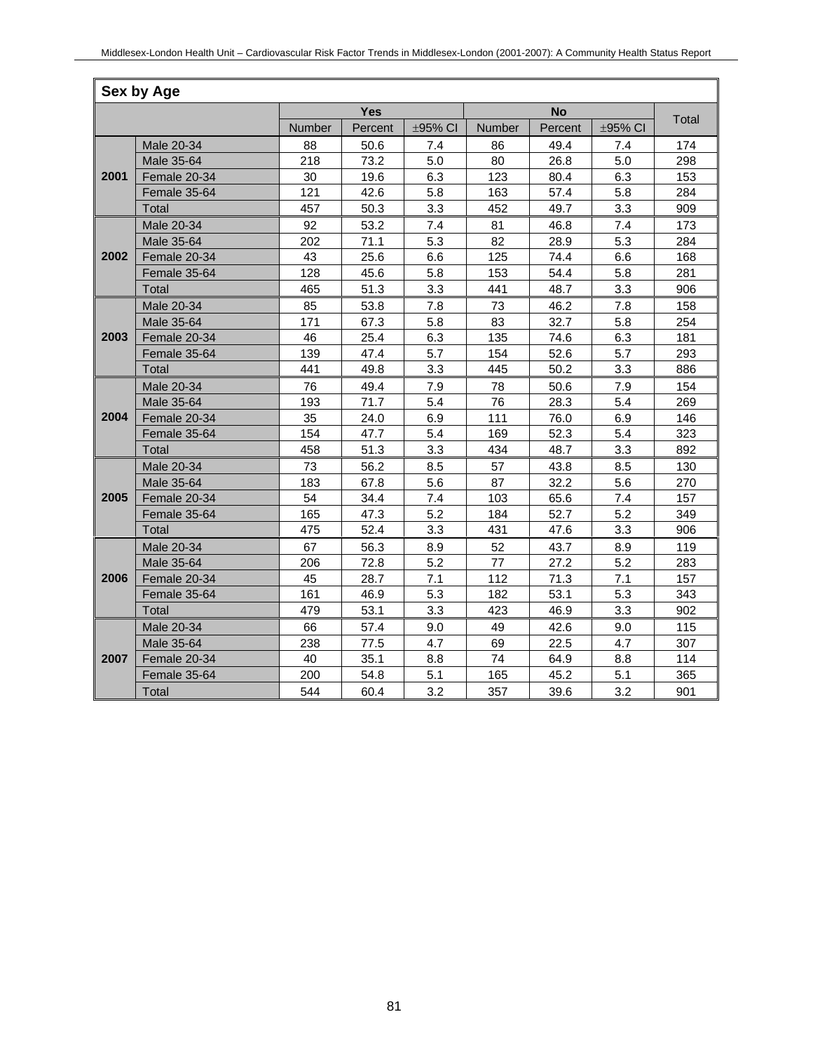| Sex by Age | | | | | | | | |
|---|---|---|---|---|---|---|---|---|
| | | Yes | | | No | | | Total |
| | | Number | Percent | ±95% CI | Number | Percent | ±95% CI | |
| **2001** | Male 20-34 | 88 | 50.6 | 7.4 | 86 | 49.4 | 7.4 | 174 |
| | Male 35-64 | 218 | 73.2 | 5.0 | 80 | 26.8 | 5.0 | 298 |
| | Female 20-34 | 30 | 19.6 | 6.3 | 123 | 80.4 | 6.3 | 153 |
| | Female 35-64 | 121 | 42.6 | 5.8 | 163 | 57.4 | 5.8 | 284 |
| | Total | 457 | 50.3 | 3.3 | 452 | 49.7 | 3.3 | 909 |
| **2002** | Male 20-34 | 92 | 53.2 | 7.4 | 81 | 46.8 | 7.4 | 173 |
| | Male 35-64 | 202 | 71.1 | 5.3 | 82 | 28.9 | 5.3 | 284 |
| | Female 20-34 | 43 | 25.6 | 6.6 | 125 | 74.4 | 6.6 | 168 |
| | Female 35-64 | 128 | 45.6 | 5.8 | 153 | 54.4 | 5.8 | 281 |
| | Total | 465 | 51.3 | 3.3 | 441 | 48.7 | 3.3 | 906 |
| **2003** | Male 20-34 | 85 | 53.8 | 7.8 | 73 | 46.2 | 7.8 | 158 |
| | Male 35-64 | 171 | 67.3 | 5.8 | 83 | 32.7 | 5.8 | 254 |
| | Female 20-34 | 46 | 25.4 | 6.3 | 135 | 74.6 | 6.3 | 181 |
| | Female 35-64 | 139 | 47.4 | 5.7 | 154 | 52.6 | 5.7 | 293 |
| | Total | 441 | 49.8 | 3.3 | 445 | 50.2 | 3.3 | 886 |
| **2004** | Male 20-34 | 76 | 49.4 | 7.9 | 78 | 50.6 | 7.9 | 154 |
| | Male 35-64 | 193 | 71.7 | 5.4 | 76 | 28.3 | 5.4 | 269 |
| | Female 20-34 | 35 | 24.0 | 6.9 | 111 | 76.0 | 6.9 | 146 |
| | Female 35-64 | 154 | 47.7 | 5.4 | 169 | 52.3 | 5.4 | 323 |
| | Total | 458 | 51.3 | 3.3 | 434 | 48.7 | 3.3 | 892 |
| **2005** | Male 20-34 | 73 | 56.2 | 8.5 | 57 | 43.8 | 8.5 | 130 |
| | Male 35-64 | 183 | 67.8 | 5.6 | 87 | 32.2 | 5.6 | 270 |
| | Female 20-34 | 54 | 34.4 | 7.4 | 103 | 65.6 | 7.4 | 157 |
| | Female 35-64 | 165 | 47.3 | 5.2 | 184 | 52.7 | 5.2 | 349 |
| | Total | 475 | 52.4 | 3.3 | 431 | 47.6 | 3.3 | 906 |
| **2006** | Male 20-34 | 67 | 56.3 | 8.9 | 52 | 43.7 | 8.9 | 119 |
| | Male 35-64 | 206 | 72.8 | 5.2 | 77 | 27.2 | 5.2 | 283 |
| | Female 20-34 | 45 | 28.7 | 7.1 | 112 | 71.3 | 7.1 | 157 |
| | Female 35-64 | 161 | 46.9 | 5.3 | 182 | 53.1 | 5.3 | 343 |
| | Total | 479 | 53.1 | 3.3 | 423 | 46.9 | 3.3 | 902 |
| **2007** | Male 20-34 | 66 | 57.4 | 9.0 | 49 | 42.6 | 9.0 | 115 |
| | Male 35-64 | 238 | 77.5 | 4.7 | 69 | 22.5 | 4.7 | 307 |
| | Female 20-34 | 40 | 35.1 | 8.8 | 74 | 64.9 | 8.8 | 114 |
| | Female 35-64 | 200 | 54.8 | 5.1 | 165 | 45.2 | 5.1 | 365 |
| | Total | 544 | 60.4 | 3.2 | 357 | 39.6 | 3.2 | 901 |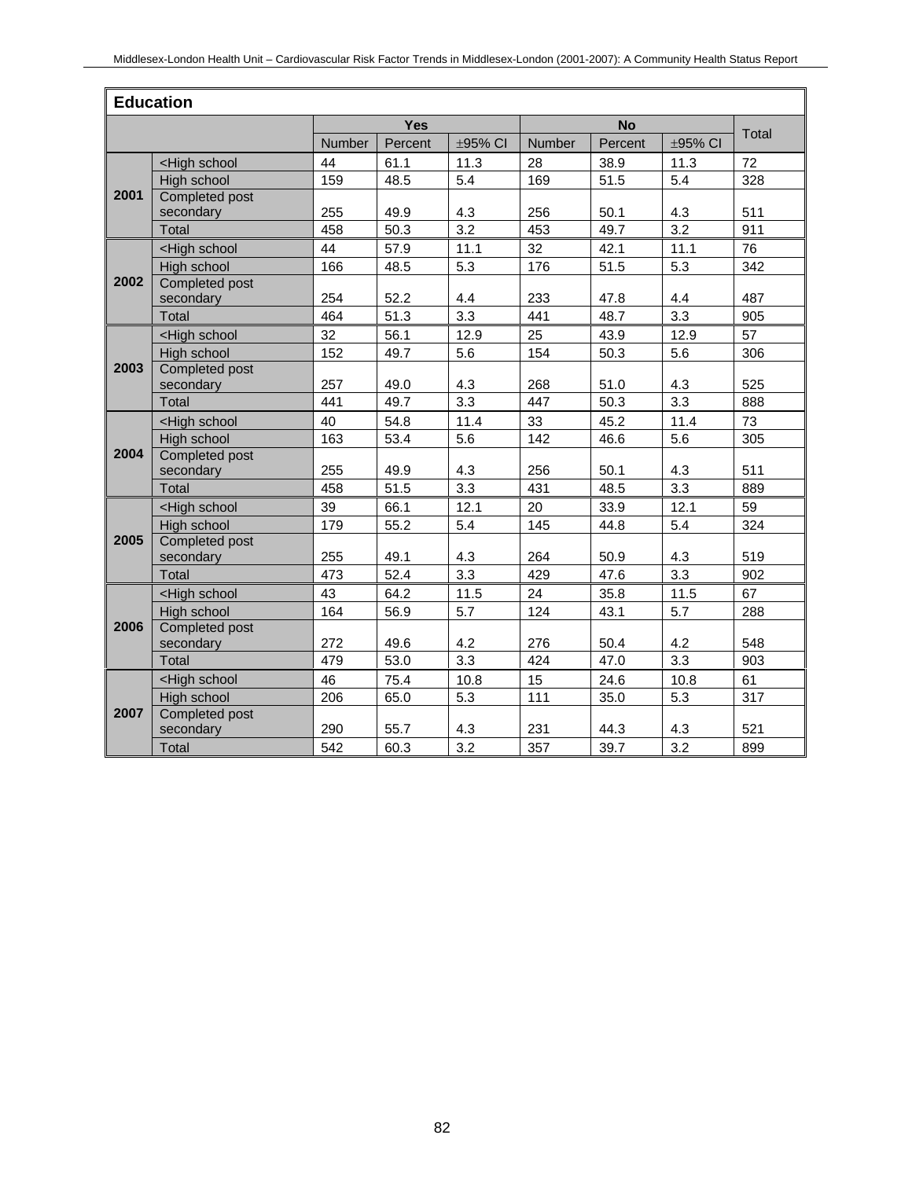| Education | | | | | | | | | |
|---|---|---|---|---|---|---|---|---|---|
| | | Yes | | | No | | | Total |
| | | Number | Percent | ±95% CI | Number | Percent | ±95% CI | |
| **2001** | <High school | 44 | 61.1 | 11.3 | 28 | 38.9 | 11.3 | 72 |
| | High school | 159 | 48.5 | 5.4 | 169 | 51.5 | 5.4 | 328 |
| | Completed post secondary | 255 | 49.9 | 4.3 | 256 | 50.1 | 4.3 | 511 |
| | Total | 458 | 50.3 | 3.2 | 453 | 49.7 | 3.2 | 911 |
| **2002** | <High school | 44 | 57.9 | 11.1 | 32 | 42.1 | 11.1 | 76 |
| | High school | 166 | 48.5 | 5.3 | 176 | 51.5 | 5.3 | 342 |
| | Completed post secondary | 254 | 52.2 | 4.4 | 233 | 47.8 | 4.4 | 487 |
| | Total | 464 | 51.3 | 3.3 | 441 | 48.7 | 3.3 | 905 |
| **2003** | <High school | 32 | 56.1 | 12.9 | 25 | 43.9 | 12.9 | 57 |
| | High school | 152 | 49.7 | 5.6 | 154 | 50.3 | 5.6 | 306 |
| | Completed post secondary | 257 | 49.0 | 4.3 | 268 | 51.0 | 4.3 | 525 |
| | Total | 441 | 49.7 | 3.3 | 447 | 50.3 | 3.3 | 888 |
| **2004** | <High school | 40 | 54.8 | 11.4 | 33 | 45.2 | 11.4 | 73 |
| | High school | 163 | 53.4 | 5.6 | 142 | 46.6 | 5.6 | 305 |
| | Completed post secondary | 255 | 49.9 | 4.3 | 256 | 50.1 | 4.3 | 511 |
| | Total | 458 | 51.5 | 3.3 | 431 | 48.5 | 3.3 | 889 |
| **2005** | <High school | 39 | 66.1 | 12.1 | 20 | 33.9 | 12.1 | 59 |
| | High school | 179 | 55.2 | 5.4 | 145 | 44.8 | 5.4 | 324 |
| | Completed post secondary | 255 | 49.1 | 4.3 | 264 | 50.9 | 4.3 | 519 |
| | Total | 473 | 52.4 | 3.3 | 429 | 47.6 | 3.3 | 902 |
| **2006** | <High school | 43 | 64.2 | 11.5 | 24 | 35.8 | 11.5 | 67 |
| | High school | 164 | 56.9 | 5.7 | 124 | 43.1 | 5.7 | 288 |
| | Completed post secondary | 272 | 49.6 | 4.2 | 276 | 50.4 | 4.2 | 548 |
| | Total | 479 | 53.0 | 3.3 | 424 | 47.0 | 3.3 | 903 |
| **2007** | <High school | 46 | 75.4 | 10.8 | 15 | 24.6 | 10.8 | 61 |
| | High school | 206 | 65.0 | 5.3 | 111 | 35.0 | 5.3 | 317 |
| | Completed post secondary | 290 | 55.7 | 4.3 | 231 | 44.3 | 4.3 | 521 |
| | Total | 542 | 60.3 | 3.2 | 357 | 39.7 | 3.2 | 899 |